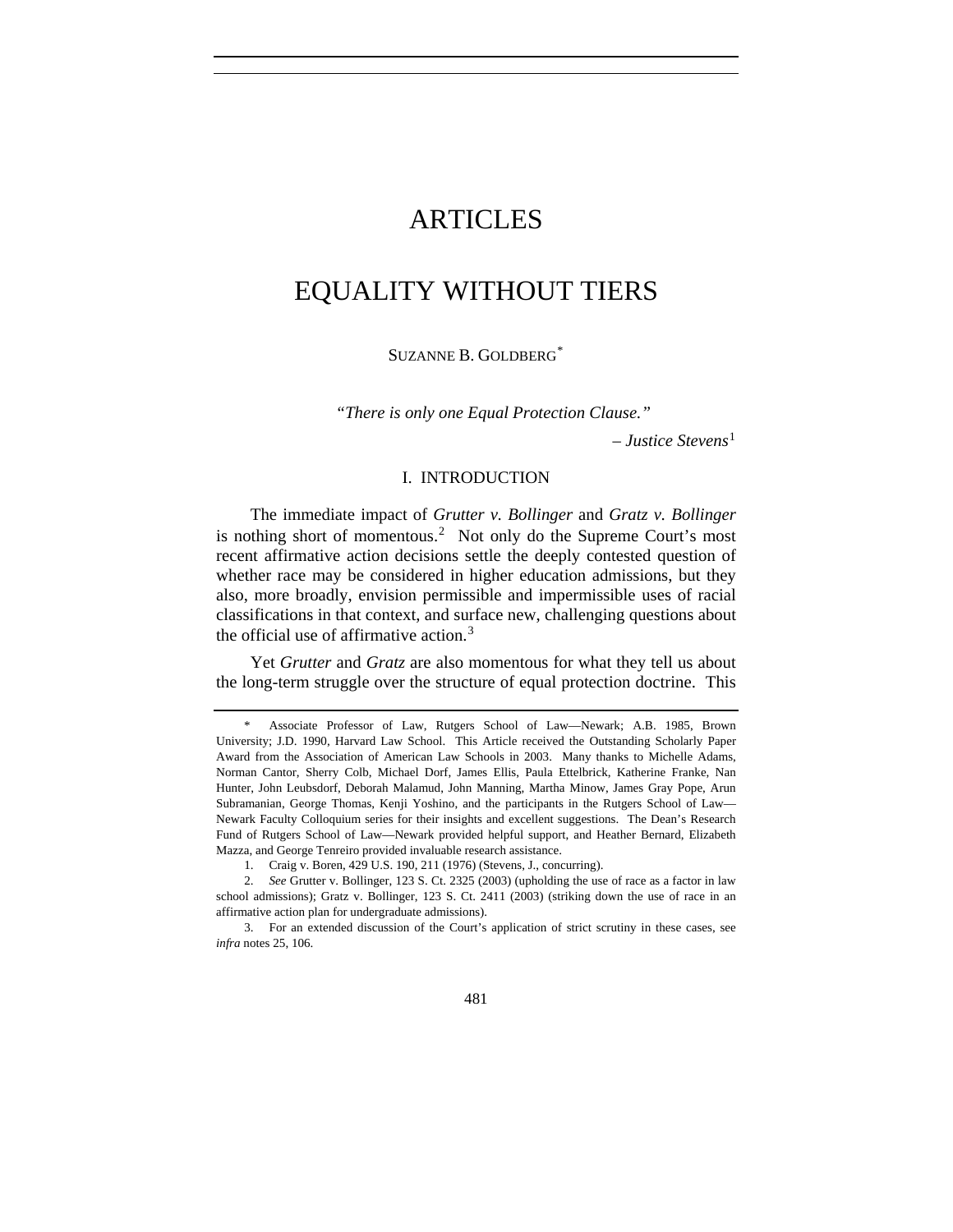# ARTICLES

# EQUALITY WITHOUT TIERS

SUZANNE B. GOLDBERG[*]

*"There is only one Equal Protection Clause."*

*– Justice Stevens*[1]

## I. INTRODUCTION

The immediate impact of *Grutter v. Bollinger* and *Gratz v. Bollinger* is nothing short of momentous.[2] Not only do the Supreme Court's most recent affirmative action decisions settle the deeply contested question of whether race may be considered in higher education admissions, but they also, more broadly, envision permissible and impermissible uses of racial classifications in that context, and surface new, challenging questions about the official use of affirmative action.[3]

Yet *Grutter* and *Gratz* are also momentous for what they tell us about the long-term struggle over the structure of equal protection doctrine. This

---

[*] Associate Professor of Law, Rutgers School of Law—Newark; A.B. 1985, Brown University; J.D. 1990, Harvard Law School. This Article received the Outstanding Scholarly Paper Award from the Association of American Law Schools in 2003. Many thanks to Michelle Adams, Norman Cantor, Sherry Colb, Michael Dorf, James Ellis, Paula Ettelbrick, Katherine Franke, Nan Hunter, John Leubsdorf, Deborah Malamud, John Manning, Martha Minow, James Gray Pope, Arun Subramanian, George Thomas, Kenji Yoshino, and the participants in the Rutgers School of Law—Newark Faculty Colloquium series for their insights and excellent suggestions. The Dean's Research Fund of Rutgers School of Law—Newark provided helpful support, and Heather Bernard, Elizabeth Mazza, and George Tenreiro provided invaluable research assistance.

1. Craig v. Boren, 429 U.S. 190, 211 (1976) (Stevens, J., concurring).

2. *See* Grutter v. Bollinger, 123 S. Ct. 2325 (2003) (upholding the use of race as a factor in law school admissions); Gratz v. Bollinger, 123 S. Ct. 2411 (2003) (striking down the use of race in an affirmative action plan for undergraduate admissions).

3. For an extended discussion of the Court's application of strict scrutiny in these cases, see *infra* notes 25, 106.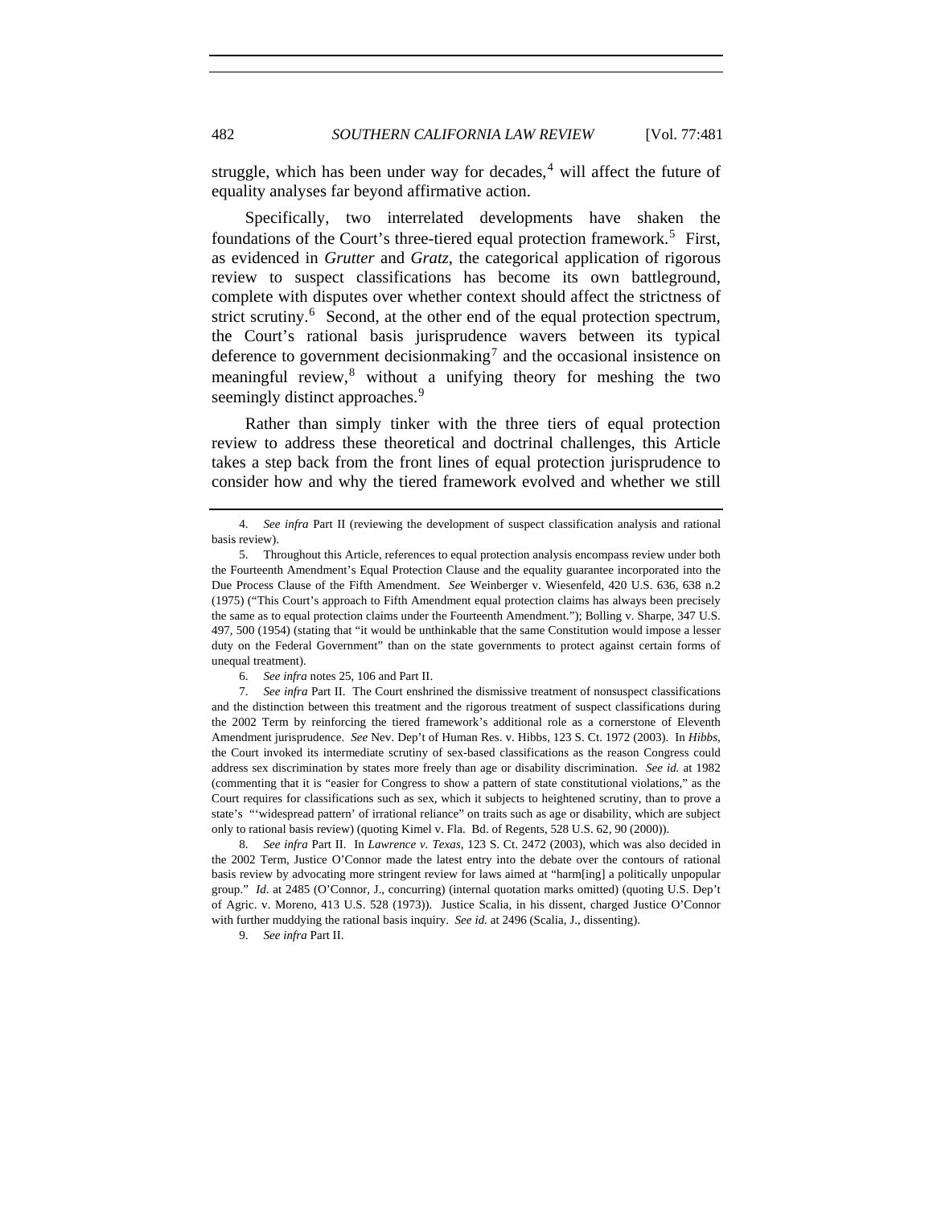struggle, which has been under way for decades,[4] will affect the future of equality analyses far beyond affirmative action.

Specifically, two interrelated developments have shaken the foundations of the Court's three-tiered equal protection framework.[5] First, as evidenced in *Grutter* and *Gratz*, the categorical application of rigorous review to suspect classifications has become its own battleground, complete with disputes over whether context should affect the strictness of strict scrutiny.[6] Second, at the other end of the equal protection spectrum, the Court's rational basis jurisprudence wavers between its typical deference to government decisionmaking[7] and the occasional insistence on meaningful review,[8] without a unifying theory for meshing the two seemingly distinct approaches.[9]

Rather than simply tinker with the three tiers of equal protection review to address these theoretical and doctrinal challenges, this Article takes a step back from the front lines of equal protection jurisprudence to consider how and why the tiered framework evolved and whether we still

---

4. *See infra* Part II (reviewing the development of suspect classification analysis and rational basis review).

5. Throughout this Article, references to equal protection analysis encompass review under both the Fourteenth Amendment's Equal Protection Clause and the equality guarantee incorporated into the Due Process Clause of the Fifth Amendment. *See* Weinberger v. Wiesenfeld, 420 U.S. 636, 638 n.2 (1975) ("This Court's approach to Fifth Amendment equal protection claims has always been precisely the same as to equal protection claims under the Fourteenth Amendment."); Bolling v. Sharpe, 347 U.S. 497, 500 (1954) (stating that "it would be unthinkable that the same Constitution would impose a lesser duty on the Federal Government" than on the state governments to protect against certain forms of unequal treatment).

6. *See infra* notes 25, 106 and Part II.

7. *See infra* Part II. The Court enshrined the dismissive treatment of nonsuspect classifications and the distinction between this treatment and the rigorous treatment of suspect classifications during the 2002 Term by reinforcing the tiered framework's additional role as a cornerstone of Eleventh Amendment jurisprudence. *See* Nev. Dep't of Human Res. v. Hibbs, 123 S. Ct. 1972 (2003). In *Hibbs*, the Court invoked its intermediate scrutiny of sex-based classifications as the reason Congress could address sex discrimination by states more freely than age or disability discrimination. *See id.* at 1982 (commenting that it is "easier for Congress to show a pattern of state constitutional violations," as the Court requires for classifications such as sex, which it subjects to heightened scrutiny, than to prove a state's "'widespread pattern' of irrational reliance" on traits such as age or disability, which are subject only to rational basis review) (quoting Kimel v. Fla. Bd. of Regents, 528 U.S. 62, 90 (2000)).

8. *See infra* Part II. In *Lawrence v. Texas*, 123 S. Ct. 2472 (2003), which was also decided in the 2002 Term, Justice O'Connor made the latest entry into the debate over the contours of rational basis review by advocating more stringent review for laws aimed at "harm[ing] a politically unpopular group." *Id.* at 2485 (O'Connor, J., concurring) (internal quotation marks omitted) (quoting U.S. Dep't of Agric. v. Moreno, 413 U.S. 528 (1973)). Justice Scalia, in his dissent, charged Justice O'Connor with further muddying the rational basis inquiry. *See id.* at 2496 (Scalia, J., dissenting).

9. *See infra* Part II.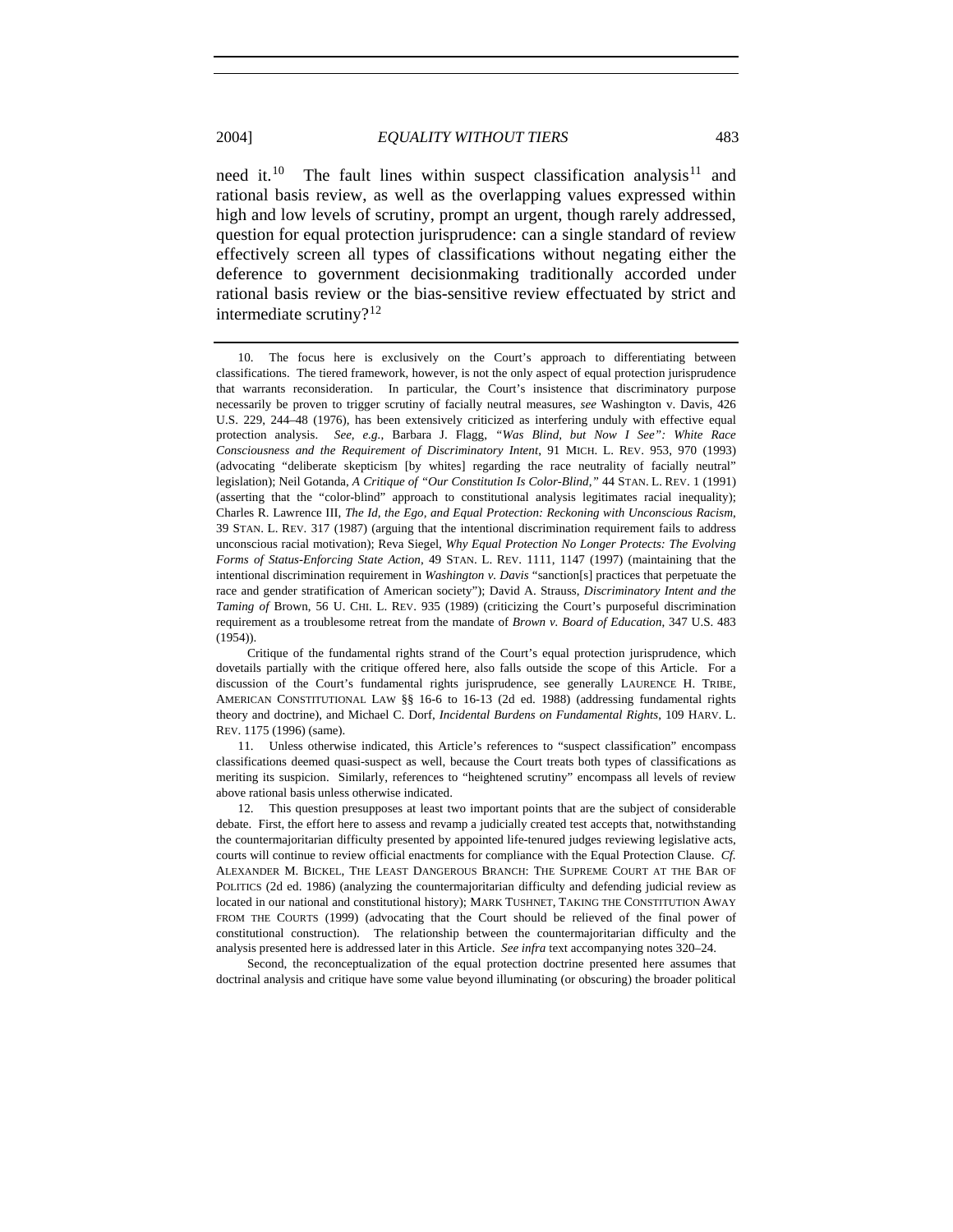need it.[10] The fault lines within suspect classification analysis[11] and rational basis review, as well as the overlapping values expressed within high and low levels of scrutiny, prompt an urgent, though rarely addressed, question for equal protection jurisprudence: can a single standard of review effectively screen all types of classifications without negating either the deference to government decisionmaking traditionally accorded under rational basis review or the bias-sensitive review effectuated by strict and intermediate scrutiny?[12]

---

10. The focus here is exclusively on the Court's approach to differentiating between classifications. The tiered framework, however, is not the only aspect of equal protection jurisprudence that warrants reconsideration. In particular, the Court's insistence that discriminatory purpose necessarily be proven to trigger scrutiny of facially neutral measures, *see* Washington v. Davis, 426 U.S. 229, 244–48 (1976), has been extensively criticized as interfering unduly with effective equal protection analysis. *See, e.g.*, Barbara J. Flagg, *"Was Blind, but Now I See": White Race Consciousness and the Requirement of Discriminatory Intent*, 91 MICH. L. REV. 953, 970 (1993) (advocating "deliberate skepticism [by whites] regarding the race neutrality of facially neutral" legislation); Neil Gotanda, *A Critique of "Our Constitution Is Color-Blind,"* 44 STAN. L. REV. 1 (1991) (asserting that the "color-blind" approach to constitutional analysis legitimates racial inequality); Charles R. Lawrence III, *The Id, the Ego, and Equal Protection: Reckoning with Unconscious Racism*, 39 STAN. L. REV. 317 (1987) (arguing that the intentional discrimination requirement fails to address unconscious racial motivation); Reva Siegel, *Why Equal Protection No Longer Protects: The Evolving Forms of Status-Enforcing State Action*, 49 STAN. L. REV. 1111, 1147 (1997) (maintaining that the intentional discrimination requirement in *Washington v. Davis* "sanction[s] practices that perpetuate the race and gender stratification of American society"); David A. Strauss, *Discriminatory Intent and the Taming of* Brown, 56 U. CHI. L. REV. 935 (1989) (criticizing the Court's purposeful discrimination requirement as a troublesome retreat from the mandate of *Brown v. Board of Education*, 347 U.S. 483 (1954)).

Critique of the fundamental rights strand of the Court's equal protection jurisprudence, which dovetails partially with the critique offered here, also falls outside the scope of this Article. For a discussion of the Court's fundamental rights jurisprudence, see generally LAURENCE H. TRIBE, AMERICAN CONSTITUTIONAL LAW §§ 16-6 to 16-13 (2d ed. 1988) (addressing fundamental rights theory and doctrine), and Michael C. Dorf, *Incidental Burdens on Fundamental Rights*, 109 HARV. L. REV. 1175 (1996) (same).

11. Unless otherwise indicated, this Article's references to "suspect classification" encompass classifications deemed quasi-suspect as well, because the Court treats both types of classifications as meriting its suspicion. Similarly, references to "heightened scrutiny" encompass all levels of review above rational basis unless otherwise indicated.

12. This question presupposes at least two important points that are the subject of considerable debate. First, the effort here to assess and revamp a judicially created test accepts that, notwithstanding the countermajoritarian difficulty presented by appointed life-tenured judges reviewing legislative acts, courts will continue to review official enactments for compliance with the Equal Protection Clause. *Cf.* ALEXANDER M. BICKEL, THE LEAST DANGEROUS BRANCH: THE SUPREME COURT AT THE BAR OF POLITICS (2d ed. 1986) (analyzing the countermajoritarian difficulty and defending judicial review as located in our national and constitutional history); MARK TUSHNET, TAKING THE CONSTITUTION AWAY FROM THE COURTS (1999) (advocating that the Court should be relieved of the final power of constitutional construction). The relationship between the countermajoritarian difficulty and the analysis presented here is addressed later in this Article. *See infra* text accompanying notes 320–24.

Second, the reconceptualization of the equal protection doctrine presented here assumes that doctrinal analysis and critique have some value beyond illuminating (or obscuring) the broader political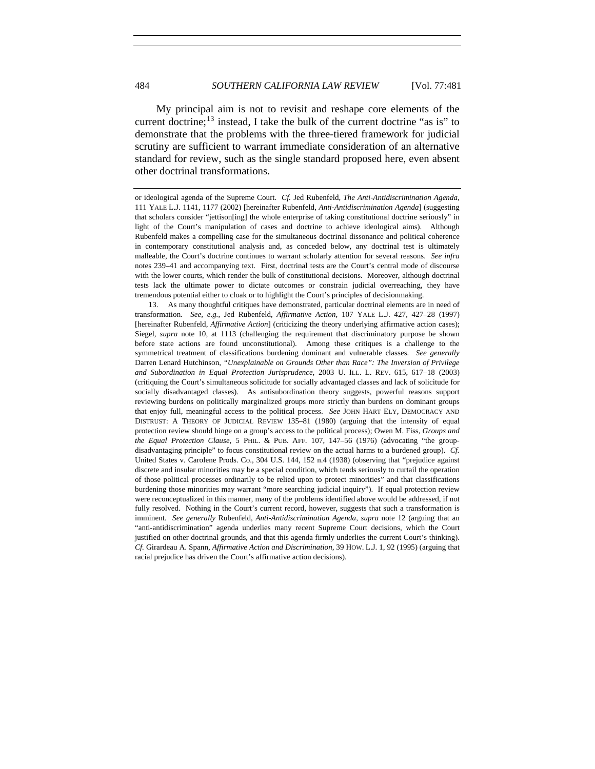My principal aim is not to revisit and reshape core elements of the current doctrine;[13] instead, I take the bulk of the current doctrine "as is" to demonstrate that the problems with the three-tiered framework for judicial scrutiny are sufficient to warrant immediate consideration of an alternative standard for review, such as the single standard proposed here, even absent other doctrinal transformations.

---

or ideological agenda of the Supreme Court. *Cf.* Jed Rubenfeld, *The Anti-Antidiscrimination Agenda*, 111 YALE L.J. 1141, 1177 (2002) [hereinafter Rubenfeld, *Anti-Antidiscrimination Agenda*] (suggesting that scholars consider "jettison[ing] the whole enterprise of taking constitutional doctrine seriously" in light of the Court's manipulation of cases and doctrine to achieve ideological aims). Although Rubenfeld makes a compelling case for the simultaneous doctrinal dissonance and political coherence in contemporary constitutional analysis and, as conceded below, any doctrinal test is ultimately malleable, the Court's doctrine continues to warrant scholarly attention for several reasons. *See infra* notes 239–41 and accompanying text. First, doctrinal tests are the Court's central mode of discourse with the lower courts, which render the bulk of constitutional decisions. Moreover, although doctrinal tests lack the ultimate power to dictate outcomes or constrain judicial overreaching, they have tremendous potential either to cloak or to highlight the Court's principles of decisionmaking.

13. As many thoughtful critiques have demonstrated, particular doctrinal elements are in need of transformation. *See, e.g.*, Jed Rubenfeld, *Affirmative Action*, 107 YALE L.J. 427, 427–28 (1997) [hereinafter Rubenfeld, *Affirmative Action*] (criticizing the theory underlying affirmative action cases); Siegel, *supra* note 10, at 1113 (challenging the requirement that discriminatory purpose be shown before state actions are found unconstitutional). Among these critiques is a challenge to the symmetrical treatment of classifications burdening dominant and vulnerable classes. *See generally* Darren Lenard Hutchinson, *"Unexplainable on Grounds Other than Race": The Inversion of Privilege and Subordination in Equal Protection Jurisprudence*, 2003 U. ILL. L. REV. 615, 617–18 (2003) (critiquing the Court's simultaneous solicitude for socially advantaged classes and lack of solicitude for socially disadvantaged classes). As antisubordination theory suggests, powerful reasons support reviewing burdens on politically marginalized groups more strictly than burdens on dominant groups that enjoy full, meaningful access to the political process. *See* JOHN HART ELY, DEMOCRACY AND DISTRUST: A THEORY OF JUDICIAL REVIEW 135–81 (1980) (arguing that the intensity of equal protection review should hinge on a group's access to the political process); Owen M. Fiss, *Groups and the Equal Protection Clause*, 5 PHIL. & PUB. AFF. 107, 147–56 (1976) (advocating "the group-disadvantaging principle" to focus constitutional review on the actual harms to a burdened group). *Cf.* United States v. Carolene Prods. Co., 304 U.S. 144, 152 n.4 (1938) (observing that "prejudice against discrete and insular minorities may be a special condition, which tends seriously to curtail the operation of those political processes ordinarily to be relied upon to protect minorities" and that classifications burdening those minorities may warrant "more searching judicial inquiry"). If equal protection review were reconceptualized in this manner, many of the problems identified above would be addressed, if not fully resolved. Nothing in the Court's current record, however, suggests that such a transformation is imminent. *See generally* Rubenfeld, *Anti-Antidiscrimination Agenda*, *supra* note 12 (arguing that an "anti-antidiscrimination" agenda underlies many recent Supreme Court decisions, which the Court justified on other doctrinal grounds, and that this agenda firmly underlies the current Court's thinking). *Cf.* Girardeau A. Spann, *Affirmative Action and Discrimination*, 39 HOW. L.J. 1, 92 (1995) (arguing that racial prejudice has driven the Court's affirmative action decisions).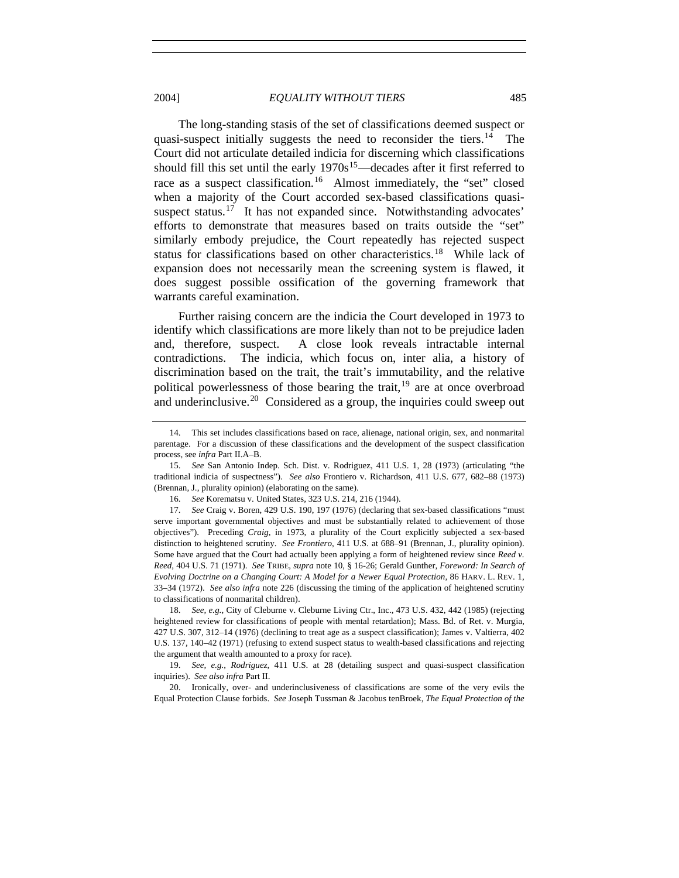The long-standing stasis of the set of classifications deemed suspect or quasi-suspect initially suggests the need to reconsider the tiers.[14] The Court did not articulate detailed indicia for discerning which classifications should fill this set until the early 1970s[15]—decades after it first referred to race as a suspect classification.[16] Almost immediately, the "set" closed when a majority of the Court accorded sex-based classifications quasi-suspect status.[17] It has not expanded since. Notwithstanding advocates' efforts to demonstrate that measures based on traits outside the "set" similarly embody prejudice, the Court repeatedly has rejected suspect status for classifications based on other characteristics.[18] While lack of expansion does not necessarily mean the screening system is flawed, it does suggest possible ossification of the governing framework that warrants careful examination.

Further raising concern are the indicia the Court developed in 1973 to identify which classifications are more likely than not to be prejudice laden and, therefore, suspect. A close look reveals intractable internal contradictions. The indicia, which focus on, inter alia, a history of discrimination based on the trait, the trait's immutability, and the relative political powerlessness of those bearing the trait,[19] are at once overbroad and underinclusive.[20] Considered as a group, the inquiries could sweep out

---

14. This set includes classifications based on race, alienage, national origin, sex, and nonmarital parentage. For a discussion of these classifications and the development of the suspect classification process, see *infra* Part II.A–B.

15. *See* San Antonio Indep. Sch. Dist. v. Rodriguez, 411 U.S. 1, 28 (1973) (articulating "the traditional indicia of suspectness"). *See also* Frontiero v. Richardson, 411 U.S. 677, 682–88 (1973) (Brennan, J., plurality opinion) (elaborating on the same).

16. *See* Korematsu v. United States, 323 U.S. 214, 216 (1944).

17. *See* Craig v. Boren, 429 U.S. 190, 197 (1976) (declaring that sex-based classifications "must serve important governmental objectives and must be substantially related to achievement of those objectives"). Preceding *Craig*, in 1973, a plurality of the Court explicitly subjected a sex-based distinction to heightened scrutiny. *See Frontiero*, 411 U.S. at 688–91 (Brennan, J., plurality opinion). Some have argued that the Court had actually been applying a form of heightened review since *Reed v. Reed*, 404 U.S. 71 (1971). *See* TRIBE, *supra* note 10, § 16-26; Gerald Gunther, *Foreword: In Search of Evolving Doctrine on a Changing Court: A Model for a Newer Equal Protection*, 86 HARV. L. REV. 1, 33–34 (1972). *See also infra* note 226 (discussing the timing of the application of heightened scrutiny to classifications of nonmarital children).

18. *See, e.g.*, City of Cleburne v. Cleburne Living Ctr., Inc., 473 U.S. 432, 442 (1985) (rejecting heightened review for classifications of people with mental retardation); Mass. Bd. of Ret. v. Murgia, 427 U.S. 307, 312–14 (1976) (declining to treat age as a suspect classification); James v. Valtierra, 402 U.S. 137, 140–42 (1971) (refusing to extend suspect status to wealth-based classifications and rejecting the argument that wealth amounted to a proxy for race).

19. *See, e.g.*, *Rodriguez*, 411 U.S. at 28 (detailing suspect and quasi-suspect classification inquiries). *See also infra* Part II.

20. Ironically, over- and underinclusiveness of classifications are some of the very evils the Equal Protection Clause forbids. *See* Joseph Tussman & Jacobus tenBroek, *The Equal Protection of the*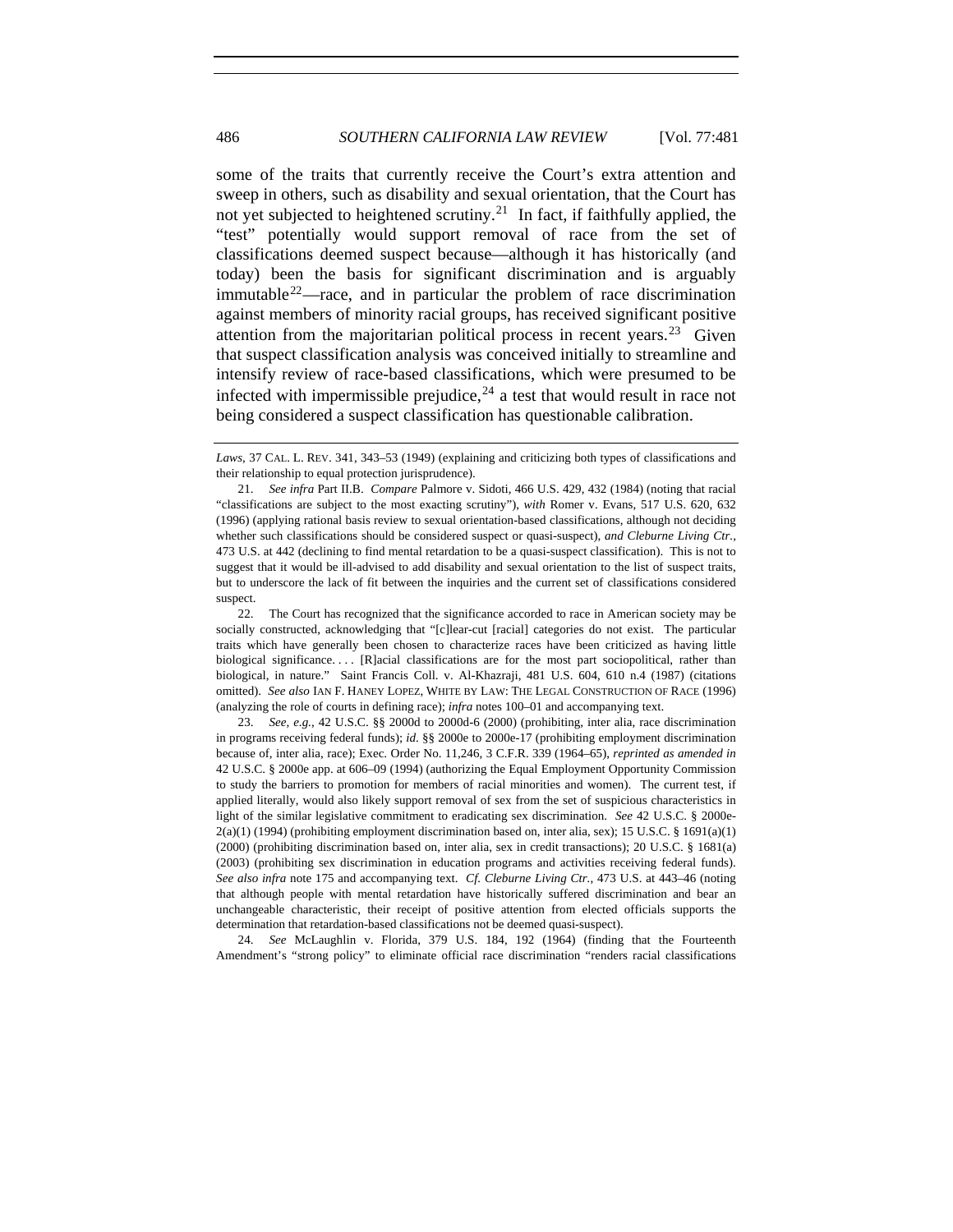some of the traits that currently receive the Court's extra attention and sweep in others, such as disability and sexual orientation, that the Court has not yet subjected to heightened scrutiny.[21] In fact, if faithfully applied, the "test" potentially would support removal of race from the set of classifications deemed suspect because—although it has historically (and today) been the basis for significant discrimination and is arguably immutable[22]—race, and in particular the problem of race discrimination against members of minority racial groups, has received significant positive attention from the majoritarian political process in recent years.[23] Given that suspect classification analysis was conceived initially to streamline and intensify review of race-based classifications, which were presumed to be infected with impermissible prejudice,[24] a test that would result in race not being considered a suspect classification has questionable calibration.

---

*Laws*, 37 CAL. L. REV. 341, 343–53 (1949) (explaining and criticizing both types of classifications and their relationship to equal protection jurisprudence).

21. *See infra* Part II.B. *Compare* Palmore v. Sidoti, 466 U.S. 429, 432 (1984) (noting that racial "classifications are subject to the most exacting scrutiny"), *with* Romer v. Evans, 517 U.S. 620, 632 (1996) (applying rational basis review to sexual orientation-based classifications, although not deciding whether such classifications should be considered suspect or quasi-suspect), *and Cleburne Living Ctr.*, 473 U.S. at 442 (declining to find mental retardation to be a quasi-suspect classification). This is not to suggest that it would be ill-advised to add disability and sexual orientation to the list of suspect traits, but to underscore the lack of fit between the inquiries and the current set of classifications considered suspect.

22. The Court has recognized that the significance accorded to race in American society may be socially constructed, acknowledging that "[c]lear-cut [racial] categories do not exist. The particular traits which have generally been chosen to characterize races have been criticized as having little biological significance. . . . [R]acial classifications are for the most part sociopolitical, rather than biological, in nature." Saint Francis Coll. v. Al-Khazraji, 481 U.S. 604, 610 n.4 (1987) (citations omitted). *See also* IAN F. HANEY LOPEZ, WHITE BY LAW: THE LEGAL CONSTRUCTION OF RACE (1996) (analyzing the role of courts in defining race); *infra* notes 100–01 and accompanying text.

23. *See, e.g.*, 42 U.S.C. §§ 2000d to 2000d-6 (2000) (prohibiting, inter alia, race discrimination in programs receiving federal funds); *id.* §§ 2000e to 2000e-17 (prohibiting employment discrimination because of, inter alia, race); Exec. Order No. 11,246, 3 C.F.R. 339 (1964–65), *reprinted as amended in* 42 U.S.C. § 2000e app. at 606–09 (1994) (authorizing the Equal Employment Opportunity Commission to study the barriers to promotion for members of racial minorities and women). The current test, if applied literally, would also likely support removal of sex from the set of suspicious characteristics in light of the similar legislative commitment to eradicating sex discrimination. *See* 42 U.S.C. § 2000e-2(a)(1) (1994) (prohibiting employment discrimination based on, inter alia, sex); 15 U.S.C. § 1691(a)(1) (2000) (prohibiting discrimination based on, inter alia, sex in credit transactions); 20 U.S.C. § 1681(a) (2003) (prohibiting sex discrimination in education programs and activities receiving federal funds). *See also infra* note 175 and accompanying text. *Cf. Cleburne Living Ctr.*, 473 U.S. at 443–46 (noting that although people with mental retardation have historically suffered discrimination and bear an unchangeable characteristic, their receipt of positive attention from elected officials supports the determination that retardation-based classifications not be deemed quasi-suspect).

24. *See* McLaughlin v. Florida, 379 U.S. 184, 192 (1964) (finding that the Fourteenth Amendment's "strong policy" to eliminate official race discrimination "renders racial classifications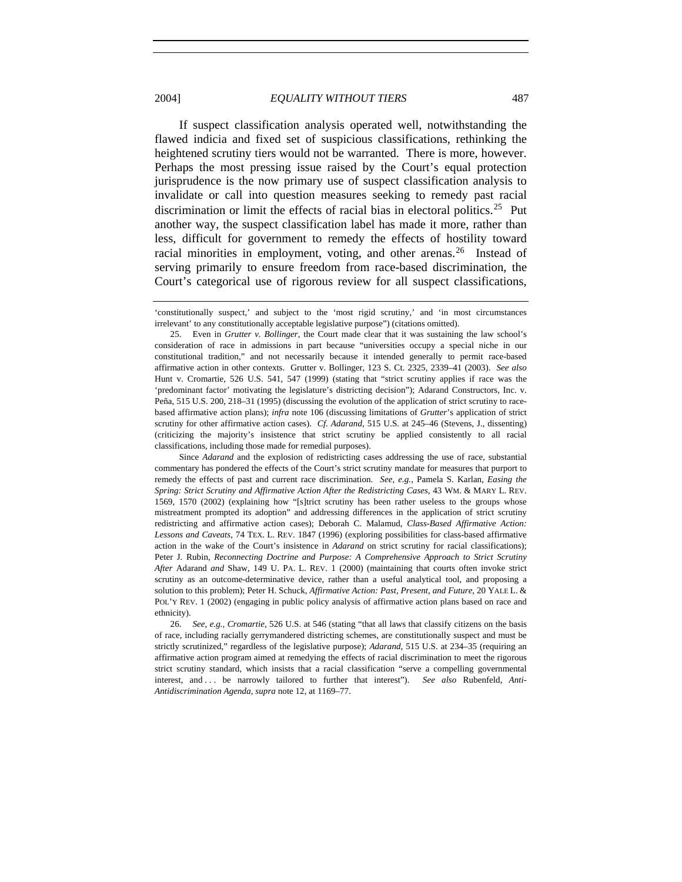If suspect classification analysis operated well, notwithstanding the flawed indicia and fixed set of suspicious classifications, rethinking the heightened scrutiny tiers would not be warranted. There is more, however. Perhaps the most pressing issue raised by the Court's equal protection jurisprudence is the now primary use of suspect classification analysis to invalidate or call into question measures seeking to remedy past racial discrimination or limit the effects of racial bias in electoral politics.[25] Put another way, the suspect classification label has made it more, rather than less, difficult for government to remedy the effects of hostility toward racial minorities in employment, voting, and other arenas.[26] Instead of serving primarily to ensure freedom from race-based discrimination, the Court's categorical use of rigorous review for all suspect classifications,

---

'constitutionally suspect,' and subject to the 'most rigid scrutiny,' and 'in most circumstances irrelevant' to any constitutionally acceptable legislative purpose") (citations omitted).

25. Even in *Grutter v. Bollinger*, the Court made clear that it was sustaining the law school's consideration of race in admissions in part because "universities occupy a special niche in our constitutional tradition," and not necessarily because it intended generally to permit race-based affirmative action in other contexts. Grutter v. Bollinger, 123 S. Ct. 2325, 2339–41 (2003). *See also* Hunt v. Cromartie, 526 U.S. 541, 547 (1999) (stating that "strict scrutiny applies if race was the 'predominant factor' motivating the legislature's districting decision"); Adarand Constructors, Inc. v. Peña, 515 U.S. 200, 218–31 (1995) (discussing the evolution of the application of strict scrutiny to race-based affirmative action plans); *infra* note 106 (discussing limitations of *Grutter*'s application of strict scrutiny for other affirmative action cases). *Cf. Adarand*, 515 U.S. at 245–46 (Stevens, J., dissenting) (criticizing the majority's insistence that strict scrutiny be applied consistently to all racial classifications, including those made for remedial purposes).

Since *Adarand* and the explosion of redistricting cases addressing the use of race, substantial commentary has pondered the effects of the Court's strict scrutiny mandate for measures that purport to remedy the effects of past and current race discrimination. *See, e.g.*, Pamela S. Karlan, *Easing the Spring: Strict Scrutiny and Affirmative Action After the Redistricting Cases*, 43 WM. & MARY L. REV. 1569, 1570 (2002) (explaining how "[s]trict scrutiny has been rather useless to the groups whose mistreatment prompted its adoption" and addressing differences in the application of strict scrutiny redistricting and affirmative action cases); Deborah C. Malamud, *Class-Based Affirmative Action: Lessons and Caveats*, 74 TEX. L. REV. 1847 (1996) (exploring possibilities for class-based affirmative action in the wake of the Court's insistence in *Adarand* on strict scrutiny for racial classifications); Peter J. Rubin, *Reconnecting Doctrine and Purpose: A Comprehensive Approach to Strict Scrutiny After* Adarand *and* Shaw, 149 U. PA. L. REV. 1 (2000) (maintaining that courts often invoke strict scrutiny as an outcome-determinative device, rather than a useful analytical tool, and proposing a solution to this problem); Peter H. Schuck, *Affirmative Action: Past, Present, and Future*, 20 YALE L. & POL'Y REV. 1 (2002) (engaging in public policy analysis of affirmative action plans based on race and ethnicity).

26. *See, e.g.*, *Cromartie*, 526 U.S. at 546 (stating "that all laws that classify citizens on the basis of race, including racially gerrymandered districting schemes, are constitutionally suspect and must be strictly scrutinized," regardless of the legislative purpose); *Adarand*, 515 U.S. at 234–35 (requiring an affirmative action program aimed at remedying the effects of racial discrimination to meet the rigorous strict scrutiny standard, which insists that a racial classification "serve a compelling governmental interest, and . . . be narrowly tailored to further that interest"). *See also* Rubenfeld, *Anti-Antidiscrimination Agenda*, *supra* note 12, at 1169–77.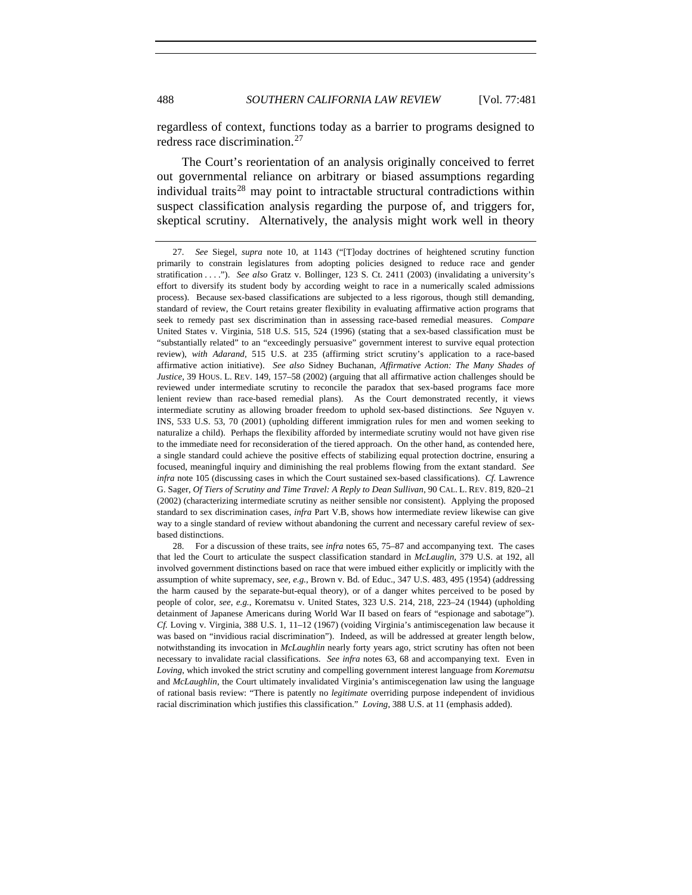regardless of context, functions today as a barrier to programs designed to redress race discrimination.[27]

The Court's reorientation of an analysis originally conceived to ferret out governmental reliance on arbitrary or biased assumptions regarding individual traits[28] may point to intractable structural contradictions within suspect classification analysis regarding the purpose of, and triggers for, skeptical scrutiny. Alternatively, the analysis might work well in theory

---

27. *See* Siegel, *supra* note 10, at 1143 ("[T]oday doctrines of heightened scrutiny function primarily to constrain legislatures from adopting policies designed to reduce race and gender stratification . . . ."). *See also* Gratz v. Bollinger, 123 S. Ct. 2411 (2003) (invalidating a university's effort to diversify its student body by according weight to race in a numerically scaled admissions process). Because sex-based classifications are subjected to a less rigorous, though still demanding, standard of review, the Court retains greater flexibility in evaluating affirmative action programs that seek to remedy past sex discrimination than in assessing race-based remedial measures. *Compare* United States v. Virginia, 518 U.S. 515, 524 (1996) (stating that a sex-based classification must be "substantially related" to an "exceedingly persuasive" government interest to survive equal protection review), *with Adarand*, 515 U.S. at 235 (affirming strict scrutiny's application to a race-based affirmative action initiative). *See also* Sidney Buchanan, *Affirmative Action: The Many Shades of Justice*, 39 HOUS. L. REV. 149, 157–58 (2002) (arguing that all affirmative action challenges should be reviewed under intermediate scrutiny to reconcile the paradox that sex-based programs face more lenient review than race-based remedial plans). As the Court demonstrated recently, it views intermediate scrutiny as allowing broader freedom to uphold sex-based distinctions. *See* Nguyen v. INS, 533 U.S. 53, 70 (2001) (upholding different immigration rules for men and women seeking to naturalize a child). Perhaps the flexibility afforded by intermediate scrutiny would not have given rise to the immediate need for reconsideration of the tiered approach. On the other hand, as contended here, a single standard could achieve the positive effects of stabilizing equal protection doctrine, ensuring a focused, meaningful inquiry and diminishing the real problems flowing from the extant standard. *See infra* note 105 (discussing cases in which the Court sustained sex-based classifications). *Cf.* Lawrence G. Sager, *Of Tiers of Scrutiny and Time Travel: A Reply to Dean Sullivan*, 90 CAL. L. REV. 819, 820–21 (2002) (characterizing intermediate scrutiny as neither sensible nor consistent). Applying the proposed standard to sex discrimination cases, *infra* Part V.B, shows how intermediate review likewise can give way to a single standard of review without abandoning the current and necessary careful review of sex-based distinctions.

28. For a discussion of these traits, see *infra* notes 65, 75–87 and accompanying text. The cases that led the Court to articulate the suspect classification standard in *McLaughlin*, 379 U.S. at 192, all involved government distinctions based on race that were imbued either explicitly or implicitly with the assumption of white supremacy, *see, e.g.*, Brown v. Bd. of Educ., 347 U.S. 483, 495 (1954) (addressing the harm caused by the separate-but-equal theory), or of a danger whites perceived to be posed by people of color, *see, e.g.*, Korematsu v. United States, 323 U.S. 214, 218, 223–24 (1944) (upholding detainment of Japanese Americans during World War II based on fears of "espionage and sabotage"). *Cf.* Loving v. Virginia, 388 U.S. 1, 11–12 (1967) (voiding Virginia's antimiscegenation law because it was based on "invidious racial discrimination"). Indeed, as will be addressed at greater length below, notwithstanding its invocation in *McLaughlin* nearly forty years ago, strict scrutiny has often not been necessary to invalidate racial classifications. *See infra* notes 63, 68 and accompanying text. Even in *Loving*, which invoked the strict scrutiny and compelling government interest language from *Korematsu* and *McLaughlin*, the Court ultimately invalidated Virginia's antimiscegenation law using the language of rational basis review: "There is patently no *legitimate* overriding purpose independent of invidious racial discrimination which justifies this classification." *Loving*, 388 U.S. at 11 (emphasis added).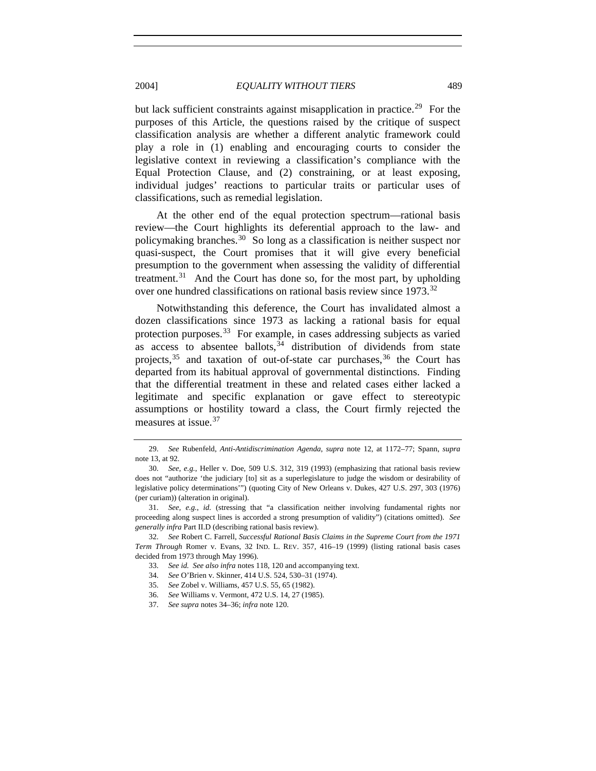but lack sufficient constraints against misapplication in practice.[29] For the purposes of this Article, the questions raised by the critique of suspect classification analysis are whether a different analytic framework could play a role in (1) enabling and encouraging courts to consider the legislative context in reviewing a classification's compliance with the Equal Protection Clause, and (2) constraining, or at least exposing, individual judges' reactions to particular traits or particular uses of classifications, such as remedial legislation.

At the other end of the equal protection spectrum—rational basis review—the Court highlights its deferential approach to the law- and policymaking branches.[30] So long as a classification is neither suspect nor quasi-suspect, the Court promises that it will give every beneficial presumption to the government when assessing the validity of differential treatment.[31] And the Court has done so, for the most part, by upholding over one hundred classifications on rational basis review since 1973.[32]

Notwithstanding this deference, the Court has invalidated almost a dozen classifications since 1973 as lacking a rational basis for equal protection purposes.[33] For example, in cases addressing subjects as varied as access to absentee ballots,[34] distribution of dividends from state projects,[35] and taxation of out-of-state car purchases,[36] the Court has departed from its habitual approval of governmental distinctions. Finding that the differential treatment in these and related cases either lacked a legitimate and specific explanation or gave effect to stereotypic assumptions or hostility toward a class, the Court firmly rejected the measures at issue.[37]

---

29. *See* Rubenfeld, *Anti-Antidiscrimination Agenda*, *supra* note 12, at 1172–77; Spann, *supra* note 13, at 92.

30. *See, e.g.*, Heller v. Doe, 509 U.S. 312, 319 (1993) (emphasizing that rational basis review does not "authorize 'the judiciary [to] sit as a superlegislature to judge the wisdom or desirability of legislative policy determinations'") (quoting City of New Orleans v. Dukes, 427 U.S. 297, 303 (1976) (per curiam)) (alteration in original).

31. *See, e.g.*, *id.* (stressing that "a classification neither involving fundamental rights nor proceeding along suspect lines is accorded a strong presumption of validity") (citations omitted). *See generally infra* Part II.D (describing rational basis review).

32. *See* Robert C. Farrell, *Successful Rational Basis Claims in the Supreme Court from the 1971 Term Through* Romer v. Evans, 32 IND. L. REV. 357, 416–19 (1999) (listing rational basis cases decided from 1973 through May 1996).

33. *See id. See also infra* notes 118, 120 and accompanying text.

34. *See* O'Brien v. Skinner, 414 U.S. 524, 530–31 (1974).

35. *See* Zobel v. Williams, 457 U.S. 55, 65 (1982).

36. *See* Williams v. Vermont, 472 U.S. 14, 27 (1985).

37. *See supra* notes 34–36; *infra* note 120.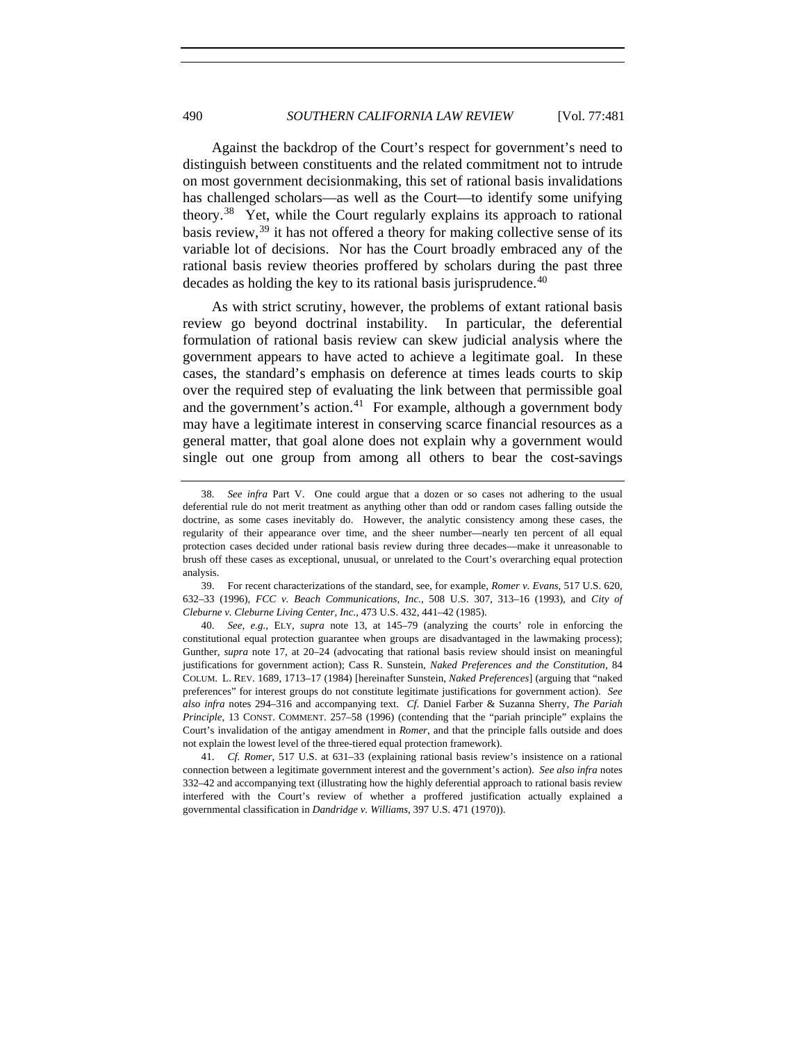Against the backdrop of the Court's respect for government's need to distinguish between constituents and the related commitment not to intrude on most government decisionmaking, this set of rational basis invalidations has challenged scholars—as well as the Court—to identify some unifying theory.[38] Yet, while the Court regularly explains its approach to rational basis review,[39] it has not offered a theory for making collective sense of its variable lot of decisions. Nor has the Court broadly embraced any of the rational basis review theories proffered by scholars during the past three decades as holding the key to its rational basis jurisprudence.[40]

As with strict scrutiny, however, the problems of extant rational basis review go beyond doctrinal instability. In particular, the deferential formulation of rational basis review can skew judicial analysis where the government appears to have acted to achieve a legitimate goal. In these cases, the standard's emphasis on deference at times leads courts to skip over the required step of evaluating the link between that permissible goal and the government's action.[41] For example, although a government body may have a legitimate interest in conserving scarce financial resources as a general matter, that goal alone does not explain why a government would single out one group from among all others to bear the cost-savings

---

38. *See infra* Part V. One could argue that a dozen or so cases not adhering to the usual deferential rule do not merit treatment as anything other than odd or random cases falling outside the doctrine, as some cases inevitably do. However, the analytic consistency among these cases, the regularity of their appearance over time, and the sheer number—nearly ten percent of all equal protection cases decided under rational basis review during three decades—make it unreasonable to brush off these cases as exceptional, unusual, or unrelated to the Court's overarching equal protection analysis.

39. For recent characterizations of the standard, see, for example, *Romer v. Evans*, 517 U.S. 620, 632–33 (1996), *FCC v. Beach Communications, Inc.*, 508 U.S. 307, 313–16 (1993), and *City of Cleburne v. Cleburne Living Center, Inc.*, 473 U.S. 432, 441–42 (1985).

40. *See, e.g.*, ELY, *supra* note 13, at 145–79 (analyzing the courts' role in enforcing the constitutional equal protection guarantee when groups are disadvantaged in the lawmaking process); Gunther, *supra* note 17, at 20–24 (advocating that rational basis review should insist on meaningful justifications for government action); Cass R. Sunstein, *Naked Preferences and the Constitution*, 84 COLUM. L. REV. 1689, 1713–17 (1984) [hereinafter Sunstein, *Naked Preferences*] (arguing that "naked preferences" for interest groups do not constitute legitimate justifications for government action). *See also infra* notes 294–316 and accompanying text. *Cf.* Daniel Farber & Suzanna Sherry, *The Pariah Principle*, 13 CONST. COMMENT. 257–58 (1996) (contending that the "pariah principle" explains the Court's invalidation of the antigay amendment in *Romer*, and that the principle falls outside and does not explain the lowest level of the three-tiered equal protection framework).

41. *Cf. Romer*, 517 U.S. at 631–33 (explaining rational basis review's insistence on a rational connection between a legitimate government interest and the government's action). *See also infra* notes 332–42 and accompanying text (illustrating how the highly deferential approach to rational basis review interfered with the Court's review of whether a proffered justification actually explained a governmental classification in *Dandridge v. Williams*, 397 U.S. 471 (1970)).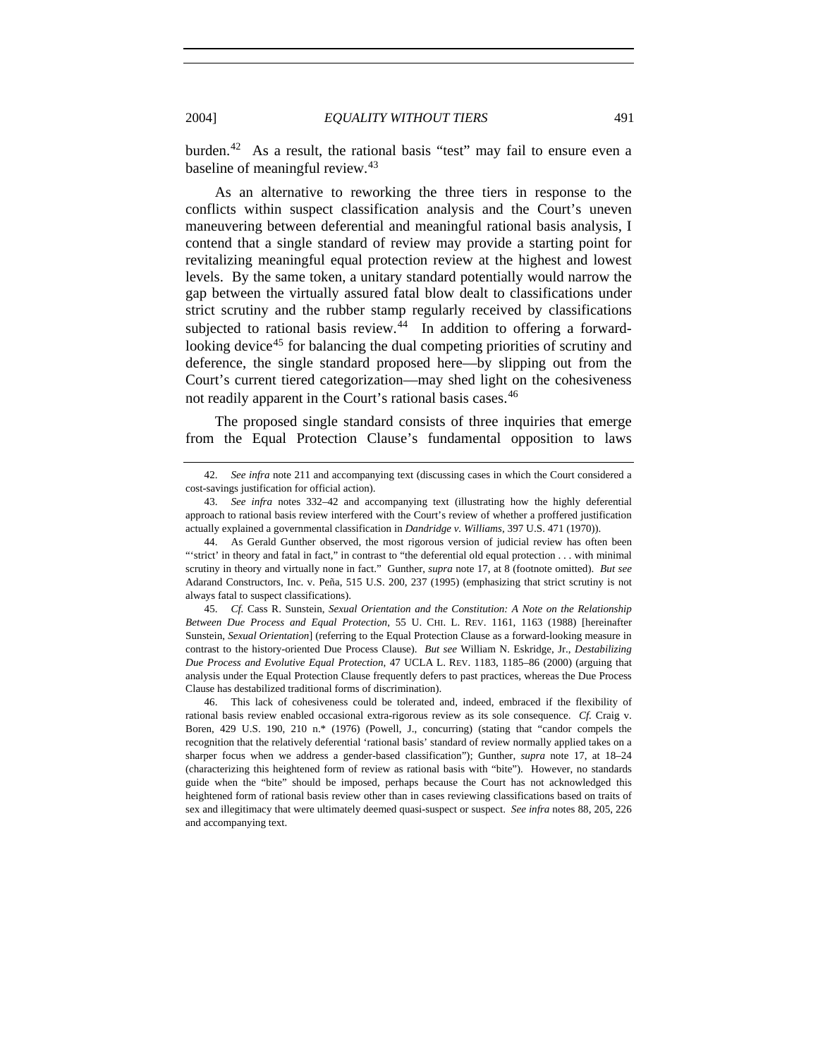burden.[42] As a result, the rational basis "test" may fail to ensure even a baseline of meaningful review.[43]

As an alternative to reworking the three tiers in response to the conflicts within suspect classification analysis and the Court's uneven maneuvering between deferential and meaningful rational basis analysis, I contend that a single standard of review may provide a starting point for revitalizing meaningful equal protection review at the highest and lowest levels. By the same token, a unitary standard potentially would narrow the gap between the virtually assured fatal blow dealt to classifications under strict scrutiny and the rubber stamp regularly received by classifications subjected to rational basis review.[44] In addition to offering a forward-looking device[45] for balancing the dual competing priorities of scrutiny and deference, the single standard proposed here—by slipping out from the Court's current tiered categorization—may shed light on the cohesiveness not readily apparent in the Court's rational basis cases.[46]

The proposed single standard consists of three inquiries that emerge from the Equal Protection Clause's fundamental opposition to laws

---

42. *See infra* note 211 and accompanying text (discussing cases in which the Court considered a cost-savings justification for official action).

43. *See infra* notes 332–42 and accompanying text (illustrating how the highly deferential approach to rational basis review interfered with the Court's review of whether a proffered justification actually explained a governmental classification in *Dandridge v. Williams*, 397 U.S. 471 (1970)).

44. As Gerald Gunther observed, the most rigorous version of judicial review has often been "'strict' in theory and fatal in fact," in contrast to "the deferential old equal protection . . . with minimal scrutiny in theory and virtually none in fact." Gunther, *supra* note 17, at 8 (footnote omitted). *But see* Adarand Constructors, Inc. v. Peña, 515 U.S. 200, 237 (1995) (emphasizing that strict scrutiny is not always fatal to suspect classifications).

45. *Cf.* Cass R. Sunstein, *Sexual Orientation and the Constitution: A Note on the Relationship Between Due Process and Equal Protection*, 55 U. CHI. L. REV. 1161, 1163 (1988) [hereinafter Sunstein, *Sexual Orientation*] (referring to the Equal Protection Clause as a forward-looking measure in contrast to the history-oriented Due Process Clause). *But see* William N. Eskridge, Jr., *Destabilizing Due Process and Evolutive Equal Protection*, 47 UCLA L. REV. 1183, 1185–86 (2000) (arguing that analysis under the Equal Protection Clause frequently defers to past practices, whereas the Due Process Clause has destabilized traditional forms of discrimination).

46. This lack of cohesiveness could be tolerated and, indeed, embraced if the flexibility of rational basis review enabled occasional extra-rigorous review as its sole consequence. *Cf.* Craig v. Boren, 429 U.S. 190, 210 n.* (1976) (Powell, J., concurring) (stating that "candor compels the recognition that the relatively deferential 'rational basis' standard of review normally applied takes on a sharper focus when we address a gender-based classification"); Gunther, *supra* note 17, at 18–24 (characterizing this heightened form of review as rational basis with "bite"). However, no standards guide when the "bite" should be imposed, perhaps because the Court has not acknowledged this heightened form of rational basis review other than in cases reviewing classifications based on traits of sex and illegitimacy that were ultimately deemed quasi-suspect or suspect. *See infra* notes 88, 205, 226 and accompanying text.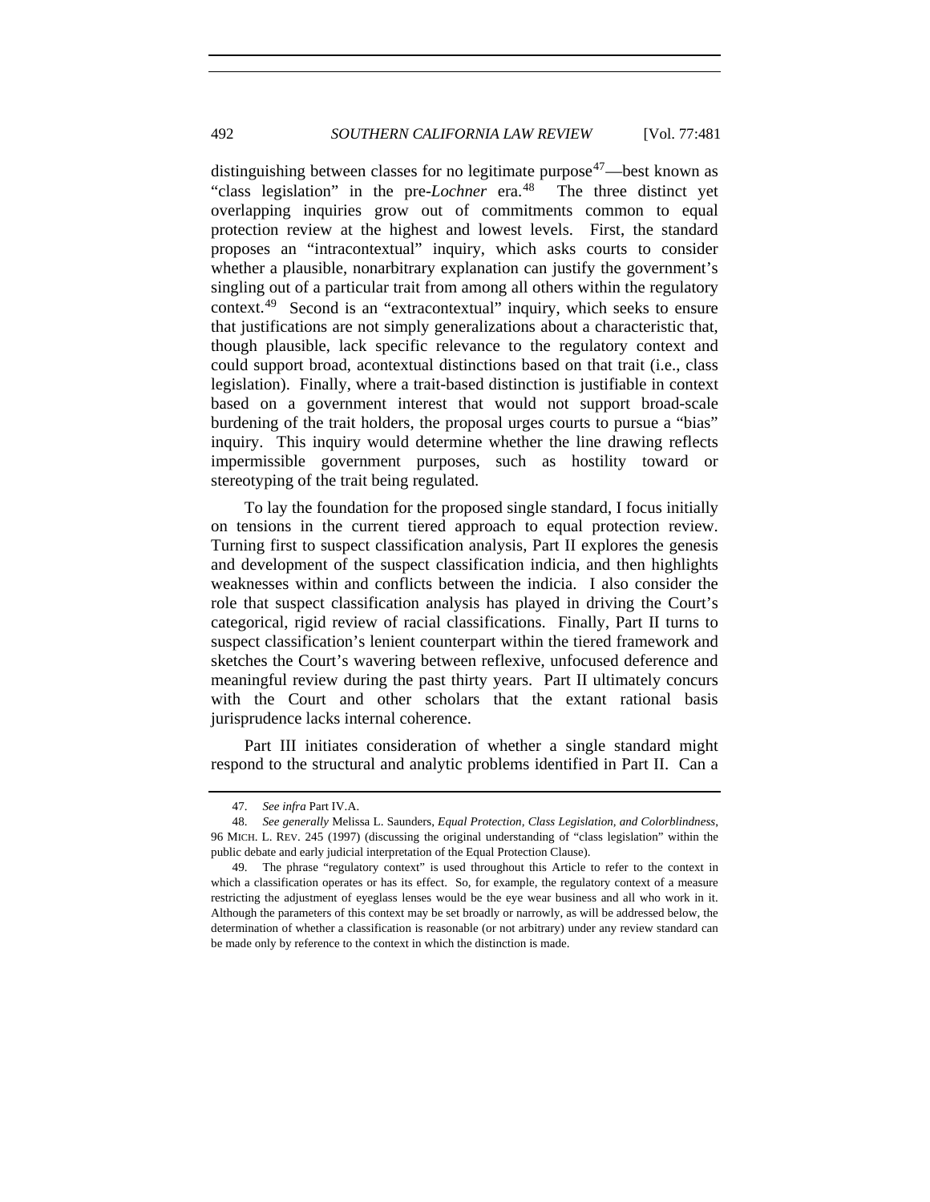distinguishing between classes for no legitimate purpose[47]—best known as "class legislation" in the pre-*Lochner* era.[48] The three distinct yet overlapping inquiries grow out of commitments common to equal protection review at the highest and lowest levels. First, the standard proposes an "intracontextual" inquiry, which asks courts to consider whether a plausible, nonarbitrary explanation can justify the government's singling out of a particular trait from among all others within the regulatory context.[49] Second is an "extracontextual" inquiry, which seeks to ensure that justifications are not simply generalizations about a characteristic that, though plausible, lack specific relevance to the regulatory context and could support broad, acontextual distinctions based on that trait (i.e., class legislation). Finally, where a trait-based distinction is justifiable in context based on a government interest that would not support broad-scale burdening of the trait holders, the proposal urges courts to pursue a "bias" inquiry. This inquiry would determine whether the line drawing reflects impermissible government purposes, such as hostility toward or stereotyping of the trait being regulated.

To lay the foundation for the proposed single standard, I focus initially on tensions in the current tiered approach to equal protection review. Turning first to suspect classification analysis, Part II explores the genesis and development of the suspect classification indicia, and then highlights weaknesses within and conflicts between the indicia. I also consider the role that suspect classification analysis has played in driving the Court's categorical, rigid review of racial classifications. Finally, Part II turns to suspect classification's lenient counterpart within the tiered framework and sketches the Court's wavering between reflexive, unfocused deference and meaningful review during the past thirty years. Part II ultimately concurs with the Court and other scholars that the extant rational basis jurisprudence lacks internal coherence.

Part III initiates consideration of whether a single standard might respond to the structural and analytic problems identified in Part II. Can a

---

47. *See infra* Part IV.A.

48. *See generally* Melissa L. Saunders, *Equal Protection, Class Legislation, and Colorblindness*, 96 MICH. L. REV. 245 (1997) (discussing the original understanding of "class legislation" within the public debate and early judicial interpretation of the Equal Protection Clause).

49. The phrase "regulatory context" is used throughout this Article to refer to the context in which a classification operates or has its effect. So, for example, the regulatory context of a measure restricting the adjustment of eyeglass lenses would be the eye wear business and all who work in it. Although the parameters of this context may be set broadly or narrowly, as will be addressed below, the determination of whether a classification is reasonable (or not arbitrary) under any review standard can be made only by reference to the context in which the distinction is made.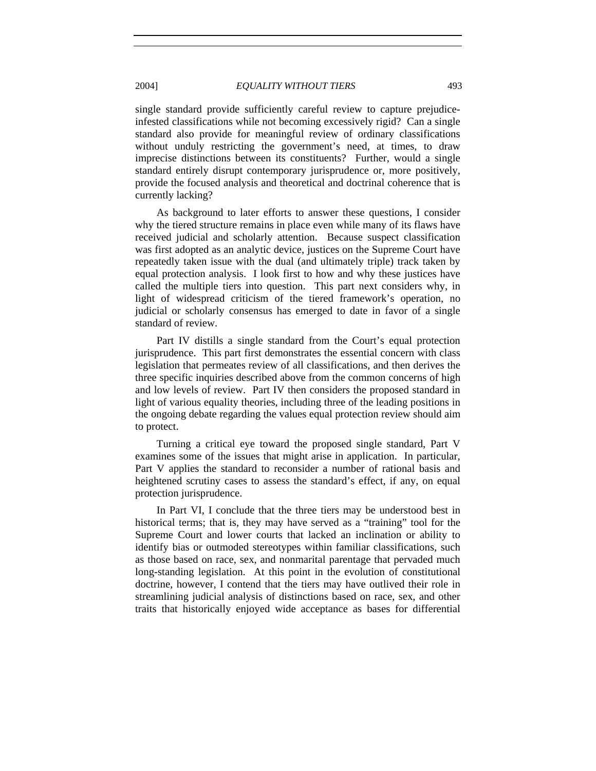single standard provide sufficiently careful review to capture prejudice-infested classifications while not becoming excessively rigid? Can a single standard also provide for meaningful review of ordinary classifications without unduly restricting the government's need, at times, to draw imprecise distinctions between its constituents? Further, would a single standard entirely disrupt contemporary jurisprudence or, more positively, provide the focused analysis and theoretical and doctrinal coherence that is currently lacking?

As background to later efforts to answer these questions, I consider why the tiered structure remains in place even while many of its flaws have received judicial and scholarly attention. Because suspect classification was first adopted as an analytic device, justices on the Supreme Court have repeatedly taken issue with the dual (and ultimately triple) track taken by equal protection analysis. I look first to how and why these justices have called the multiple tiers into question. This part next considers why, in light of widespread criticism of the tiered framework's operation, no judicial or scholarly consensus has emerged to date in favor of a single standard of review.

Part IV distills a single standard from the Court's equal protection jurisprudence. This part first demonstrates the essential concern with class legislation that permeates review of all classifications, and then derives the three specific inquiries described above from the common concerns of high and low levels of review. Part IV then considers the proposed standard in light of various equality theories, including three of the leading positions in the ongoing debate regarding the values equal protection review should aim to protect.

Turning a critical eye toward the proposed single standard, Part V examines some of the issues that might arise in application. In particular, Part V applies the standard to reconsider a number of rational basis and heightened scrutiny cases to assess the standard's effect, if any, on equal protection jurisprudence.

In Part VI, I conclude that the three tiers may be understood best in historical terms; that is, they may have served as a "training" tool for the Supreme Court and lower courts that lacked an inclination or ability to identify bias or outmoded stereotypes within familiar classifications, such as those based on race, sex, and nonmarital parentage that pervaded much long-standing legislation. At this point in the evolution of constitutional doctrine, however, I contend that the tiers may have outlived their role in streamlining judicial analysis of distinctions based on race, sex, and other traits that historically enjoyed wide acceptance as bases for differential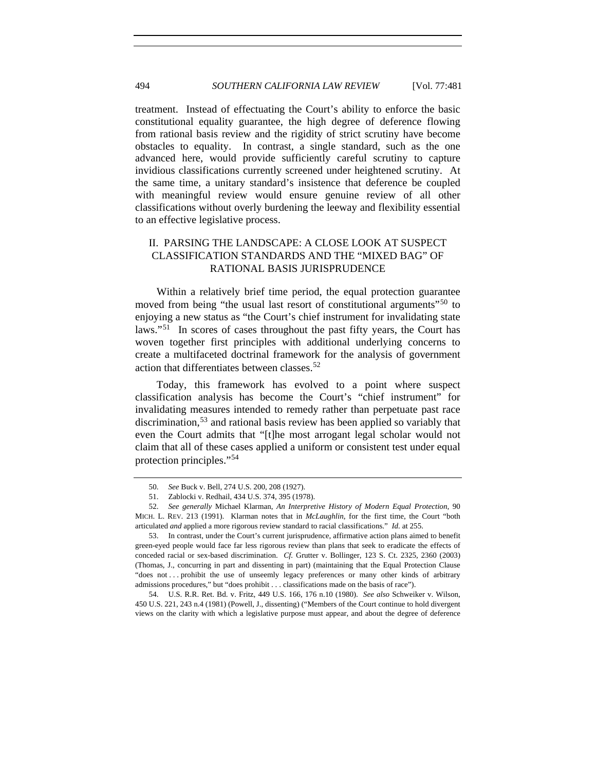treatment. Instead of effectuating the Court's ability to enforce the basic constitutional equality guarantee, the high degree of deference flowing from rational basis review and the rigidity of strict scrutiny have become obstacles to equality. In contrast, a single standard, such as the one advanced here, would provide sufficiently careful scrutiny to capture invidious classifications currently screened under heightened scrutiny. At the same time, a unitary standard's insistence that deference be coupled with meaningful review would ensure genuine review of all other classifications without overly burdening the leeway and flexibility essential to an effective legislative process.

## II. PARSING THE LANDSCAPE: A CLOSE LOOK AT SUSPECT CLASSIFICATION STANDARDS AND THE "MIXED BAG" OF RATIONAL BASIS JURISPRUDENCE

Within a relatively brief time period, the equal protection guarantee moved from being "the usual last resort of constitutional arguments"[50] to enjoying a new status as "the Court's chief instrument for invalidating state laws."[51] In scores of cases throughout the past fifty years, the Court has woven together first principles with additional underlying concerns to create a multifaceted doctrinal framework for the analysis of government action that differentiates between classes.[52]

Today, this framework has evolved to a point where suspect classification analysis has become the Court's "chief instrument" for invalidating measures intended to remedy rather than perpetuate past race discrimination,[53] and rational basis review has been applied so variably that even the Court admits that "[t]he most arrogant legal scholar would not claim that all of these cases applied a uniform or consistent test under equal protection principles."[54]

---

50. *See* Buck v. Bell, 274 U.S. 200, 208 (1927).

51. Zablocki v. Redhail, 434 U.S. 374, 395 (1978).

52. *See generally* Michael Klarman, *An Interpretive History of Modern Equal Protection*, 90 MICH. L. REV. 213 (1991). Klarman notes that in *McLaughlin*, for the first time, the Court "both articulated *and* applied a more rigorous review standard to racial classifications." *Id.* at 255.

53. In contrast, under the Court's current jurisprudence, affirmative action plans aimed to benefit green-eyed people would face far less rigorous review than plans that seek to eradicate the effects of conceded racial or sex-based discrimination. *Cf.* Grutter v. Bollinger, 123 S. Ct. 2325, 2360 (2003) (Thomas, J., concurring in part and dissenting in part) (maintaining that the Equal Protection Clause "does not . . . prohibit the use of unseemly legacy preferences or many other kinds of arbitrary admissions procedures," but "does prohibit . . . classifications made on the basis of race").

54. U.S. R.R. Ret. Bd. v. Fritz, 449 U.S. 166, 176 n.10 (1980). *See also* Schweiker v. Wilson, 450 U.S. 221, 243 n.4 (1981) (Powell, J., dissenting) ("Members of the Court continue to hold divergent views on the clarity with which a legislative purpose must appear, and about the degree of deference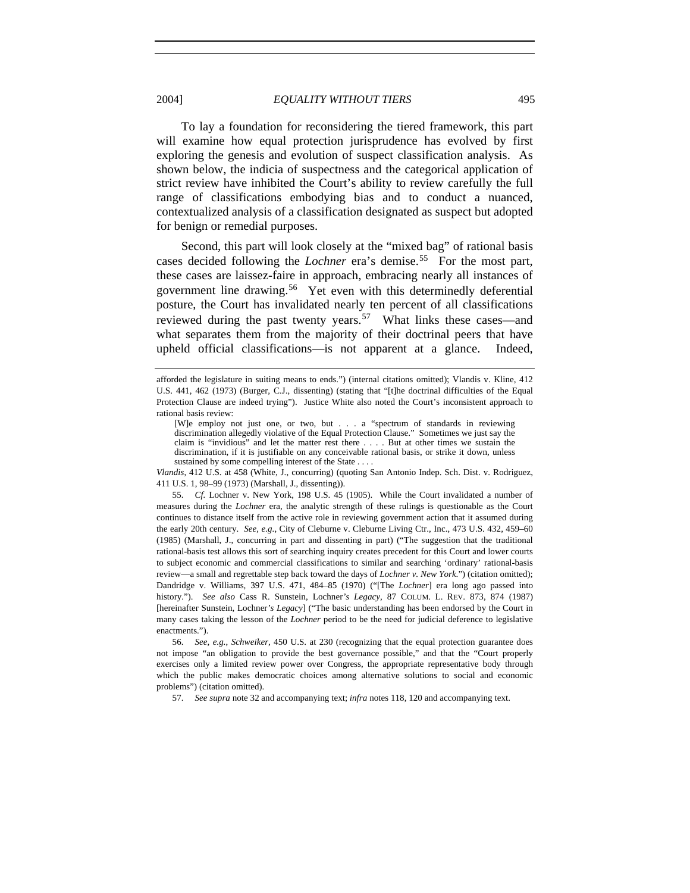To lay a foundation for reconsidering the tiered framework, this part will examine how equal protection jurisprudence has evolved by first exploring the genesis and evolution of suspect classification analysis. As shown below, the indicia of suspectness and the categorical application of strict review have inhibited the Court's ability to review carefully the full range of classifications embodying bias and to conduct a nuanced, contextualized analysis of a classification designated as suspect but adopted for benign or remedial purposes.

Second, this part will look closely at the "mixed bag" of rational basis cases decided following the *Lochner* era's demise.[55] For the most part, these cases are laissez-faire in approach, embracing nearly all instances of government line drawing.[56] Yet even with this determinedly deferential posture, the Court has invalidated nearly ten percent of all classifications reviewed during the past twenty years.[57] What links these cases—and what separates them from the majority of their doctrinal peers that have upheld official classifications—is not apparent at a glance. Indeed,

---

afforded the legislature in suiting means to ends.") (internal citations omitted); Vlandis v. Kline, 412 U.S. 441, 462 (1973) (Burger, C.J., dissenting) (stating that "[t]he doctrinal difficulties of the Equal Protection Clause are indeed trying"). Justice White also noted the Court's inconsistent approach to rational basis review:

> [W]e employ not just one, or two, but . . . a "spectrum of standards in reviewing discrimination allegedly violative of the Equal Protection Clause." Sometimes we just say the claim is "invidious" and let the matter rest there . . . . But at other times we sustain the discrimination, if it is justifiable on any conceivable rational basis, or strike it down, unless sustained by some compelling interest of the State . . . .

*Vlandis*, 412 U.S. at 458 (White, J., concurring) (quoting San Antonio Indep. Sch. Dist. v. Rodriguez, 411 U.S. 1, 98–99 (1973) (Marshall, J., dissenting)).

55. *Cf.* Lochner v. New York, 198 U.S. 45 (1905). While the Court invalidated a number of measures during the *Lochner* era, the analytic strength of these rulings is questionable as the Court continues to distance itself from the active role in reviewing government action that it assumed during the early 20th century. *See, e.g.*, City of Cleburne v. Cleburne Living Ctr., Inc., 473 U.S. 432, 459–60 (1985) (Marshall, J., concurring in part and dissenting in part) ("The suggestion that the traditional rational-basis test allows this sort of searching inquiry creates precedent for this Court and lower courts to subject economic and commercial classifications to similar and searching 'ordinary' rational-basis review—a small and regrettable step back toward the days of *Lochner v. New York*.") (citation omitted); Dandridge v. Williams, 397 U.S. 471, 484–85 (1970) ("[The *Lochner*] era long ago passed into history."). *See also* Cass R. Sunstein, Lochner*'s Legacy*, 87 COLUM. L. REV. 873, 874 (1987) [hereinafter Sunstein, Lochner*'s Legacy*] ("The basic understanding has been endorsed by the Court in many cases taking the lesson of the *Lochner* period to be the need for judicial deference to legislative enactments.").

56. *See, e.g.*, *Schweiker*, 450 U.S. at 230 (recognizing that the equal protection guarantee does not impose "an obligation to provide the best governance possible," and that the "Court properly exercises only a limited review power over Congress, the appropriate representative body through which the public makes democratic choices among alternative solutions to social and economic problems") (citation omitted).

57. *See supra* note 32 and accompanying text; *infra* notes 118, 120 and accompanying text.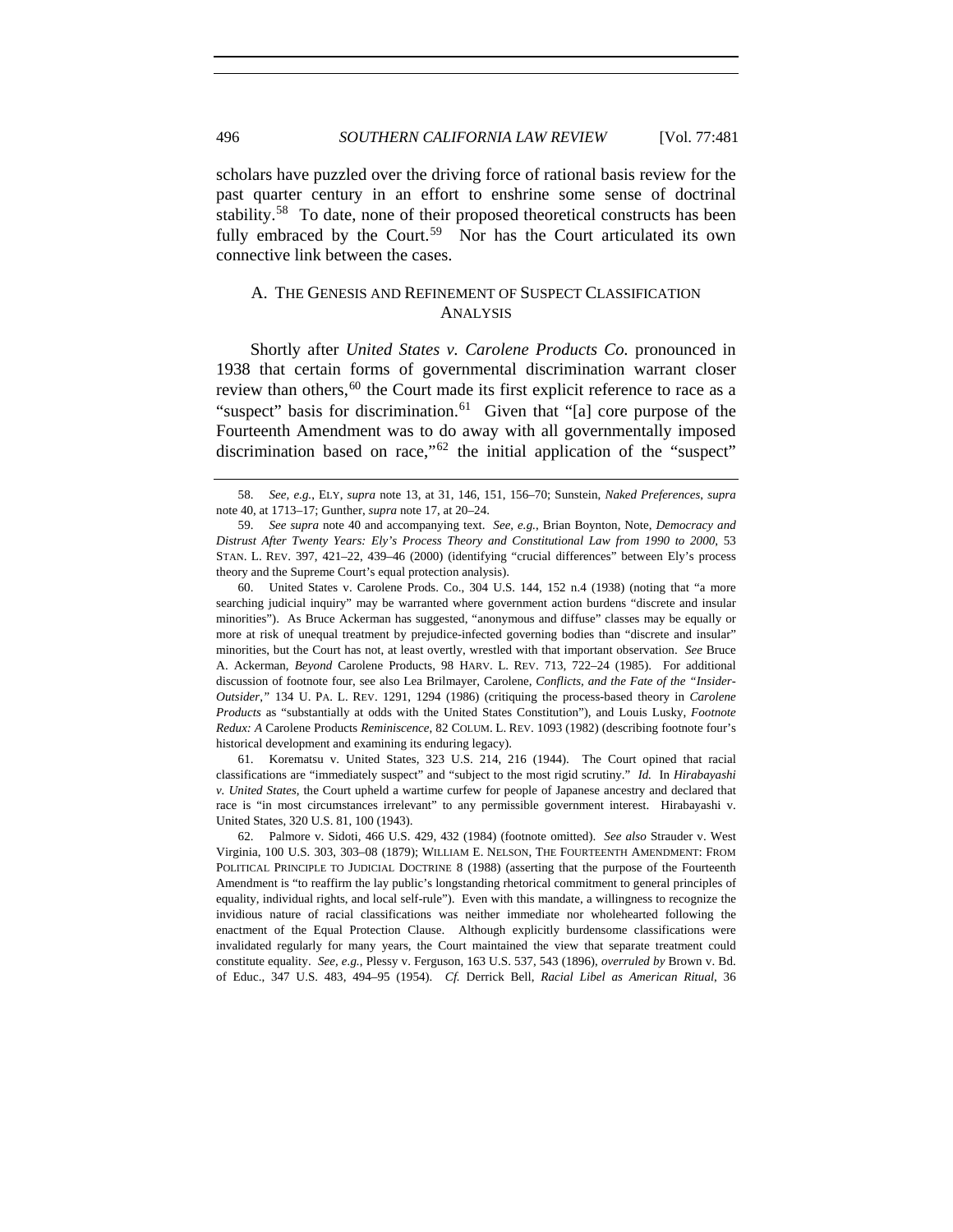scholars have puzzled over the driving force of rational basis review for the past quarter century in an effort to enshrine some sense of doctrinal stability.[58] To date, none of their proposed theoretical constructs has been fully embraced by the Court.[59] Nor has the Court articulated its own connective link between the cases.

### A. THE GENESIS AND REFINEMENT OF SUSPECT CLASSIFICATION ANALYSIS

Shortly after *United States v. Carolene Products Co.* pronounced in 1938 that certain forms of governmental discrimination warrant closer review than others,[60] the Court made its first explicit reference to race as a "suspect" basis for discrimination.[61] Given that "[a] core purpose of the Fourteenth Amendment was to do away with all governmentally imposed discrimination based on race,"[62] the initial application of the "suspect"

---

58. *See, e.g.*, ELY, *supra* note 13, at 31, 146, 151, 156–70; Sunstein, *Naked Preferences*, *supra* note 40, at 1713–17; Gunther, *supra* note 17, at 20–24.

59. *See supra* note 40 and accompanying text. *See, e.g.*, Brian Boynton, Note, *Democracy and Distrust After Twenty Years: Ely's Process Theory and Constitutional Law from 1990 to 2000*, 53 STAN. L. REV. 397, 421–22, 439–46 (2000) (identifying "crucial differences" between Ely's process theory and the Supreme Court's equal protection analysis).

60. United States v. Carolene Prods. Co., 304 U.S. 144, 152 n.4 (1938) (noting that "a more searching judicial inquiry" may be warranted where government action burdens "discrete and insular minorities"). As Bruce Ackerman has suggested, "anonymous and diffuse" classes may be equally or more at risk of unequal treatment by prejudice-infected governing bodies than "discrete and insular" minorities, but the Court has not, at least overtly, wrestled with that important observation. *See* Bruce A. Ackerman, *Beyond* Carolene Products, 98 HARV. L. REV. 713, 722–24 (1985). For additional discussion of footnote four, see also Lea Brilmayer, Carolene*, Conflicts, and the Fate of the "Insider-Outsider*,*"* 134 U. PA. L. REV. 1291, 1294 (1986) (critiquing the process-based theory in *Carolene Products* as "substantially at odds with the United States Constitution"), and Louis Lusky, *Footnote Redux: A* Carolene Products *Reminiscence*, 82 COLUM. L. REV. 1093 (1982) (describing footnote four's historical development and examining its enduring legacy).

61. Korematsu v. United States, 323 U.S. 214, 216 (1944). The Court opined that racial classifications are "immediately suspect" and "subject to the most rigid scrutiny." *Id.* In *Hirabayashi v. United States*, the Court upheld a wartime curfew for people of Japanese ancestry and declared that race is "in most circumstances irrelevant" to any permissible government interest. Hirabayashi v. United States, 320 U.S. 81, 100 (1943).

62. Palmore v. Sidoti, 466 U.S. 429, 432 (1984) (footnote omitted). *See also* Strauder v. West Virginia, 100 U.S. 303, 303–08 (1879); WILLIAM E. NELSON, THE FOURTEENTH AMENDMENT: FROM POLITICAL PRINCIPLE TO JUDICIAL DOCTRINE 8 (1988) (asserting that the purpose of the Fourteenth Amendment is "to reaffirm the lay public's longstanding rhetorical commitment to general principles of equality, individual rights, and local self-rule"). Even with this mandate, a willingness to recognize the invidious nature of racial classifications was neither immediate nor wholehearted following the enactment of the Equal Protection Clause. Although explicitly burdensome classifications were invalidated regularly for many years, the Court maintained the view that separate treatment could constitute equality. *See, e.g.*, Plessy v. Ferguson, 163 U.S. 537, 543 (1896), *overruled by* Brown v. Bd. of Educ., 347 U.S. 483, 494–95 (1954). *Cf.* Derrick Bell, *Racial Libel as American Ritual*, 36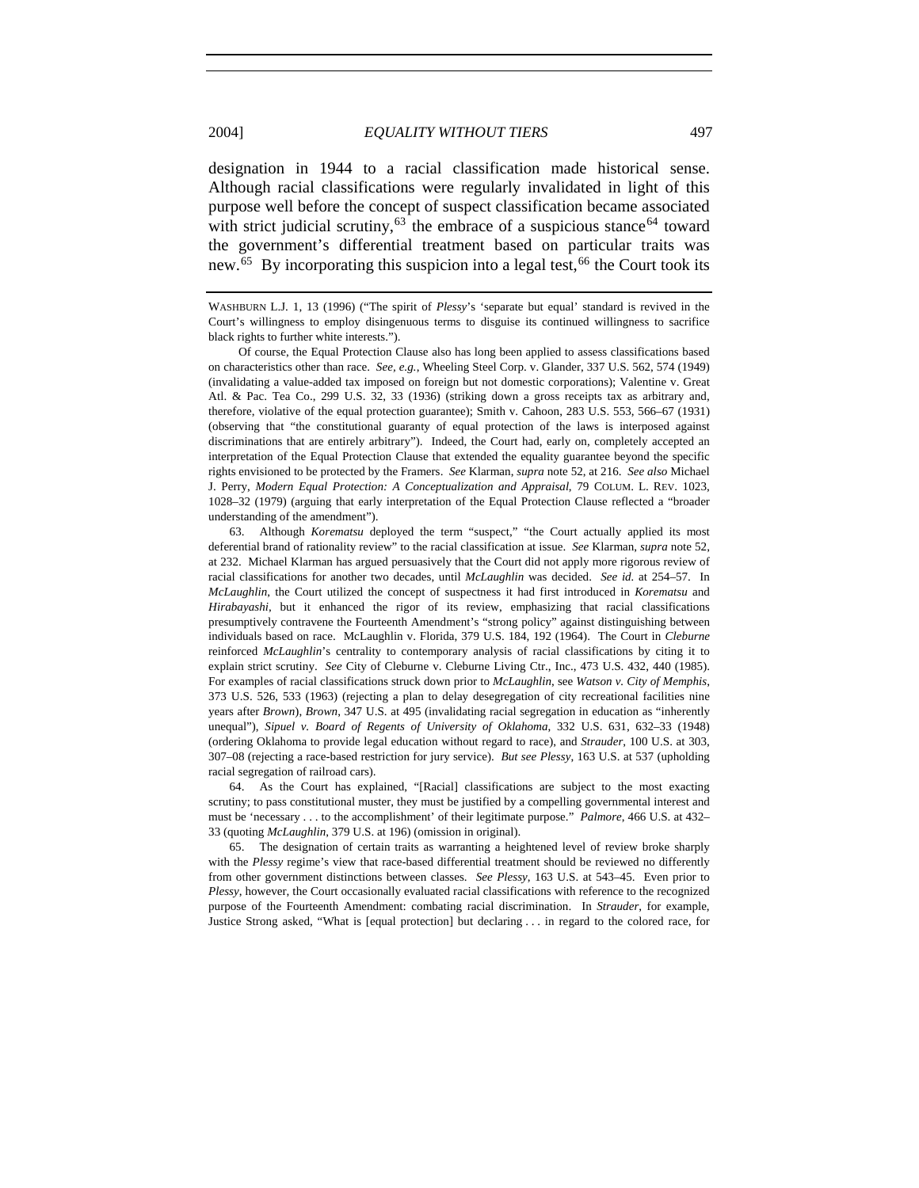designation in 1944 to a racial classification made historical sense. Although racial classifications were regularly invalidated in light of this purpose well before the concept of suspect classification became associated with strict judicial scrutiny,[63] the embrace of a suspicious stance[64] toward the government's differential treatment based on particular traits was new.[65] By incorporating this suspicion into a legal test,[66] the Court took its

---

WASHBURN L.J. 1, 13 (1996) ("The spirit of *Plessy*'s 'separate but equal' standard is revived in the Court's willingness to employ disingenuous terms to disguise its continued willingness to sacrifice black rights to further white interests.").

Of course, the Equal Protection Clause also has long been applied to assess classifications based on characteristics other than race. *See, e.g.*, Wheeling Steel Corp. v. Glander, 337 U.S. 562, 574 (1949) (invalidating a value-added tax imposed on foreign but not domestic corporations); Valentine v. Great Atl. & Pac. Tea Co., 299 U.S. 32, 33 (1936) (striking down a gross receipts tax as arbitrary and, therefore, violative of the equal protection guarantee); Smith v. Cahoon, 283 U.S. 553, 566–67 (1931) (observing that "the constitutional guaranty of equal protection of the laws is interposed against discriminations that are entirely arbitrary"). Indeed, the Court had, early on, completely accepted an interpretation of the Equal Protection Clause that extended the equality guarantee beyond the specific rights envisioned to be protected by the Framers. *See* Klarman, *supra* note 52, at 216. *See also* Michael J. Perry, *Modern Equal Protection: A Conceptualization and Appraisal*, 79 COLUM. L. REV. 1023, 1028–32 (1979) (arguing that early interpretation of the Equal Protection Clause reflected a "broader understanding of the amendment").

63. Although *Korematsu* deployed the term "suspect," "the Court actually applied its most deferential brand of rationality review" to the racial classification at issue. *See* Klarman, *supra* note 52, at 232. Michael Klarman has argued persuasively that the Court did not apply more rigorous review of racial classifications for another two decades, until *McLaughlin* was decided. *See id.* at 254–57. In *McLaughlin*, the Court utilized the concept of suspectness it had first introduced in *Korematsu* and *Hirabayashi*, but it enhanced the rigor of its review, emphasizing that racial classifications presumptively contravene the Fourteenth Amendment's "strong policy" against distinguishing between individuals based on race. McLaughlin v. Florida, 379 U.S. 184, 192 (1964). The Court in *Cleburne* reinforced *McLaughlin*'s centrality to contemporary analysis of racial classifications by citing it to explain strict scrutiny. *See* City of Cleburne v. Cleburne Living Ctr., Inc., 473 U.S. 432, 440 (1985). For examples of racial classifications struck down prior to *McLaughlin*, see *Watson v. City of Memphis*, 373 U.S. 526, 533 (1963) (rejecting a plan to delay desegregation of city recreational facilities nine years after *Brown*), *Brown*, 347 U.S. at 495 (invalidating racial segregation in education as "inherently unequal"), *Sipuel v. Board of Regents of University of Oklahoma*, 332 U.S. 631, 632–33 (1948) (ordering Oklahoma to provide legal education without regard to race), and *Strauder*, 100 U.S. at 303, 307–08 (rejecting a race-based restriction for jury service). *But see Plessy*, 163 U.S. at 537 (upholding racial segregation of railroad cars).

64. As the Court has explained, "[Racial] classifications are subject to the most exacting scrutiny; to pass constitutional muster, they must be justified by a compelling governmental interest and must be 'necessary . . . to the accomplishment' of their legitimate purpose." *Palmore*, 466 U.S. at 432–33 (quoting *McLaughlin*, 379 U.S. at 196) (omission in original).

65. The designation of certain traits as warranting a heightened level of review broke sharply with the *Plessy* regime's view that race-based differential treatment should be reviewed no differently from other government distinctions between classes. *See Plessy*, 163 U.S. at 543–45. Even prior to *Plessy*, however, the Court occasionally evaluated racial classifications with reference to the recognized purpose of the Fourteenth Amendment: combating racial discrimination. In *Strauder*, for example, Justice Strong asked, "What is [equal protection] but declaring . . . in regard to the colored race, for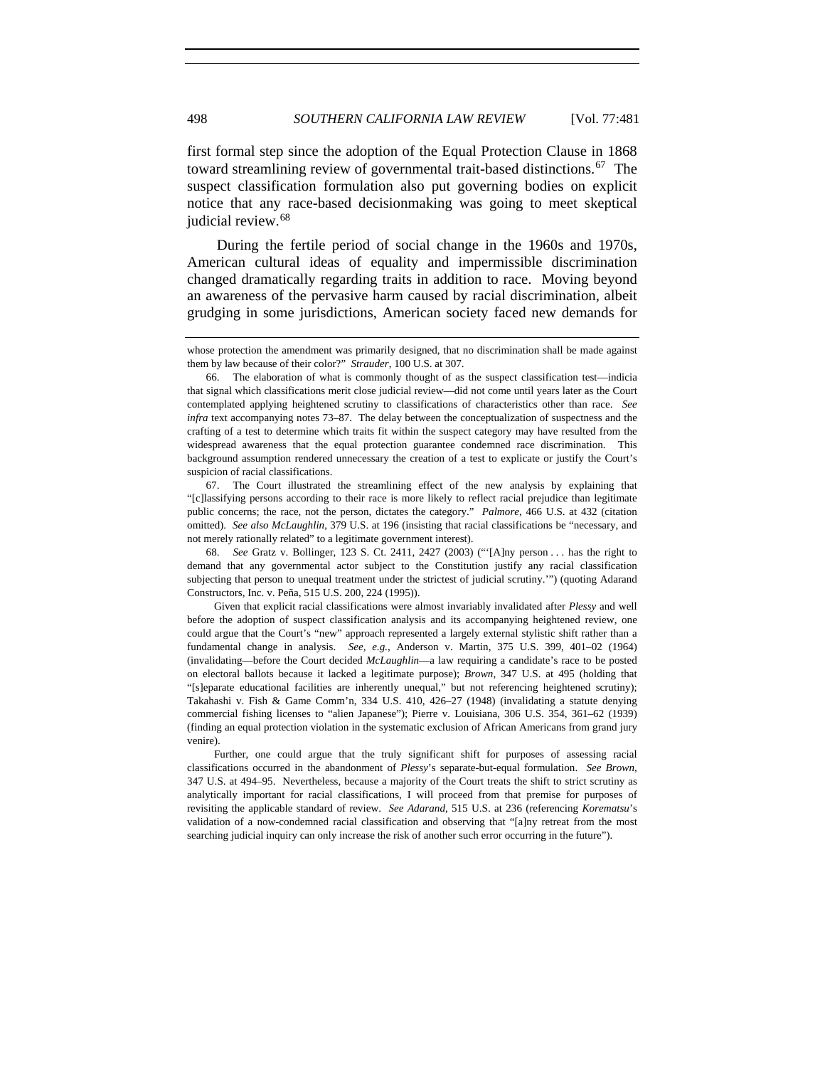first formal step since the adoption of the Equal Protection Clause in 1868 toward streamlining review of governmental trait-based distinctions.[67] The suspect classification formulation also put governing bodies on explicit notice that any race-based decisionmaking was going to meet skeptical judicial review.[68]

During the fertile period of social change in the 1960s and 1970s, American cultural ideas of equality and impermissible discrimination changed dramatically regarding traits in addition to race. Moving beyond an awareness of the pervasive harm caused by racial discrimination, albeit grudging in some jurisdictions, American society faced new demands for

---

whose protection the amendment was primarily designed, that no discrimination shall be made against them by law because of their color?" *Strauder*, 100 U.S. at 307.

66. The elaboration of what is commonly thought of as the suspect classification test—indicia that signal which classifications merit close judicial review—did not come until years later as the Court contemplated applying heightened scrutiny to classifications of characteristics other than race. *See infra* text accompanying notes 73–87. The delay between the conceptualization of suspectness and the crafting of a test to determine which traits fit within the suspect category may have resulted from the widespread awareness that the equal protection guarantee condemned race discrimination. This background assumption rendered unnecessary the creation of a test to explicate or justify the Court's suspicion of racial classifications.

67. The Court illustrated the streamlining effect of the new analysis by explaining that "[c]lassifying persons according to their race is more likely to reflect racial prejudice than legitimate public concerns; the race, not the person, dictates the category." *Palmore*, 466 U.S. at 432 (citation omitted). *See also McLaughlin*, 379 U.S. at 196 (insisting that racial classifications be "necessary, and not merely rationally related" to a legitimate government interest).

68. *See* Gratz v. Bollinger, 123 S. Ct. 2411, 2427 (2003) ("'[A]ny person . . . has the right to demand that any governmental actor subject to the Constitution justify any racial classification subjecting that person to unequal treatment under the strictest of judicial scrutiny.'") (quoting Adarand Constructors, Inc. v. Peña, 515 U.S. 200, 224 (1995)).

Given that explicit racial classifications were almost invariably invalidated after *Plessy* and well before the adoption of suspect classification analysis and its accompanying heightened review, one could argue that the Court's "new" approach represented a largely external stylistic shift rather than a fundamental change in analysis. *See, e.g.*, Anderson v. Martin, 375 U.S. 399, 401–02 (1964) (invalidating—before the Court decided *McLaughlin*—a law requiring a candidate's race to be posted on electoral ballots because it lacked a legitimate purpose); *Brown*, 347 U.S. at 495 (holding that "[s]eparate educational facilities are inherently unequal," but not referencing heightened scrutiny); Takahashi v. Fish & Game Comm'n, 334 U.S. 410, 426–27 (1948) (invalidating a statute denying commercial fishing licenses to "alien Japanese"); Pierre v. Louisiana, 306 U.S. 354, 361–62 (1939) (finding an equal protection violation in the systematic exclusion of African Americans from grand jury venire).

Further, one could argue that the truly significant shift for purposes of assessing racial classifications occurred in the abandonment of *Plessy*'s separate-but-equal formulation. *See Brown*, 347 U.S. at 494–95. Nevertheless, because a majority of the Court treats the shift to strict scrutiny as analytically important for racial classifications, I will proceed from that premise for purposes of revisiting the applicable standard of review. *See Adarand*, 515 U.S. at 236 (referencing *Korematsu*'s validation of a now-condemned racial classification and observing that "[a]ny retreat from the most searching judicial inquiry can only increase the risk of another such error occurring in the future").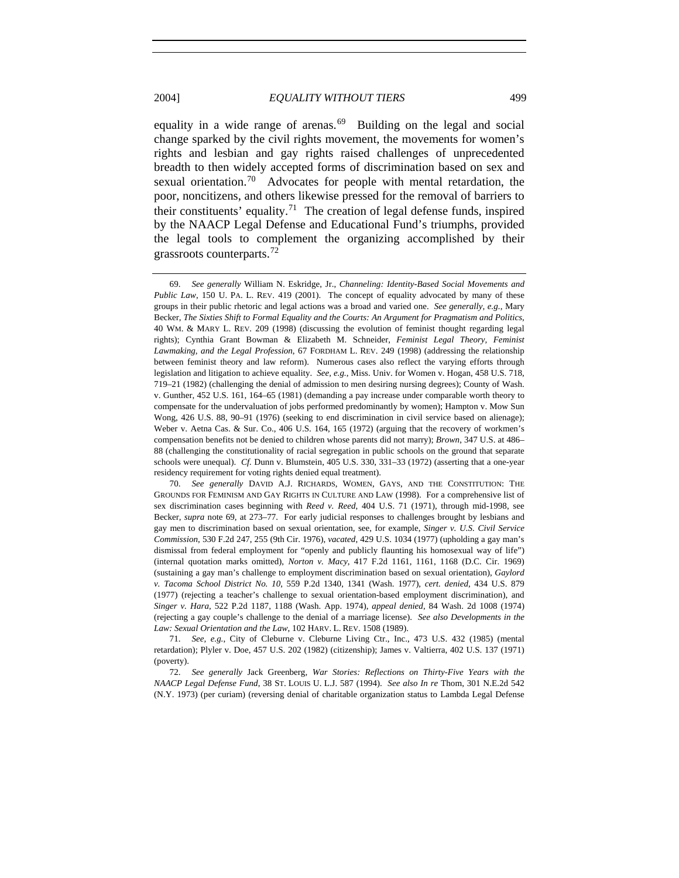equality in a wide range of arenas.[69] Building on the legal and social change sparked by the civil rights movement, the movements for women's rights and lesbian and gay rights raised challenges of unprecedented breadth to then widely accepted forms of discrimination based on sex and sexual orientation.[70] Advocates for people with mental retardation, the poor, noncitizens, and others likewise pressed for the removal of barriers to their constituents' equality.[71] The creation of legal defense funds, inspired by the NAACP Legal Defense and Educational Fund's triumphs, provided the legal tools to complement the organizing accomplished by their grassroots counterparts.[72]

---

69. *See generally* William N. Eskridge, Jr., *Channeling: Identity-Based Social Movements and Public Law*, 150 U. PA. L. REV. 419 (2001). The concept of equality advocated by many of these groups in their public rhetoric and legal actions was a broad and varied one. *See generally, e.g.*, Mary Becker, *The Sixties Shift to Formal Equality and the Courts: An Argument for Pragmatism and Politics*, 40 WM. & MARY L. REV. 209 (1998) (discussing the evolution of feminist thought regarding legal rights); Cynthia Grant Bowman & Elizabeth M. Schneider, *Feminist Legal Theory, Feminist Lawmaking, and the Legal Profession*, 67 FORDHAM L. REV. 249 (1998) (addressing the relationship between feminist theory and law reform). Numerous cases also reflect the varying efforts through legislation and litigation to achieve equality. *See, e.g.*, Miss. Univ. for Women v. Hogan, 458 U.S. 718, 719–21 (1982) (challenging the denial of admission to men desiring nursing degrees); County of Wash. v. Gunther, 452 U.S. 161, 164–65 (1981) (demanding a pay increase under comparable worth theory to compensate for the undervaluation of jobs performed predominantly by women); Hampton v. Mow Sun Wong, 426 U.S. 88, 90–91 (1976) (seeking to end discrimination in civil service based on alienage); Weber v. Aetna Cas. & Sur. Co., 406 U.S. 164, 165 (1972) (arguing that the recovery of workmen's compensation benefits not be denied to children whose parents did not marry); *Brown*, 347 U.S. at 486–88 (challenging the constitutionality of racial segregation in public schools on the ground that separate schools were unequal). *Cf.* Dunn v. Blumstein, 405 U.S. 330, 331–33 (1972) (asserting that a one-year residency requirement for voting rights denied equal treatment).

70. *See generally* DAVID A.J. RICHARDS, WOMEN, GAYS, AND THE CONSTITUTION: THE GROUNDS FOR FEMINISM AND GAY RIGHTS IN CULTURE AND LAW (1998). For a comprehensive list of sex discrimination cases beginning with *Reed v. Reed*, 404 U.S. 71 (1971), through mid-1998, see Becker, *supra* note 69, at 273–77. For early judicial responses to challenges brought by lesbians and gay men to discrimination based on sexual orientation, see, for example, *Singer v. U.S. Civil Service Commission*, 530 F.2d 247, 255 (9th Cir. 1976), *vacated*, 429 U.S. 1034 (1977) (upholding a gay man's dismissal from federal employment for "openly and publicly flaunting his homosexual way of life") (internal quotation marks omitted), *Norton v. Macy*, 417 F.2d 1161, 1161, 1168 (D.C. Cir. 1969) (sustaining a gay man's challenge to employment discrimination based on sexual orientation), *Gaylord v. Tacoma School District No. 10*, 559 P.2d 1340, 1341 (Wash. 1977), *cert. denied*, 434 U.S. 879 (1977) (rejecting a teacher's challenge to sexual orientation-based employment discrimination), and *Singer v. Hara*, 522 P.2d 1187, 1188 (Wash. App. 1974), *appeal denied*, 84 Wash. 2d 1008 (1974) (rejecting a gay couple's challenge to the denial of a marriage license). *See also Developments in the Law: Sexual Orientation and the Law*, 102 HARV. L. REV. 1508 (1989).

71. *See, e.g.*, City of Cleburne v. Cleburne Living Ctr., Inc., 473 U.S. 432 (1985) (mental retardation); Plyler v. Doe, 457 U.S. 202 (1982) (citizenship); James v. Valtierra, 402 U.S. 137 (1971) (poverty).

72. *See generally* Jack Greenberg, *War Stories: Reflections on Thirty-Five Years with the NAACP Legal Defense Fund*, 38 ST. LOUIS U. L.J. 587 (1994). *See also In re* Thom, 301 N.E.2d 542 (N.Y. 1973) (per curiam) (reversing denial of charitable organization status to Lambda Legal Defense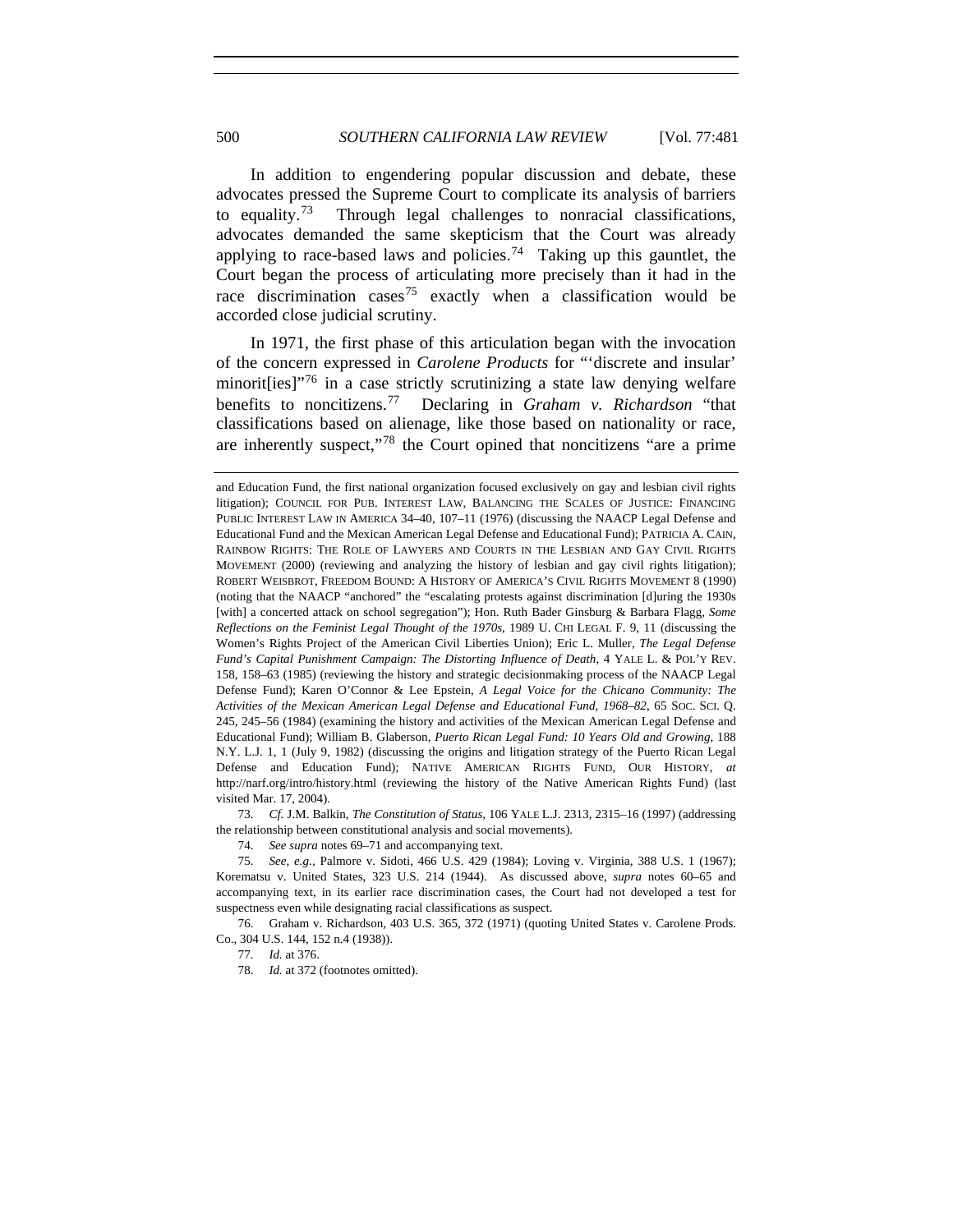In addition to engendering popular discussion and debate, these advocates pressed the Supreme Court to complicate its analysis of barriers to equality.[73] Through legal challenges to nonracial classifications, advocates demanded the same skepticism that the Court was already applying to race-based laws and policies.[74] Taking up this gauntlet, the Court began the process of articulating more precisely than it had in the race discrimination cases[75] exactly when a classification would be accorded close judicial scrutiny.

In 1971, the first phase of this articulation began with the invocation of the concern expressed in *Carolene Products* for "'discrete and insular' minorit[ies]"[76] in a case strictly scrutinizing a state law denying welfare benefits to noncitizens.[77] Declaring in *Graham v. Richardson* "that classifications based on alienage, like those based on nationality or race, are inherently suspect,"[78] the Court opined that noncitizens "are a prime

---

and Education Fund, the first national organization focused exclusively on gay and lesbian civil rights litigation); COUNCIL FOR PUB. INTEREST LAW, BALANCING THE SCALES OF JUSTICE: FINANCING PUBLIC INTEREST LAW IN AMERICA 34–40, 107–11 (1976) (discussing the NAACP Legal Defense and Educational Fund and the Mexican American Legal Defense and Educational Fund); PATRICIA A. CAIN, RAINBOW RIGHTS: THE ROLE OF LAWYERS AND COURTS IN THE LESBIAN AND GAY CIVIL RIGHTS MOVEMENT (2000) (reviewing and analyzing the history of lesbian and gay civil rights litigation); ROBERT WEISBROT, FREEDOM BOUND: A HISTORY OF AMERICA'S CIVIL RIGHTS MOVEMENT 8 (1990) (noting that the NAACP "anchored" the "escalating protests against discrimination [d]uring the 1930s [with] a concerted attack on school segregation"); Hon. Ruth Bader Ginsburg & Barbara Flagg, *Some Reflections on the Feminist Legal Thought of the 1970s*, 1989 U. CHI LEGAL F. 9, 11 (discussing the Women's Rights Project of the American Civil Liberties Union); Eric L. Muller, *The Legal Defense Fund's Capital Punishment Campaign: The Distorting Influence of Death*, 4 YALE L. & POL'Y REV. 158, 158–63 (1985) (reviewing the history and strategic decisionmaking process of the NAACP Legal Defense Fund); Karen O'Connor & Lee Epstein, *A Legal Voice for the Chicano Community: The Activities of the Mexican American Legal Defense and Educational Fund, 1968–82*, 65 SOC. SCI. Q. 245, 245–56 (1984) (examining the history and activities of the Mexican American Legal Defense and Educational Fund); William B. Glaberson, *Puerto Rican Legal Fund: 10 Years Old and Growing*, 188 N.Y. L.J. 1, 1 (July 9, 1982) (discussing the origins and litigation strategy of the Puerto Rican Legal Defense and Education Fund); NATIVE AMERICAN RIGHTS FUND, OUR HISTORY, *at* http://narf.org/intro/history.html (reviewing the history of the Native American Rights Fund) (last visited Mar. 17, 2004).

73. *Cf.* J.M. Balkin, *The Constitution of Status*, 106 YALE L.J. 2313, 2315–16 (1997) (addressing the relationship between constitutional analysis and social movements).

74. *See supra* notes 69–71 and accompanying text.

75. *See, e.g.*, Palmore v. Sidoti, 466 U.S. 429 (1984); Loving v. Virginia, 388 U.S. 1 (1967); Korematsu v. United States, 323 U.S. 214 (1944). As discussed above, *supra* notes 60–65 and accompanying text, in its earlier race discrimination cases, the Court had not developed a test for suspectness even while designating racial classifications as suspect.

76. Graham v. Richardson, 403 U.S. 365, 372 (1971) (quoting United States v. Carolene Prods. Co., 304 U.S. 144, 152 n.4 (1938)).

77. *Id.* at 376.

78. *Id.* at 372 (footnotes omitted).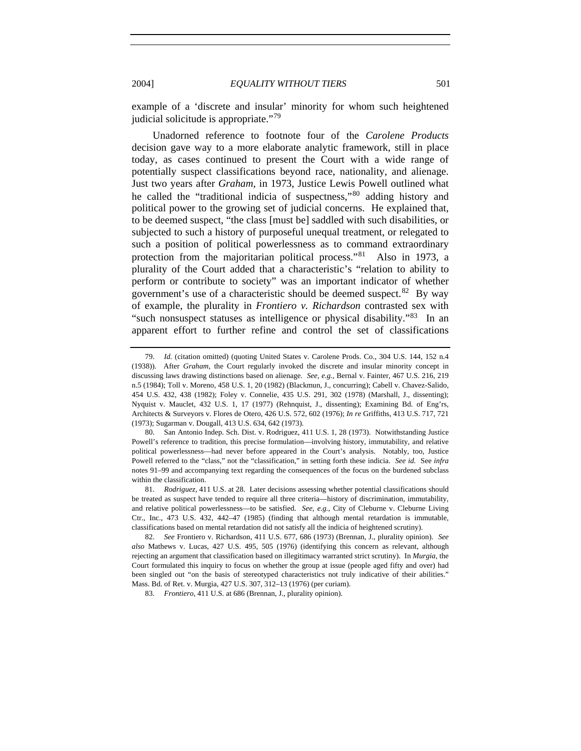example of a 'discrete and insular' minority for whom such heightened judicial solicitude is appropriate."[79]

Unadorned reference to footnote four of the *Carolene Products* decision gave way to a more elaborate analytic framework, still in place today, as cases continued to present the Court with a wide range of potentially suspect classifications beyond race, nationality, and alienage. Just two years after *Graham*, in 1973, Justice Lewis Powell outlined what he called the "traditional indicia of suspectness,"[80] adding history and political power to the growing set of judicial concerns. He explained that, to be deemed suspect, "the class [must be] saddled with such disabilities, or subjected to such a history of purposeful unequal treatment, or relegated to such a position of political powerlessness as to command extraordinary protection from the majoritarian political process."[81] Also in 1973, a plurality of the Court added that a characteristic's "relation to ability to perform or contribute to society" was an important indicator of whether government's use of a characteristic should be deemed suspect.[82] By way of example, the plurality in *Frontiero v. Richardson* contrasted sex with "such nonsuspect statuses as intelligence or physical disability."[83] In an apparent effort to further refine and control the set of classifications

---

79. *Id.* (citation omitted) (quoting United States v. Carolene Prods. Co., 304 U.S. 144, 152 n.4 (1938)). After *Graham*, the Court regularly invoked the discrete and insular minority concept in discussing laws drawing distinctions based on alienage. *See, e.g.*, Bernal v. Fainter, 467 U.S. 216, 219 n.5 (1984); Toll v. Moreno, 458 U.S. 1, 20 (1982) (Blackmun, J., concurring); Cabell v. Chavez-Salido, 454 U.S. 432, 438 (1982); Foley v. Connelie, 435 U.S. 291, 302 (1978) (Marshall, J., dissenting); Nyquist v. Mauclet, 432 U.S. 1, 17 (1977) (Rehnquist, J., dissenting); Examining Bd. of Eng'rs, Architects & Surveyors v. Flores de Otero, 426 U.S. 572, 602 (1976); *In re* Griffiths, 413 U.S. 717, 721 (1973); Sugarman v. Dougall, 413 U.S. 634, 642 (1973).

80. San Antonio Indep. Sch. Dist. v. Rodriguez, 411 U.S. 1, 28 (1973). Notwithstanding Justice Powell's reference to tradition, this precise formulation—involving history, immutability, and relative political powerlessness—had never before appeared in the Court's analysis. Notably, too, Justice Powell referred to the "class," not the "classification," in setting forth these indicia. *See id.* See *infra* notes 91–99 and accompanying text regarding the consequences of the focus on the burdened subclass within the classification.

81. *Rodriguez*, 411 U.S. at 28. Later decisions assessing whether potential classifications should be treated as suspect have tended to require all three criteria—history of discrimination, immutability, and relative political powerlessness—to be satisfied. *See, e.g.*, City of Cleburne v. Cleburne Living Ctr., Inc., 473 U.S. 432, 442–47 (1985) (finding that although mental retardation is immutable, classifications based on mental retardation did not satisfy all the indicia of heightened scrutiny).

82. *See* Frontiero v. Richardson, 411 U.S. 677, 686 (1973) (Brennan, J., plurality opinion). *See also* Mathews v. Lucas, 427 U.S. 495, 505 (1976) (identifying this concern as relevant, although rejecting an argument that classification based on illegitimacy warranted strict scrutiny). In *Murgia*, the Court formulated this inquiry to focus on whether the group at issue (people aged fifty and over) had been singled out "on the basis of stereotyped characteristics not truly indicative of their abilities." Mass. Bd. of Ret. v. Murgia, 427 U.S. 307, 312–13 (1976) (per curiam).

83. *Frontiero*, 411 U.S. at 686 (Brennan, J., plurality opinion).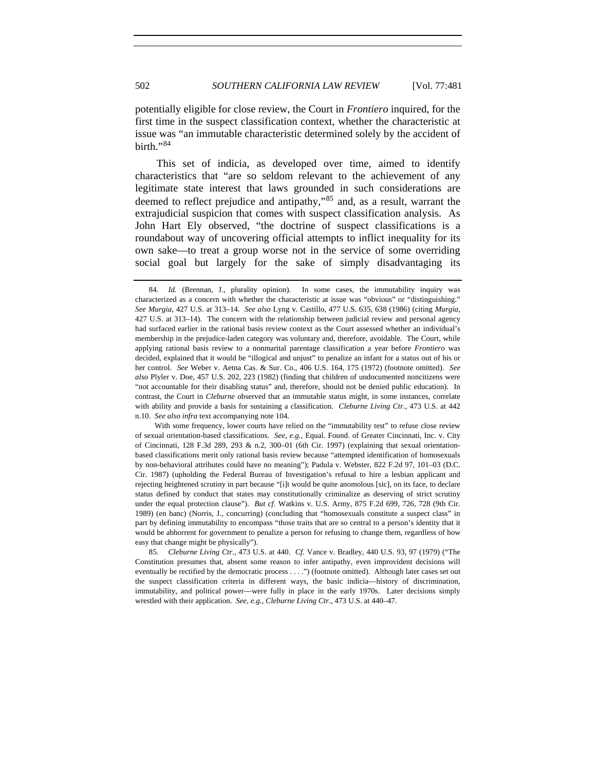potentially eligible for close review, the Court in *Frontiero* inquired, for the first time in the suspect classification context, whether the characteristic at issue was "an immutable characteristic determined solely by the accident of birth."[84]

This set of indicia, as developed over time, aimed to identify characteristics that "are so seldom relevant to the achievement of any legitimate state interest that laws grounded in such considerations are deemed to reflect prejudice and antipathy,"[85] and, as a result, warrant the extrajudicial suspicion that comes with suspect classification analysis. As John Hart Ely observed, "the doctrine of suspect classifications is a roundabout way of uncovering official attempts to inflict inequality for its own sake—to treat a group worse not in the service of some overriding social goal but largely for the sake of simply disadvantaging its

---

84. *Id.* (Brennan, J., plurality opinion). In some cases, the immutability inquiry was characterized as a concern with whether the characteristic at issue was "obvious" or "distinguishing." *See Murgia*, 427 U.S. at 313–14. *See also* Lyng v. Castillo, 477 U.S. 635, 638 (1986) (citing *Murgia*, 427 U.S. at 313–14). The concern with the relationship between judicial review and personal agency had surfaced earlier in the rational basis review context as the Court assessed whether an individual's membership in the prejudice-laden category was voluntary and, therefore, avoidable. The Court, while applying rational basis review to a nonmarital parentage classification a year before *Frontiero* was decided, explained that it would be "illogical and unjust" to penalize an infant for a status out of his or her control. *See* Weber v. Aetna Cas. & Sur. Co., 406 U.S. 164, 175 (1972) (footnote omitted). *See also* Plyler v. Doe, 457 U.S. 202, 223 (1982) (finding that children of undocumented noncitizens were "not accountable for their disabling status" and, therefore, should not be denied public education). In contrast, the Court in *Cleburne* observed that an immutable status might, in some instances, correlate with ability and provide a basis for sustaining a classification. *Cleburne Living Ctr.*, 473 U.S. at 442 n.10. *See also infra* text accompanying note 104.

With some frequency, lower courts have relied on the "immutability test" to refuse close review of sexual orientation-based classifications. *See, e.g.*, Equal. Found. of Greater Cincinnati, Inc. v. City of Cincinnati, 128 F.3d 289, 293 & n.2, 300–01 (6th Cir. 1997) (explaining that sexual orientation-based classifications merit only rational basis review because "attempted identification of homosexuals by non-behavioral attributes could have no meaning"); Padula v. Webster, 822 F.2d 97, 101–03 (D.C. Cir. 1987) (upholding the Federal Bureau of Investigation's refusal to hire a lesbian applicant and rejecting heightened scrutiny in part because "[i]t would be quite anomolous [sic], on its face, to declare status defined by conduct that states may constitutionally criminalize as deserving of strict scrutiny under the equal protection clause"). *But cf.* Watkins v. U.S. Army, 875 F.2d 699, 726, 728 (9th Cir. 1989) (en banc) (Norris, J., concurring) (concluding that "homosexuals constitute a suspect class" in part by defining immutability to encompass "those traits that are so central to a person's identity that it would be abhorrent for government to penalize a person for refusing to change them, regardless of how easy that change might be physically").

85. *Cleburne Living Ctr.*, 473 U.S. at 440. *Cf.* Vance v. Bradley, 440 U.S. 93, 97 (1979) ("The Constitution presumes that, absent some reason to infer antipathy, even improvident decisions will eventually be rectified by the democratic process . . . .") (footnote omitted). Although later cases set out the suspect classification criteria in different ways, the basic indicia—history of discrimination, immutability, and political power—were fully in place in the early 1970s. Later decisions simply wrestled with their application. *See, e.g.*, *Cleburne Living Ctr.*, 473 U.S. at 440–47.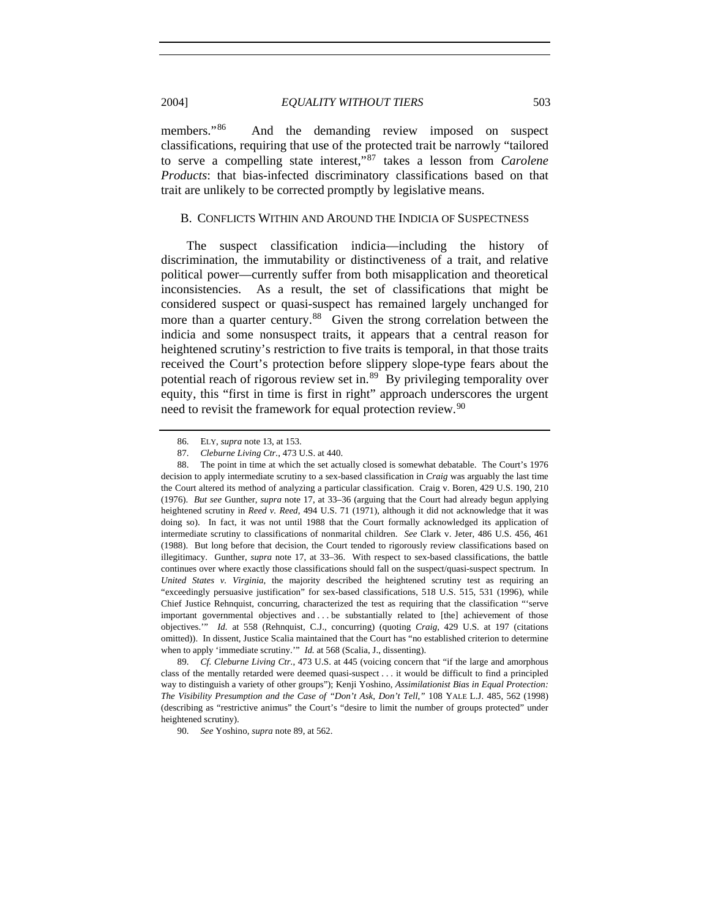members."[86] And the demanding review imposed on suspect classifications, requiring that use of the protected trait be narrowly "tailored to serve a compelling state interest,"[87] takes a lesson from *Carolene Products*: that bias-infected discriminatory classifications based on that trait are unlikely to be corrected promptly by legislative means.

### B. Conflicts Within and Around the Indicia of Suspectness

The suspect classification indicia—including the history of discrimination, the immutability or distinctiveness of a trait, and relative political power—currently suffer from both misapplication and theoretical inconsistencies. As a result, the set of classifications that might be considered suspect or quasi-suspect has remained largely unchanged for more than a quarter century.[88] Given the strong correlation between the indicia and some nonsuspect traits, it appears that a central reason for heightened scrutiny's restriction to five traits is temporal, in that those traits received the Court's protection before slippery slope-type fears about the potential reach of rigorous review set in.[89] By privileging temporality over equity, this "first in time is first in right" approach underscores the urgent need to revisit the framework for equal protection review.[90]

---

86. Ely, *supra* note 13, at 153.

87. *Cleburne Living Ctr.*, 473 U.S. at 440.

88. The point in time at which the set actually closed is somewhat debatable. The Court's 1976 decision to apply intermediate scrutiny to a sex-based classification in *Craig* was arguably the last time the Court altered its method of analyzing a particular classification. Craig v. Boren, 429 U.S. 190, 210 (1976). *But see* Gunther, *supra* note 17, at 33–36 (arguing that the Court had already begun applying heightened scrutiny in *Reed v. Reed*, 404 U.S. 71 (1971), although it did not acknowledge that it was doing so). In fact, it was not until 1988 that the Court formally acknowledged its application of intermediate scrutiny to classifications of nonmarital children. *See* Clark v. Jeter, 486 U.S. 456, 461 (1988). But long before that decision, the Court tended to rigorously review classifications based on illegitimacy. Gunther, *supra* note 17, at 33–36. With respect to sex-based classifications, the battle continues over where exactly those classifications should fall on the suspect/quasi-suspect spectrum. In *United States v. Virginia*, the majority described the heightened scrutiny test as requiring an "exceedingly persuasive justification" for sex-based classifications, 518 U.S. 515, 531 (1996), while Chief Justice Rehnquist, concurring, characterized the test as requiring that the classification "'serve important governmental objectives and . . . be substantially related to [the] achievement of those objectives.'" *Id.* at 558 (Rehnquist, C.J., concurring) (quoting *Craig*, 429 U.S. at 197 (citations omitted)). In dissent, Justice Scalia maintained that the Court has "no established criterion to determine when to apply 'immediate scrutiny.'" *Id.* at 568 (Scalia, J., dissenting).

89. *Cf. Cleburne Living Ctr.*, 473 U.S. at 445 (voicing concern that "if the large and amorphous class of the mentally retarded were deemed quasi-suspect . . . it would be difficult to find a principled way to distinguish a variety of other groups"); Kenji Yoshino, *Assimilationist Bias in Equal Protection: The Visibility Presumption and the Case of "Don't Ask, Don't Tell,"* 108 Yale L.J. 485, 562 (1998) (describing as "restrictive animus" the Court's "desire to limit the number of groups protected" under heightened scrutiny).

90. *See* Yoshino, *supra* note 89, at 562.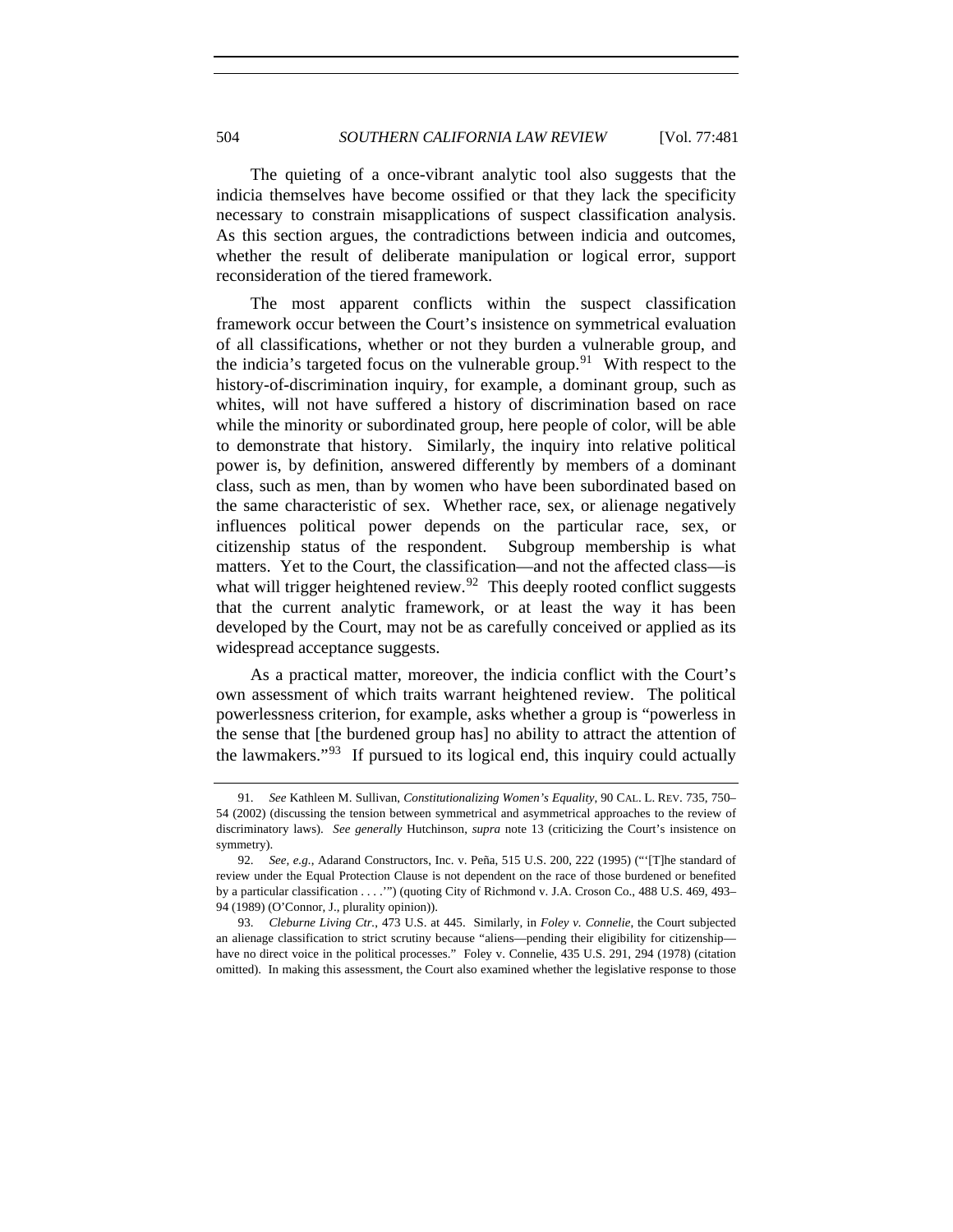The quieting of a once-vibrant analytic tool also suggests that the indicia themselves have become ossified or that they lack the specificity necessary to constrain misapplications of suspect classification analysis. As this section argues, the contradictions between indicia and outcomes, whether the result of deliberate manipulation or logical error, support reconsideration of the tiered framework.

The most apparent conflicts within the suspect classification framework occur between the Court's insistence on symmetrical evaluation of all classifications, whether or not they burden a vulnerable group, and the indicia's targeted focus on the vulnerable group.[91] With respect to the history-of-discrimination inquiry, for example, a dominant group, such as whites, will not have suffered a history of discrimination based on race while the minority or subordinated group, here people of color, will be able to demonstrate that history. Similarly, the inquiry into relative political power is, by definition, answered differently by members of a dominant class, such as men, than by women who have been subordinated based on the same characteristic of sex. Whether race, sex, or alienage negatively influences political power depends on the particular race, sex, or citizenship status of the respondent. Subgroup membership is what matters. Yet to the Court, the classification—and not the affected class—is what will trigger heightened review.[92] This deeply rooted conflict suggests that the current analytic framework, or at least the way it has been developed by the Court, may not be as carefully conceived or applied as its widespread acceptance suggests.

As a practical matter, moreover, the indicia conflict with the Court's own assessment of which traits warrant heightened review. The political powerlessness criterion, for example, asks whether a group is "powerless in the sense that [the burdened group has] no ability to attract the attention of the lawmakers."[93] If pursued to its logical end, this inquiry could actually

---

91. *See* Kathleen M. Sullivan, *Constitutionalizing Women's Equality*, 90 CAL. L. REV. 735, 750–54 (2002) (discussing the tension between symmetrical and asymmetrical approaches to the review of discriminatory laws). *See generally* Hutchinson, *supra* note 13 (criticizing the Court's insistence on symmetry).

92. *See, e.g.*, Adarand Constructors, Inc. v. Peña, 515 U.S. 200, 222 (1995) ("'[T]he standard of review under the Equal Protection Clause is not dependent on the race of those burdened or benefited by a particular classification . . . .'") (quoting City of Richmond v. J.A. Croson Co., 488 U.S. 469, 493–94 (1989) (O'Connor, J., plurality opinion)).

93. *Cleburne Living Ctr.*, 473 U.S. at 445. Similarly, in *Foley v. Connelie*, the Court subjected an alienage classification to strict scrutiny because "aliens—pending their eligibility for citizenship—have no direct voice in the political processes." Foley v. Connelie, 435 U.S. 291, 294 (1978) (citation omitted). In making this assessment, the Court also examined whether the legislative response to those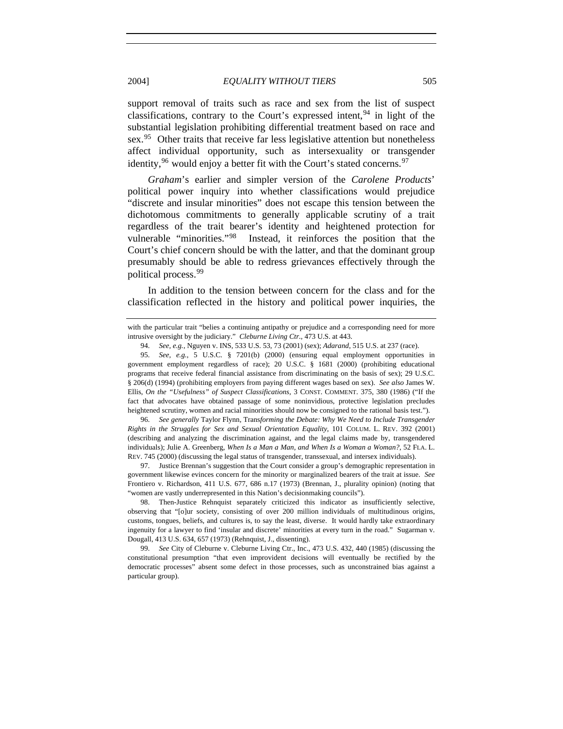support removal of traits such as race and sex from the list of suspect classifications, contrary to the Court's expressed intent,[94] in light of the substantial legislation prohibiting differential treatment based on race and sex.[95] Other traits that receive far less legislative attention but nonetheless affect individual opportunity, such as intersexuality or transgender identity,[96] would enjoy a better fit with the Court's stated concerns.[97]

*Graham*'s earlier and simpler version of the *Carolene Products*' political power inquiry into whether classifications would prejudice "discrete and insular minorities" does not escape this tension between the dichotomous commitments to generally applicable scrutiny of a trait regardless of the trait bearer's identity and heightened protection for vulnerable "minorities."[98] Instead, it reinforces the position that the Court's chief concern should be with the latter, and that the dominant group presumably should be able to redress grievances effectively through the political process.[99]

In addition to the tension between concern for the class and for the classification reflected in the history and political power inquiries, the

---

with the particular trait "belies a continuing antipathy or prejudice and a corresponding need for more intrusive oversight by the judiciary." *Cleburne Living Ctr.*, 473 U.S. at 443.

94. *See, e.g.*, Nguyen v. INS, 533 U.S. 53, 73 (2001) (sex); *Adarand*, 515 U.S. at 237 (race).

95. *See, e.g.*, 5 U.S.C. § 7201(b) (2000) (ensuring equal employment opportunities in government employment regardless of race); 20 U.S.C. § 1681 (2000) (prohibiting educational programs that receive federal financial assistance from discriminating on the basis of sex); 29 U.S.C. § 206(d) (1994) (prohibiting employers from paying different wages based on sex). *See also* James W. Ellis, *On the "Usefulness" of Suspect Classifications*, 3 CONST. COMMENT. 375, 380 (1986) ("If the fact that advocates have obtained passage of some noninvidious, protective legislation precludes heightened scrutiny, women and racial minorities should now be consigned to the rational basis test.").

96. *See generally* Taylor Flynn, *Transforming the Debate: Why We Need to Include Transgender Rights in the Struggles for Sex and Sexual Orientation Equality*, 101 COLUM. L. REV. 392 (2001) (describing and analyzing the discrimination against, and the legal claims made by, transgendered individuals); Julie A. Greenberg, *When Is a Man a Man, and When Is a Woman a Woman?*, 52 FLA. L. REV. 745 (2000) (discussing the legal status of transgender, transsexual, and intersex individuals).

97. Justice Brennan's suggestion that the Court consider a group's demographic representation in government likewise evinces concern for the minority or marginalized bearers of the trait at issue. *See* Frontiero v. Richardson, 411 U.S. 677, 686 n.17 (1973) (Brennan, J., plurality opinion) (noting that "women are vastly underrepresented in this Nation's decisionmaking councils").

98. Then-Justice Rehnquist separately criticized this indicator as insufficiently selective, observing that "[o]ur society, consisting of over 200 million individuals of multitudinous origins, customs, tongues, beliefs, and cultures is, to say the least, diverse. It would hardly take extraordinary ingenuity for a lawyer to find 'insular and discrete' minorities at every turn in the road." Sugarman v. Dougall, 413 U.S. 634, 657 (1973) (Rehnquist, J., dissenting).

99. *See* City of Cleburne v. Cleburne Living Ctr., Inc., 473 U.S. 432, 440 (1985) (discussing the constitutional presumption "that even improvident decisions will eventually be rectified by the democratic processes" absent some defect in those processes, such as unconstrained bias against a particular group).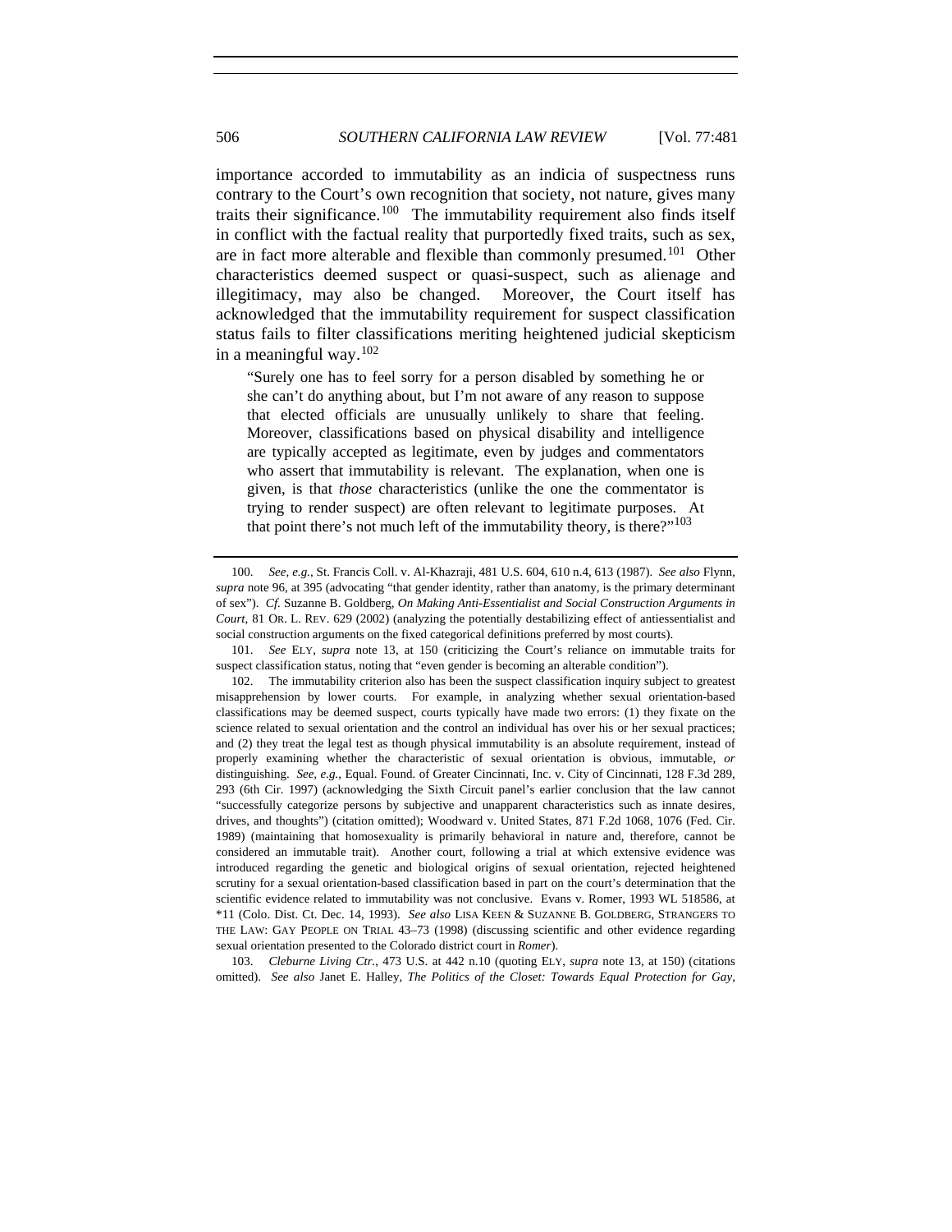importance accorded to immutability as an indicia of suspectness runs contrary to the Court's own recognition that society, not nature, gives many traits their significance.[100] The immutability requirement also finds itself in conflict with the factual reality that purportedly fixed traits, such as sex, are in fact more alterable and flexible than commonly presumed.[101] Other characteristics deemed suspect or quasi-suspect, such as alienage and illegitimacy, may also be changed. Moreover, the Court itself has acknowledged that the immutability requirement for suspect classification status fails to filter classifications meriting heightened judicial skepticism in a meaningful way.[102]

> "Surely one has to feel sorry for a person disabled by something he or she can't do anything about, but I'm not aware of any reason to suppose that elected officials are unusually unlikely to share that feeling. Moreover, classifications based on physical disability and intelligence are typically accepted as legitimate, even by judges and commentators who assert that immutability is relevant. The explanation, when one is given, is that *those* characteristics (unlike the one the commentator is trying to render suspect) are often relevant to legitimate purposes. At that point there's not much left of the immutability theory, is there?"[103]

---

100. *See, e.g.*, St. Francis Coll. v. Al-Khazraji, 481 U.S. 604, 610 n.4, 613 (1987). *See also* Flynn, *supra* note 96, at 395 (advocating "that gender identity, rather than anatomy, is the primary determinant of sex"). *Cf.* Suzanne B. Goldberg, *On Making Anti-Essentialist and Social Construction Arguments in Court*, 81 OR. L. REV. 629 (2002) (analyzing the potentially destabilizing effect of antiessentialist and social construction arguments on the fixed categorical definitions preferred by most courts).

101. *See* ELY, *supra* note 13, at 150 (criticizing the Court's reliance on immutable traits for suspect classification status, noting that "even gender is becoming an alterable condition").

102. The immutability criterion also has been the suspect classification inquiry subject to greatest misapprehension by lower courts. For example, in analyzing whether sexual orientation-based classifications may be deemed suspect, courts typically have made two errors: (1) they fixate on the science related to sexual orientation and the control an individual has over his or her sexual practices; and (2) they treat the legal test as though physical immutability is an absolute requirement, instead of properly examining whether the characteristic of sexual orientation is obvious, immutable, *or* distinguishing. *See, e.g.*, Equal. Found. of Greater Cincinnati, Inc. v. City of Cincinnati, 128 F.3d 289, 293 (6th Cir. 1997) (acknowledging the Sixth Circuit panel's earlier conclusion that the law cannot "successfully categorize persons by subjective and unapparent characteristics such as innate desires, drives, and thoughts") (citation omitted); Woodward v. United States, 871 F.2d 1068, 1076 (Fed. Cir. 1989) (maintaining that homosexuality is primarily behavioral in nature and, therefore, cannot be considered an immutable trait). Another court, following a trial at which extensive evidence was introduced regarding the genetic and biological origins of sexual orientation, rejected heightened scrutiny for a sexual orientation-based classification based in part on the court's determination that the scientific evidence related to immutability was not conclusive. Evans v. Romer, 1993 WL 518586, at *11 (Colo. Dist. Ct. Dec. 14, 1993). *See also* LISA KEEN & SUZANNE B. GOLDBERG, STRANGERS TO THE LAW: GAY PEOPLE ON TRIAL 43–73 (1998) (discussing scientific and other evidence regarding sexual orientation presented to the Colorado district court in *Romer*).

103. *Cleburne Living Ctr.*, 473 U.S. at 442 n.10 (quoting ELY, *supra* note 13, at 150) (citations omitted). *See also* Janet E. Halley, *The Politics of the Closet: Towards Equal Protection for Gay,*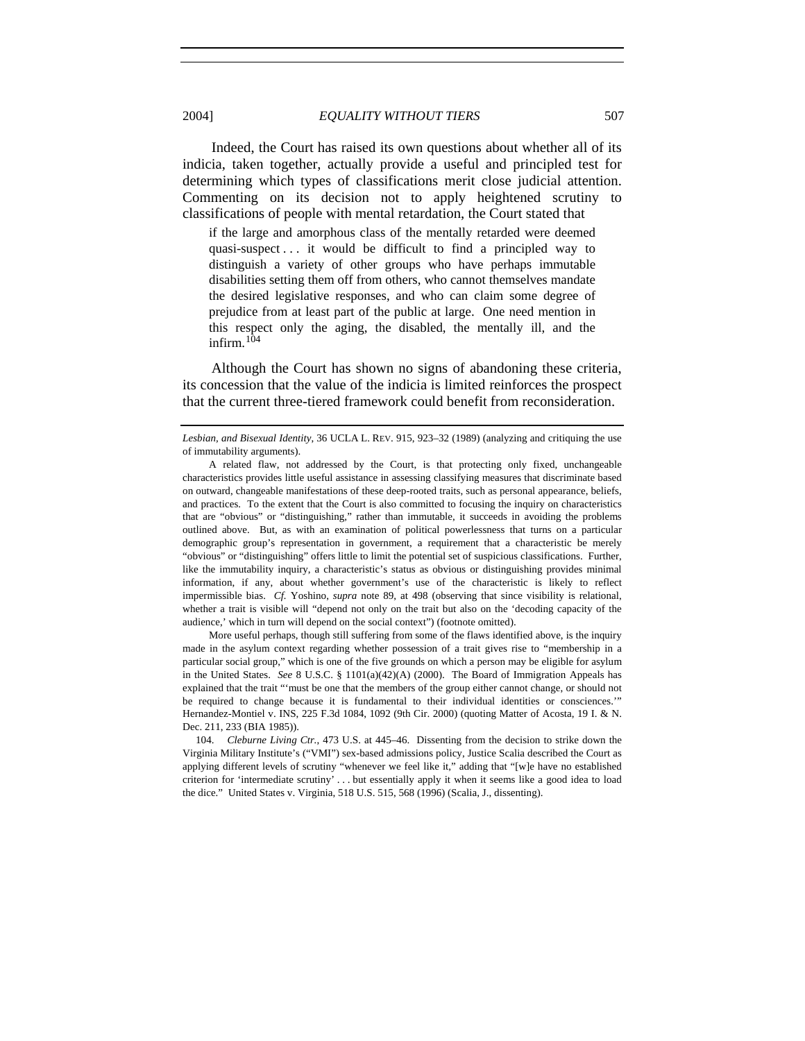Indeed, the Court has raised its own questions about whether all of its indicia, taken together, actually provide a useful and principled test for determining which types of classifications merit close judicial attention. Commenting on its decision not to apply heightened scrutiny to classifications of people with mental retardation, the Court stated that

> if the large and amorphous class of the mentally retarded were deemed quasi-suspect . . . it would be difficult to find a principled way to distinguish a variety of other groups who have perhaps immutable disabilities setting them off from others, who cannot themselves mandate the desired legislative responses, and who can claim some degree of prejudice from at least part of the public at large. One need mention in this respect only the aging, the disabled, the mentally ill, and the infirm.[104]

Although the Court has shown no signs of abandoning these criteria, its concession that the value of the indicia is limited reinforces the prospect that the current three-tiered framework could benefit from reconsideration.

---

*Lesbian, and Bisexual Identity*, 36 UCLA L. REV. 915, 923–32 (1989) (analyzing and critiquing the use of immutability arguments).

A related flaw, not addressed by the Court, is that protecting only fixed, unchangeable characteristics provides little useful assistance in assessing classifying measures that discriminate based on outward, changeable manifestations of these deep-rooted traits, such as personal appearance, beliefs, and practices. To the extent that the Court is also committed to focusing the inquiry on characteristics that are "obvious" or "distinguishing," rather than immutable, it succeeds in avoiding the problems outlined above. But, as with an examination of political powerlessness that turns on a particular demographic group's representation in government, a requirement that a characteristic be merely "obvious" or "distinguishing" offers little to limit the potential set of suspicious classifications. Further, like the immutability inquiry, a characteristic's status as obvious or distinguishing provides minimal information, if any, about whether government's use of the characteristic is likely to reflect impermissible bias. *Cf.* Yoshino, *supra* note 89, at 498 (observing that since visibility is relational, whether a trait is visible will "depend not only on the trait but also on the 'decoding capacity of the audience,' which in turn will depend on the social context") (footnote omitted).

More useful perhaps, though still suffering from some of the flaws identified above, is the inquiry made in the asylum context regarding whether possession of a trait gives rise to "membership in a particular social group," which is one of the five grounds on which a person may be eligible for asylum in the United States. *See* 8 U.S.C. § 1101(a)(42)(A) (2000). The Board of Immigration Appeals has explained that the trait "'must be one that the members of the group either cannot change, or should not be required to change because it is fundamental to their individual identities or consciences.'" Hernandez-Montiel v. INS, 225 F.3d 1084, 1092 (9th Cir. 2000) (quoting Matter of Acosta, 19 I. & N. Dec. 211, 233 (BIA 1985)).

104. *Cleburne Living Ctr.*, 473 U.S. at 445–46. Dissenting from the decision to strike down the Virginia Military Institute's ("VMI") sex-based admissions policy, Justice Scalia described the Court as applying different levels of scrutiny "whenever we feel like it," adding that "[w]e have no established criterion for 'intermediate scrutiny' . . . but essentially apply it when it seems like a good idea to load the dice." United States v. Virginia, 518 U.S. 515, 568 (1996) (Scalia, J., dissenting).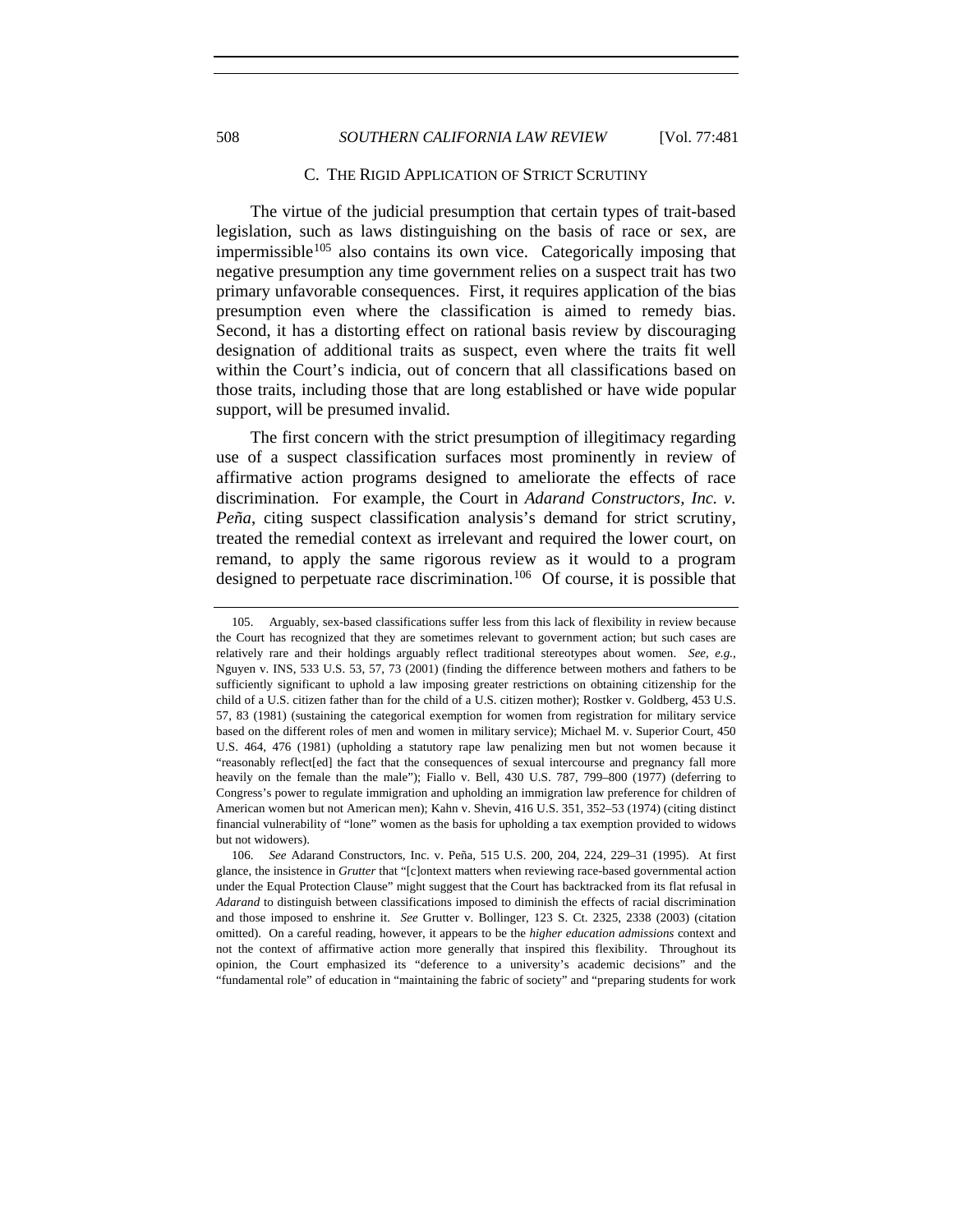### C. The Rigid Application of Strict Scrutiny

The virtue of the judicial presumption that certain types of trait-based legislation, such as laws distinguishing on the basis of race or sex, are impermissible[105] also contains its own vice. Categorically imposing that negative presumption any time government relies on a suspect trait has two primary unfavorable consequences. First, it requires application of the bias presumption even where the classification is aimed to remedy bias. Second, it has a distorting effect on rational basis review by discouraging designation of additional traits as suspect, even where the traits fit well within the Court's indicia, out of concern that all classifications based on those traits, including those that are long established or have wide popular support, will be presumed invalid.

The first concern with the strict presumption of illegitimacy regarding use of a suspect classification surfaces most prominently in review of affirmative action programs designed to ameliorate the effects of race discrimination. For example, the Court in *Adarand Constructors, Inc. v. Peña*, citing suspect classification analysis's demand for strict scrutiny, treated the remedial context as irrelevant and required the lower court, on remand, to apply the same rigorous review as it would to a program designed to perpetuate race discrimination.[106] Of course, it is possible that

---

105. Arguably, sex-based classifications suffer less from this lack of flexibility in review because the Court has recognized that they are sometimes relevant to government action; but such cases are relatively rare and their holdings arguably reflect traditional stereotypes about women. *See, e.g.*, Nguyen v. INS, 533 U.S. 53, 57, 73 (2001) (finding the difference between mothers and fathers to be sufficiently significant to uphold a law imposing greater restrictions on obtaining citizenship for the child of a U.S. citizen father than for the child of a U.S. citizen mother); Rostker v. Goldberg, 453 U.S. 57, 83 (1981) (sustaining the categorical exemption for women from registration for military service based on the different roles of men and women in military service); Michael M. v. Superior Court, 450 U.S. 464, 476 (1981) (upholding a statutory rape law penalizing men but not women because it "reasonably reflect[ed] the fact that the consequences of sexual intercourse and pregnancy fall more heavily on the female than the male"); Fiallo v. Bell, 430 U.S. 787, 799–800 (1977) (deferring to Congress's power to regulate immigration and upholding an immigration law preference for children of American women but not American men); Kahn v. Shevin, 416 U.S. 351, 352–53 (1974) (citing distinct financial vulnerability of "lone" women as the basis for upholding a tax exemption provided to widows but not widowers).

106. *See* Adarand Constructors, Inc. v. Peña, 515 U.S. 200, 204, 224, 229–31 (1995). At first glance, the insistence in *Grutter* that "[c]ontext matters when reviewing race-based governmental action under the Equal Protection Clause" might suggest that the Court has backtracked from its flat refusal in *Adarand* to distinguish between classifications imposed to diminish the effects of racial discrimination and those imposed to enshrine it. *See* Grutter v. Bollinger, 123 S. Ct. 2325, 2338 (2003) (citation omitted). On a careful reading, however, it appears to be the *higher education admissions* context and not the context of affirmative action more generally that inspired this flexibility. Throughout its opinion, the Court emphasized its "deference to a university's academic decisions" and the "fundamental role" of education in "maintaining the fabric of society" and "preparing students for work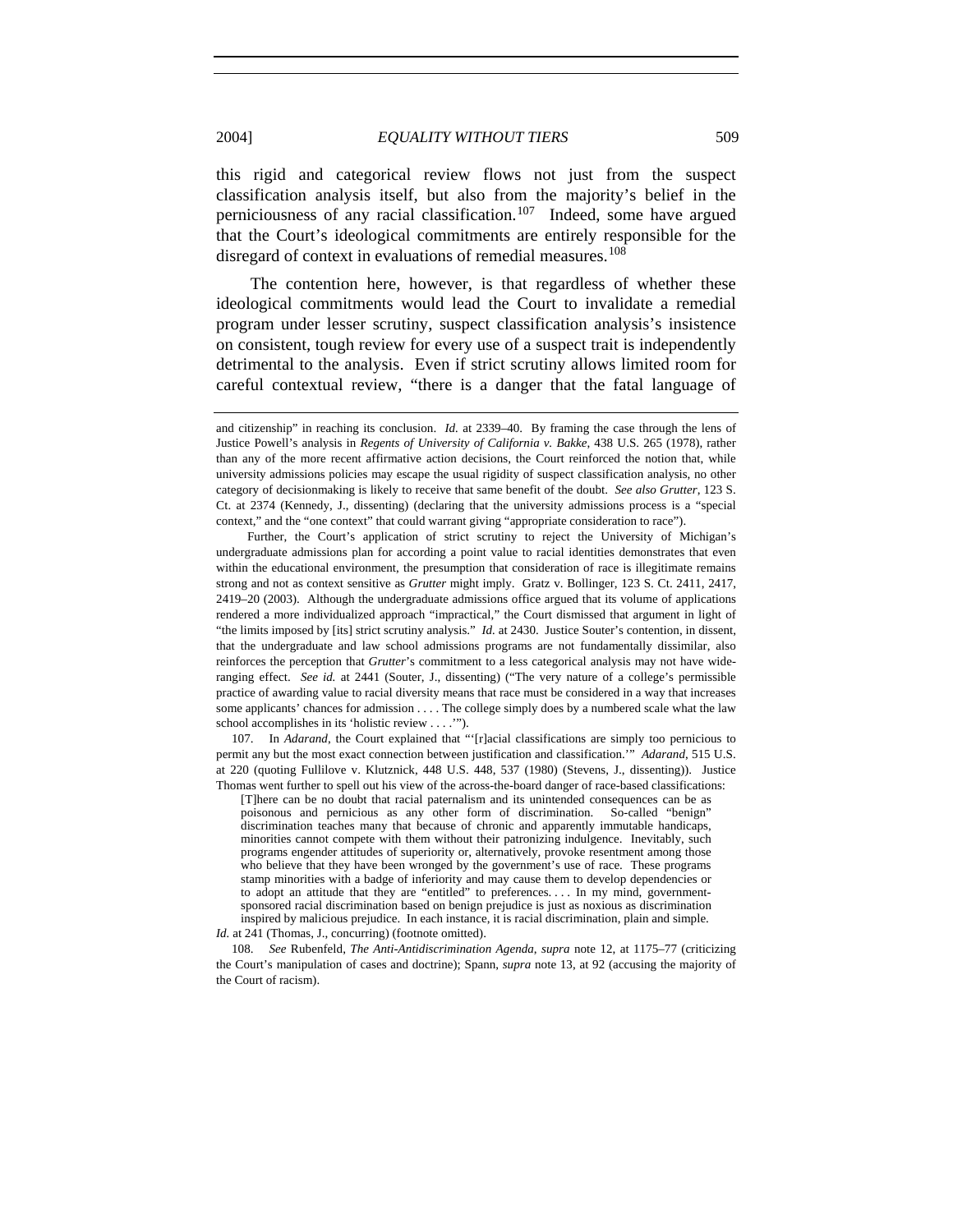this rigid and categorical review flows not just from the suspect classification analysis itself, but also from the majority's belief in the perniciousness of any racial classification.[107] Indeed, some have argued that the Court's ideological commitments are entirely responsible for the disregard of context in evaluations of remedial measures.[108]

The contention here, however, is that regardless of whether these ideological commitments would lead the Court to invalidate a remedial program under lesser scrutiny, suspect classification analysis's insistence on consistent, tough review for every use of a suspect trait is independently detrimental to the analysis. Even if strict scrutiny allows limited room for careful contextual review, "there is a danger that the fatal language of

---

and citizenship" in reaching its conclusion. *Id.* at 2339–40. By framing the case through the lens of Justice Powell's analysis in *Regents of University of California v. Bakke*, 438 U.S. 265 (1978), rather than any of the more recent affirmative action decisions, the Court reinforced the notion that, while university admissions policies may escape the usual rigidity of suspect classification analysis, no other category of decisionmaking is likely to receive that same benefit of the doubt. *See also Grutter*, 123 S. Ct. at 2374 (Kennedy, J., dissenting) (declaring that the university admissions process is a "special context," and the "one context" that could warrant giving "appropriate consideration to race").

Further, the Court's application of strict scrutiny to reject the University of Michigan's undergraduate admissions plan for according a point value to racial identities demonstrates that even within the educational environment, the presumption that consideration of race is illegitimate remains strong and not as context sensitive as *Grutter* might imply. Gratz v. Bollinger, 123 S. Ct. 2411, 2417, 2419–20 (2003). Although the undergraduate admissions office argued that its volume of applications rendered a more individualized approach "impractical," the Court dismissed that argument in light of "the limits imposed by [its] strict scrutiny analysis." *Id.* at 2430. Justice Souter's contention, in dissent, that the undergraduate and law school admissions programs are not fundamentally dissimilar, also reinforces the perception that *Grutter*'s commitment to a less categorical analysis may not have wide-ranging effect. *See id.* at 2441 (Souter, J., dissenting) ("The very nature of a college's permissible practice of awarding value to racial diversity means that race must be considered in a way that increases some applicants' chances for admission . . . . The college simply does by a numbered scale what the law school accomplishes in its 'holistic review . . . .'").

107. In *Adarand*, the Court explained that "'[r]acial classifications are simply too pernicious to permit any but the most exact connection between justification and classification.'" *Adarand*, 515 U.S. at 220 (quoting Fullilove v. Klutznick, 448 U.S. 448, 537 (1980) (Stevens, J., dissenting)). Justice Thomas went further to spell out his view of the across-the-board danger of race-based classifications:

> [T]here can be no doubt that racial paternalism and its unintended consequences can be as poisonous and pernicious as any other form of discrimination. So-called "benign" discrimination teaches many that because of chronic and apparently immutable handicaps, minorities cannot compete with them without their patronizing indulgence. Inevitably, such programs engender attitudes of superiority or, alternatively, provoke resentment among those who believe that they have been wronged by the government's use of race. These programs stamp minorities with a badge of inferiority and may cause them to develop dependencies or to adopt an attitude that they are "entitled" to preferences. . . . In my mind, government-sponsored racial discrimination based on benign prejudice is just as noxious as discrimination inspired by malicious prejudice. In each instance, it is racial discrimination, plain and simple.

*Id.* at 241 (Thomas, J., concurring) (footnote omitted).

108. *See* Rubenfeld, *The Anti-Antidiscrimination Agenda*, *supra* note 12, at 1175–77 (criticizing the Court's manipulation of cases and doctrine); Spann, *supra* note 13, at 92 (accusing the majority of the Court of racism).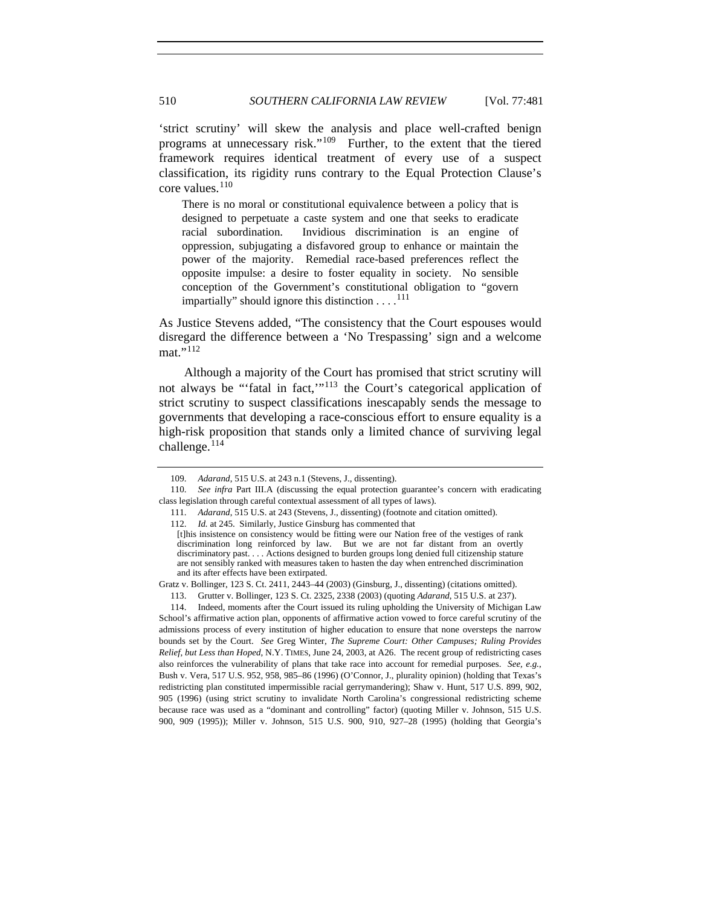'strict scrutiny' will skew the analysis and place well-crafted benign programs at unnecessary risk."[109] Further, to the extent that the tiered framework requires identical treatment of every use of a suspect classification, its rigidity runs contrary to the Equal Protection Clause's core values.[110]

> There is no moral or constitutional equivalence between a policy that is designed to perpetuate a caste system and one that seeks to eradicate racial subordination. Invidious discrimination is an engine of oppression, subjugating a disfavored group to enhance or maintain the power of the majority. Remedial race-based preferences reflect the opposite impulse: a desire to foster equality in society. No sensible conception of the Government's constitutional obligation to "govern impartially" should ignore this distinction . . . .[111]

As Justice Stevens added, "The consistency that the Court espouses would disregard the difference between a 'No Trespassing' sign and a welcome mat."[112]

Although a majority of the Court has promised that strict scrutiny will not always be "'fatal in fact,'"[113] the Court's categorical application of strict scrutiny to suspect classifications inescapably sends the message to governments that developing a race-conscious effort to ensure equality is a high-risk proposition that stands only a limited chance of surviving legal challenge.[114]

---

109. *Adarand*, 515 U.S. at 243 n.1 (Stevens, J., dissenting).

110. *See infra* Part III.A (discussing the equal protection guarantee's concern with eradicating class legislation through careful contextual assessment of all types of laws).

111. *Adarand*, 515 U.S. at 243 (Stevens, J., dissenting) (footnote and citation omitted).

112. *Id.* at 245. Similarly, Justice Ginsburg has commented that

> [t]his insistence on consistency would be fitting were our Nation free of the vestiges of rank discrimination long reinforced by law. But we are not far distant from an overtly discriminatory past. . . . Actions designed to burden groups long denied full citizenship stature are not sensibly ranked with measures taken to hasten the day when entrenched discrimination and its after effects have been extirpated.

Gratz v. Bollinger, 123 S. Ct. 2411, 2443–44 (2003) (Ginsburg, J., dissenting) (citations omitted).

113. Grutter v. Bollinger, 123 S. Ct. 2325, 2338 (2003) (quoting *Adarand*, 515 U.S. at 237).

114. Indeed, moments after the Court issued its ruling upholding the University of Michigan Law School's affirmative action plan, opponents of affirmative action vowed to force careful scrutiny of the admissions process of every institution of higher education to ensure that none oversteps the narrow bounds set by the Court. *See* Greg Winter, *The Supreme Court: Other Campuses; Ruling Provides Relief, but Less than Hoped*, N.Y. TIMES, June 24, 2003, at A26. The recent group of redistricting cases also reinforces the vulnerability of plans that take race into account for remedial purposes. *See, e.g.*, Bush v. Vera, 517 U.S. 952, 958, 985–86 (1996) (O'Connor, J., plurality opinion) (holding that Texas's redistricting plan constituted impermissible racial gerrymandering); Shaw v. Hunt, 517 U.S. 899, 902, 905 (1996) (using strict scrutiny to invalidate North Carolina's congressional redistricting scheme because race was used as a "dominant and controlling" factor) (quoting Miller v. Johnson, 515 U.S. 900, 909 (1995)); Miller v. Johnson, 515 U.S. 900, 910, 927–28 (1995) (holding that Georgia's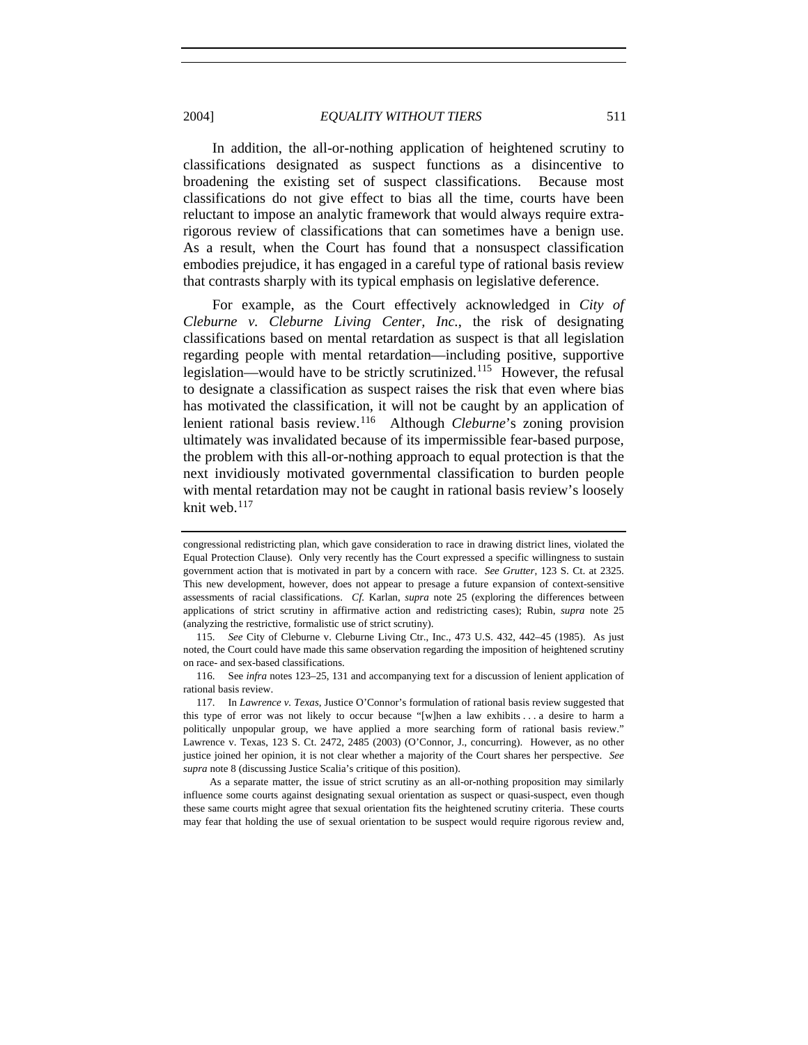In addition, the all-or-nothing application of heightened scrutiny to classifications designated as suspect functions as a disincentive to broadening the existing set of suspect classifications. Because most classifications do not give effect to bias all the time, courts have been reluctant to impose an analytic framework that would always require extra-rigorous review of classifications that can sometimes have a benign use. As a result, when the Court has found that a nonsuspect classification embodies prejudice, it has engaged in a careful type of rational basis review that contrasts sharply with its typical emphasis on legislative deference.

For example, as the Court effectively acknowledged in *City of Cleburne v. Cleburne Living Center, Inc.*, the risk of designating classifications based on mental retardation as suspect is that all legislation regarding people with mental retardation—including positive, supportive legislation—would have to be strictly scrutinized.[115] However, the refusal to designate a classification as suspect raises the risk that even where bias has motivated the classification, it will not be caught by an application of lenient rational basis review.[116] Although *Cleburne*'s zoning provision ultimately was invalidated because of its impermissible fear-based purpose, the problem with this all-or-nothing approach to equal protection is that the next invidiously motivated governmental classification to burden people with mental retardation may not be caught in rational basis review's loosely knit web.[117]

---

congressional redistricting plan, which gave consideration to race in drawing district lines, violated the Equal Protection Clause). Only very recently has the Court expressed a specific willingness to sustain government action that is motivated in part by a concern with race. *See Grutter*, 123 S. Ct. at 2325. This new development, however, does not appear to presage a future expansion of context-sensitive assessments of racial classifications. *Cf.* Karlan, *supra* note 25 (exploring the differences between applications of strict scrutiny in affirmative action and redistricting cases); Rubin, *supra* note 25 (analyzing the restrictive, formalistic use of strict scrutiny).

115. *See* City of Cleburne v. Cleburne Living Ctr., Inc., 473 U.S. 432, 442–45 (1985). As just noted, the Court could have made this same observation regarding the imposition of heightened scrutiny on race- and sex-based classifications.

116. See *infra* notes 123–25, 131 and accompanying text for a discussion of lenient application of rational basis review.

117. In *Lawrence v. Texas*, Justice O'Connor's formulation of rational basis review suggested that this type of error was not likely to occur because "[w]hen a law exhibits . . . a desire to harm a politically unpopular group, we have applied a more searching form of rational basis review." Lawrence v. Texas, 123 S. Ct. 2472, 2485 (2003) (O'Connor, J., concurring). However, as no other justice joined her opinion, it is not clear whether a majority of the Court shares her perspective. *See supra* note 8 (discussing Justice Scalia's critique of this position).

As a separate matter, the issue of strict scrutiny as an all-or-nothing proposition may similarly influence some courts against designating sexual orientation as suspect or quasi-suspect, even though these same courts might agree that sexual orientation fits the heightened scrutiny criteria. These courts may fear that holding the use of sexual orientation to be suspect would require rigorous review and,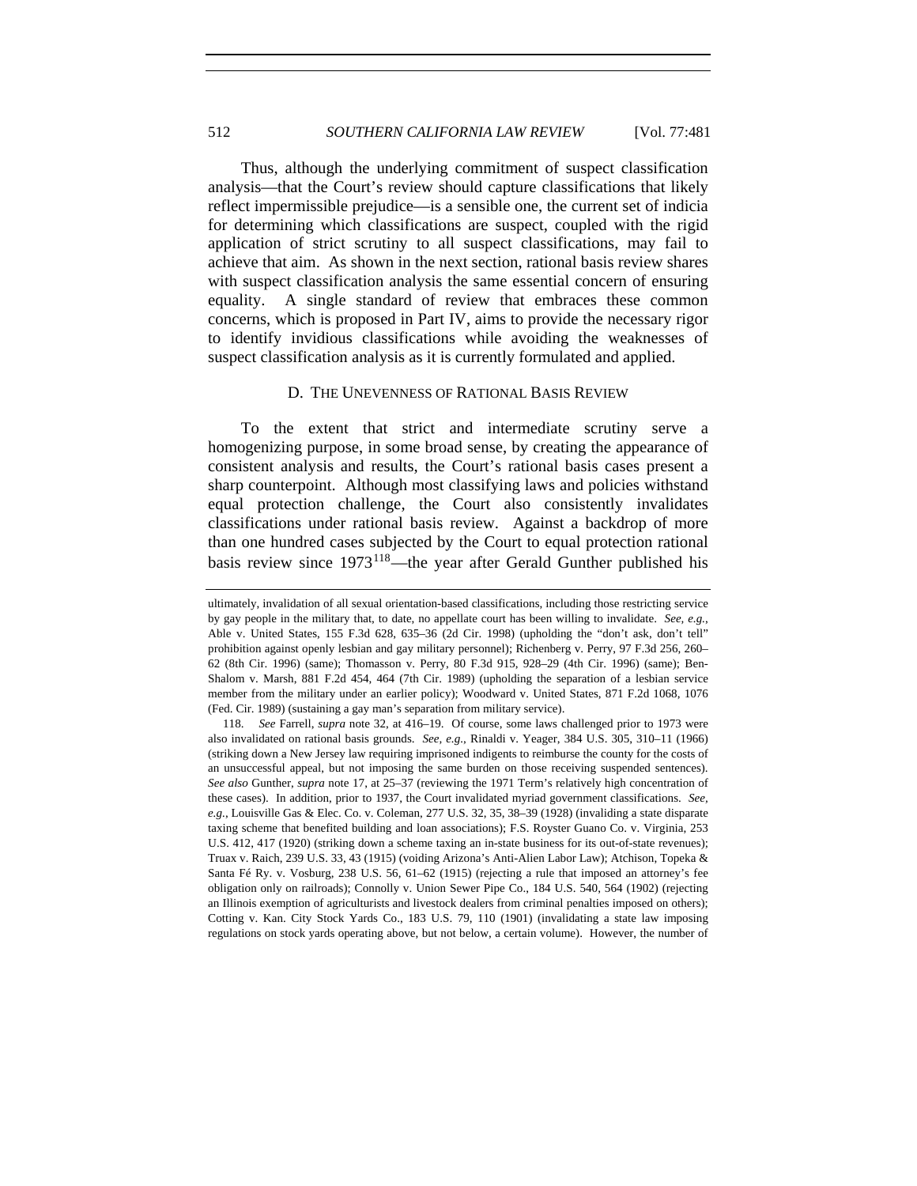Thus, although the underlying commitment of suspect classification analysis—that the Court's review should capture classifications that likely reflect impermissible prejudice—is a sensible one, the current set of indicia for determining which classifications are suspect, coupled with the rigid application of strict scrutiny to all suspect classifications, may fail to achieve that aim. As shown in the next section, rational basis review shares with suspect classification analysis the same essential concern of ensuring equality. A single standard of review that embraces these common concerns, which is proposed in Part IV, aims to provide the necessary rigor to identify invidious classifications while avoiding the weaknesses of suspect classification analysis as it is currently formulated and applied.

### D. THE UNEVENNESS OF RATIONAL BASIS REVIEW

To the extent that strict and intermediate scrutiny serve a homogenizing purpose, in some broad sense, by creating the appearance of consistent analysis and results, the Court's rational basis cases present a sharp counterpoint. Although most classifying laws and policies withstand equal protection challenge, the Court also consistently invalidates classifications under rational basis review. Against a backdrop of more than one hundred cases subjected by the Court to equal protection rational basis review since 1973[118]—the year after Gerald Gunther published his

---

ultimately, invalidation of all sexual orientation-based classifications, including those restricting service by gay people in the military that, to date, no appellate court has been willing to invalidate. *See, e.g.*, Able v. United States, 155 F.3d 628, 635–36 (2d Cir. 1998) (upholding the "don't ask, don't tell" prohibition against openly lesbian and gay military personnel); Richenberg v. Perry, 97 F.3d 256, 260–62 (8th Cir. 1996) (same); Thomasson v. Perry, 80 F.3d 915, 928–29 (4th Cir. 1996) (same); Ben-Shalom v. Marsh, 881 F.2d 454, 464 (7th Cir. 1989) (upholding the separation of a lesbian service member from the military under an earlier policy); Woodward v. United States, 871 F.2d 1068, 1076 (Fed. Cir. 1989) (sustaining a gay man's separation from military service).

118. *See* Farrell, *supra* note 32, at 416–19. Of course, some laws challenged prior to 1973 were also invalidated on rational basis grounds. *See, e.g.*, Rinaldi v. Yeager, 384 U.S. 305, 310–11 (1966) (striking down a New Jersey law requiring imprisoned indigents to reimburse the county for the costs of an unsuccessful appeal, but not imposing the same burden on those receiving suspended sentences). *See also* Gunther, *supra* note 17, at 25–37 (reviewing the 1971 Term's relatively high concentration of these cases). In addition, prior to 1937, the Court invalidated myriad government classifications. *See, e.g.*, Louisville Gas & Elec. Co. v. Coleman, 277 U.S. 32, 35, 38–39 (1928) (invalidating a state disparate taxing scheme that benefited building and loan associations); F.S. Royster Guano Co. v. Virginia, 253 U.S. 412, 417 (1920) (striking down a scheme taxing an in-state business for its out-of-state revenues); Truax v. Raich, 239 U.S. 33, 43 (1915) (voiding Arizona's Anti-Alien Labor Law); Atchison, Topeka & Santa Fé Ry. v. Vosburg, 238 U.S. 56, 61–62 (1915) (rejecting a rule that imposed an attorney's fee obligation only on railroads); Connolly v. Union Sewer Pipe Co., 184 U.S. 540, 564 (1902) (rejecting an Illinois exemption of agriculturists and livestock dealers from criminal penalties imposed on others); Cotting v. Kan. City Stock Yards Co., 183 U.S. 79, 110 (1901) (invalidating a state law imposing regulations on stock yards operating above, but not below, a certain volume). However, the number of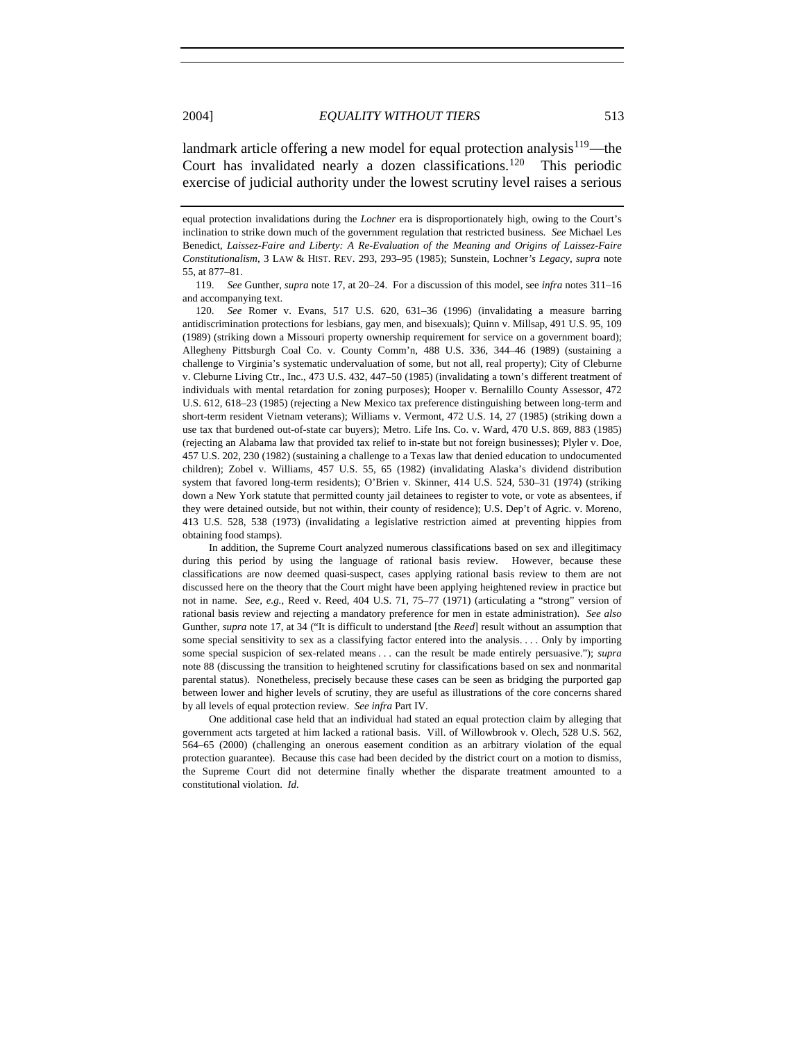landmark article offering a new model for equal protection analysis[119]—the Court has invalidated nearly a dozen classifications.[120] This periodic exercise of judicial authority under the lowest scrutiny level raises a serious

---

equal protection invalidations during the *Lochner* era is disproportionately high, owing to the Court's inclination to strike down much of the government regulation that restricted business. *See* Michael Les Benedict, *Laissez-Faire and Liberty: A Re-Evaluation of the Meaning and Origins of Laissez-Faire Constitutionalism*, 3 LAW & HIST. REV. 293, 293–95 (1985); Sunstein, Lochner*'s Legacy*, *supra* note 55, at 877–81.

119. *See* Gunther, *supra* note 17, at 20–24. For a discussion of this model, see *infra* notes 311–16 and accompanying text.

120. *See* Romer v. Evans, 517 U.S. 620, 631–36 (1996) (invalidating a measure barring antidiscrimination protections for lesbians, gay men, and bisexuals); Quinn v. Millsap, 491 U.S. 95, 109 (1989) (striking down a Missouri property ownership requirement for service on a government board); Allegheny Pittsburgh Coal Co. v. County Comm'n, 488 U.S. 336, 344–46 (1989) (sustaining a challenge to Virginia's systematic undervaluation of some, but not all, real property); City of Cleburne v. Cleburne Living Ctr., Inc., 473 U.S. 432, 447–50 (1985) (invalidating a town's different treatment of individuals with mental retardation for zoning purposes); Hooper v. Bernalillo County Assessor, 472 U.S. 612, 618–23 (1985) (rejecting a New Mexico tax preference distinguishing between long-term and short-term resident Vietnam veterans); Williams v. Vermont, 472 U.S. 14, 27 (1985) (striking down a use tax that burdened out-of-state car buyers); Metro. Life Ins. Co. v. Ward, 470 U.S. 869, 883 (1985) (rejecting an Alabama law that provided tax relief to in-state but not foreign businesses); Plyler v. Doe, 457 U.S. 202, 230 (1982) (sustaining a challenge to a Texas law that denied education to undocumented children); Zobel v. Williams, 457 U.S. 55, 65 (1982) (invalidating Alaska's dividend distribution system that favored long-term residents); O'Brien v. Skinner, 414 U.S. 524, 530–31 (1974) (striking down a New York statute that permitted county jail detainees to register to vote, or vote as absentees, if they were detained outside, but not within, their county of residence); U.S. Dep't of Agric. v. Moreno, 413 U.S. 528, 538 (1973) (invalidating a legislative restriction aimed at preventing hippies from obtaining food stamps).

In addition, the Supreme Court analyzed numerous classifications based on sex and illegitimacy during this period by using the language of rational basis review. However, because these classifications are now deemed quasi-suspect, cases applying rational basis review to them are not discussed here on the theory that the Court might have been applying heightened review in practice but not in name. *See, e.g.*, Reed v. Reed, 404 U.S. 71, 75–77 (1971) (articulating a "strong" version of rational basis review and rejecting a mandatory preference for men in estate administration). *See also* Gunther, *supra* note 17, at 34 ("It is difficult to understand [the *Reed*] result without an assumption that some special sensitivity to sex as a classifying factor entered into the analysis. . . . Only by importing some special suspicion of sex-related means . . . can the result be made entirely persuasive."); *supra* note 88 (discussing the transition to heightened scrutiny for classifications based on sex and nonmarital parental status). Nonetheless, precisely because these cases can be seen as bridging the purported gap between lower and higher levels of scrutiny, they are useful as illustrations of the core concerns shared by all levels of equal protection review. *See infra* Part IV.

One additional case held that an individual had stated an equal protection claim by alleging that government acts targeted at him lacked a rational basis. Vill. of Willowbrook v. Olech, 528 U.S. 562, 564–65 (2000) (challenging an onerous easement condition as an arbitrary violation of the equal protection guarantee). Because this case had been decided by the district court on a motion to dismiss, the Supreme Court did not determine finally whether the disparate treatment amounted to a constitutional violation. *Id.*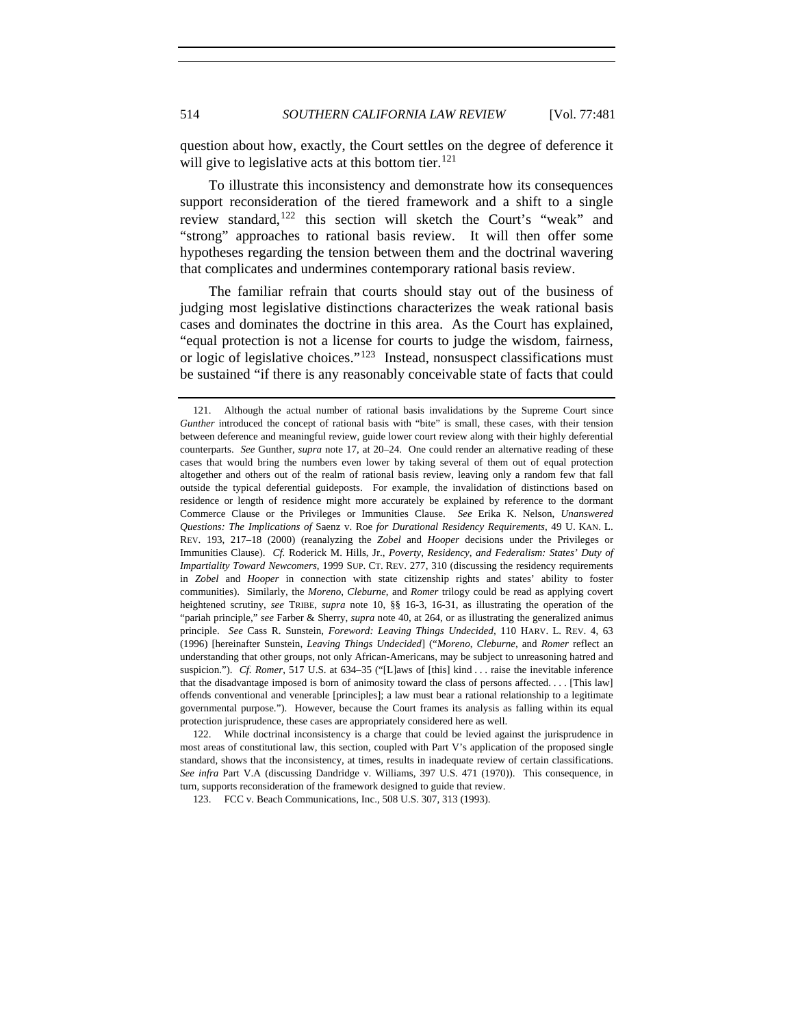question about how, exactly, the Court settles on the degree of deference it will give to legislative acts at this bottom tier.[121]

To illustrate this inconsistency and demonstrate how its consequences support reconsideration of the tiered framework and a shift to a single review standard,[122] this section will sketch the Court's "weak" and "strong" approaches to rational basis review. It will then offer some hypotheses regarding the tension between them and the doctrinal wavering that complicates and undermines contemporary rational basis review.

The familiar refrain that courts should stay out of the business of judging most legislative distinctions characterizes the weak rational basis cases and dominates the doctrine in this area. As the Court has explained, "equal protection is not a license for courts to judge the wisdom, fairness, or logic of legislative choices."[123] Instead, nonsuspect classifications must be sustained "if there is any reasonably conceivable state of facts that could

---

121. Although the actual number of rational basis invalidations by the Supreme Court since *Gunther* introduced the concept of rational basis with "bite" is small, these cases, with their tension between deference and meaningful review, guide lower court review along with their highly deferential counterparts. *See* Gunther, *supra* note 17, at 20–24. One could render an alternative reading of these cases that would bring the numbers even lower by taking several of them out of equal protection altogether and others out of the realm of rational basis review, leaving only a random few that fall outside the typical deferential guideposts. For example, the invalidation of distinctions based on residence or length of residence might more accurately be explained by reference to the dormant Commerce Clause or the Privileges or Immunities Clause. *See* Erika K. Nelson, *Unanswered Questions: The Implications of* Saenz v. Roe *for Durational Residency Requirements*, 49 U. KAN. L. REV. 193, 217–18 (2000) (reanalyzing the *Zobel* and *Hooper* decisions under the Privileges or Immunities Clause). *Cf.* Roderick M. Hills, Jr., *Poverty, Residency, and Federalism: States' Duty of Impartiality Toward Newcomers*, 1999 SUP. CT. REV. 277, 310 (discussing the residency requirements in *Zobel* and *Hooper* in connection with state citizenship rights and states' ability to foster communities). Similarly, the *Moreno*, *Cleburne*, and *Romer* trilogy could be read as applying covert heightened scrutiny, *see* TRIBE, *supra* note 10, §§ 16-3, 16-31, as illustrating the operation of the "pariah principle," *see* Farber & Sherry, *supra* note 40, at 264, or as illustrating the generalized animus principle. *See* Cass R. Sunstein, *Foreword: Leaving Things Undecided*, 110 HARV. L. REV. 4, 63 (1996) [hereinafter Sunstein, *Leaving Things Undecided*] ("*Moreno*, *Cleburne*, and *Romer* reflect an understanding that other groups, not only African-Americans, may be subject to unreasoning hatred and suspicion."). *Cf. Romer*, 517 U.S. at 634–35 ("[L]aws of [this] kind . . . raise the inevitable inference that the disadvantage imposed is born of animosity toward the class of persons affected. . . . [This law] offends conventional and venerable [principles]; a law must bear a rational relationship to a legitimate governmental purpose."). However, because the Court frames its analysis as falling within its equal protection jurisprudence, these cases are appropriately considered here as well.

122. While doctrinal inconsistency is a charge that could be levied against the jurisprudence in most areas of constitutional law, this section, coupled with Part V's application of the proposed single standard, shows that the inconsistency, at times, results in inadequate review of certain classifications. *See infra* Part V.A (discussing Dandridge v. Williams, 397 U.S. 471 (1970)). This consequence, in turn, supports reconsideration of the framework designed to guide that review.

123. FCC v. Beach Communications, Inc., 508 U.S. 307, 313 (1993).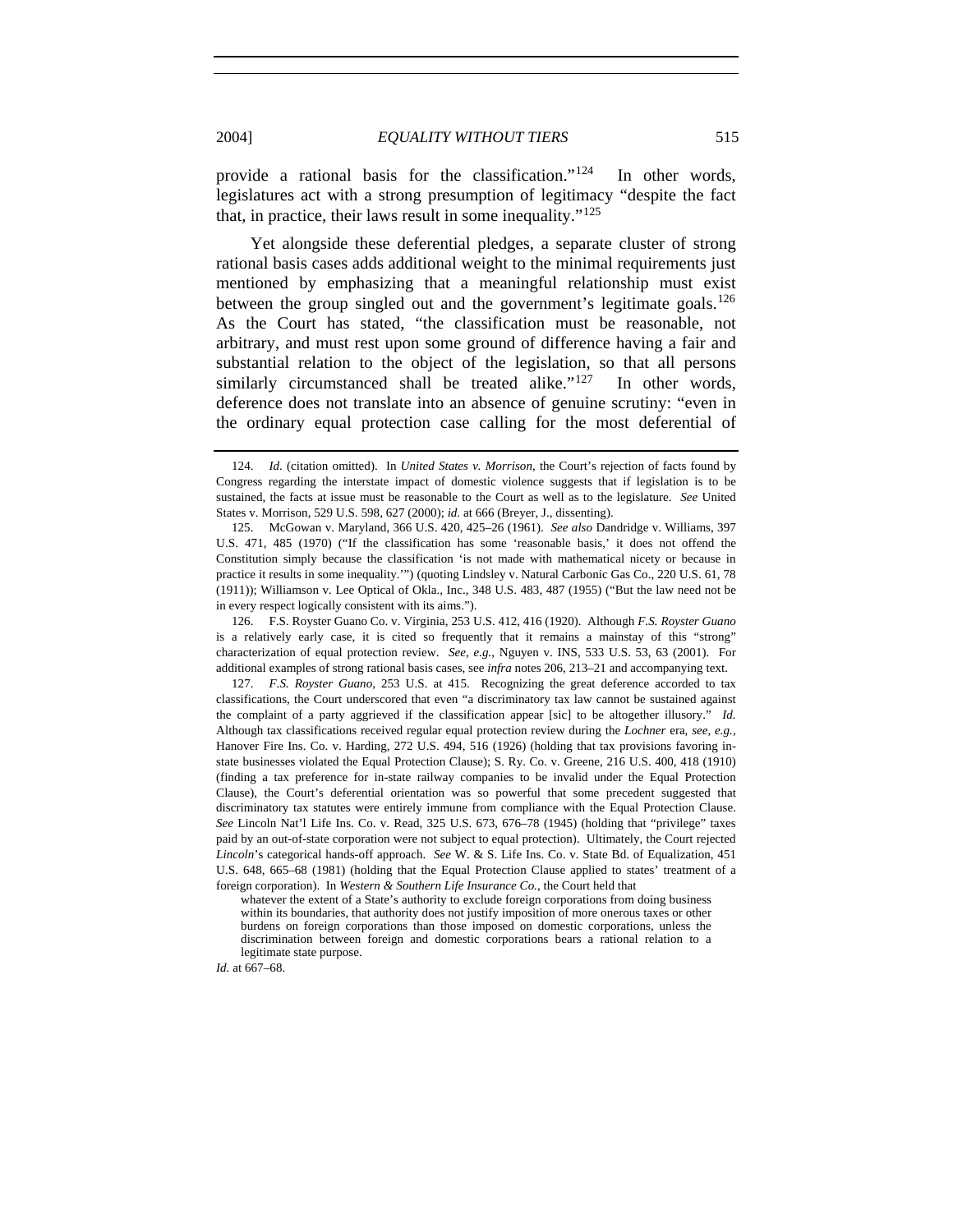provide a rational basis for the classification."[124] In other words, legislatures act with a strong presumption of legitimacy "despite the fact that, in practice, their laws result in some inequality."[125]

Yet alongside these deferential pledges, a separate cluster of strong rational basis cases adds additional weight to the minimal requirements just mentioned by emphasizing that a meaningful relationship must exist between the group singled out and the government's legitimate goals.[126] As the Court has stated, "the classification must be reasonable, not arbitrary, and must rest upon some ground of difference having a fair and substantial relation to the object of the legislation, so that all persons similarly circumstanced shall be treated alike."[127] In other words, deference does not translate into an absence of genuine scrutiny: "even in the ordinary equal protection case calling for the most deferential of

---

124. *Id.* (citation omitted). In *United States v. Morrison*, the Court's rejection of facts found by Congress regarding the interstate impact of domestic violence suggests that if legislation is to be sustained, the facts at issue must be reasonable to the Court as well as to the legislature. *See* United States v. Morrison, 529 U.S. 598, 627 (2000); *id.* at 666 (Breyer, J., dissenting).

125. McGowan v. Maryland, 366 U.S. 420, 425–26 (1961). *See also* Dandridge v. Williams, 397 U.S. 471, 485 (1970) ("If the classification has some 'reasonable basis,' it does not offend the Constitution simply because the classification 'is not made with mathematical nicety or because in practice it results in some inequality.'") (quoting Lindsley v. Natural Carbonic Gas Co., 220 U.S. 61, 78 (1911)); Williamson v. Lee Optical of Okla., Inc., 348 U.S. 483, 487 (1955) ("But the law need not be in every respect logically consistent with its aims.").

126. F.S. Royster Guano Co. v. Virginia, 253 U.S. 412, 416 (1920). Although *F.S. Royster Guano* is a relatively early case, it is cited so frequently that it remains a mainstay of this "strong" characterization of equal protection review. *See, e.g.*, Nguyen v. INS, 533 U.S. 53, 63 (2001). For additional examples of strong rational basis cases, see *infra* notes 206, 213–21 and accompanying text.

127. *F.S. Royster Guano*, 253 U.S. at 415. Recognizing the great deference accorded to tax classifications, the Court underscored that even "a discriminatory tax law cannot be sustained against the complaint of a party aggrieved if the classification appear [sic] to be altogether illusory." *Id.* Although tax classifications received regular equal protection review during the *Lochner* era, *see, e.g.*, Hanover Fire Ins. Co. v. Harding, 272 U.S. 494, 516 (1926) (holding that tax provisions favoring in-state businesses violated the Equal Protection Clause); S. Ry. Co. v. Greene, 216 U.S. 400, 418 (1910) (finding a tax preference for in-state railway companies to be invalid under the Equal Protection Clause), the Court's deferential orientation was so powerful that some precedent suggested that discriminatory tax statutes were entirely immune from compliance with the Equal Protection Clause. *See* Lincoln Nat'l Life Ins. Co. v. Read, 325 U.S. 673, 676–78 (1945) (holding that "privilege" taxes paid by an out-of-state corporation were not subject to equal protection). Ultimately, the Court rejected *Lincoln*'s categorical hands-off approach. *See* W. & S. Life Ins. Co. v. State Bd. of Equalization, 451 U.S. 648, 665–68 (1981) (holding that the Equal Protection Clause applied to states' treatment of a foreign corporation). In *Western & Southern Life Insurance Co.*, the Court held that

> whatever the extent of a State's authority to exclude foreign corporations from doing business within its boundaries, that authority does not justify imposition of more onerous taxes or other burdens on foreign corporations than those imposed on domestic corporations, unless the discrimination between foreign and domestic corporations bears a rational relation to a legitimate state purpose.

*Id.* at 667–68.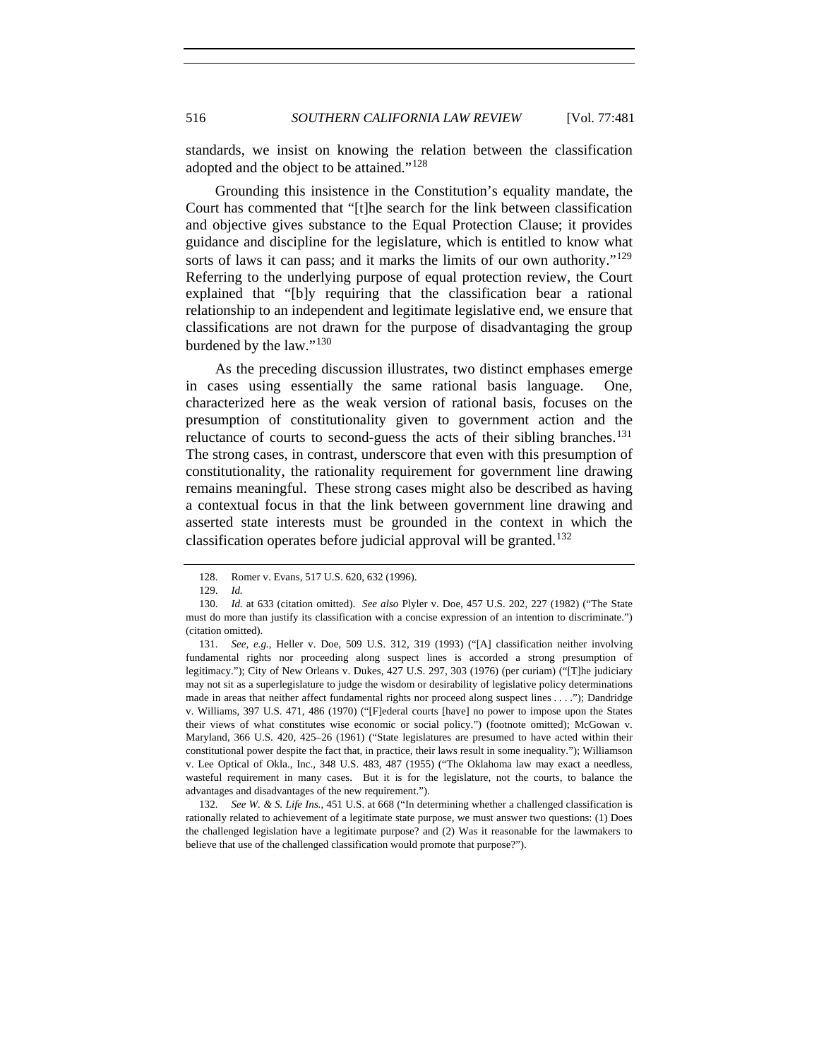standards, we insist on knowing the relation between the classification adopted and the object to be attained."[128]

Grounding this insistence in the Constitution's equality mandate, the Court has commented that "[t]he search for the link between classification and objective gives substance to the Equal Protection Clause; it provides guidance and discipline for the legislature, which is entitled to know what sorts of laws it can pass; and it marks the limits of our own authority."[129] Referring to the underlying purpose of equal protection review, the Court explained that "[b]y requiring that the classification bear a rational relationship to an independent and legitimate legislative end, we ensure that classifications are not drawn for the purpose of disadvantaging the group burdened by the law."[130]

As the preceding discussion illustrates, two distinct emphases emerge in cases using essentially the same rational basis language. One, characterized here as the weak version of rational basis, focuses on the presumption of constitutionality given to government action and the reluctance of courts to second-guess the acts of their sibling branches.[131] The strong cases, in contrast, underscore that even with this presumption of constitutionality, the rationality requirement for government line drawing remains meaningful. These strong cases might also be described as having a contextual focus in that the link between government line drawing and asserted state interests must be grounded in the context in which the classification operates before judicial approval will be granted.[132]

---

128. Romer v. Evans, 517 U.S. 620, 632 (1996).

129. *Id.*

130. *Id.* at 633 (citation omitted). *See also* Plyler v. Doe, 457 U.S. 202, 227 (1982) ("The State must do more than justify its classification with a concise expression of an intention to discriminate.") (citation omitted).

131. *See, e.g.*, Heller v. Doe, 509 U.S. 312, 319 (1993) ("[A] classification neither involving fundamental rights nor proceeding along suspect lines is accorded a strong presumption of legitimacy."); City of New Orleans v. Dukes, 427 U.S. 297, 303 (1976) (per curiam) ("[T]he judiciary may not sit as a superlegislature to judge the wisdom or desirability of legislative policy determinations made in areas that neither affect fundamental rights nor proceed along suspect lines . . . ."); Dandridge v. Williams, 397 U.S. 471, 486 (1970) ("[F]ederal courts [have] no power to impose upon the States their views of what constitutes wise economic or social policy.") (footnote omitted); McGowan v. Maryland, 366 U.S. 420, 425–26 (1961) ("State legislatures are presumed to have acted within their constitutional power despite the fact that, in practice, their laws result in some inequality."); Williamson v. Lee Optical of Okla., Inc., 348 U.S. 483, 487 (1955) ("The Oklahoma law may exact a needless, wasteful requirement in many cases. But it is for the legislature, not the courts, to balance the advantages and disadvantages of the new requirement.").

132. *See W. & S. Life Ins.*, 451 U.S. at 668 ("In determining whether a challenged classification is rationally related to achievement of a legitimate state purpose, we must answer two questions: (1) Does the challenged legislation have a legitimate purpose? and (2) Was it reasonable for the lawmakers to believe that use of the challenged classification would promote that purpose?").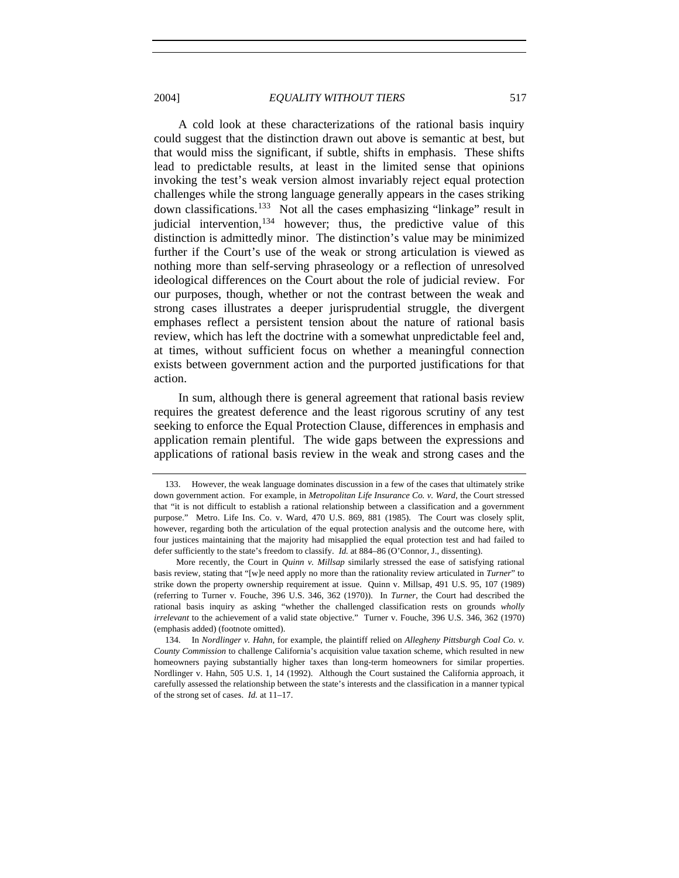A cold look at these characterizations of the rational basis inquiry could suggest that the distinction drawn out above is semantic at best, but that would miss the significant, if subtle, shifts in emphasis. These shifts lead to predictable results, at least in the limited sense that opinions invoking the test's weak version almost invariably reject equal protection challenges while the strong language generally appears in the cases striking down classifications.[133] Not all the cases emphasizing "linkage" result in judicial intervention,[134] however; thus, the predictive value of this distinction is admittedly minor. The distinction's value may be minimized further if the Court's use of the weak or strong articulation is viewed as nothing more than self-serving phraseology or a reflection of unresolved ideological differences on the Court about the role of judicial review. For our purposes, though, whether or not the contrast between the weak and strong cases illustrates a deeper jurisprudential struggle, the divergent emphases reflect a persistent tension about the nature of rational basis review, which has left the doctrine with a somewhat unpredictable feel and, at times, without sufficient focus on whether a meaningful connection exists between government action and the purported justifications for that action.

In sum, although there is general agreement that rational basis review requires the greatest deference and the least rigorous scrutiny of any test seeking to enforce the Equal Protection Clause, differences in emphasis and application remain plentiful. The wide gaps between the expressions and applications of rational basis review in the weak and strong cases and the

---

133. However, the weak language dominates discussion in a few of the cases that ultimately strike down government action. For example, in *Metropolitan Life Insurance Co. v. Ward*, the Court stressed that "it is not difficult to establish a rational relationship between a classification and a government purpose." Metro. Life Ins. Co. v. Ward, 470 U.S. 869, 881 (1985). The Court was closely split, however, regarding both the articulation of the equal protection analysis and the outcome here, with four justices maintaining that the majority had misapplied the equal protection test and had failed to defer sufficiently to the state's freedom to classify. *Id.* at 884–86 (O'Connor, J., dissenting).

More recently, the Court in *Quinn v. Millsap* similarly stressed the ease of satisfying rational basis review, stating that "[w]e need apply no more than the rationality review articulated in *Turner*" to strike down the property ownership requirement at issue. Quinn v. Millsap, 491 U.S. 95, 107 (1989) (referring to Turner v. Fouche, 396 U.S. 346, 362 (1970)). In *Turner*, the Court had described the rational basis inquiry as asking "whether the challenged classification rests on grounds *wholly irrelevant* to the achievement of a valid state objective." Turner v. Fouche, 396 U.S. 346, 362 (1970) (emphasis added) (footnote omitted).

134. In *Nordlinger v. Hahn*, for example, the plaintiff relied on *Allegheny Pittsburgh Coal Co. v. County Commission* to challenge California's acquisition value taxation scheme, which resulted in new homeowners paying substantially higher taxes than long-term homeowners for similar properties. Nordlinger v. Hahn, 505 U.S. 1, 14 (1992). Although the Court sustained the California approach, it carefully assessed the relationship between the state's interests and the classification in a manner typical of the strong set of cases. *Id.* at 11–17.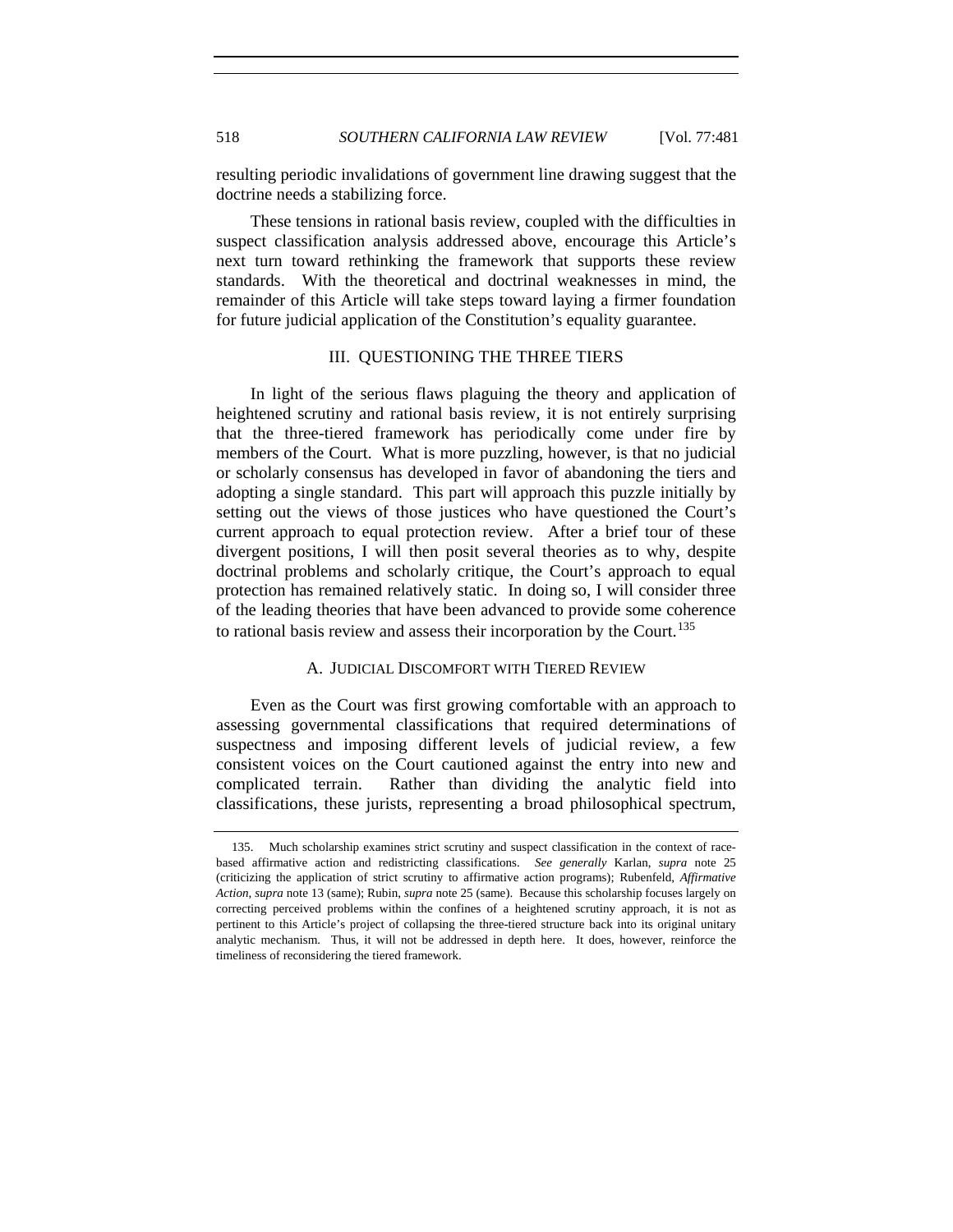resulting periodic invalidations of government line drawing suggest that the doctrine needs a stabilizing force.

These tensions in rational basis review, coupled with the difficulties in suspect classification analysis addressed above, encourage this Article's next turn toward rethinking the framework that supports these review standards. With the theoretical and doctrinal weaknesses in mind, the remainder of this Article will take steps toward laying a firmer foundation for future judicial application of the Constitution's equality guarantee.

## III. QUESTIONING THE THREE TIERS

In light of the serious flaws plaguing the theory and application of heightened scrutiny and rational basis review, it is not entirely surprising that the three-tiered framework has periodically come under fire by members of the Court. What is more puzzling, however, is that no judicial or scholarly consensus has developed in favor of abandoning the tiers and adopting a single standard. This part will approach this puzzle initially by setting out the views of those justices who have questioned the Court's current approach to equal protection review. After a brief tour of these divergent positions, I will then posit several theories as to why, despite doctrinal problems and scholarly critique, the Court's approach to equal protection has remained relatively static. In doing so, I will consider three of the leading theories that have been advanced to provide some coherence to rational basis review and assess their incorporation by the Court.[135]

### A. JUDICIAL DISCOMFORT WITH TIERED REVIEW

Even as the Court was first growing comfortable with an approach to assessing governmental classifications that required determinations of suspectness and imposing different levels of judicial review, a few consistent voices on the Court cautioned against the entry into new and complicated terrain. Rather than dividing the analytic field into classifications, these jurists, representing a broad philosophical spectrum,

---

135. Much scholarship examines strict scrutiny and suspect classification in the context of race-based affirmative action and redistricting classifications. *See generally* Karlan, *supra* note 25 (criticizing the application of strict scrutiny to affirmative action programs); Rubenfeld, *Affirmative Action*, *supra* note 13 (same); Rubin, *supra* note 25 (same). Because this scholarship focuses largely on correcting perceived problems within the confines of a heightened scrutiny approach, it is not as pertinent to this Article's project of collapsing the three-tiered structure back into its original unitary analytic mechanism. Thus, it will not be addressed in depth here. It does, however, reinforce the timeliness of reconsidering the tiered framework.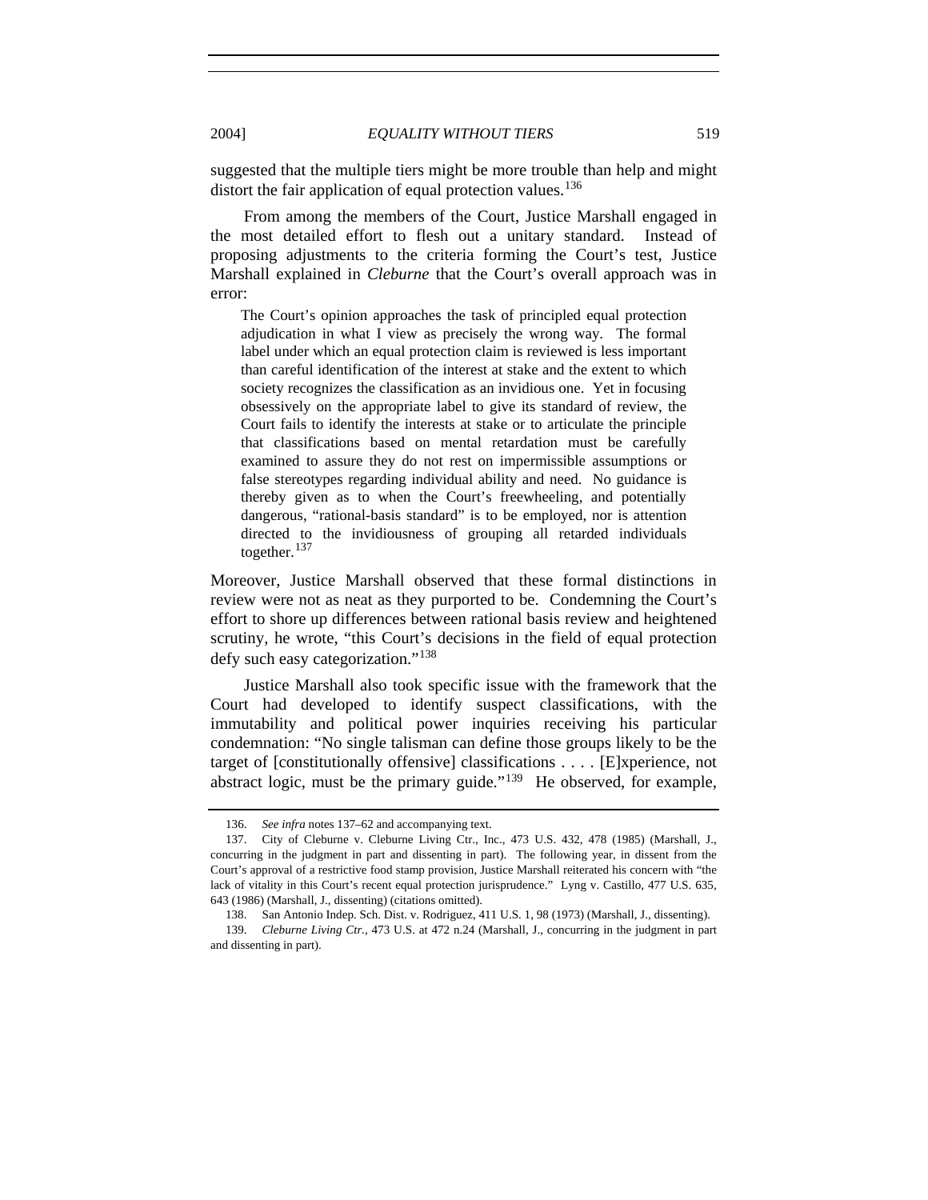suggested that the multiple tiers might be more trouble than help and might distort the fair application of equal protection values.[136]

From among the members of the Court, Justice Marshall engaged in the most detailed effort to flesh out a unitary standard. Instead of proposing adjustments to the criteria forming the Court's test, Justice Marshall explained in *Cleburne* that the Court's overall approach was in error:

> The Court's opinion approaches the task of principled equal protection adjudication in what I view as precisely the wrong way. The formal label under which an equal protection claim is reviewed is less important than careful identification of the interest at stake and the extent to which society recognizes the classification as an invidious one. Yet in focusing obsessively on the appropriate label to give its standard of review, the Court fails to identify the interests at stake or to articulate the principle that classifications based on mental retardation must be carefully examined to assure they do not rest on impermissible assumptions or false stereotypes regarding individual ability and need. No guidance is thereby given as to when the Court's freewheeling, and potentially dangerous, "rational-basis standard" is to be employed, nor is attention directed to the invidiousness of grouping all retarded individuals together.[137]

Moreover, Justice Marshall observed that these formal distinctions in review were not as neat as they purported to be. Condemning the Court's effort to shore up differences between rational basis review and heightened scrutiny, he wrote, "this Court's decisions in the field of equal protection defy such easy categorization."[138]

Justice Marshall also took specific issue with the framework that the Court had developed to identify suspect classifications, with the immutability and political power inquiries receiving his particular condemnation: "No single talisman can define those groups likely to be the target of [constitutionally offensive] classifications . . . . [E]xperience, not abstract logic, must be the primary guide."[139] He observed, for example,

---

136. *See infra* notes 137–62 and accompanying text.

137. City of Cleburne v. Cleburne Living Ctr., Inc., 473 U.S. 432, 478 (1985) (Marshall, J., concurring in the judgment in part and dissenting in part). The following year, in dissent from the Court's approval of a restrictive food stamp provision, Justice Marshall reiterated his concern with "the lack of vitality in this Court's recent equal protection jurisprudence." Lyng v. Castillo, 477 U.S. 635, 643 (1986) (Marshall, J., dissenting) (citations omitted).

138. San Antonio Indep. Sch. Dist. v. Rodriguez, 411 U.S. 1, 98 (1973) (Marshall, J., dissenting).

139. *Cleburne Living Ctr.*, 473 U.S. at 472 n.24 (Marshall, J., concurring in the judgment in part and dissenting in part).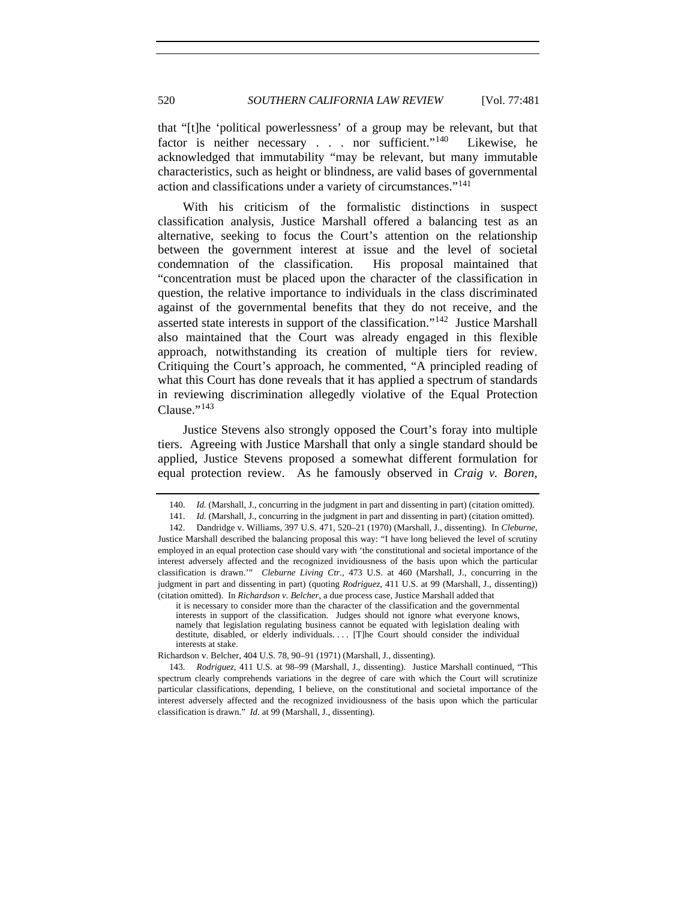that "[t]he 'political powerlessness' of a group may be relevant, but that factor is neither necessary . . . nor sufficient."[140] Likewise, he acknowledged that immutability "may be relevant, but many immutable characteristics, such as height or blindness, are valid bases of governmental action and classifications under a variety of circumstances."[141]

With his criticism of the formalistic distinctions in suspect classification analysis, Justice Marshall offered a balancing test as an alternative, seeking to focus the Court's attention on the relationship between the government interest at issue and the level of societal condemnation of the classification. His proposal maintained that "concentration must be placed upon the character of the classification in question, the relative importance to individuals in the class discriminated against of the governmental benefits that they do not receive, and the asserted state interests in support of the classification."[142] Justice Marshall also maintained that the Court was already engaged in this flexible approach, notwithstanding its creation of multiple tiers for review. Critiquing the Court's approach, he commented, "A principled reading of what this Court has done reveals that it has applied a spectrum of standards in reviewing discrimination allegedly violative of the Equal Protection Clause."[143]

Justice Stevens also strongly opposed the Court's foray into multiple tiers. Agreeing with Justice Marshall that only a single standard should be applied, Justice Stevens proposed a somewhat different formulation for equal protection review. As he famously observed in *Craig v. Boren*,

---

140. *Id.* (Marshall, J., concurring in the judgment in part and dissenting in part) (citation omitted).

141. *Id.* (Marshall, J., concurring in the judgment in part and dissenting in part) (citation omitted).

142. Dandridge v. Williams, 397 U.S. 471, 520–21 (1970) (Marshall, J., dissenting). In *Cleburne*, Justice Marshall described the balancing proposal this way: "I have long believed the level of scrutiny employed in an equal protection case should vary with 'the constitutional and societal importance of the interest adversely affected and the recognized invidiousness of the basis upon which the particular classification is drawn.'" *Cleburne Living Ctr.*, 473 U.S. at 460 (Marshall, J., concurring in the judgment in part and dissenting in part) (quoting *Rodriguez*, 411 U.S. at 99 (Marshall, J., dissenting)) (citation omitted). In *Richardson v. Belcher*, a due process case, Justice Marshall added that

> it is necessary to consider more than the character of the classification and the governmental interests in support of the classification. Judges should not ignore what everyone knows, namely that legislation regulating business cannot be equated with legislation dealing with destitute, disabled, or elderly individuals. . . . [T]he Court should consider the individual interests at stake.

Richardson v. Belcher, 404 U.S. 78, 90–91 (1971) (Marshall, J., dissenting).

143. *Rodriguez*, 411 U.S. at 98–99 (Marshall, J., dissenting). Justice Marshall continued, "This spectrum clearly comprehends variations in the degree of care with which the Court will scrutinize particular classifications, depending, I believe, on the constitutional and societal importance of the interest adversely affected and the recognized invidiousness of the basis upon which the particular classification is drawn." *Id.* at 99 (Marshall, J., dissenting).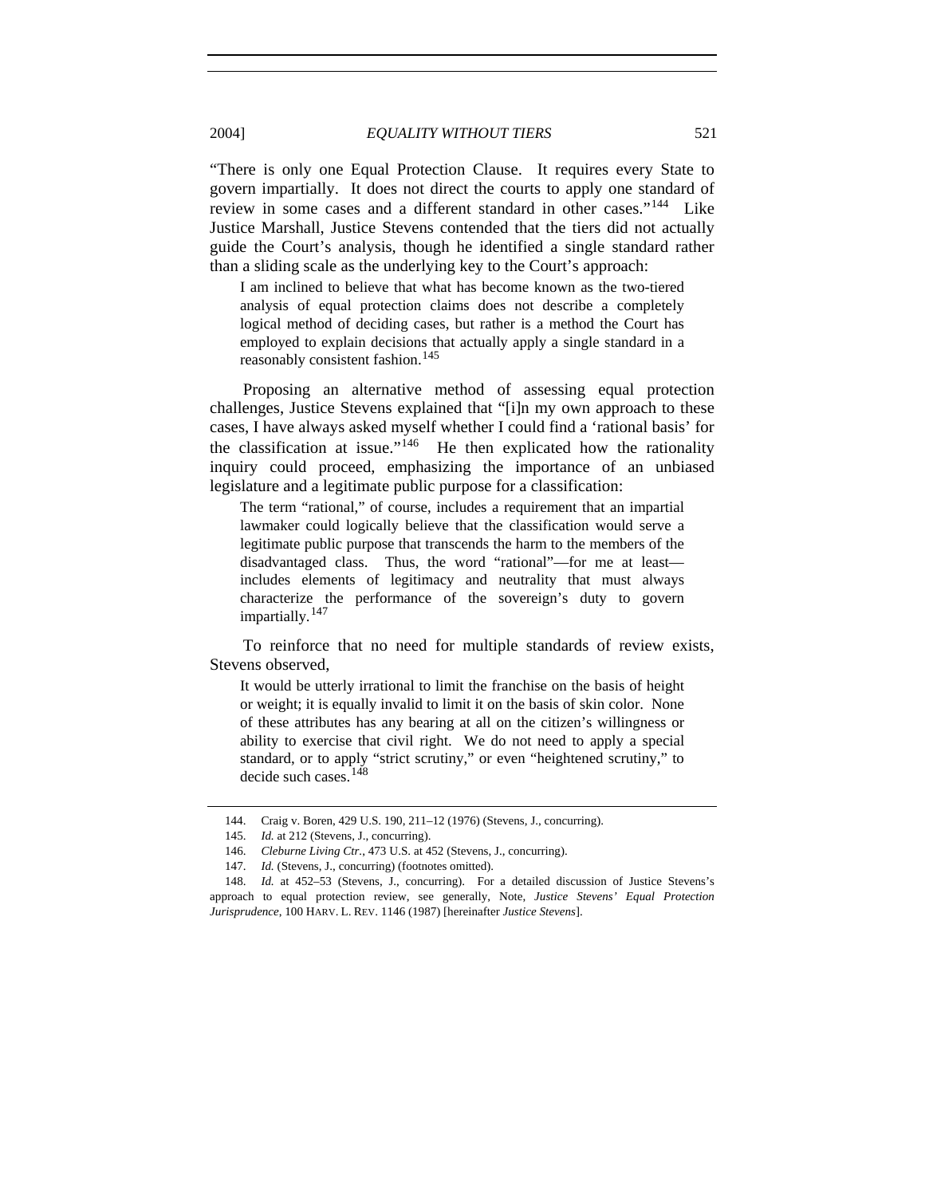"There is only one Equal Protection Clause. It requires every State to govern impartially. It does not direct the courts to apply one standard of review in some cases and a different standard in other cases."[144] Like Justice Marshall, Justice Stevens contended that the tiers did not actually guide the Court's analysis, though he identified a single standard rather than a sliding scale as the underlying key to the Court's approach:

> I am inclined to believe that what has become known as the two-tiered analysis of equal protection claims does not describe a completely logical method of deciding cases, but rather is a method the Court has employed to explain decisions that actually apply a single standard in a reasonably consistent fashion.[145]

Proposing an alternative method of assessing equal protection challenges, Justice Stevens explained that "[i]n my own approach to these cases, I have always asked myself whether I could find a 'rational basis' for the classification at issue."[146] He then explicated how the rationality inquiry could proceed, emphasizing the importance of an unbiased legislature and a legitimate public purpose for a classification:

> The term "rational," of course, includes a requirement that an impartial lawmaker could logically believe that the classification would serve a legitimate public purpose that transcends the harm to the members of the disadvantaged class. Thus, the word "rational"—for me at least—includes elements of legitimacy and neutrality that must always characterize the performance of the sovereign's duty to govern impartially.[147]

To reinforce that no need for multiple standards of review exists, Stevens observed,

> It would be utterly irrational to limit the franchise on the basis of height or weight; it is equally invalid to limit it on the basis of skin color. None of these attributes has any bearing at all on the citizen's willingness or ability to exercise that civil right. We do not need to apply a special standard, or to apply "strict scrutiny," or even "heightened scrutiny," to decide such cases.[148]

---

144. Craig v. Boren, 429 U.S. 190, 211–12 (1976) (Stevens, J., concurring).

145. *Id.* at 212 (Stevens, J., concurring).

146. *Cleburne Living Ctr.*, 473 U.S. at 452 (Stevens, J., concurring).

147. *Id.* (Stevens, J., concurring) (footnotes omitted).

148. *Id.* at 452–53 (Stevens, J., concurring). For a detailed discussion of Justice Stevens's approach to equal protection review, see generally, Note, *Justice Stevens' Equal Protection Jurisprudence*, 100 HARV. L. REV. 1146 (1987) [hereinafter *Justice Stevens*].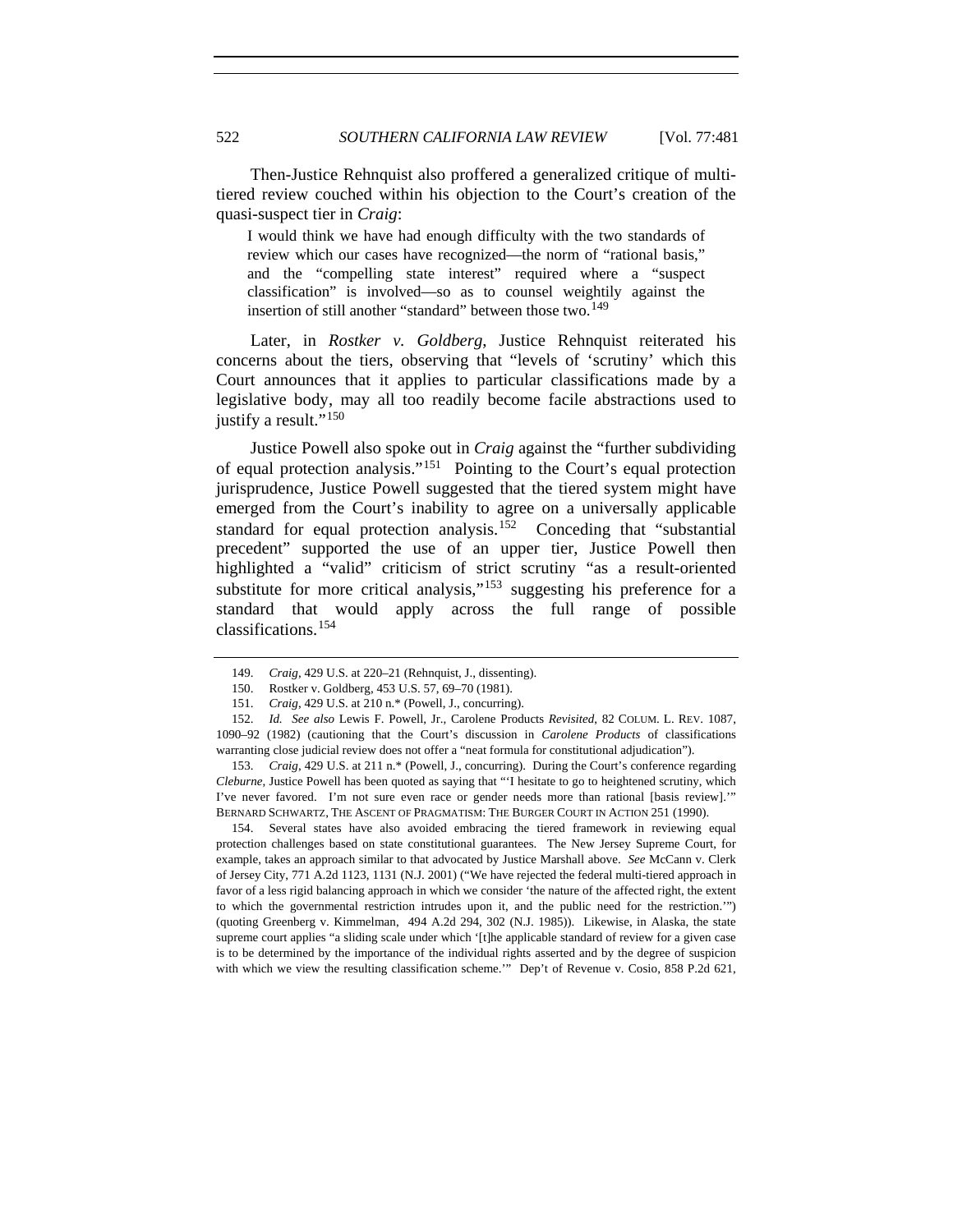Then-Justice Rehnquist also proffered a generalized critique of multi-tiered review couched within his objection to the Court's creation of the quasi-suspect tier in *Craig*:

> I would think we have had enough difficulty with the two standards of review which our cases have recognized—the norm of "rational basis," and the "compelling state interest" required where a "suspect classification" is involved—so as to counsel weightily against the insertion of still another "standard" between those two.[149]

Later, in *Rostker v. Goldberg*, Justice Rehnquist reiterated his concerns about the tiers, observing that "levels of 'scrutiny' which this Court announces that it applies to particular classifications made by a legislative body, may all too readily become facile abstractions used to justify a result."[150]

Justice Powell also spoke out in *Craig* against the "further subdividing of equal protection analysis."[151] Pointing to the Court's equal protection jurisprudence, Justice Powell suggested that the tiered system might have emerged from the Court's inability to agree on a universally applicable standard for equal protection analysis.[152] Conceding that "substantial precedent" supported the use of an upper tier, Justice Powell then highlighted a "valid" criticism of strict scrutiny "as a result-oriented substitute for more critical analysis,"[153] suggesting his preference for a standard that would apply across the full range of possible classifications.[154]

---

149. *Craig*, 429 U.S. at 220–21 (Rehnquist, J., dissenting).

150. Rostker v. Goldberg, 453 U.S. 57, 69–70 (1981).

151. *Craig*, 429 U.S. at 210 n.* (Powell, J., concurring).

152. *Id. See also* Lewis F. Powell, Jr., Carolene Products *Revisited*, 82 COLUM. L. REV. 1087, 1090–92 (1982) (cautioning that the Court's discussion in *Carolene Products* of classifications warranting close judicial review does not offer a "neat formula for constitutional adjudication").

153. *Craig*, 429 U.S. at 211 n.* (Powell, J., concurring). During the Court's conference regarding *Cleburne*, Justice Powell has been quoted as saying that "'I hesitate to go to heightened scrutiny, which I've never favored. I'm not sure even race or gender needs more than rational [basis review].'" BERNARD SCHWARTZ, THE ASCENT OF PRAGMATISM: THE BURGER COURT IN ACTION 251 (1990).

154. Several states have also avoided embracing the tiered framework in reviewing equal protection challenges based on state constitutional guarantees. The New Jersey Supreme Court, for example, takes an approach similar to that advocated by Justice Marshall above. *See* McCann v. Clerk of Jersey City, 771 A.2d 1123, 1131 (N.J. 2001) ("We have rejected the federal multi-tiered approach in favor of a less rigid balancing approach in which we consider 'the nature of the affected right, the extent to which the governmental restriction intrudes upon it, and the public need for the restriction.'") (quoting Greenberg v. Kimmelman, 494 A.2d 294, 302 (N.J. 1985)). Likewise, in Alaska, the state supreme court applies "a sliding scale under which '[t]he applicable standard of review for a given case is to be determined by the importance of the individual rights asserted and by the degree of suspicion with which we view the resulting classification scheme.'" Dep't of Revenue v. Cosio, 858 P.2d 621,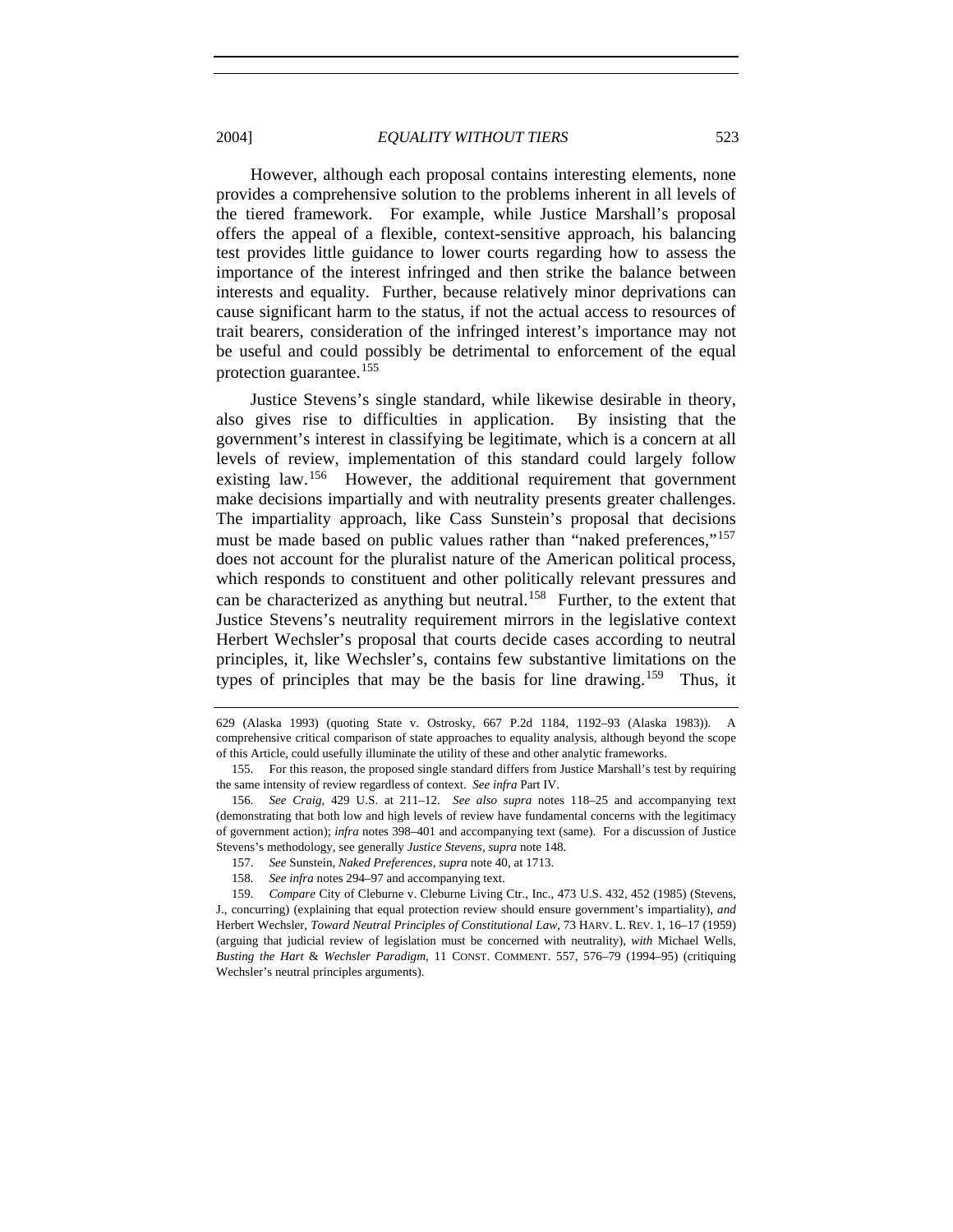However, although each proposal contains interesting elements, none provides a comprehensive solution to the problems inherent in all levels of the tiered framework. For example, while Justice Marshall's proposal offers the appeal of a flexible, context-sensitive approach, his balancing test provides little guidance to lower courts regarding how to assess the importance of the interest infringed and then strike the balance between interests and equality. Further, because relatively minor deprivations can cause significant harm to the status, if not the actual access to resources of trait bearers, consideration of the infringed interest's importance may not be useful and could possibly be detrimental to enforcement of the equal protection guarantee.[155]

Justice Stevens's single standard, while likewise desirable in theory, also gives rise to difficulties in application. By insisting that the government's interest in classifying be legitimate, which is a concern at all levels of review, implementation of this standard could largely follow existing law.[156] However, the additional requirement that government make decisions impartially and with neutrality presents greater challenges. The impartiality approach, like Cass Sunstein's proposal that decisions must be made based on public values rather than "naked preferences,"[157] does not account for the pluralist nature of the American political process, which responds to constituent and other politically relevant pressures and can be characterized as anything but neutral.[158] Further, to the extent that Justice Stevens's neutrality requirement mirrors in the legislative context Herbert Wechsler's proposal that courts decide cases according to neutral principles, it, like Wechsler's, contains few substantive limitations on the types of principles that may be the basis for line drawing.[159] Thus, it

---

629 (Alaska 1993) (quoting State v. Ostrosky, 667 P.2d 1184, 1192–93 (Alaska 1983)). A comprehensive critical comparison of state approaches to equality analysis, although beyond the scope of this Article, could usefully illuminate the utility of these and other analytic frameworks.

155. For this reason, the proposed single standard differs from Justice Marshall's test by requiring the same intensity of review regardless of context. *See infra* Part IV.

156. *See Craig*, 429 U.S. at 211–12. *See also supra* notes 118–25 and accompanying text (demonstrating that both low and high levels of review have fundamental concerns with the legitimacy of government action); *infra* notes 398–401 and accompanying text (same). For a discussion of Justice Stevens's methodology, see generally *Justice Stevens*, *supra* note 148.

157. *See* Sunstein, *Naked Preferences*, *supra* note 40, at 1713.

158. *See infra* notes 294–97 and accompanying text.

159. *Compare* City of Cleburne v. Cleburne Living Ctr., Inc., 473 U.S. 432, 452 (1985) (Stevens, J., concurring) (explaining that equal protection review should ensure government's impartiality), *and* Herbert Wechsler, *Toward Neutral Principles of Constitutional Law*, 73 HARV. L. REV. 1, 16–17 (1959) (arguing that judicial review of legislation must be concerned with neutrality), *with* Michael Wells, *Busting the Hart* & *Wechsler Paradigm*, 11 CONST. COMMENT. 557, 576–79 (1994–95) (critiquing Wechsler's neutral principles arguments).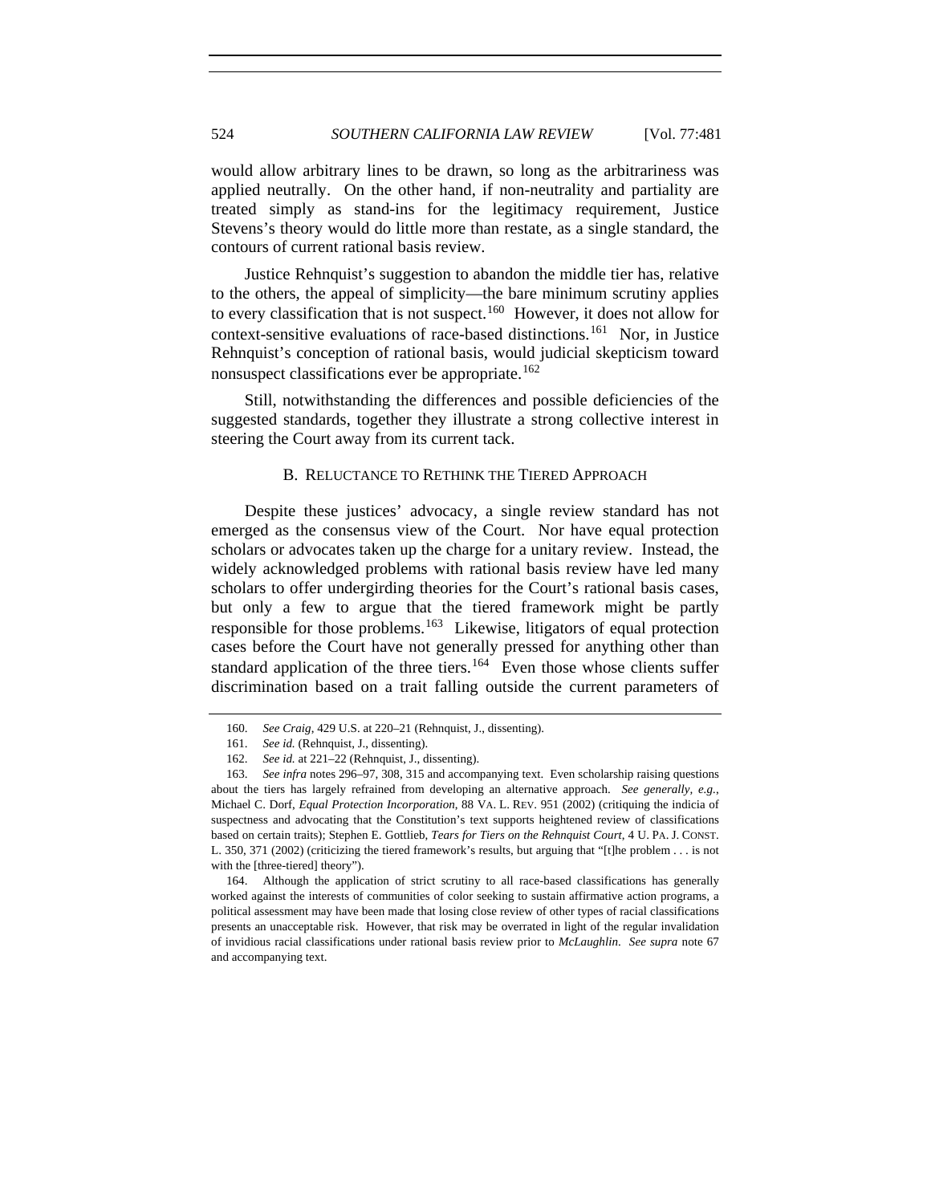would allow arbitrary lines to be drawn, so long as the arbitrariness was applied neutrally. On the other hand, if non-neutrality and partiality are treated simply as stand-ins for the legitimacy requirement, Justice Stevens's theory would do little more than restate, as a single standard, the contours of current rational basis review.

Justice Rehnquist's suggestion to abandon the middle tier has, relative to the others, the appeal of simplicity—the bare minimum scrutiny applies to every classification that is not suspect.[160] However, it does not allow for context-sensitive evaluations of race-based distinctions.[161] Nor, in Justice Rehnquist's conception of rational basis, would judicial skepticism toward nonsuspect classifications ever be appropriate.[162]

Still, notwithstanding the differences and possible deficiencies of the suggested standards, together they illustrate a strong collective interest in steering the Court away from its current tack.

### B. RELUCTANCE TO RETHINK THE TIERED APPROACH

Despite these justices' advocacy, a single review standard has not emerged as the consensus view of the Court. Nor have equal protection scholars or advocates taken up the charge for a unitary review. Instead, the widely acknowledged problems with rational basis review have led many scholars to offer undergirding theories for the Court's rational basis cases, but only a few to argue that the tiered framework might be partly responsible for those problems.[163] Likewise, litigators of equal protection cases before the Court have not generally pressed for anything other than standard application of the three tiers.[164] Even those whose clients suffer discrimination based on a trait falling outside the current parameters of

---

160. *See Craig*, 429 U.S. at 220–21 (Rehnquist, J., dissenting).

161. *See id.* (Rehnquist, J., dissenting).

162. *See id.* at 221–22 (Rehnquist, J., dissenting).

163. *See infra* notes 296–97, 308, 315 and accompanying text. Even scholarship raising questions about the tiers has largely refrained from developing an alternative approach. *See generally, e.g.*, Michael C. Dorf, *Equal Protection Incorporation*, 88 VA. L. REV. 951 (2002) (critiquing the indicia of suspectness and advocating that the Constitution's text supports heightened review of classifications based on certain traits); Stephen E. Gottlieb, *Tears for Tiers on the Rehnquist Court*, 4 U. PA. J. CONST. L. 350, 371 (2002) (criticizing the tiered framework's results, but arguing that "[t]he problem . . . is not with the [three-tiered] theory").

164. Although the application of strict scrutiny to all race-based classifications has generally worked against the interests of communities of color seeking to sustain affirmative action programs, a political assessment may have been made that losing close review of other types of racial classifications presents an unacceptable risk. However, that risk may be overrated in light of the regular invalidation of invidious racial classifications under rational basis review prior to *McLaughlin*. *See supra* note 67 and accompanying text.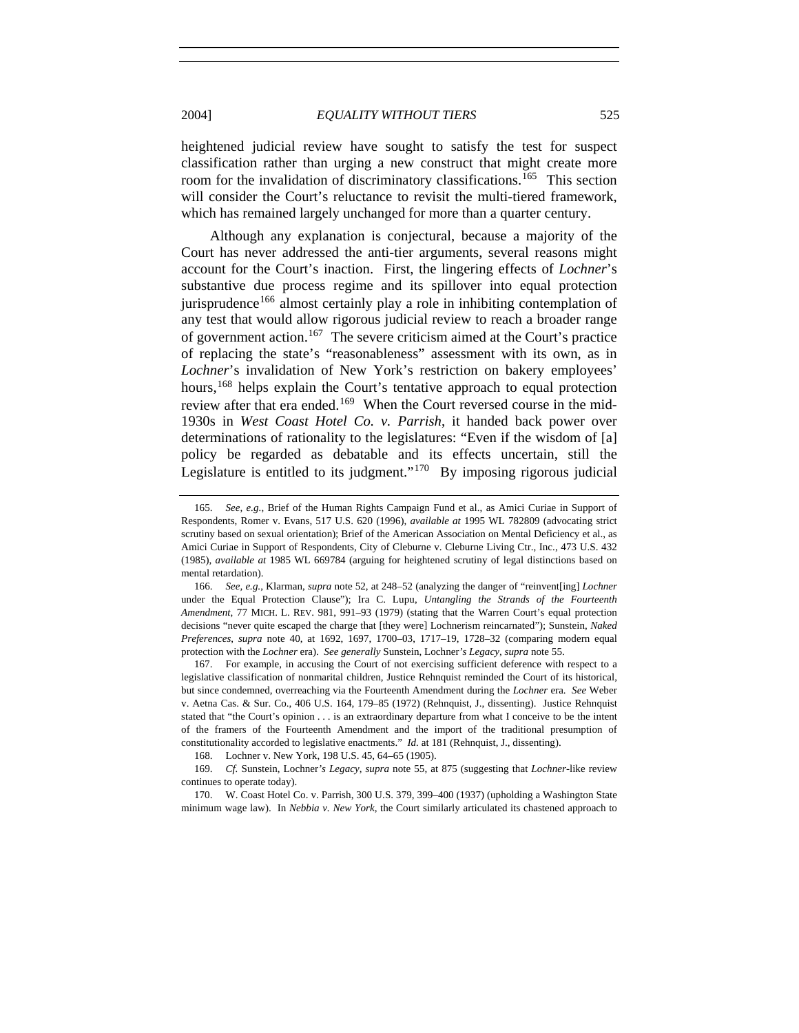heightened judicial review have sought to satisfy the test for suspect classification rather than urging a new construct that might create more room for the invalidation of discriminatory classifications.[165] This section will consider the Court's reluctance to revisit the multi-tiered framework, which has remained largely unchanged for more than a quarter century.

Although any explanation is conjectural, because a majority of the Court has never addressed the anti-tier arguments, several reasons might account for the Court's inaction. First, the lingering effects of *Lochner*'s substantive due process regime and its spillover into equal protection jurisprudence[166] almost certainly play a role in inhibiting contemplation of any test that would allow rigorous judicial review to reach a broader range of government action.[167] The severe criticism aimed at the Court's practice of replacing the state's "reasonableness" assessment with its own, as in *Lochner*'s invalidation of New York's restriction on bakery employees' hours,[168] helps explain the Court's tentative approach to equal protection review after that era ended.[169] When the Court reversed course in the mid-1930s in *West Coast Hotel Co. v. Parrish*, it handed back power over determinations of rationality to the legislatures: "Even if the wisdom of [a] policy be regarded as debatable and its effects uncertain, still the Legislature is entitled to its judgment."[170] By imposing rigorous judicial

---

165. *See, e.g.*, Brief of the Human Rights Campaign Fund et al., as Amici Curiae in Support of Respondents, Romer v. Evans, 517 U.S. 620 (1996), *available at* 1995 WL 782809 (advocating strict scrutiny based on sexual orientation); Brief of the American Association on Mental Deficiency et al., as Amici Curiae in Support of Respondents, City of Cleburne v. Cleburne Living Ctr., Inc., 473 U.S. 432 (1985), *available at* 1985 WL 669784 (arguing for heightened scrutiny of legal distinctions based on mental retardation).

166. *See, e.g.*, Klarman, *supra* note 52, at 248–52 (analyzing the danger of "reinvent[ing] *Lochner* under the Equal Protection Clause"); Ira C. Lupu, *Untangling the Strands of the Fourteenth Amendment*, 77 MICH. L. REV. 981, 991–93 (1979) (stating that the Warren Court's equal protection decisions "never quite escaped the charge that [they were] Lochnerism reincarnated"); Sunstein, *Naked Preferences*, *supra* note 40, at 1692, 1697, 1700–03, 1717–19, 1728–32 (comparing modern equal protection with the *Lochner* era). *See generally* Sunstein, *Lochner's Legacy*, *supra* note 55.

167. For example, in accusing the Court of not exercising sufficient deference with respect to a legislative classification of nonmarital children, Justice Rehnquist reminded the Court of its historical, but since condemned, overreaching via the Fourteenth Amendment during the *Lochner* era. *See* Weber v. Aetna Cas. & Sur. Co., 406 U.S. 164, 179–85 (1972) (Rehnquist, J., dissenting). Justice Rehnquist stated that "the Court's opinion . . . is an extraordinary departure from what I conceive to be the intent of the framers of the Fourteenth Amendment and the import of the traditional presumption of constitutionality accorded to legislative enactments." *Id.* at 181 (Rehnquist, J., dissenting).

168. Lochner v. New York, 198 U.S. 45, 64–65 (1905).

169. *Cf.* Sunstein, *Lochner's Legacy*, *supra* note 55, at 875 (suggesting that *Lochner*-like review continues to operate today).

170. W. Coast Hotel Co. v. Parrish, 300 U.S. 379, 399–400 (1937) (upholding a Washington State minimum wage law). In *Nebbia v. New York*, the Court similarly articulated its chastened approach to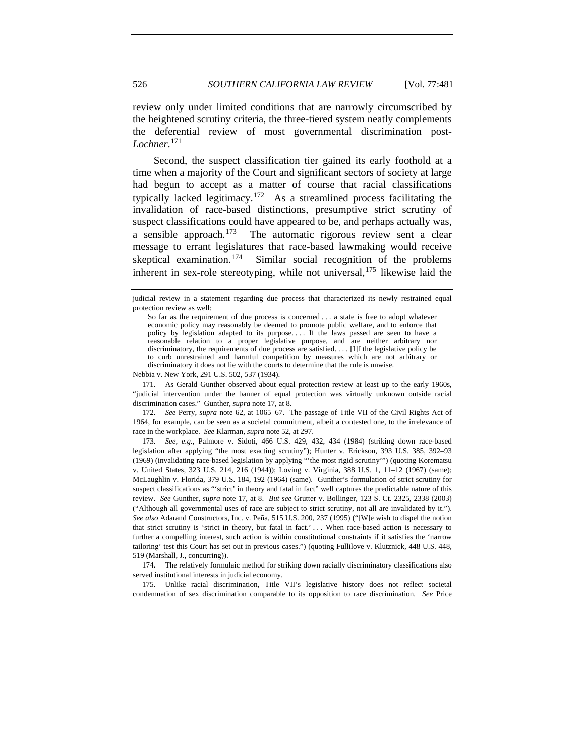review only under limited conditions that are narrowly circumscribed by the heightened scrutiny criteria, the three-tiered system neatly complements the deferential review of most governmental discrimination post-*Lochner*.[171]

Second, the suspect classification tier gained its early foothold at a time when a majority of the Court and significant sectors of society at large had begun to accept as a matter of course that racial classifications typically lacked legitimacy.[172] As a streamlined process facilitating the invalidation of race-based distinctions, presumptive strict scrutiny of suspect classifications could have appeared to be, and perhaps actually was, a sensible approach.[173] The automatic rigorous review sent a clear message to errant legislatures that race-based lawmaking would receive skeptical examination.[174] Similar social recognition of the problems inherent in sex-role stereotyping, while not universal,[175] likewise laid the

---

judicial review in a statement regarding due process that characterized its newly restrained equal protection review as well:

> So far as the requirement of due process is concerned . . . a state is free to adopt whatever economic policy may reasonably be deemed to promote public welfare, and to enforce that policy by legislation adapted to its purpose. . . . If the laws passed are seen to have a reasonable relation to a proper legislative purpose, and are neither arbitrary nor discriminatory, the requirements of due process are satisfied. . . . [I]f the legislative policy be to curb unrestrained and harmful competition by measures which are not arbitrary or discriminatory it does not lie with the courts to determine that the rule is unwise.

Nebbia v. New York, 291 U.S. 502, 537 (1934).

171. As Gerald Gunther observed about equal protection review at least up to the early 1960s, "judicial intervention under the banner of equal protection was virtually unknown outside racial discrimination cases." Gunther, *supra* note 17, at 8.

172. *See* Perry, *supra* note 62, at 1065–67. The passage of Title VII of the Civil Rights Act of 1964, for example, can be seen as a societal commitment, albeit a contested one, to the irrelevance of race in the workplace. *See* Klarman, *supra* note 52, at 297.

173. *See, e.g.*, Palmore v. Sidoti, 466 U.S. 429, 432, 434 (1984) (striking down race-based legislation after applying "the most exacting scrutiny"); Hunter v. Erickson, 393 U.S. 385, 392–93 (1969) (invalidating race-based legislation by applying "'the most rigid scrutiny'") (quoting Korematsu v. United States, 323 U.S. 214, 216 (1944)); Loving v. Virginia, 388 U.S. 1, 11–12 (1967) (same); McLaughlin v. Florida, 379 U.S. 184, 192 (1964) (same). Gunther's formulation of strict scrutiny for suspect classifications as "'strict' in theory and fatal in fact" well captures the predictable nature of this review. *See* Gunther, *supra* note 17, at 8. *But see* Grutter v. Bollinger, 123 S. Ct. 2325, 2338 (2003) ("Although all governmental uses of race are subject to strict scrutiny, not all are invalidated by it."). *See also* Adarand Constructors, Inc. v. Peña, 515 U.S. 200, 237 (1995) ("[W]e wish to dispel the notion that strict scrutiny is 'strict in theory, but fatal in fact.' . . . When race-based action is necessary to further a compelling interest, such action is within constitutional constraints if it satisfies the 'narrow tailoring' test this Court has set out in previous cases.") (quoting Fullilove v. Klutznick, 448 U.S. 448, 519 (Marshall, J., concurring)).

174. The relatively formulaic method for striking down racially discriminatory classifications also served institutional interests in judicial economy.

175. Unlike racial discrimination, Title VII's legislative history does not reflect societal condemnation of sex discrimination comparable to its opposition to race discrimination. *See* Price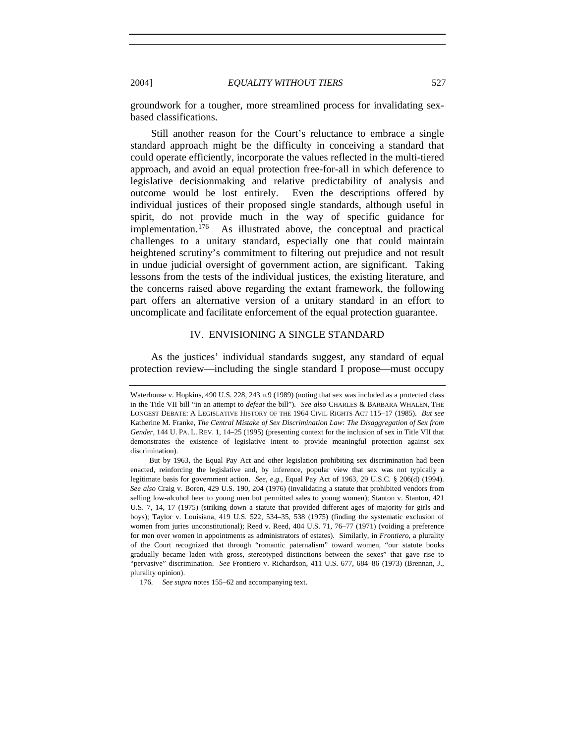groundwork for a tougher, more streamlined process for invalidating sex-based classifications.

Still another reason for the Court's reluctance to embrace a single standard approach might be the difficulty in conceiving a standard that could operate efficiently, incorporate the values reflected in the multi-tiered approach, and avoid an equal protection free-for-all in which deference to legislative decisionmaking and relative predictability of analysis and outcome would be lost entirely. Even the descriptions offered by individual justices of their proposed single standards, although useful in spirit, do not provide much in the way of specific guidance for implementation.[176] As illustrated above, the conceptual and practical challenges to a unitary standard, especially one that could maintain heightened scrutiny's commitment to filtering out prejudice and not result in undue judicial oversight of government action, are significant. Taking lessons from the tests of the individual justices, the existing literature, and the concerns raised above regarding the extant framework, the following part offers an alternative version of a unitary standard in an effort to uncomplicate and facilitate enforcement of the equal protection guarantee.

## IV. ENVISIONING A SINGLE STANDARD

As the justices' individual standards suggest, any standard of equal protection review—including the single standard I propose—must occupy

---

Waterhouse v. Hopkins, 490 U.S. 228, 243 n.9 (1989) (noting that sex was included as a protected class in the Title VII bill "in an attempt to *defeat* the bill"). *See also* CHARLES & BARBARA WHALEN, THE LONGEST DEBATE: A LEGISLATIVE HISTORY OF THE 1964 CIVIL RIGHTS ACT 115–17 (1985). *But see* Katherine M. Franke, *The Central Mistake of Sex Discrimination Law: The Disaggregation of Sex from Gender*, 144 U. PA. L. REV. 1, 14–25 (1995) (presenting context for the inclusion of sex in Title VII that demonstrates the existence of legislative intent to provide meaningful protection against sex discrimination).

But by 1963, the Equal Pay Act and other legislation prohibiting sex discrimination had been enacted, reinforcing the legislative and, by inference, popular view that sex was not typically a legitimate basis for government action. *See, e.g.*, Equal Pay Act of 1963, 29 U.S.C. § 206(d) (1994). *See also* Craig v. Boren, 429 U.S. 190, 204 (1976) (invalidating a statute that prohibited vendors from selling low-alcohol beer to young men but permitted sales to young women); Stanton v. Stanton, 421 U.S. 7, 14, 17 (1975) (striking down a statute that provided different ages of majority for girls and boys); Taylor v. Louisiana, 419 U.S. 522, 534–35, 538 (1975) (finding the systematic exclusion of women from juries unconstitutional); Reed v. Reed, 404 U.S. 71, 76–77 (1971) (voiding a preference for men over women in appointments as administrators of estates). Similarly, in *Frontiero*, a plurality of the Court recognized that through "romantic paternalism" toward women, "our statute books gradually became laden with gross, stereotyped distinctions between the sexes" that gave rise to "pervasive" discrimination. *See* Frontiero v. Richardson, 411 U.S. 677, 684–86 (1973) (Brennan, J., plurality opinion).

176. *See supra* notes 155–62 and accompanying text.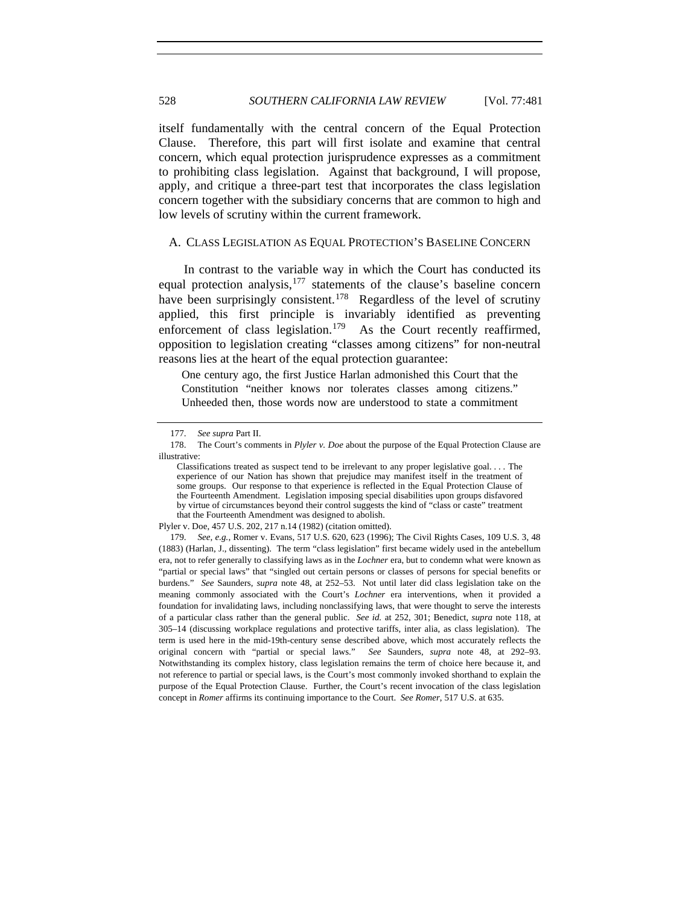itself fundamentally with the central concern of the Equal Protection Clause. Therefore, this part will first isolate and examine that central concern, which equal protection jurisprudence expresses as a commitment to prohibiting class legislation. Against that background, I will propose, apply, and critique a three-part test that incorporates the class legislation concern together with the subsidiary concerns that are common to high and low levels of scrutiny within the current framework.

### A. CLASS LEGISLATION AS EQUAL PROTECTION'S BASELINE CONCERN

In contrast to the variable way in which the Court has conducted its equal protection analysis,[177] statements of the clause's baseline concern have been surprisingly consistent.[178] Regardless of the level of scrutiny applied, this first principle is invariably identified as preventing enforcement of class legislation.[179] As the Court recently reaffirmed, opposition to legislation creating "classes among citizens" for non-neutral reasons lies at the heart of the equal protection guarantee:

> One century ago, the first Justice Harlan admonished this Court that the Constitution "neither knows nor tolerates classes among citizens." Unheeded then, those words now are understood to state a commitment

---

177. *See supra* Part II.

178. The Court's comments in *Plyler v. Doe* about the purpose of the Equal Protection Clause are illustrative:

> Classifications treated as suspect tend to be irrelevant to any proper legislative goal. . . . The experience of our Nation has shown that prejudice may manifest itself in the treatment of some groups. Our response to that experience is reflected in the Equal Protection Clause of the Fourteenth Amendment. Legislation imposing special disabilities upon groups disfavored by virtue of circumstances beyond their control suggests the kind of "class or caste" treatment that the Fourteenth Amendment was designed to abolish.

Plyler v. Doe, 457 U.S. 202, 217 n.14 (1982) (citation omitted).

179. *See, e.g.*, Romer v. Evans, 517 U.S. 620, 623 (1996); The Civil Rights Cases, 109 U.S. 3, 48 (1883) (Harlan, J., dissenting). The term "class legislation" first became widely used in the antebellum era, not to refer generally to classifying laws as in the *Lochner* era, but to condemn what were known as "partial or special laws" that "singled out certain persons or classes of persons for special benefits or burdens." *See* Saunders, *supra* note 48, at 252–53. Not until later did class legislation take on the meaning commonly associated with the Court's *Lochner* era interventions, when it provided a foundation for invalidating laws, including nonclassifying laws, that were thought to serve the interests of a particular class rather than the general public. *See id.* at 252, 301; Benedict, *supra* note 118, at 305–14 (discussing workplace regulations and protective tariffs, inter alia, as class legislation). The term is used here in the mid-19th-century sense described above, which most accurately reflects the original concern with "partial or special laws." *See* Saunders, *supra* note 48, at 292–93. Notwithstanding its complex history, class legislation remains the term of choice here because it, and not reference to partial or special laws, is the Court's most commonly invoked shorthand to explain the purpose of the Equal Protection Clause. Further, the Court's recent invocation of the class legislation concept in *Romer* affirms its continuing importance to the Court. *See Romer*, 517 U.S. at 635.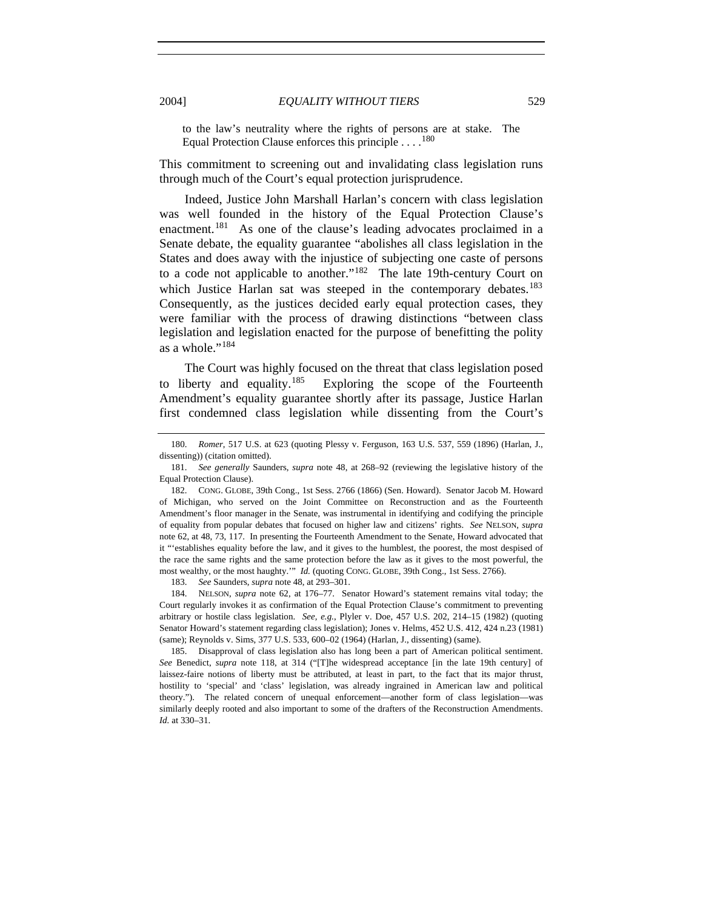to the law's neutrality where the rights of persons are at stake. The Equal Protection Clause enforces this principle . . . .[180]

This commitment to screening out and invalidating class legislation runs through much of the Court's equal protection jurisprudence.

Indeed, Justice John Marshall Harlan's concern with class legislation was well founded in the history of the Equal Protection Clause's enactment.[181] As one of the clause's leading advocates proclaimed in a Senate debate, the equality guarantee "abolishes all class legislation in the States and does away with the injustice of subjecting one caste of persons to a code not applicable to another."[182] The late 19th-century Court on which Justice Harlan sat was steeped in the contemporary debates.[183] Consequently, as the justices decided early equal protection cases, they were familiar with the process of drawing distinctions "between class legislation and legislation enacted for the purpose of benefitting the polity as a whole."[184]

The Court was highly focused on the threat that class legislation posed to liberty and equality.[185] Exploring the scope of the Fourteenth Amendment's equality guarantee shortly after its passage, Justice Harlan first condemned class legislation while dissenting from the Court's

---

180. *Romer*, 517 U.S. at 623 (quoting Plessy v. Ferguson, 163 U.S. 537, 559 (1896) (Harlan, J., dissenting)) (citation omitted).

181. *See generally* Saunders, *supra* note 48, at 268–92 (reviewing the legislative history of the Equal Protection Clause).

182. CONG. GLOBE, 39th Cong., 1st Sess. 2766 (1866) (Sen. Howard). Senator Jacob M. Howard of Michigan, who served on the Joint Committee on Reconstruction and as the Fourteenth Amendment's floor manager in the Senate, was instrumental in identifying and codifying the principle of equality from popular debates that focused on higher law and citizens' rights. *See* NELSON, *supra* note 62, at 48, 73, 117. In presenting the Fourteenth Amendment to the Senate, Howard advocated that it "'establishes equality before the law, and it gives to the humblest, the poorest, the most despised of the race the same rights and the same protection before the law as it gives to the most powerful, the most wealthy, or the most haughty.'" *Id.* (quoting CONG. GLOBE, 39th Cong., 1st Sess. 2766).

183. *See* Saunders, *supra* note 48, at 293–301.

184. NELSON, *supra* note 62, at 176–77. Senator Howard's statement remains vital today; the Court regularly invokes it as confirmation of the Equal Protection Clause's commitment to preventing arbitrary or hostile class legislation. *See, e.g.*, Plyler v. Doe, 457 U.S. 202, 214–15 (1982) (quoting Senator Howard's statement regarding class legislation); Jones v. Helms, 452 U.S. 412, 424 n.23 (1981) (same); Reynolds v. Sims, 377 U.S. 533, 600–02 (1964) (Harlan, J., dissenting) (same).

185. Disapproval of class legislation also has long been a part of American political sentiment. *See* Benedict, *supra* note 118, at 314 ("[T]he widespread acceptance [in the late 19th century] of laissez-faire notions of liberty must be attributed, at least in part, to the fact that its major thrust, hostility to 'special' and 'class' legislation, was already ingrained in American law and political theory."). The related concern of unequal enforcement—another form of class legislation—was similarly deeply rooted and also important to some of the drafters of the Reconstruction Amendments. *Id.* at 330–31.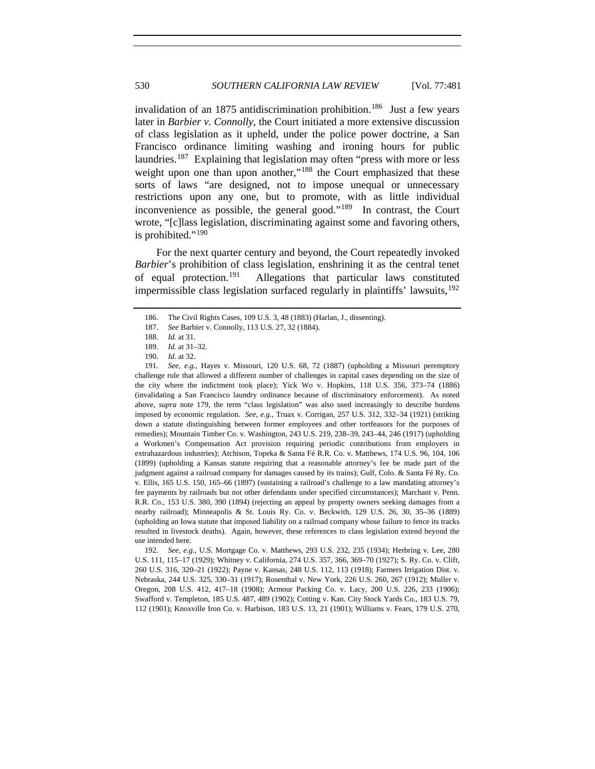invalidation of an 1875 antidiscrimination prohibition.[186] Just a few years later in *Barbier v. Connolly*, the Court initiated a more extensive discussion of class legislation as it upheld, under the police power doctrine, a San Francisco ordinance limiting washing and ironing hours for public laundries.[187] Explaining that legislation may often "press with more or less weight upon one than upon another,"[188] the Court emphasized that these sorts of laws "are designed, not to impose unequal or unnecessary restrictions upon any one, but to promote, with as little individual inconvenience as possible, the general good."[189] In contrast, the Court wrote, "[c]lass legislation, discriminating against some and favoring others, is prohibited."[190]

For the next quarter century and beyond, the Court repeatedly invoked *Barbier*'s prohibition of class legislation, enshrining it as the central tenet of equal protection.[191] Allegations that particular laws constituted impermissible class legislation surfaced regularly in plaintiffs' lawsuits,[192]

186. The Civil Rights Cases, 109 U.S. 3, 48 (1883) (Harlan, J., dissenting).

187. *See* Barbier v. Connolly, 113 U.S. 27, 32 (1884).

188. *Id.* at 31.

189. *Id.* at 31–32.

190. *Id.* at 32.

191. *See, e.g.*, Hayes v. Missouri, 120 U.S. 68, 72 (1887) (upholding a Missouri peremptory challenge rule that allowed a different number of challenges in capital cases depending on the size of the city where the indictment took place); Yick Wo v. Hopkins, 118 U.S. 356, 373–74 (1886) (invalidating a San Francisco laundry ordinance because of discriminatory enforcement). As noted above, *supra* note 179, the term "class legislation" was also used increasingly to describe burdens imposed by economic regulation. *See, e.g.*, Truax v. Corrigan, 257 U.S. 312, 332–34 (1921) (striking down a statute distinguishing between former employees and other tortfeasors for the purposes of remedies); Mountain Timber Co. v. Washington, 243 U.S. 219, 238–39, 243–44, 246 (1917) (upholding a Workmen's Compensation Act provision requiring periodic contributions from employers in extrahazardous industries); Atchison, Topeka & Santa Fé R.R. Co. v. Matthews, 174 U.S. 96, 104, 106 (1899) (upholding a Kansas statute requiring that a reasonable attorney's fee be made part of the judgment against a railroad company for damages caused by its trains); Gulf, Colo. & Santa Fé Ry. Co. v. Ellis, 165 U.S. 150, 165–66 (1897) (sustaining a railroad's challenge to a law mandating attorney's fee payments by railroads but not other defendants under specified circumstances); Marchant v. Penn. R.R. Co., 153 U.S. 380, 390 (1894) (rejecting an appeal by property owners seeking damages from a nearby railroad); Minneapolis & St. Louis Ry. Co. v. Beckwith, 129 U.S. 26, 30, 35–36 (1889) (upholding an Iowa statute that imposed liability on a railroad company whose failure to fence its tracks resulted in livestock deaths). Again, however, these references to class legislation extend beyond the use intended here.

192. *See, e.g.*, U.S. Mortgage Co. v. Matthews, 293 U.S. 232, 235 (1934); Herbring v. Lee, 280 U.S. 111, 115–17 (1929); Whitney v. California, 274 U.S. 357, 366, 369–70 (1927); S. Ry. Co. v. Clift, 260 U.S. 316, 320–21 (1922); Payne v. Kansas, 248 U.S. 112, 113 (1918); Farmers Irrigation Dist. v. Nebraska, 244 U.S. 325, 330–31 (1917); Rosenthal v. New York, 226 U.S. 260, 267 (1912); Muller v. Oregon, 208 U.S. 412, 417–18 (1908); Armour Packing Co. v. Lacy, 200 U.S. 226, 233 (1906); Swafford v. Templeton, 185 U.S. 487, 489 (1902); Cotting v. Kan. City Stock Yards Co., 183 U.S. 79, 112 (1901); Knoxville Iron Co. v. Harbison, 183 U.S. 13, 21 (1901); Williams v. Fears, 179 U.S. 270,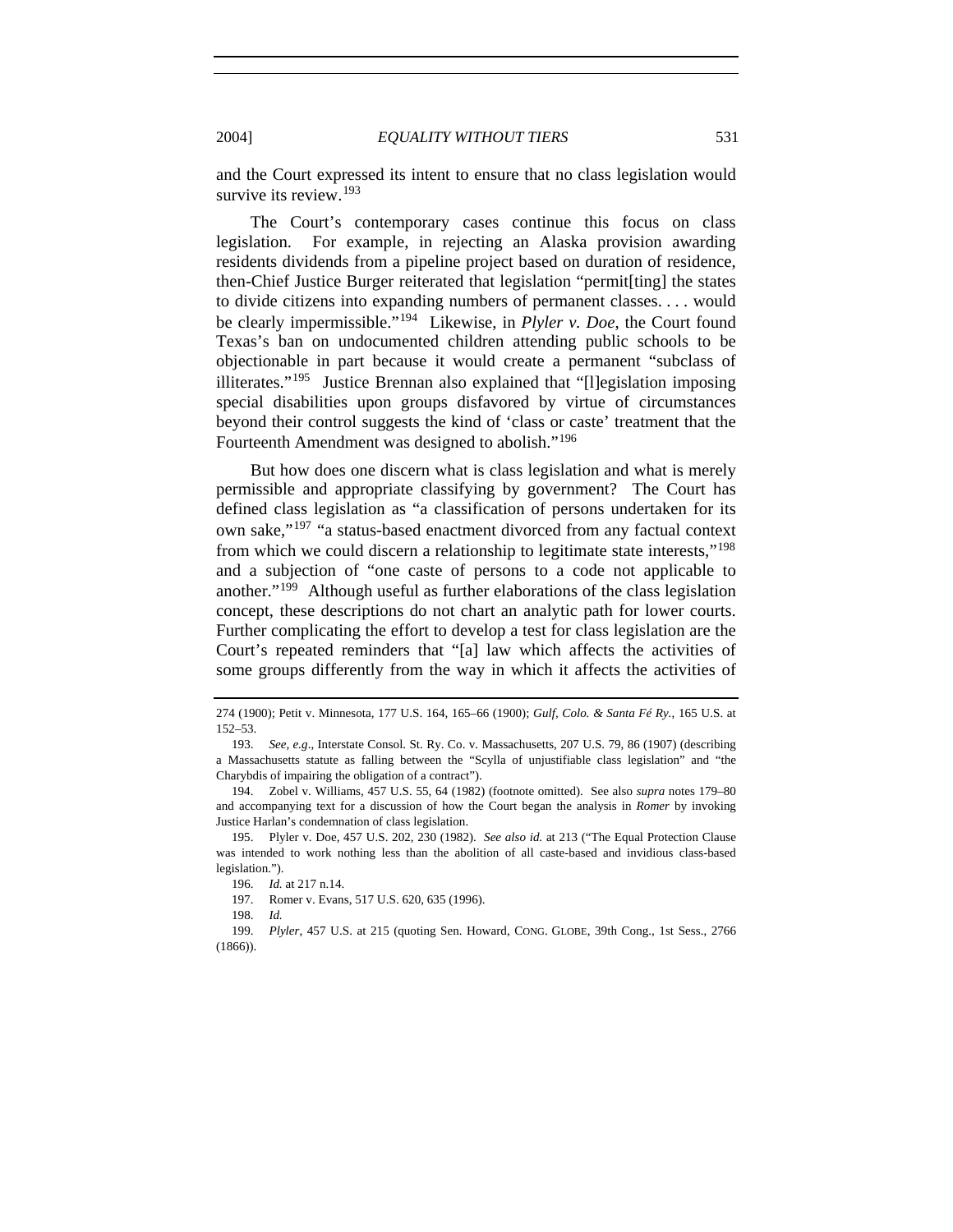and the Court expressed its intent to ensure that no class legislation would survive its review.[193]

The Court's contemporary cases continue this focus on class legislation. For example, in rejecting an Alaska provision awarding residents dividends from a pipeline project based on duration of residence, then-Chief Justice Burger reiterated that legislation "permit[ting] the states to divide citizens into expanding numbers of permanent classes. . . . would be clearly impermissible."[194] Likewise, in *Plyler v. Doe*, the Court found Texas's ban on undocumented children attending public schools to be objectionable in part because it would create a permanent "subclass of illiterates."[195] Justice Brennan also explained that "[l]egislation imposing special disabilities upon groups disfavored by virtue of circumstances beyond their control suggests the kind of 'class or caste' treatment that the Fourteenth Amendment was designed to abolish."[196]

But how does one discern what is class legislation and what is merely permissible and appropriate classifying by government? The Court has defined class legislation as "a classification of persons undertaken for its own sake,"[197] "a status-based enactment divorced from any factual context from which we could discern a relationship to legitimate state interests,"[198] and a subjection of "one caste of persons to a code not applicable to another."[199] Although useful as further elaborations of the class legislation concept, these descriptions do not chart an analytic path for lower courts. Further complicating the effort to develop a test for class legislation are the Court's repeated reminders that "[a] law which affects the activities of some groups differently from the way in which it affects the activities of

---

274 (1900); Petit v. Minnesota, 177 U.S. 164, 165–66 (1900); *Gulf, Colo. & Santa Fé Ry.*, 165 U.S. at 152–53.

193. *See, e.g*., Interstate Consol. St. Ry. Co. v. Massachusetts, 207 U.S. 79, 86 (1907) (describing a Massachusetts statute as falling between the "Scylla of unjustifiable class legislation" and "the Charybdis of impairing the obligation of a contract").

194. Zobel v. Williams, 457 U.S. 55, 64 (1982) (footnote omitted). See also *supra* notes 179–80 and accompanying text for a discussion of how the Court began the analysis in *Romer* by invoking Justice Harlan's condemnation of class legislation.

195. Plyler v. Doe, 457 U.S. 202, 230 (1982). *See also id.* at 213 ("The Equal Protection Clause was intended to work nothing less than the abolition of all caste-based and invidious class-based legislation.").

196. *Id.* at 217 n.14.

197. Romer v. Evans, 517 U.S. 620, 635 (1996).

198. *Id.*

199. *Plyler*, 457 U.S. at 215 (quoting Sen. Howard, CONG. GLOBE, 39th Cong., 1st Sess., 2766 (1866)).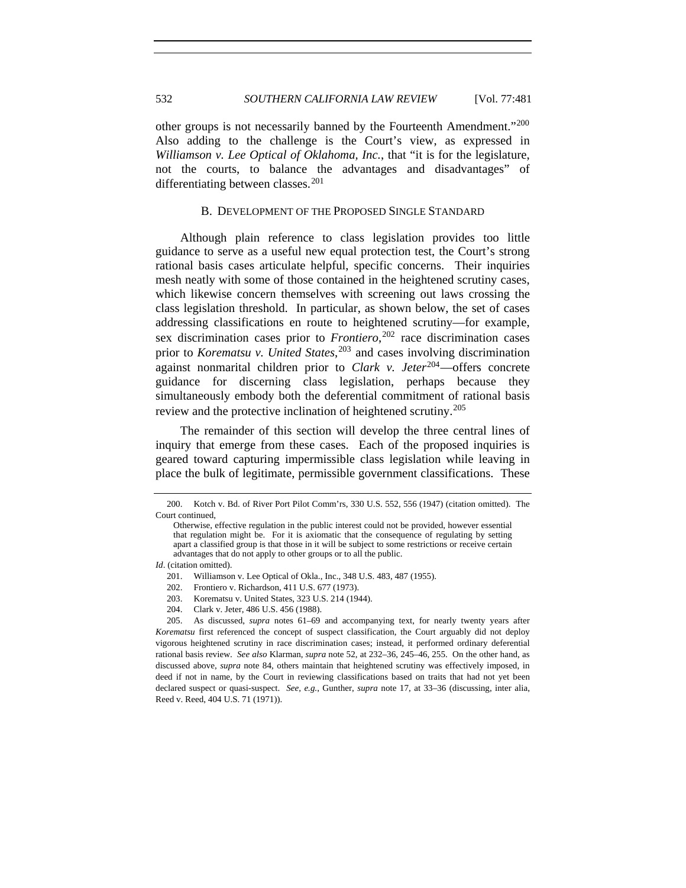other groups is not necessarily banned by the Fourteenth Amendment."[200] Also adding to the challenge is the Court's view, as expressed in *Williamson v. Lee Optical of Oklahoma, Inc.*, that "it is for the legislature, not the courts, to balance the advantages and disadvantages" of differentiating between classes.[201]

### B. DEVELOPMENT OF THE PROPOSED SINGLE STANDARD

Although plain reference to class legislation provides too little guidance to serve as a useful new equal protection test, the Court's strong rational basis cases articulate helpful, specific concerns. Their inquiries mesh neatly with some of those contained in the heightened scrutiny cases, which likewise concern themselves with screening out laws crossing the class legislation threshold. In particular, as shown below, the set of cases addressing classifications en route to heightened scrutiny—for example, sex discrimination cases prior to *Frontiero*,[202] race discrimination cases prior to *Korematsu v. United States*,[203] and cases involving discrimination against nonmarital children prior to *Clark v. Jeter*[204]—offers concrete guidance for discerning class legislation, perhaps because they simultaneously embody both the deferential commitment of rational basis review and the protective inclination of heightened scrutiny.[205]

The remainder of this section will develop the three central lines of inquiry that emerge from these cases. Each of the proposed inquiries is geared toward capturing impermissible class legislation while leaving in place the bulk of legitimate, permissible government classifications. These

---

200. Kotch v. Bd. of River Port Pilot Comm'rs, 330 U.S. 552, 556 (1947) (citation omitted). The Court continued,

> Otherwise, effective regulation in the public interest could not be provided, however essential that regulation might be. For it is axiomatic that the consequence of regulating by setting apart a classified group is that those in it will be subject to some restrictions or receive certain advantages that do not apply to other groups or to all the public.

*Id*. (citation omitted).

201. Williamson v. Lee Optical of Okla., Inc., 348 U.S. 483, 487 (1955).

202. Frontiero v. Richardson, 411 U.S. 677 (1973).

203. Korematsu v. United States, 323 U.S. 214 (1944).

204. Clark v. Jeter, 486 U.S. 456 (1988).

205. As discussed, *supra* notes 61–69 and accompanying text, for nearly twenty years after *Korematsu* first referenced the concept of suspect classification, the Court arguably did not deploy vigorous heightened scrutiny in race discrimination cases; instead, it performed ordinary deferential rational basis review. *See also* Klarman, *supra* note 52, at 232–36, 245–46, 255. On the other hand, as discussed above, *supra* note 84, others maintain that heightened scrutiny was effectively imposed, in deed if not in name, by the Court in reviewing classifications based on traits that had not yet been declared suspect or quasi-suspect. *See, e.g.*, Gunther, *supra* note 17, at 33–36 (discussing, inter alia, Reed v. Reed, 404 U.S. 71 (1971)).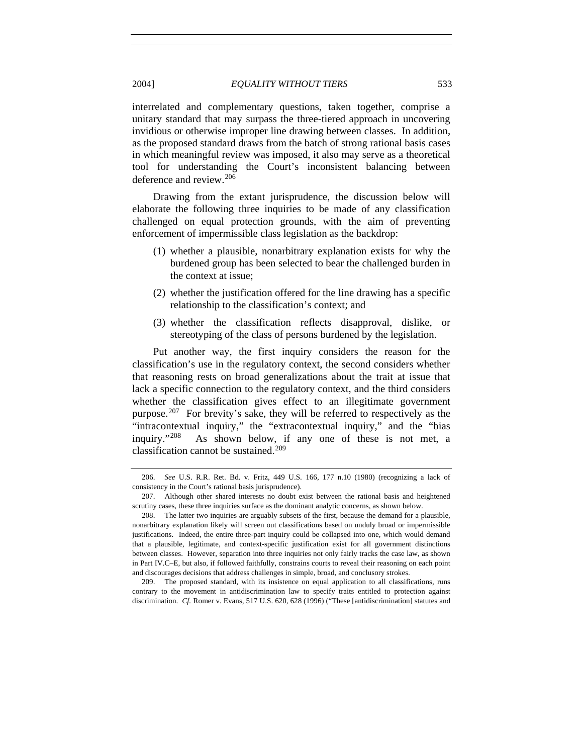interrelated and complementary questions, taken together, comprise a unitary standard that may surpass the three-tiered approach in uncovering invidious or otherwise improper line drawing between classes. In addition, as the proposed standard draws from the batch of strong rational basis cases in which meaningful review was imposed, it also may serve as a theoretical tool for understanding the Court's inconsistent balancing between deference and review.[206]

Drawing from the extant jurisprudence, the discussion below will elaborate the following three inquiries to be made of any classification challenged on equal protection grounds, with the aim of preventing enforcement of impermissible class legislation as the backdrop:

(1) whether a plausible, nonarbitrary explanation exists for why the burdened group has been selected to bear the challenged burden in the context at issue;

(2) whether the justification offered for the line drawing has a specific relationship to the classification's context; and

(3) whether the classification reflects disapproval, dislike, or stereotyping of the class of persons burdened by the legislation.

Put another way, the first inquiry considers the reason for the classification's use in the regulatory context, the second considers whether that reasoning rests on broad generalizations about the trait at issue that lack a specific connection to the regulatory context, and the third considers whether the classification gives effect to an illegitimate government purpose.[207] For brevity's sake, they will be referred to respectively as the "intracontextual inquiry," the "extracontextual inquiry," and the "bias inquiry."[208] As shown below, if any one of these is not met, a classification cannot be sustained.[209]

---

206. *See* U.S. R.R. Ret. Bd. v. Fritz, 449 U.S. 166, 177 n.10 (1980) (recognizing a lack of consistency in the Court's rational basis jurisprudence).

207. Although other shared interests no doubt exist between the rational basis and heightened scrutiny cases, these three inquiries surface as the dominant analytic concerns, as shown below.

208. The latter two inquiries are arguably subsets of the first, because the demand for a plausible, nonarbitrary explanation likely will screen out classifications based on unduly broad or impermissible justifications. Indeed, the entire three-part inquiry could be collapsed into one, which would demand that a plausible, legitimate, and context-specific justification exist for all government distinctions between classes. However, separation into three inquiries not only fairly tracks the case law, as shown in Part IV.C–E, but also, if followed faithfully, constrains courts to reveal their reasoning on each point and discourages decisions that address challenges in simple, broad, and conclusory strokes.

209. The proposed standard, with its insistence on equal application to all classifications, runs contrary to the movement in antidiscrimination law to specify traits entitled to protection against discrimination. *Cf.* Romer v. Evans, 517 U.S. 620, 628 (1996) ("These [antidiscrimination] statutes and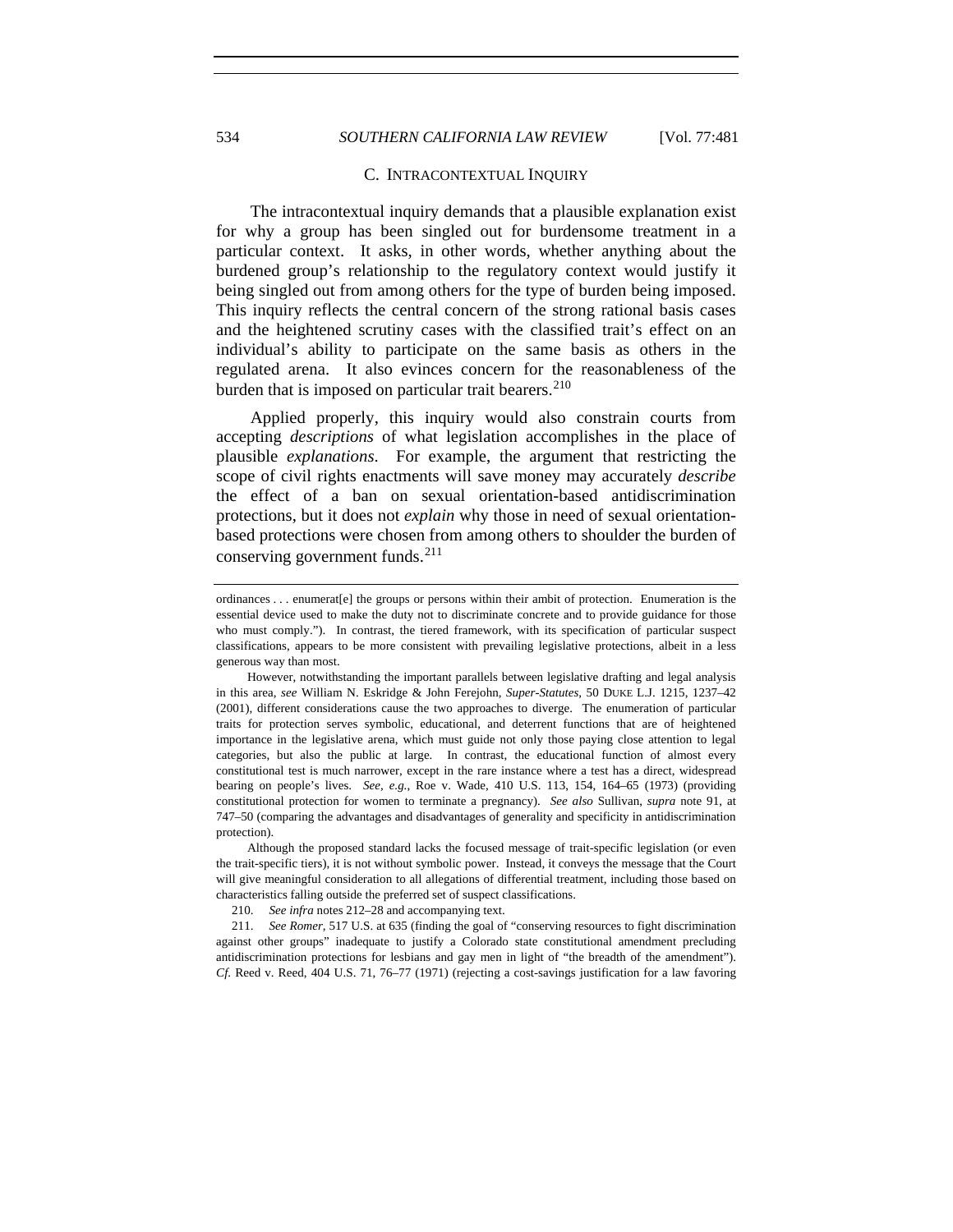### C. Intracontextual Inquiry

The intracontextual inquiry demands that a plausible explanation exist for why a group has been singled out for burdensome treatment in a particular context. It asks, in other words, whether anything about the burdened group's relationship to the regulatory context would justify it being singled out from among others for the type of burden being imposed. This inquiry reflects the central concern of the strong rational basis cases and the heightened scrutiny cases with the classified trait's effect on an individual's ability to participate on the same basis as others in the regulated arena. It also evinces concern for the reasonableness of the burden that is imposed on particular trait bearers.[210]

Applied properly, this inquiry would also constrain courts from accepting *descriptions* of what legislation accomplishes in the place of plausible *explanations*. For example, the argument that restricting the scope of civil rights enactments will save money may accurately *describe* the effect of a ban on sexual orientation-based antidiscrimination protections, but it does not *explain* why those in need of sexual orientation-based protections were chosen from among others to shoulder the burden of conserving government funds.[211]

---

ordinances . . . enumerat[e] the groups or persons within their ambit of protection. Enumeration is the essential device used to make the duty not to discriminate concrete and to provide guidance for those who must comply."). In contrast, the tiered framework, with its specification of particular suspect classifications, appears to be more consistent with prevailing legislative protections, albeit in a less generous way than most.

However, notwithstanding the important parallels between legislative drafting and legal analysis in this area, *see* William N. Eskridge & John Ferejohn, *Super-Statutes*, 50 DUKE L.J. 1215, 1237–42 (2001), different considerations cause the two approaches to diverge. The enumeration of particular traits for protection serves symbolic, educational, and deterrent functions that are of heightened importance in the legislative arena, which must guide not only those paying close attention to legal categories, but also the public at large. In contrast, the educational function of almost every constitutional test is much narrower, except in the rare instance where a test has a direct, widespread bearing on people's lives. *See, e.g.*, Roe v. Wade, 410 U.S. 113, 154, 164–65 (1973) (providing constitutional protection for women to terminate a pregnancy). *See also* Sullivan, *supra* note 91, at 747–50 (comparing the advantages and disadvantages of generality and specificity in antidiscrimination protection).

Although the proposed standard lacks the focused message of trait-specific legislation (or even the trait-specific tiers), it is not without symbolic power. Instead, it conveys the message that the Court will give meaningful consideration to all allegations of differential treatment, including those based on characteristics falling outside the preferred set of suspect classifications.

210. *See infra* notes 212–28 and accompanying text.

211. *See Romer*, 517 U.S. at 635 (finding the goal of "conserving resources to fight discrimination against other groups" inadequate to justify a Colorado state constitutional amendment precluding antidiscrimination protections for lesbians and gay men in light of "the breadth of the amendment"). *Cf.* Reed v. Reed, 404 U.S. 71, 76–77 (1971) (rejecting a cost-savings justification for a law favoring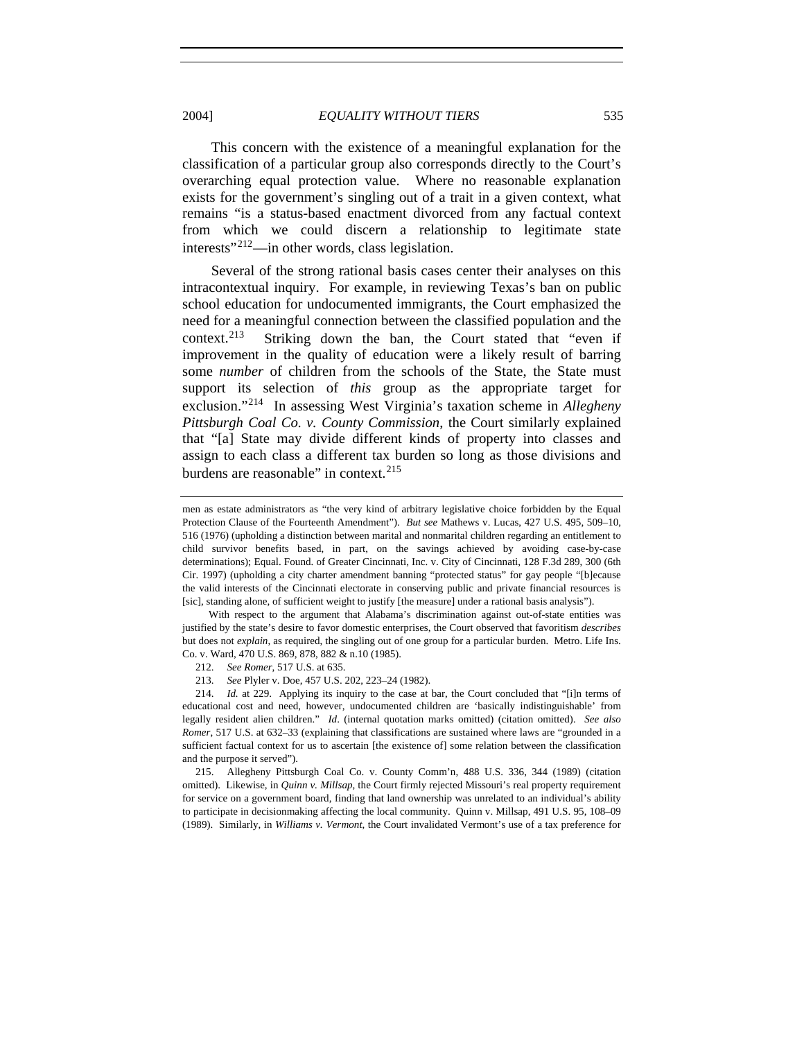This concern with the existence of a meaningful explanation for the classification of a particular group also corresponds directly to the Court's overarching equal protection value. Where no reasonable explanation exists for the government's singling out of a trait in a given context, what remains "is a status-based enactment divorced from any factual context from which we could discern a relationship to legitimate state interests"[212]—in other words, class legislation.

Several of the strong rational basis cases center their analyses on this intracontextual inquiry. For example, in reviewing Texas's ban on public school education for undocumented immigrants, the Court emphasized the need for a meaningful connection between the classified population and the context.[213] Striking down the ban, the Court stated that "even if improvement in the quality of education were a likely result of barring some *number* of children from the schools of the State, the State must support its selection of *this* group as the appropriate target for exclusion."[214] In assessing West Virginia's taxation scheme in *Allegheny Pittsburgh Coal Co. v. County Commission*, the Court similarly explained that "[a] State may divide different kinds of property into classes and assign to each class a different tax burden so long as those divisions and burdens are reasonable" in context.[215]

---

men as estate administrators as "the very kind of arbitrary legislative choice forbidden by the Equal Protection Clause of the Fourteenth Amendment"). *But see* Mathews v. Lucas, 427 U.S. 495, 509–10, 516 (1976) (upholding a distinction between marital and nonmarital children regarding an entitlement to child survivor benefits based, in part, on the savings achieved by avoiding case-by-case determinations); Equal. Found. of Greater Cincinnati, Inc. v. City of Cincinnati, 128 F.3d 289, 300 (6th Cir. 1997) (upholding a city charter amendment banning "protected status" for gay people "[b]ecause the valid interests of the Cincinnati electorate in conserving public and private financial resources is [sic], standing alone, of sufficient weight to justify [the measure] under a rational basis analysis").

With respect to the argument that Alabama's discrimination against out-of-state entities was justified by the state's desire to favor domestic enterprises, the Court observed that favoritism *describes* but does not *explain*, as required, the singling out of one group for a particular burden. Metro. Life Ins. Co. v. Ward, 470 U.S. 869, 878, 882 & n.10 (1985).

212. *See Romer*, 517 U.S. at 635.

213. *See* Plyler v. Doe, 457 U.S. 202, 223–24 (1982).

214. *Id.* at 229. Applying its inquiry to the case at bar, the Court concluded that "[i]n terms of educational cost and need, however, undocumented children are 'basically indistinguishable' from legally resident alien children." *Id*. (internal quotation marks omitted) (citation omitted). *See also Romer*, 517 U.S. at 632–33 (explaining that classifications are sustained where laws are "grounded in a sufficient factual context for us to ascertain [the existence of] some relation between the classification and the purpose it served").

215. Allegheny Pittsburgh Coal Co. v. County Comm'n, 488 U.S. 336, 344 (1989) (citation omitted). Likewise, in *Quinn v. Millsap*, the Court firmly rejected Missouri's real property requirement for service on a government board, finding that land ownership was unrelated to an individual's ability to participate in decisionmaking affecting the local community. Quinn v. Millsap, 491 U.S. 95, 108–09 (1989). Similarly, in *Williams v. Vermont*, the Court invalidated Vermont's use of a tax preference for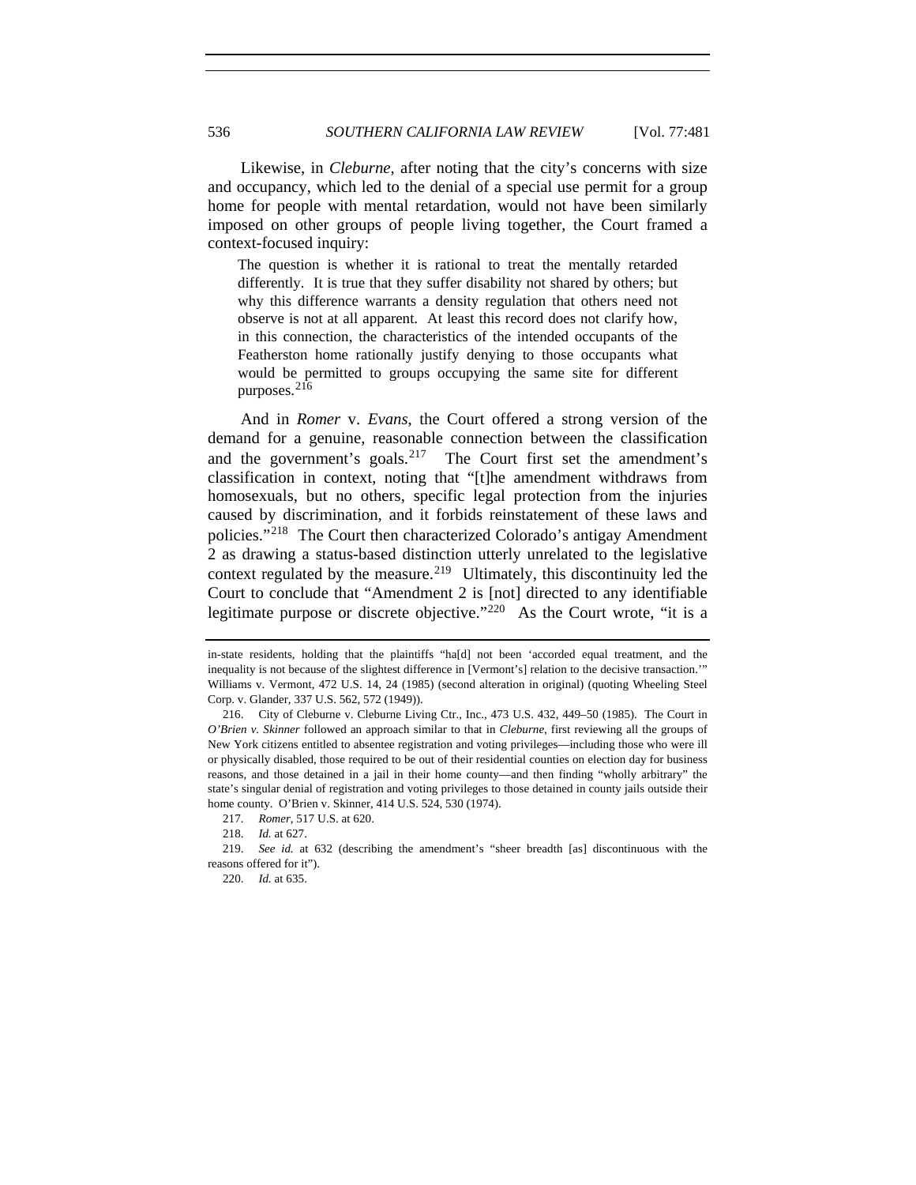Likewise, in *Cleburne*, after noting that the city's concerns with size and occupancy, which led to the denial of a special use permit for a group home for people with mental retardation, would not have been similarly imposed on other groups of people living together, the Court framed a context-focused inquiry:

> The question is whether it is rational to treat the mentally retarded differently. It is true that they suffer disability not shared by others; but why this difference warrants a density regulation that others need not observe is not at all apparent. At least this record does not clarify how, in this connection, the characteristics of the intended occupants of the Featherston home rationally justify denying to those occupants what would be permitted to groups occupying the same site for different purposes.[216]

And in *Romer* v. *Evans*, the Court offered a strong version of the demand for a genuine, reasonable connection between the classification and the government's goals.[217] The Court first set the amendment's classification in context, noting that "[t]he amendment withdraws from homosexuals, but no others, specific legal protection from the injuries caused by discrimination, and it forbids reinstatement of these laws and policies."[218] The Court then characterized Colorado's antigay Amendment 2 as drawing a status-based distinction utterly unrelated to the legislative context regulated by the measure.[219] Ultimately, this discontinuity led the Court to conclude that "Amendment 2 is [not] directed to any identifiable legitimate purpose or discrete objective."[220] As the Court wrote, "it is a

---

in-state residents, holding that the plaintiffs "ha[d] not been 'accorded equal treatment, and the inequality is not because of the slightest difference in [Vermont's] relation to the decisive transaction.'" Williams v. Vermont, 472 U.S. 14, 24 (1985) (second alteration in original) (quoting Wheeling Steel Corp. v. Glander, 337 U.S. 562, 572 (1949)).

216. City of Cleburne v. Cleburne Living Ctr., Inc., 473 U.S. 432, 449–50 (1985). The Court in *O'Brien v. Skinner* followed an approach similar to that in *Cleburne*, first reviewing all the groups of New York citizens entitled to absentee registration and voting privileges—including those who were ill or physically disabled, those required to be out of their residential counties on election day for business reasons, and those detained in a jail in their home county—and then finding "wholly arbitrary" the state's singular denial of registration and voting privileges to those detained in county jails outside their home county. O'Brien v. Skinner, 414 U.S. 524, 530 (1974).

217. *Romer*, 517 U.S. at 620.

218. *Id.* at 627.

219. *See id.* at 632 (describing the amendment's "sheer breadth [as] discontinuous with the reasons offered for it").

220. *Id.* at 635.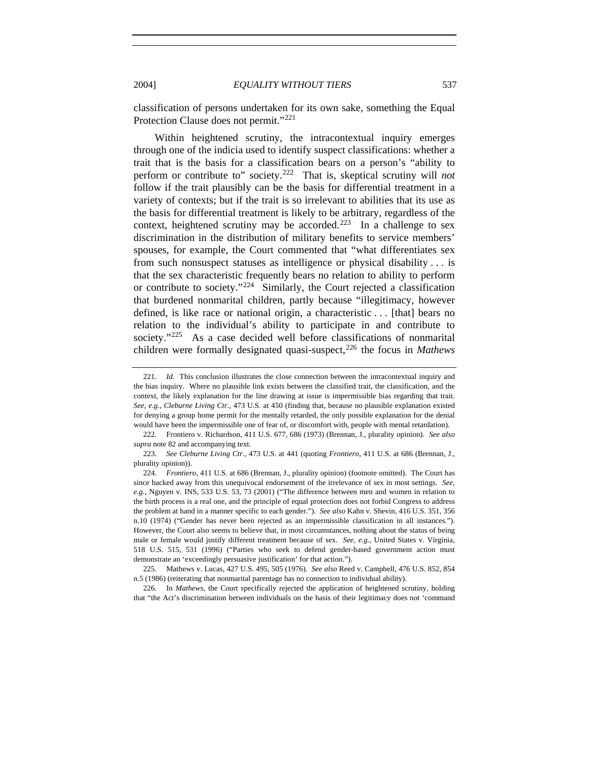classification of persons undertaken for its own sake, something the Equal Protection Clause does not permit."[221]

Within heightened scrutiny, the intracontextual inquiry emerges through one of the indicia used to identify suspect classifications: whether a trait that is the basis for a classification bears on a person's "ability to perform or contribute to" society.[222] That is, skeptical scrutiny will *not* follow if the trait plausibly can be the basis for differential treatment in a variety of contexts; but if the trait is so irrelevant to abilities that its use as the basis for differential treatment is likely to be arbitrary, regardless of the context, heightened scrutiny may be accorded.[223] In a challenge to sex discrimination in the distribution of military benefits to service members' spouses, for example, the Court commented that "what differentiates sex from such nonsuspect statuses as intelligence or physical disability . . . is that the sex characteristic frequently bears no relation to ability to perform or contribute to society."[224] Similarly, the Court rejected a classification that burdened nonmarital children, partly because "illegitimacy, however defined, is like race or national origin, a characteristic . . . [that] bears no relation to the individual's ability to participate in and contribute to society."[225] As a case decided well before classifications of nonmarital children were formally designated quasi-suspect,[226] the focus in *Mathews*

221. *Id.* This conclusion illustrates the close connection between the intracontextual inquiry and the bias inquiry. Where no plausible link exists between the classified trait, the classification, and the context, the likely explanation for the line drawing at issue is impermissible bias regarding that trait. *See, e.g.*, *Cleburne Living Ctr.*, 473 U.S. at 450 (finding that, because no plausible explanation existed for denying a group home permit for the mentally retarded, the only possible explanation for the denial would have been the impermissible one of fear of, or discomfort with, people with mental retardation).

222. Frontiero v. Richardson, 411 U.S. 677, 686 (1973) (Brennan, J., plurality opinion). *See also supra* note 82 and accompanying text.

223. *See Cleburne Living Ctr.*, 473 U.S. at 441 (quoting *Frontiero*, 411 U.S. at 686 (Brennan, J., plurality opinion)).

224. *Frontiero*, 411 U.S. at 686 (Brennan, J., plurality opinion) (footnote omitted). The Court has since backed away from this unequivocal endorsement of the irrelevance of sex in most settings. *See, e.g.*, Nguyen v. INS, 533 U.S. 53, 73 (2001) ("The difference between men and women in relation to the birth process is a real one, and the principle of equal protection does not forbid Congress to address the problem at hand in a manner specific to each gender."). *See also* Kahn v. Shevin, 416 U.S. 351, 356 n.10 (1974) ("Gender has never been rejected as an impermissible classification in all instances."). However, the Court also seems to believe that, in most circumstances, nothing about the status of being male or female would justify different treatment because of sex. *See, e.g.*, United States v. Virginia, 518 U.S. 515, 531 (1996) ("Parties who seek to defend gender-based government action must demonstrate an 'exceedingly persuasive justification' for that action.").

225. Mathews v. Lucas, 427 U.S. 495, 505 (1976). *See also* Reed v. Campbell, 476 U.S. 852, 854 n.5 (1986) (reiterating that nonmarital parentage has no connection to individual ability).

226. In *Mathews*, the Court specifically rejected the application of heightened scrutiny, holding that "the Act's discrimination between individuals on the basis of their legitimacy does not 'command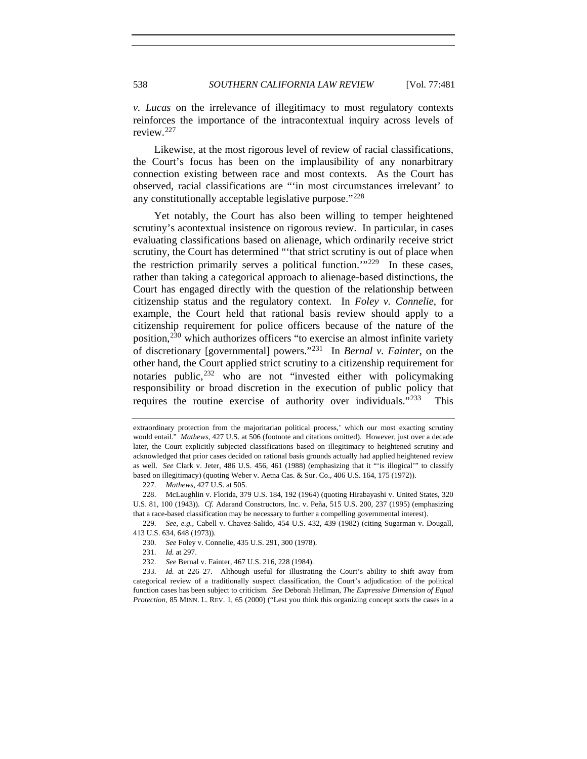*v. Lucas* on the irrelevance of illegitimacy to most regulatory contexts reinforces the importance of the intracontextual inquiry across levels of review.[227]

Likewise, at the most rigorous level of review of racial classifications, the Court's focus has been on the implausibility of any nonarbitrary connection existing between race and most contexts. As the Court has observed, racial classifications are "'in most circumstances irrelevant' to any constitutionally acceptable legislative purpose."[228]

Yet notably, the Court has also been willing to temper heightened scrutiny's acontextual insistence on rigorous review. In particular, in cases evaluating classifications based on alienage, which ordinarily receive strict scrutiny, the Court has determined "'that strict scrutiny is out of place when the restriction primarily serves a political function.'"[229] In these cases, rather than taking a categorical approach to alienage-based distinctions, the Court has engaged directly with the question of the relationship between citizenship status and the regulatory context. In *Foley v. Connelie*, for example, the Court held that rational basis review should apply to a citizenship requirement for police officers because of the nature of the position,[230] which authorizes officers "to exercise an almost infinite variety of discretionary [governmental] powers."[231] In *Bernal v. Fainter*, on the other hand, the Court applied strict scrutiny to a citizenship requirement for notaries public,[232] who are not "invested either with policymaking responsibility or broad discretion in the execution of public policy that requires the routine exercise of authority over individuals."[233] This

---

extraordinary protection from the majoritarian political process,' which our most exacting scrutiny would entail." *Mathews*, 427 U.S. at 506 (footnote and citations omitted). However, just over a decade later, the Court explicitly subjected classifications based on illegitimacy to heightened scrutiny and acknowledged that prior cases decided on rational basis grounds actually had applied heightened review as well. *See* Clark v. Jeter, 486 U.S. 456, 461 (1988) (emphasizing that it "'is illogical'" to classify based on illegitimacy) (quoting Weber v. Aetna Cas. & Sur. Co., 406 U.S. 164, 175 (1972)).

227. *Mathews*, 427 U.S. at 505.

228. McLaughlin v. Florida, 379 U.S. 184, 192 (1964) (quoting Hirabayashi v. United States, 320 U.S. 81, 100 (1943)). *Cf.* Adarand Constructors, Inc. v. Peña, 515 U.S. 200, 237 (1995) (emphasizing that a race-based classification may be necessary to further a compelling governmental interest).

229. *See, e.g.*, Cabell v. Chavez-Salido, 454 U.S. 432, 439 (1982) (citing Sugarman v. Dougall, 413 U.S. 634, 648 (1973)).

230. *See* Foley v. Connelie, 435 U.S. 291, 300 (1978).

231. *Id.* at 297.

232. *See* Bernal v. Fainter, 467 U.S. 216, 228 (1984).

233. *Id.* at 226–27. Although useful for illustrating the Court's ability to shift away from categorical review of a traditionally suspect classification, the Court's adjudication of the political function cases has been subject to criticism. *See* Deborah Hellman, *The Expressive Dimension of Equal Protection*, 85 MINN. L. REV. 1, 65 (2000) ("Lest you think this organizing concept sorts the cases in a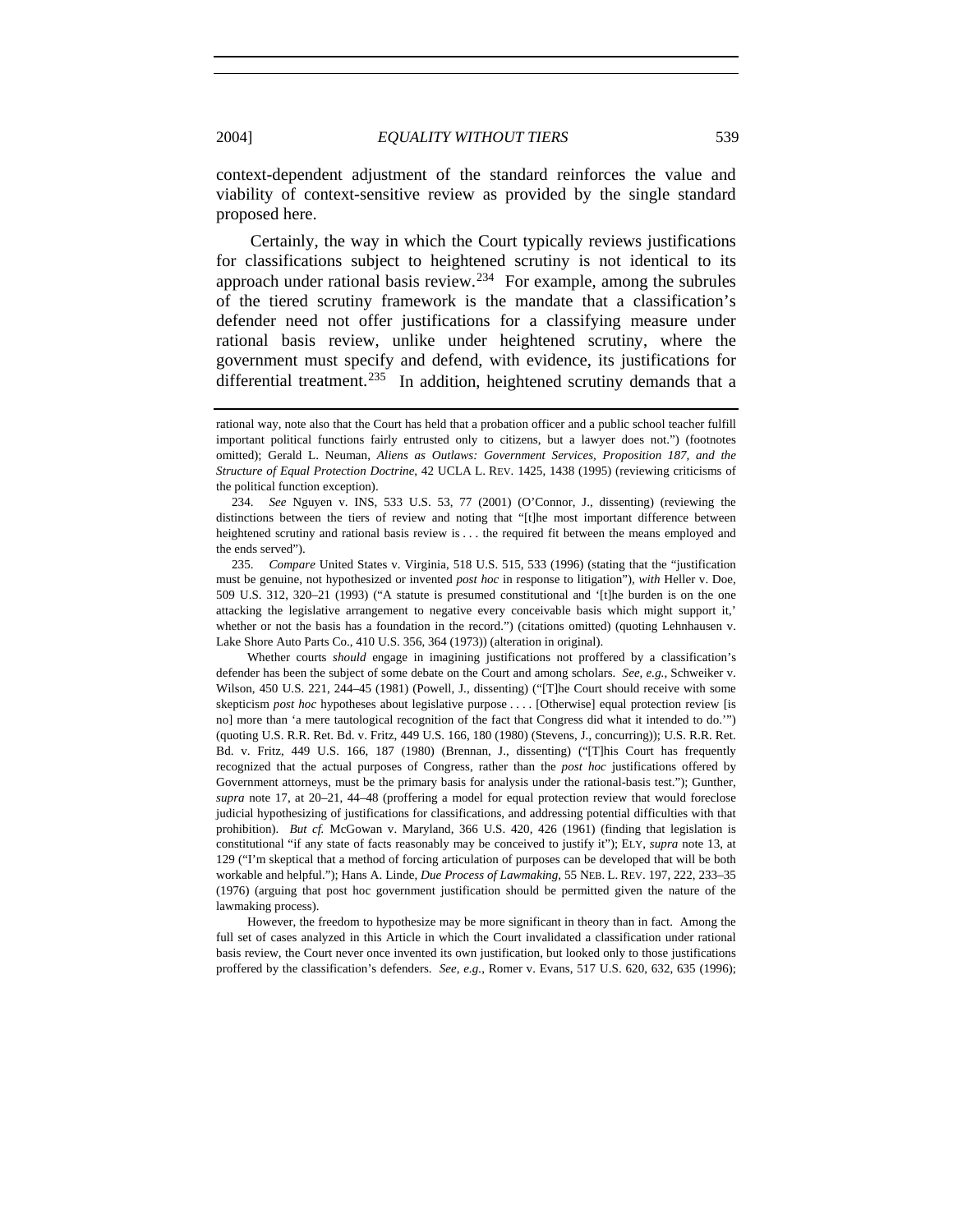context-dependent adjustment of the standard reinforces the value and viability of context-sensitive review as provided by the single standard proposed here.

Certainly, the way in which the Court typically reviews justifications for classifications subject to heightened scrutiny is not identical to its approach under rational basis review.[234] For example, among the subrules of the tiered scrutiny framework is the mandate that a classification's defender need not offer justifications for a classifying measure under rational basis review, unlike under heightened scrutiny, where the government must specify and defend, with evidence, its justifications for differential treatment.[235] In addition, heightened scrutiny demands that a

---

rational way, note also that the Court has held that a probation officer and a public school teacher fulfill important political functions fairly entrusted only to citizens, but a lawyer does not.") (footnotes omitted); Gerald L. Neuman, *Aliens as Outlaws: Government Services, Proposition 187, and the Structure of Equal Protection Doctrine*, 42 UCLA L. REV. 1425, 1438 (1995) (reviewing criticisms of the political function exception).

234. *See* Nguyen v. INS, 533 U.S. 53, 77 (2001) (O'Connor, J., dissenting) (reviewing the distinctions between the tiers of review and noting that "[t]he most important difference between heightened scrutiny and rational basis review is . . . the required fit between the means employed and the ends served").

235. *Compare* United States v. Virginia, 518 U.S. 515, 533 (1996) (stating that the "justification must be genuine, not hypothesized or invented *post hoc* in response to litigation"), *with* Heller v. Doe, 509 U.S. 312, 320–21 (1993) ("A statute is presumed constitutional and '[t]he burden is on the one attacking the legislative arrangement to negative every conceivable basis which might support it,' whether or not the basis has a foundation in the record.") (citations omitted) (quoting Lehnhausen v. Lake Shore Auto Parts Co., 410 U.S. 356, 364 (1973)) (alteration in original).

Whether courts *should* engage in imagining justifications not proffered by a classification's defender has been the subject of some debate on the Court and among scholars. *See, e.g.*, Schweiker v. Wilson, 450 U.S. 221, 244–45 (1981) (Powell, J., dissenting) ("[T]he Court should receive with some skepticism *post hoc* hypotheses about legislative purpose . . . . [Otherwise] equal protection review [is no] more than 'a mere tautological recognition of the fact that Congress did what it intended to do.'") (quoting U.S. R.R. Ret. Bd. v. Fritz, 449 U.S. 166, 180 (1980) (Stevens, J., concurring)); U.S. R.R. Ret. Bd. v. Fritz, 449 U.S. 166, 187 (1980) (Brennan, J., dissenting) ("[T]his Court has frequently recognized that the actual purposes of Congress, rather than the *post hoc* justifications offered by Government attorneys, must be the primary basis for analysis under the rational-basis test."); Gunther, *supra* note 17, at 20–21, 44–48 (proffering a model for equal protection review that would foreclose judicial hypothesizing of justifications for classifications, and addressing potential difficulties with that prohibition). *But cf.* McGowan v. Maryland, 366 U.S. 420, 426 (1961) (finding that legislation is constitutional "if any state of facts reasonably may be conceived to justify it"); ELY, *supra* note 13, at 129 ("I'm skeptical that a method of forcing articulation of purposes can be developed that will be both workable and helpful."); Hans A. Linde, *Due Process of Lawmaking*, 55 NEB. L. REV. 197, 222, 233–35 (1976) (arguing that post hoc government justification should be permitted given the nature of the lawmaking process).

However, the freedom to hypothesize may be more significant in theory than in fact. Among the full set of cases analyzed in this Article in which the Court invalidated a classification under rational basis review, the Court never once invented its own justification, but looked only to those justifications proffered by the classification's defenders. *See, e.g.*, Romer v. Evans, 517 U.S. 620, 632, 635 (1996);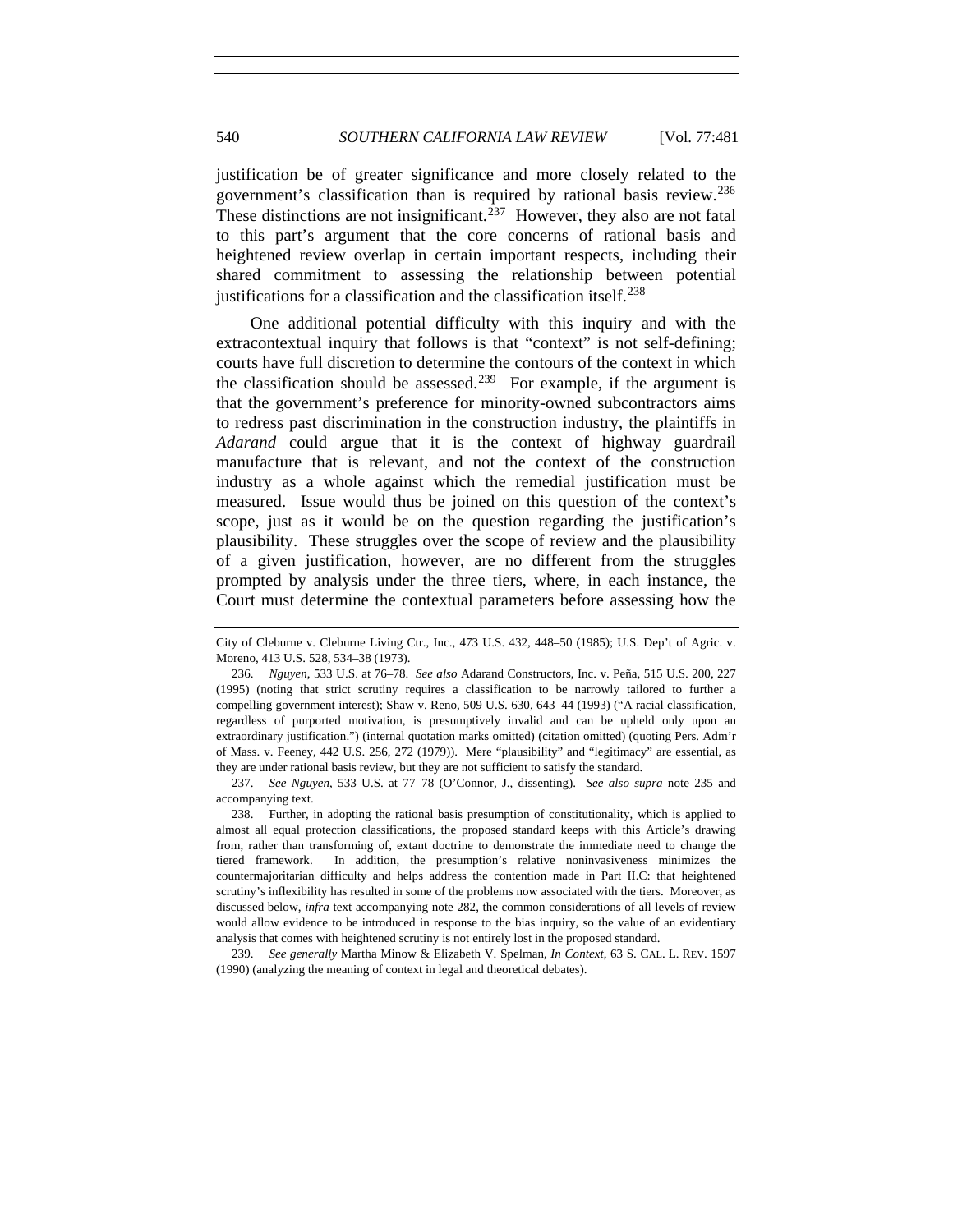justification be of greater significance and more closely related to the government's classification than is required by rational basis review.[236] These distinctions are not insignificant.[237] However, they also are not fatal to this part's argument that the core concerns of rational basis and heightened review overlap in certain important respects, including their shared commitment to assessing the relationship between potential justifications for a classification and the classification itself.[238]

One additional potential difficulty with this inquiry and with the extracontextual inquiry that follows is that "context" is not self-defining; courts have full discretion to determine the contours of the context in which the classification should be assessed.[239] For example, if the argument is that the government's preference for minority-owned subcontractors aims to redress past discrimination in the construction industry, the plaintiffs in *Adarand* could argue that it is the context of highway guardrail manufacture that is relevant, and not the context of the construction industry as a whole against which the remedial justification must be measured. Issue would thus be joined on this question of the context's scope, just as it would be on the question regarding the justification's plausibility. These struggles over the scope of review and the plausibility of a given justification, however, are no different from the struggles prompted by analysis under the three tiers, where, in each instance, the Court must determine the contextual parameters before assessing how the

---

City of Cleburne v. Cleburne Living Ctr., Inc., 473 U.S. 432, 448–50 (1985); U.S. Dep't of Agric. v. Moreno, 413 U.S. 528, 534–38 (1973).

236. *Nguyen*, 533 U.S. at 76–78. *See also* Adarand Constructors, Inc. v. Peña, 515 U.S. 200, 227 (1995) (noting that strict scrutiny requires a classification to be narrowly tailored to further a compelling government interest); Shaw v. Reno, 509 U.S. 630, 643–44 (1993) ("A racial classification, regardless of purported motivation, is presumptively invalid and can be upheld only upon an extraordinary justification.") (internal quotation marks omitted) (citation omitted) (quoting Pers. Adm'r of Mass. v. Feeney, 442 U.S. 256, 272 (1979)). Mere "plausibility" and "legitimacy" are essential, as they are under rational basis review, but they are not sufficient to satisfy the standard.

237. *See Nguyen*, 533 U.S. at 77–78 (O'Connor, J., dissenting). *See also supra* note 235 and accompanying text.

238. Further, in adopting the rational basis presumption of constitutionality, which is applied to almost all equal protection classifications, the proposed standard keeps with this Article's drawing from, rather than transforming of, extant doctrine to demonstrate the immediate need to change the tiered framework. In addition, the presumption's relative noninvasiveness minimizes the countermajoritarian difficulty and helps address the contention made in Part II.C: that heightened scrutiny's inflexibility has resulted in some of the problems now associated with the tiers. Moreover, as discussed below, *infra* text accompanying note 282, the common considerations of all levels of review would allow evidence to be introduced in response to the bias inquiry, so the value of an evidentiary analysis that comes with heightened scrutiny is not entirely lost in the proposed standard.

239. *See generally* Martha Minow & Elizabeth V. Spelman, *In Context*, 63 S. CAL. L. REV. 1597 (1990) (analyzing the meaning of context in legal and theoretical debates).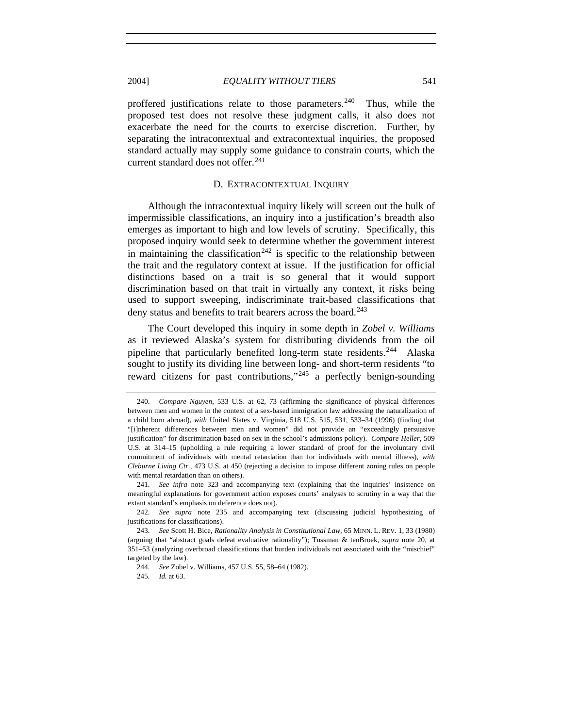proffered justifications relate to those parameters.[240] Thus, while the proposed test does not resolve these judgment calls, it also does not exacerbate the need for the courts to exercise discretion. Further, by separating the intracontextual and extracontextual inquiries, the proposed standard actually may supply some guidance to constrain courts, which the current standard does not offer.[241]

### D. EXTRACONTEXTUAL INQUIRY

Although the intracontextual inquiry likely will screen out the bulk of impermissible classifications, an inquiry into a justification's breadth also emerges as important to high and low levels of scrutiny. Specifically, this proposed inquiry would seek to determine whether the government interest in maintaining the classification[242] is specific to the relationship between the trait and the regulatory context at issue. If the justification for official distinctions based on a trait is so general that it would support discrimination based on that trait in virtually any context, it risks being used to support sweeping, indiscriminate trait-based classifications that deny status and benefits to trait bearers across the board.[243]

The Court developed this inquiry in some depth in *Zobel v. Williams* as it reviewed Alaska's system for distributing dividends from the oil pipeline that particularly benefited long-term state residents.[244] Alaska sought to justify its dividing line between long- and short-term residents "to reward citizens for past contributions,"[245] a perfectly benign-sounding

---

240. *Compare Nguyen*, 533 U.S. at 62, 73 (affirming the significance of physical differences between men and women in the context of a sex-based immigration law addressing the naturalization of a child born abroad), *with* United States v. Virginia, 518 U.S. 515, 531, 533–34 (1996) (finding that "[i]nherent differences between men and women" did not provide an "exceedingly persuasive justification" for discrimination based on sex in the school's admissions policy). *Compare Heller*, 509 U.S. at 314–15 (upholding a rule requiring a lower standard of proof for the involuntary civil commitment of individuals with mental retardation than for individuals with mental illness), *with Cleburne Living Ctr.*, 473 U.S. at 450 (rejecting a decision to impose different zoning rules on people with mental retardation than on others).

241. *See infra* note 323 and accompanying text (explaining that the inquiries' insistence on meaningful explanations for government action exposes courts' analyses to scrutiny in a way that the extant standard's emphasis on deference does not).

242. *See supra* note 235 and accompanying text (discussing judicial hypothesizing of justifications for classifications).

243. *See* Scott H. Bice, *Rationality Analysis in Constitutional Law*, 65 MINN. L. REV. 1, 33 (1980) (arguing that "abstract goals defeat evaluative rationality"); Tussman & tenBroek, *supra* note 20, at 351–53 (analyzing overbroad classifications that burden individuals not associated with the "mischief" targeted by the law).

244. *See* Zobel v. Williams, 457 U.S. 55, 58–64 (1982).

245. *Id.* at 63.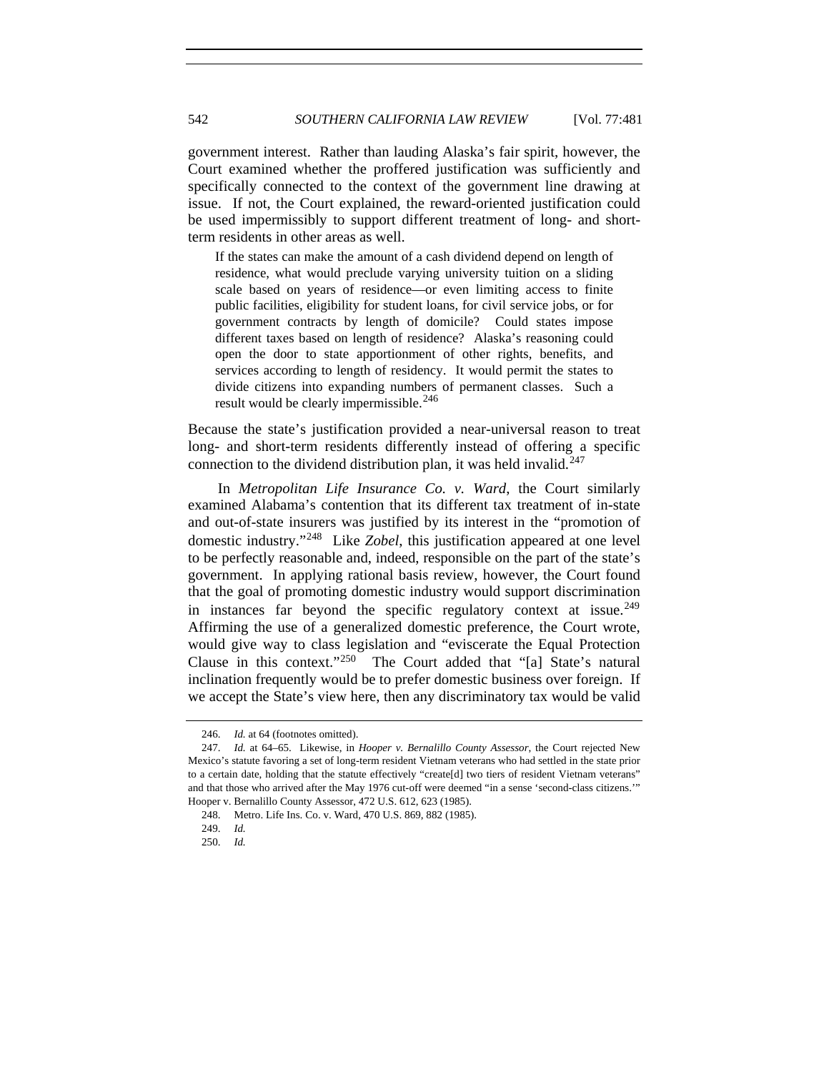government interest. Rather than lauding Alaska's fair spirit, however, the Court examined whether the proffered justification was sufficiently and specifically connected to the context of the government line drawing at issue. If not, the Court explained, the reward-oriented justification could be used impermissibly to support different treatment of long- and short-term residents in other areas as well.

> If the states can make the amount of a cash dividend depend on length of residence, what would preclude varying university tuition on a sliding scale based on years of residence—or even limiting access to finite public facilities, eligibility for student loans, for civil service jobs, or for government contracts by length of domicile? Could states impose different taxes based on length of residence? Alaska's reasoning could open the door to state apportionment of other rights, benefits, and services according to length of residency. It would permit the states to divide citizens into expanding numbers of permanent classes. Such a result would be clearly impermissible.[246]

Because the state's justification provided a near-universal reason to treat long- and short-term residents differently instead of offering a specific connection to the dividend distribution plan, it was held invalid.[247]

In *Metropolitan Life Insurance Co. v. Ward*, the Court similarly examined Alabama's contention that its different tax treatment of in-state and out-of-state insurers was justified by its interest in the "promotion of domestic industry."[248] Like *Zobel*, this justification appeared at one level to be perfectly reasonable and, indeed, responsible on the part of the state's government. In applying rational basis review, however, the Court found that the goal of promoting domestic industry would support discrimination in instances far beyond the specific regulatory context at issue.[249] Affirming the use of a generalized domestic preference, the Court wrote, would give way to class legislation and "eviscerate the Equal Protection Clause in this context."[250] The Court added that "[a] State's natural inclination frequently would be to prefer domestic business over foreign. If we accept the State's view here, then any discriminatory tax would be valid

---

246. *Id.* at 64 (footnotes omitted).

247. *Id.* at 64–65. Likewise, in *Hooper v. Bernalillo County Assessor*, the Court rejected New Mexico's statute favoring a set of long-term resident Vietnam veterans who had settled in the state prior to a certain date, holding that the statute effectively "create[d] two tiers of resident Vietnam veterans" and that those who arrived after the May 1976 cut-off were deemed "in a sense 'second-class citizens.'" Hooper v. Bernalillo County Assessor, 472 U.S. 612, 623 (1985).

248. Metro. Life Ins. Co. v. Ward, 470 U.S. 869, 882 (1985).

249. *Id.*

250. *Id.*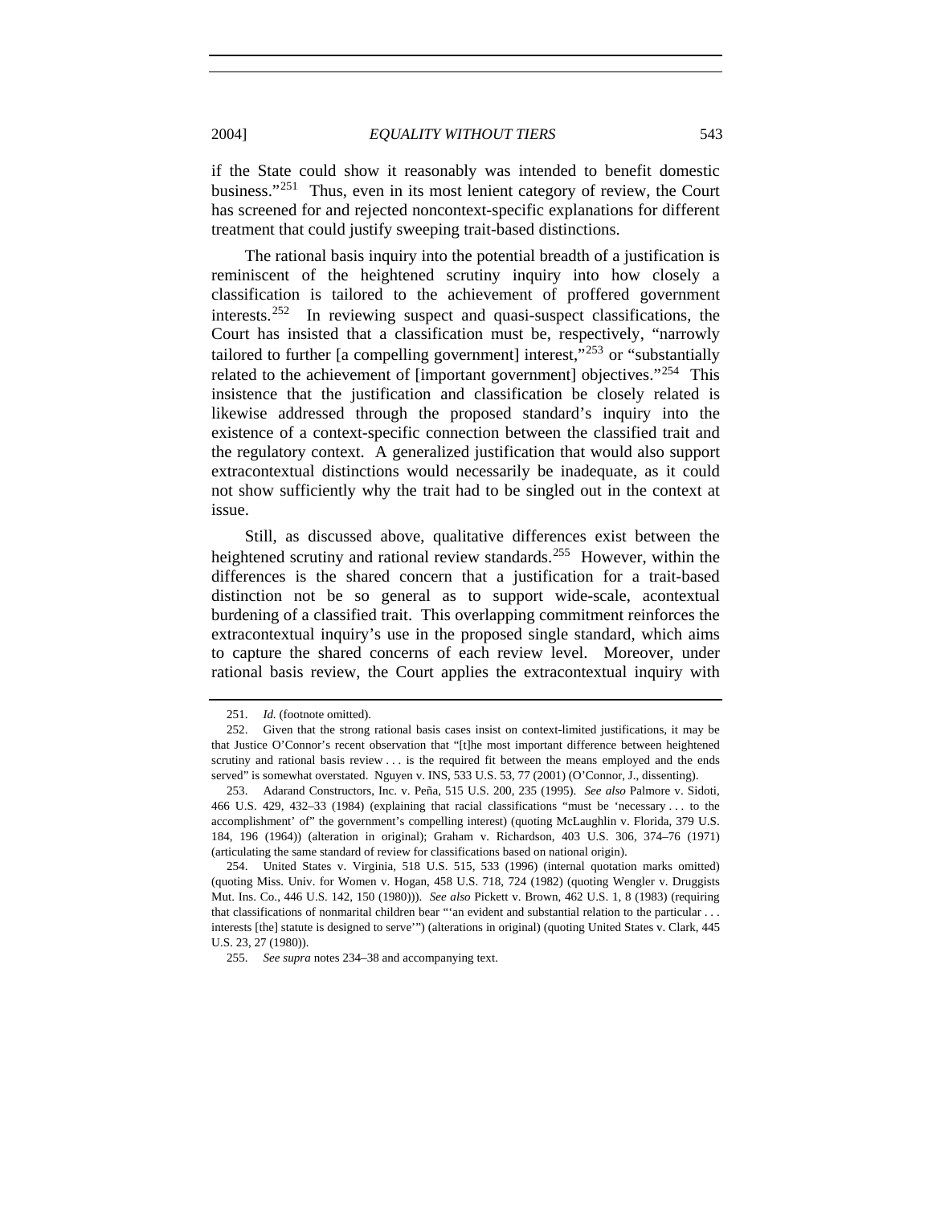if the State could show it reasonably was intended to benefit domestic business."[251] Thus, even in its most lenient category of review, the Court has screened for and rejected noncontext-specific explanations for different treatment that could justify sweeping trait-based distinctions.

The rational basis inquiry into the potential breadth of a justification is reminiscent of the heightened scrutiny inquiry into how closely a classification is tailored to the achievement of proffered government interests.[252] In reviewing suspect and quasi-suspect classifications, the Court has insisted that a classification must be, respectively, "narrowly tailored to further [a compelling government] interest,"[253] or "substantially related to the achievement of [important government] objectives."[254] This insistence that the justification and classification be closely related is likewise addressed through the proposed standard's inquiry into the existence of a context-specific connection between the classified trait and the regulatory context. A generalized justification that would also support extracontextual distinctions would necessarily be inadequate, as it could not show sufficiently why the trait had to be singled out in the context at issue.

Still, as discussed above, qualitative differences exist between the heightened scrutiny and rational review standards.[255] However, within the differences is the shared concern that a justification for a trait-based distinction not be so general as to support wide-scale, acontextual burdening of a classified trait. This overlapping commitment reinforces the extracontextual inquiry's use in the proposed single standard, which aims to capture the shared concerns of each review level. Moreover, under rational basis review, the Court applies the extracontextual inquiry with

---

251. *Id.* (footnote omitted).

252. Given that the strong rational basis cases insist on context-limited justifications, it may be that Justice O'Connor's recent observation that "[t]he most important difference between heightened scrutiny and rational basis review . . . is the required fit between the means employed and the ends served" is somewhat overstated. Nguyen v. INS, 533 U.S. 53, 77 (2001) (O'Connor, J., dissenting).

253. Adarand Constructors, Inc. v. Peña, 515 U.S. 200, 235 (1995). *See also* Palmore v. Sidoti, 466 U.S. 429, 432–33 (1984) (explaining that racial classifications "must be 'necessary . . . to the accomplishment' of" the government's compelling interest) (quoting McLaughlin v. Florida, 379 U.S. 184, 196 (1964)) (alteration in original); Graham v. Richardson, 403 U.S. 306, 374–76 (1971) (articulating the same standard of review for classifications based on national origin).

254. United States v. Virginia, 518 U.S. 515, 533 (1996) (internal quotation marks omitted) (quoting Miss. Univ. for Women v. Hogan, 458 U.S. 718, 724 (1982) (quoting Wengler v. Druggists Mut. Ins. Co., 446 U.S. 142, 150 (1980))). *See also* Pickett v. Brown, 462 U.S. 1, 8 (1983) (requiring that classifications of nonmarital children bear "'an evident and substantial relation to the particular . . . interests [the] statute is designed to serve'") (alterations in original) (quoting United States v. Clark, 445 U.S. 23, 27 (1980)).

255. *See supra* notes 234–38 and accompanying text.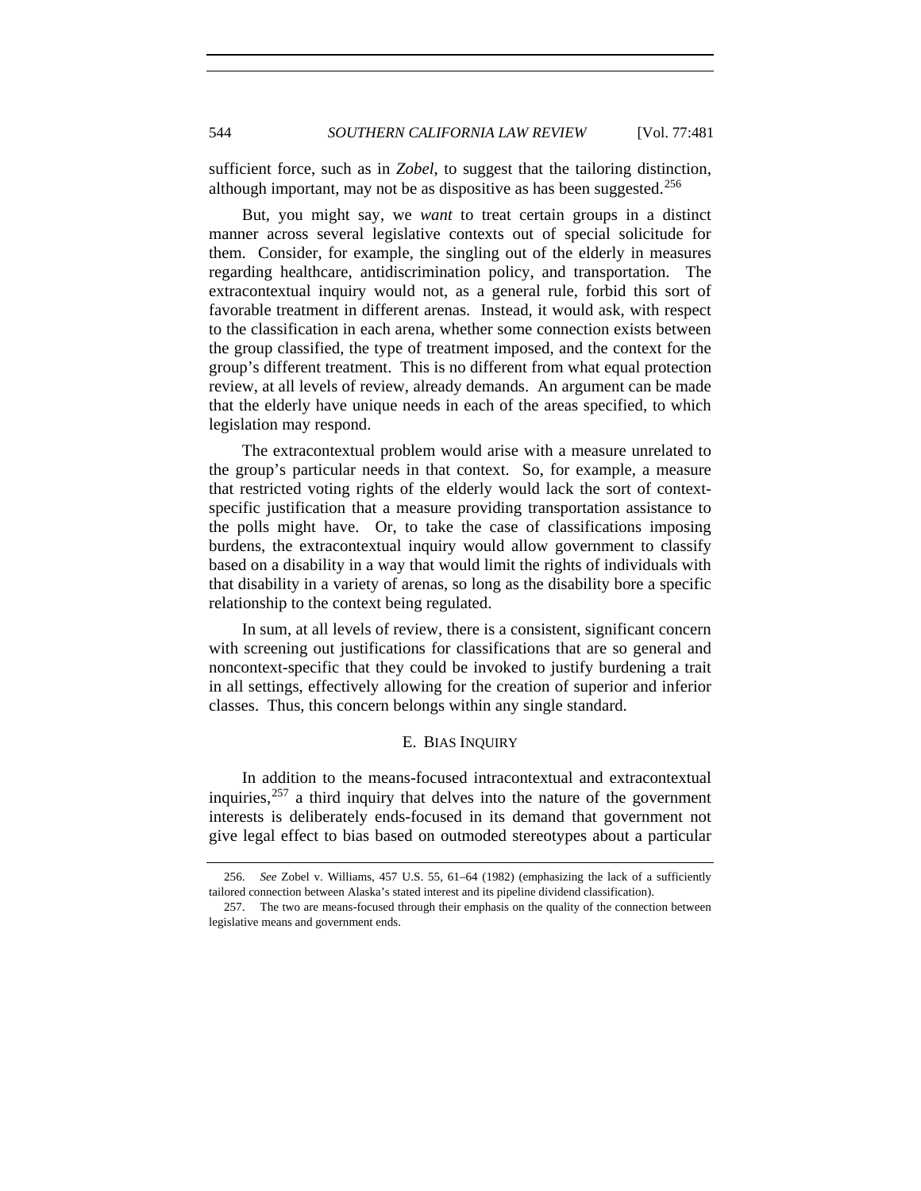sufficient force, such as in *Zobel*, to suggest that the tailoring distinction, although important, may not be as dispositive as has been suggested.[256]

But, you might say, we *want* to treat certain groups in a distinct manner across several legislative contexts out of special solicitude for them. Consider, for example, the singling out of the elderly in measures regarding healthcare, antidiscrimination policy, and transportation. The extracontextual inquiry would not, as a general rule, forbid this sort of favorable treatment in different arenas. Instead, it would ask, with respect to the classification in each arena, whether some connection exists between the group classified, the type of treatment imposed, and the context for the group's different treatment. This is no different from what equal protection review, at all levels of review, already demands. An argument can be made that the elderly have unique needs in each of the areas specified, to which legislation may respond.

The extracontextual problem would arise with a measure unrelated to the group's particular needs in that context. So, for example, a measure that restricted voting rights of the elderly would lack the sort of context-specific justification that a measure providing transportation assistance to the polls might have. Or, to take the case of classifications imposing burdens, the extracontextual inquiry would allow government to classify based on a disability in a way that would limit the rights of individuals with that disability in a variety of arenas, so long as the disability bore a specific relationship to the context being regulated.

In sum, at all levels of review, there is a consistent, significant concern with screening out justifications for classifications that are so general and noncontext-specific that they could be invoked to justify burdening a trait in all settings, effectively allowing for the creation of superior and inferior classes. Thus, this concern belongs within any single standard.

### E. BIAS INQUIRY

In addition to the means-focused intracontextual and extracontextual inquiries,[257] a third inquiry that delves into the nature of the government interests is deliberately ends-focused in its demand that government not give legal effect to bias based on outmoded stereotypes about a particular

256. *See* Zobel v. Williams, 457 U.S. 55, 61–64 (1982) (emphasizing the lack of a sufficiently tailored connection between Alaska's stated interest and its pipeline dividend classification).

257. The two are means-focused through their emphasis on the quality of the connection between legislative means and government ends.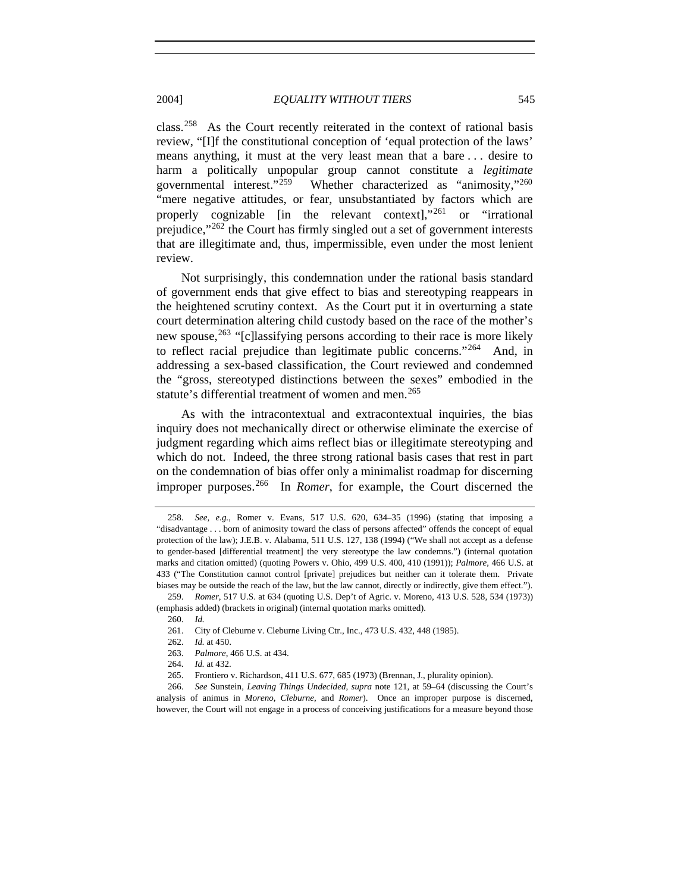class.[258] As the Court recently reiterated in the context of rational basis review, "[I]f the constitutional conception of 'equal protection of the laws' means anything, it must at the very least mean that a bare . . . desire to harm a politically unpopular group cannot constitute a *legitimate* governmental interest."[259] Whether characterized as "animosity,"[260] "mere negative attitudes, or fear, unsubstantiated by factors which are properly cognizable [in the relevant context],"[261] or "irrational prejudice,"[262] the Court has firmly singled out a set of government interests that are illegitimate and, thus, impermissible, even under the most lenient review.

Not surprisingly, this condemnation under the rational basis standard of government ends that give effect to bias and stereotyping reappears in the heightened scrutiny context. As the Court put it in overturning a state court determination altering child custody based on the race of the mother's new spouse,[263] "[c]lassifying persons according to their race is more likely to reflect racial prejudice than legitimate public concerns."[264] And, in addressing a sex-based classification, the Court reviewed and condemned the "gross, stereotyped distinctions between the sexes" embodied in the statute's differential treatment of women and men.[265]

As with the intracontextual and extracontextual inquiries, the bias inquiry does not mechanically direct or otherwise eliminate the exercise of judgment regarding which aims reflect bias or illegitimate stereotyping and which do not. Indeed, the three strong rational basis cases that rest in part on the condemnation of bias offer only a minimalist roadmap for discerning improper purposes.[266] In *Romer*, for example, the Court discerned the

---

258. *See, e.g.*, Romer v. Evans, 517 U.S. 620, 634–35 (1996) (stating that imposing a "disadvantage . . . born of animosity toward the class of persons affected" offends the concept of equal protection of the law); J.E.B. v. Alabama, 511 U.S. 127, 138 (1994) ("We shall not accept as a defense to gender-based [differential treatment] the very stereotype the law condemns.") (internal quotation marks and citation omitted) (quoting Powers v. Ohio, 499 U.S. 400, 410 (1991)); *Palmore*, 466 U.S. at 433 ("The Constitution cannot control [private] prejudices but neither can it tolerate them. Private biases may be outside the reach of the law, but the law cannot, directly or indirectly, give them effect.").

259. *Romer*, 517 U.S. at 634 (quoting U.S. Dep't of Agric. v. Moreno, 413 U.S. 528, 534 (1973)) (emphasis added) (brackets in original) (internal quotation marks omitted).

260. *Id.*

261. City of Cleburne v. Cleburne Living Ctr., Inc., 473 U.S. 432, 448 (1985).

262. *Id.* at 450.

263. *Palmore*, 466 U.S. at 434.

264. *Id.* at 432.

265. Frontiero v. Richardson, 411 U.S. 677, 685 (1973) (Brennan, J., plurality opinion).

266. *See* Sunstein, *Leaving Things Undecided*, *supra* note 121, at 59–64 (discussing the Court's analysis of animus in *Moreno*, *Cleburne*, and *Romer*). Once an improper purpose is discerned, however, the Court will not engage in a process of conceiving justifications for a measure beyond those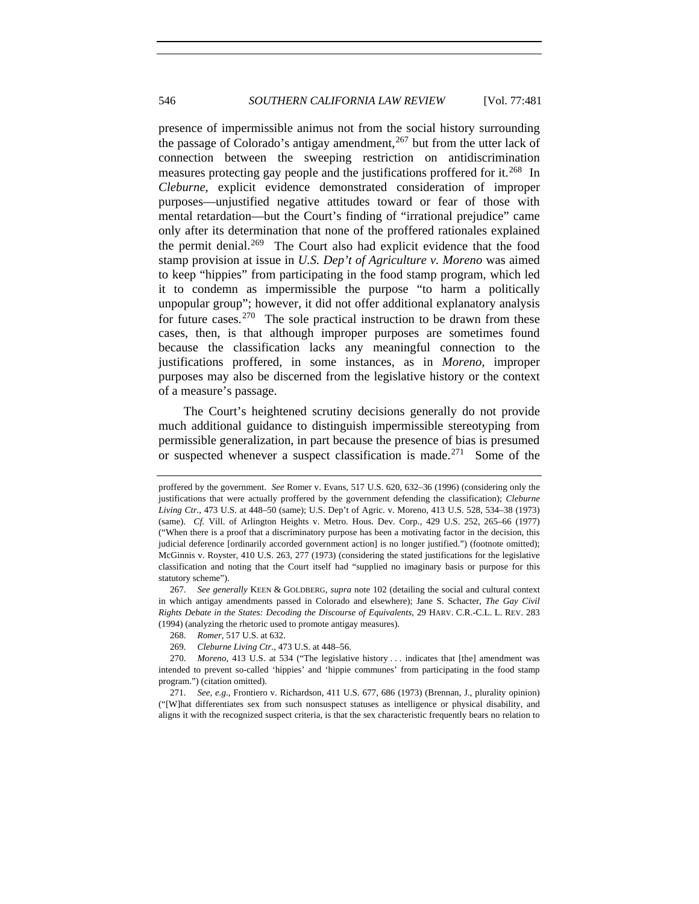presence of impermissible animus not from the social history surrounding the passage of Colorado's antigay amendment,[267] but from the utter lack of connection between the sweeping restriction on antidiscrimination measures protecting gay people and the justifications proffered for it.[268] In *Cleburne*, explicit evidence demonstrated consideration of improper purposes—unjustified negative attitudes toward or fear of those with mental retardation—but the Court's finding of "irrational prejudice" came only after its determination that none of the proffered rationales explained the permit denial.[269] The Court also had explicit evidence that the food stamp provision at issue in *U.S. Dep't of Agriculture v. Moreno* was aimed to keep "hippies" from participating in the food stamp program, which led it to condemn as impermissible the purpose "to harm a politically unpopular group"; however, it did not offer additional explanatory analysis for future cases.[270] The sole practical instruction to be drawn from these cases, then, is that although improper purposes are sometimes found because the classification lacks any meaningful connection to the justifications proffered, in some instances, as in *Moreno*, improper purposes may also be discerned from the legislative history or the context of a measure's passage.

The Court's heightened scrutiny decisions generally do not provide much additional guidance to distinguish impermissible stereotyping from permissible generalization, in part because the presence of bias is presumed or suspected whenever a suspect classification is made.[271] Some of the

---

proffered by the government. *See* Romer v. Evans, 517 U.S. 620, 632–36 (1996) (considering only the justifications that were actually proffered by the government defending the classification); *Cleburne Living Ctr.*, 473 U.S. at 448–50 (same); U.S. Dep't of Agric. v. Moreno, 413 U.S. 528, 534–38 (1973) (same). *Cf.* Vill. of Arlington Heights v. Metro. Hous. Dev. Corp., 429 U.S. 252, 265–66 (1977) ("When there is a proof that a discriminatory purpose has been a motivating factor in the decision, this judicial deference [ordinarily accorded government action] is no longer justified.") (footnote omitted); McGinnis v. Royster, 410 U.S. 263, 277 (1973) (considering the stated justifications for the legislative classification and noting that the Court itself had "supplied no imaginary basis or purpose for this statutory scheme").

267. *See generally* KEEN & GOLDBERG, *supra* note 102 (detailing the social and cultural context in which antigay amendments passed in Colorado and elsewhere); Jane S. Schacter, *The Gay Civil Rights Debate in the States: Decoding the Discourse of Equivalents*, 29 HARV. C.R.-C.L. L. REV. 283 (1994) (analyzing the rhetoric used to promote antigay measures).

268. *Romer*, 517 U.S. at 632.

269. *Cleburne Living Ctr.*, 473 U.S. at 448–56.

270. *Moreno*, 413 U.S. at 534 ("The legislative history . . . indicates that [the] amendment was intended to prevent so-called 'hippies' and 'hippie communes' from participating in the food stamp program.") (citation omitted).

271. *See, e.g.*, Frontiero v. Richardson, 411 U.S. 677, 686 (1973) (Brennan, J., plurality opinion) ("[W]hat differentiates sex from such nonsuspect statuses as intelligence or physical disability, and aligns it with the recognized suspect criteria, is that the sex characteristic frequently bears no relation to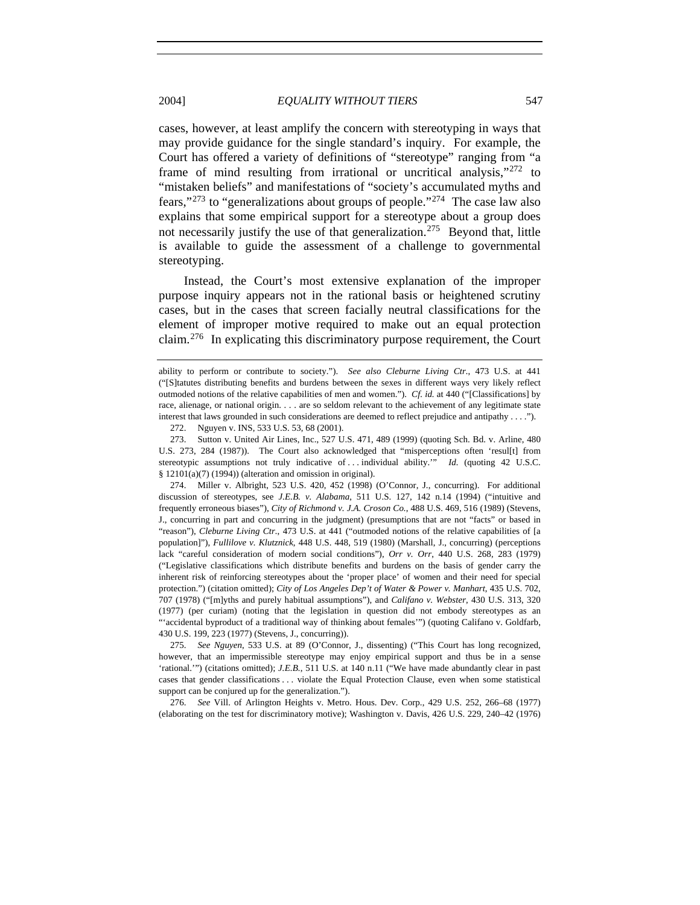cases, however, at least amplify the concern with stereotyping in ways that may provide guidance for the single standard's inquiry. For example, the Court has offered a variety of definitions of "stereotype" ranging from "a frame of mind resulting from irrational or uncritical analysis,"[272] to "mistaken beliefs" and manifestations of "society's accumulated myths and fears,"[273] to "generalizations about groups of people."[274] The case law also explains that some empirical support for a stereotype about a group does not necessarily justify the use of that generalization.[275] Beyond that, little is available to guide the assessment of a challenge to governmental stereotyping.

Instead, the Court's most extensive explanation of the improper purpose inquiry appears not in the rational basis or heightened scrutiny cases, but in the cases that screen facially neutral classifications for the element of improper motive required to make out an equal protection claim.[276] In explicating this discriminatory purpose requirement, the Court

---

ability to perform or contribute to society."). *See also Cleburne Living Ctr.*, 473 U.S. at 441 ("[S]tatutes distributing benefits and burdens between the sexes in different ways very likely reflect outmoded notions of the relative capabilities of men and women."). *Cf. id.* at 440 ("[Classifications] by race, alienage, or national origin. . . . are so seldom relevant to the achievement of any legitimate state interest that laws grounded in such considerations are deemed to reflect prejudice and antipathy . . . .").

272. Nguyen v. INS, 533 U.S. 53, 68 (2001).

273. Sutton v. United Air Lines, Inc., 527 U.S. 471, 489 (1999) (quoting Sch. Bd. v. Arline, 480 U.S. 273, 284 (1987)). The Court also acknowledged that "misperceptions often 'resul[t] from stereotypic assumptions not truly indicative of . . . individual ability.'" *Id.* (quoting 42 U.S.C. § 12101(a)(7) (1994)) (alteration and omission in original).

274. Miller v. Albright, 523 U.S. 420, 452 (1998) (O'Connor, J., concurring). For additional discussion of stereotypes, see *J.E.B. v. Alabama*, 511 U.S. 127, 142 n.14 (1994) ("intuitive and frequently erroneous biases"), *City of Richmond v. J.A. Croson Co.*, 488 U.S. 469, 516 (1989) (Stevens, J., concurring in part and concurring in the judgment) (presumptions that are not "facts" or based in "reason"), *Cleburne Living Ctr.*, 473 U.S. at 441 ("outmoded notions of the relative capabilities of [a population]"), *Fullilove v. Klutznick*, 448 U.S. 448, 519 (1980) (Marshall, J., concurring) (perceptions lack "careful consideration of modern social conditions"), *Orr v. Orr*, 440 U.S. 268, 283 (1979) ("Legislative classifications which distribute benefits and burdens on the basis of gender carry the inherent risk of reinforcing stereotypes about the 'proper place' of women and their need for special protection.") (citation omitted); *City of Los Angeles Dep't of Water & Power v. Manhart*, 435 U.S. 702, 707 (1978) ("[m]yths and purely habitual assumptions"), and *Califano v. Webster*, 430 U.S. 313, 320 (1977) (per curiam) (noting that the legislation in question did not embody stereotypes as an "'accidental byproduct of a traditional way of thinking about females'") (quoting Califano v. Goldfarb, 430 U.S. 199, 223 (1977) (Stevens, J., concurring)).

275. *See Nguyen*, 533 U.S. at 89 (O'Connor, J., dissenting) ("This Court has long recognized, however, that an impermissible stereotype may enjoy empirical support and thus be in a sense 'rational.'") (citations omitted); *J.E.B.*, 511 U.S. at 140 n.11 ("We have made abundantly clear in past cases that gender classifications . . . violate the Equal Protection Clause, even when some statistical support can be conjured up for the generalization.").

276. *See* Vill. of Arlington Heights v. Metro. Hous. Dev. Corp., 429 U.S. 252, 266–68 (1977) (elaborating on the test for discriminatory motive); Washington v. Davis, 426 U.S. 229, 240–42 (1976)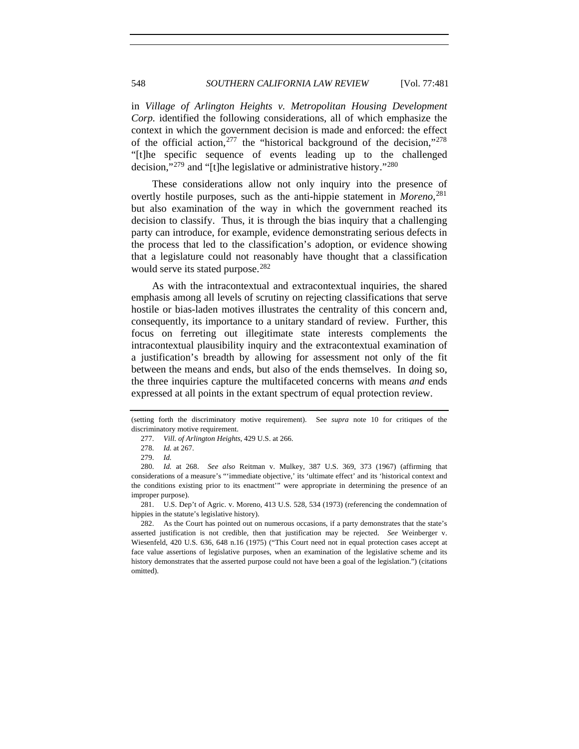in *Village of Arlington Heights v. Metropolitan Housing Development Corp.* identified the following considerations, all of which emphasize the context in which the government decision is made and enforced: the effect of the official action,[277] the "historical background of the decision,"[278] "[t]he specific sequence of events leading up to the challenged decision,"[279] and "[t]he legislative or administrative history."[280]

These considerations allow not only inquiry into the presence of overtly hostile purposes, such as the anti-hippie statement in *Moreno*,[281] but also examination of the way in which the government reached its decision to classify. Thus, it is through the bias inquiry that a challenging party can introduce, for example, evidence demonstrating serious defects in the process that led to the classification's adoption, or evidence showing that a legislature could not reasonably have thought that a classification would serve its stated purpose.[282]

As with the intracontextual and extracontextual inquiries, the shared emphasis among all levels of scrutiny on rejecting classifications that serve hostile or bias-laden motives illustrates the centrality of this concern and, consequently, its importance to a unitary standard of review. Further, this focus on ferreting out illegitimate state interests complements the intracontextual plausibility inquiry and the extracontextual examination of a justification's breadth by allowing for assessment not only of the fit between the means and ends, but also of the ends themselves. In doing so, the three inquiries capture the multifaceted concerns with means *and* ends expressed at all points in the extant spectrum of equal protection review.

---

(setting forth the discriminatory motive requirement). See *supra* note 10 for critiques of the discriminatory motive requirement.

277. *Vill. of Arlington Heights*, 429 U.S. at 266.

278. *Id.* at 267.

279. *Id.*

280. *Id.* at 268. *See also* Reitman v. Mulkey, 387 U.S. 369, 373 (1967) (affirming that considerations of a measure's "'immediate objective,' its 'ultimate effect' and its 'historical context and the conditions existing prior to its enactment'" were appropriate in determining the presence of an improper purpose).

281. U.S. Dep't of Agric. v. Moreno, 413 U.S. 528, 534 (1973) (referencing the condemnation of hippies in the statute's legislative history).

282. As the Court has pointed out on numerous occasions, if a party demonstrates that the state's asserted justification is not credible, then that justification may be rejected. *See* Weinberger v. Wiesenfeld, 420 U.S. 636, 648 n.16 (1975) ("This Court need not in equal protection cases accept at face value assertions of legislative purposes, when an examination of the legislative scheme and its history demonstrates that the asserted purpose could not have been a goal of the legislation.") (citations omitted).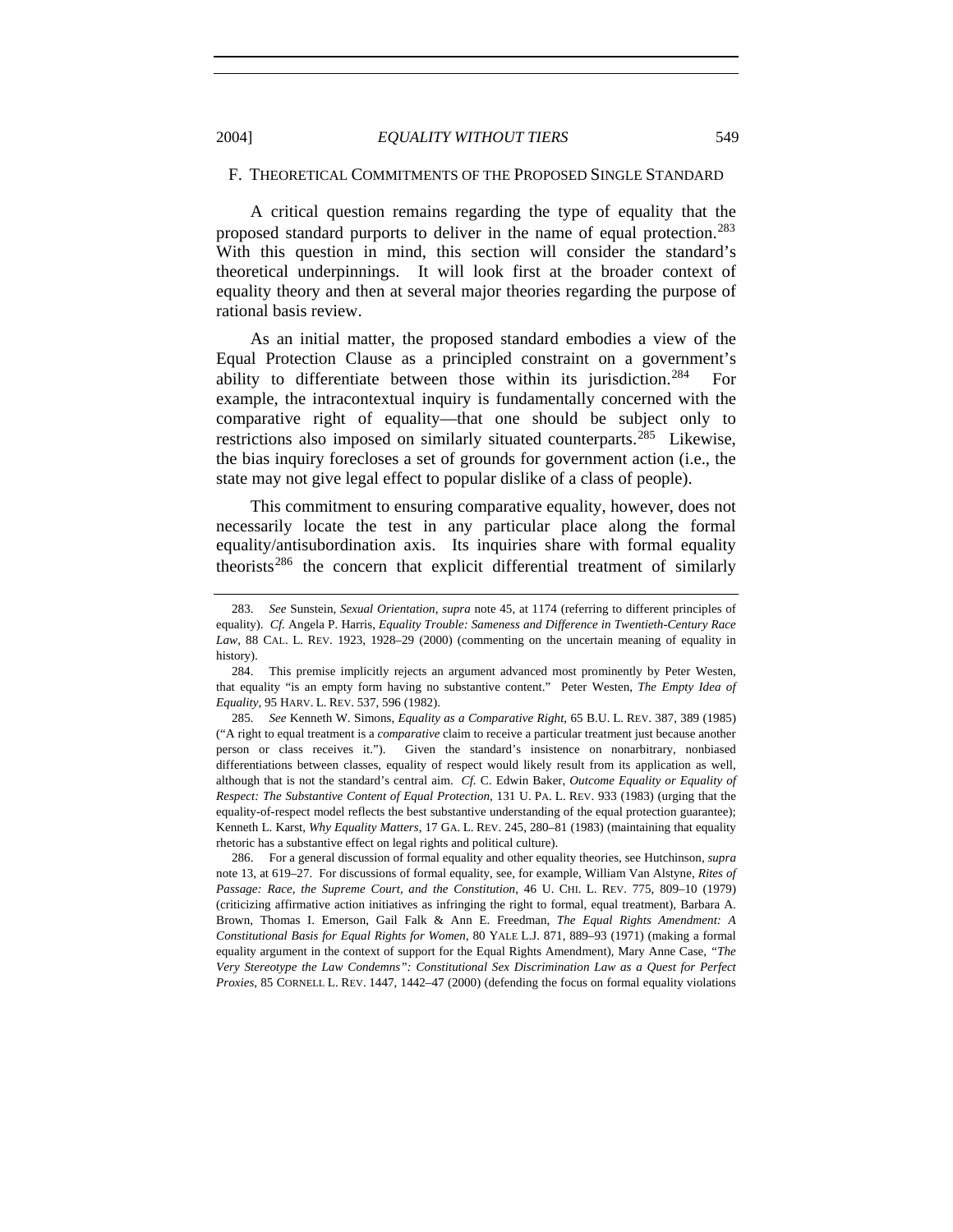## F. THEORETICAL COMMITMENTS OF THE PROPOSED SINGLE STANDARD

A critical question remains regarding the type of equality that the proposed standard purports to deliver in the name of equal protection.[283] With this question in mind, this section will consider the standard's theoretical underpinnings. It will look first at the broader context of equality theory and then at several major theories regarding the purpose of rational basis review.

As an initial matter, the proposed standard embodies a view of the Equal Protection Clause as a principled constraint on a government's ability to differentiate between those within its jurisdiction.[284] For example, the intracontextual inquiry is fundamentally concerned with the comparative right of equality—that one should be subject only to restrictions also imposed on similarly situated counterparts.[285] Likewise, the bias inquiry forecloses a set of grounds for government action (i.e., the state may not give legal effect to popular dislike of a class of people).

This commitment to ensuring comparative equality, however, does not necessarily locate the test in any particular place along the formal equality/antisubordination axis. Its inquiries share with formal equality theorists[286] the concern that explicit differential treatment of similarly

---

283. *See* Sunstein, *Sexual Orientation*, *supra* note 45, at 1174 (referring to different principles of equality). *Cf.* Angela P. Harris, *Equality Trouble: Sameness and Difference in Twentieth-Century Race Law*, 88 CAL. L. REV. 1923, 1928–29 (2000) (commenting on the uncertain meaning of equality in history).

284. This premise implicitly rejects an argument advanced most prominently by Peter Westen, that equality "is an empty form having no substantive content." Peter Westen, *The Empty Idea of Equality*, 95 HARV. L. REV. 537, 596 (1982).

285. *See* Kenneth W. Simons, *Equality as a Comparative Right*, 65 B.U. L. REV. 387, 389 (1985) ("A right to equal treatment is a *comparative* claim to receive a particular treatment just because another person or class receives it."). Given the standard's insistence on nonarbitrary, nonbiased differentiations between classes, equality of respect would likely result from its application as well, although that is not the standard's central aim. *Cf.* C. Edwin Baker, *Outcome Equality or Equality of Respect: The Substantive Content of Equal Protection*, 131 U. PA. L. REV. 933 (1983) (urging that the equality-of-respect model reflects the best substantive understanding of the equal protection guarantee); Kenneth L. Karst, *Why Equality Matters*, 17 GA. L. REV. 245, 280–81 (1983) (maintaining that equality rhetoric has a substantive effect on legal rights and political culture).

286. For a general discussion of formal equality and other equality theories, see Hutchinson, *supra* note 13, at 619–27. For discussions of formal equality, see, for example, William Van Alstyne, *Rites of Passage: Race, the Supreme Court, and the Constitution*, 46 U. CHI. L. REV. 775, 809–10 (1979) (criticizing affirmative action initiatives as infringing the right to formal, equal treatment), Barbara A. Brown, Thomas I. Emerson, Gail Falk & Ann E. Freedman, *The Equal Rights Amendment: A Constitutional Basis for Equal Rights for Women*, 80 YALE L.J. 871, 889–93 (1971) (making a formal equality argument in the context of support for the Equal Rights Amendment), Mary Anne Case, *"The Very Stereotype the Law Condemns": Constitutional Sex Discrimination Law as a Quest for Perfect Proxies*, 85 CORNELL L. REV. 1447, 1442–47 (2000) (defending the focus on formal equality violations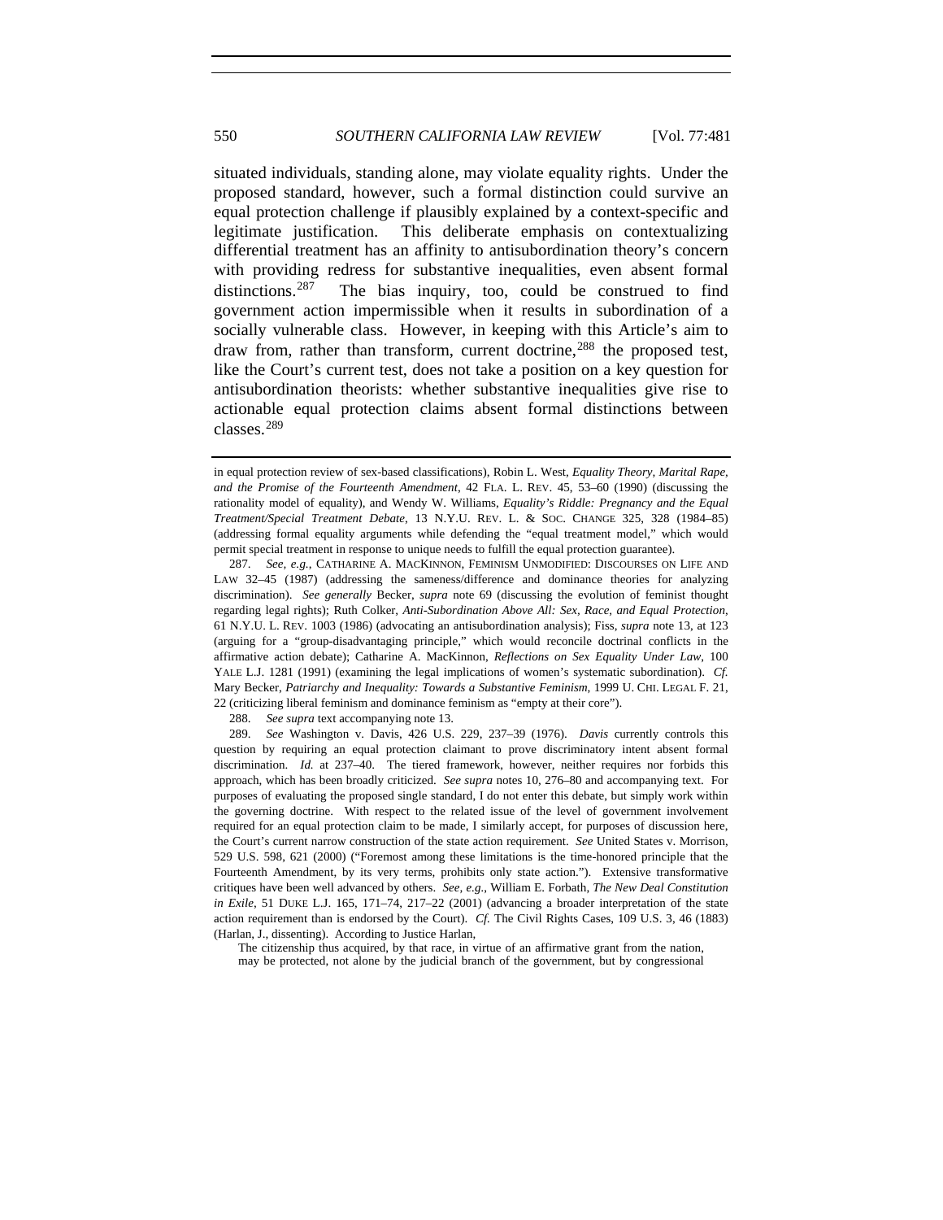situated individuals, standing alone, may violate equality rights. Under the proposed standard, however, such a formal distinction could survive an equal protection challenge if plausibly explained by a context-specific and legitimate justification. This deliberate emphasis on contextualizing differential treatment has an affinity to antisubordination theory's concern with providing redress for substantive inequalities, even absent formal distinctions.[287] The bias inquiry, too, could be construed to find government action impermissible when it results in subordination of a socially vulnerable class. However, in keeping with this Article's aim to draw from, rather than transform, current doctrine,[288] the proposed test, like the Court's current test, does not take a position on a key question for antisubordination theorists: whether substantive inequalities give rise to actionable equal protection claims absent formal distinctions between classes.[289]

---

in equal protection review of sex-based classifications), Robin L. West, *Equality Theory, Marital Rape, and the Promise of the Fourteenth Amendment*, 42 FLA. L. REV. 45, 53–60 (1990) (discussing the rationality model of equality), and Wendy W. Williams, *Equality's Riddle: Pregnancy and the Equal Treatment/Special Treatment Debate*, 13 N.Y.U. REV. L. & SOC. CHANGE 325, 328 (1984–85) (addressing formal equality arguments while defending the "equal treatment model," which would permit special treatment in response to unique needs to fulfill the equal protection guarantee).

287. *See, e.g.*, CATHARINE A. MACKINNON, FEMINISM UNMODIFIED: DISCOURSES ON LIFE AND LAW 32–45 (1987) (addressing the sameness/difference and dominance theories for analyzing discrimination). *See generally* Becker, *supra* note 69 (discussing the evolution of feminist thought regarding legal rights); Ruth Colker, *Anti-Subordination Above All: Sex, Race, and Equal Protection*, 61 N.Y.U. L. REV. 1003 (1986) (advocating an antisubordination analysis); Fiss, *supra* note 13, at 123 (arguing for a "group-disadvantaging principle," which would reconcile doctrinal conflicts in the affirmative action debate); Catharine A. MacKinnon, *Reflections on Sex Equality Under Law*, 100 YALE L.J. 1281 (1991) (examining the legal implications of women's systematic subordination). *Cf.* Mary Becker, *Patriarchy and Inequality: Towards a Substantive Feminism*, 1999 U. CHI. LEGAL F. 21, 22 (criticizing liberal feminism and dominance feminism as "empty at their core").

288. *See supra* text accompanying note 13.

289. *See* Washington v. Davis, 426 U.S. 229, 237–39 (1976). *Davis* currently controls this question by requiring an equal protection claimant to prove discriminatory intent absent formal discrimination. *Id.* at 237–40. The tiered framework, however, neither requires nor forbids this approach, which has been broadly criticized. *See supra* notes 10, 276–80 and accompanying text. For purposes of evaluating the proposed single standard, I do not enter this debate, but simply work within the governing doctrine. With respect to the related issue of the level of government involvement required for an equal protection claim to be made, I similarly accept, for purposes of discussion here, the Court's current narrow construction of the state action requirement. *See* United States v. Morrison, 529 U.S. 598, 621 (2000) ("Foremost among these limitations is the time-honored principle that the Fourteenth Amendment, by its very terms, prohibits only state action."). Extensive transformative critiques have been well advanced by others. *See, e.g.*, William E. Forbath, *The New Deal Constitution in Exile*, 51 DUKE L.J. 165, 171–74, 217–22 (2001) (advancing a broader interpretation of the state action requirement than is endorsed by the Court). *Cf.* The Civil Rights Cases, 109 U.S. 3, 46 (1883) (Harlan, J., dissenting). According to Justice Harlan,

> The citizenship thus acquired, by that race, in virtue of an affirmative grant from the nation, may be protected, not alone by the judicial branch of the government, but by congressional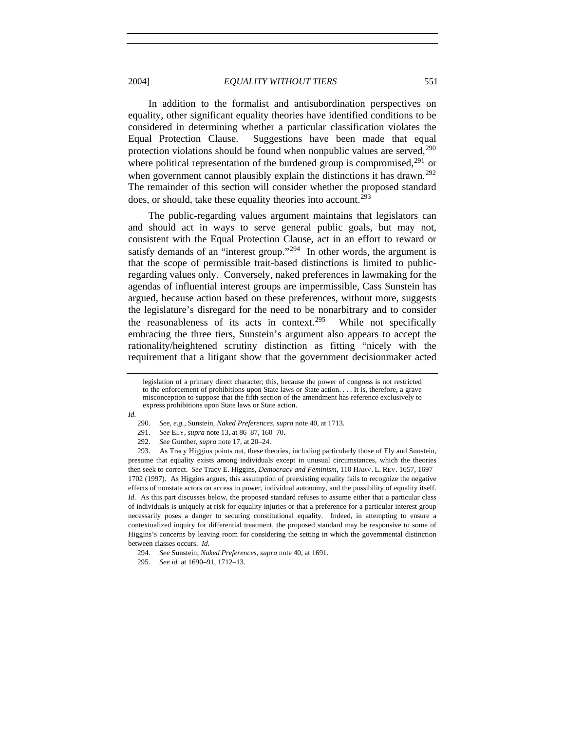In addition to the formalist and antisubordination perspectives on equality, other significant equality theories have identified conditions to be considered in determining whether a particular classification violates the Equal Protection Clause. Suggestions have been made that equal protection violations should be found when nonpublic values are served,[290] where political representation of the burdened group is compromised,[291] or when government cannot plausibly explain the distinctions it has drawn.[292] The remainder of this section will consider whether the proposed standard does, or should, take these equality theories into account.[293]

The public-regarding values argument maintains that legislators can and should act in ways to serve general public goals, but may not, consistent with the Equal Protection Clause, act in an effort to reward or satisfy demands of an "interest group."[294] In other words, the argument is that the scope of permissible trait-based distinctions is limited to public-regarding values only. Conversely, naked preferences in lawmaking for the agendas of influential interest groups are impermissible, Cass Sunstein has argued, because action based on these preferences, without more, suggests the legislature's disregard for the need to be nonarbitrary and to consider the reasonableness of its acts in context.[295] While not specifically embracing the three tiers, Sunstein's argument also appears to accept the rationality/heightened scrutiny distinction as fitting "nicely with the requirement that a litigant show that the government decisionmaker acted

---

> legislation of a primary direct character; this, because the power of congress is not restricted to the enforcement of prohibitions upon State laws or State action. . . . It is, therefore, a grave misconception to suppose that the fifth section of the amendment has reference exclusively to express prohibitions upon State laws or State action.

*Id.*

290. *See, e.g.*, Sunstein, *Naked Preferences*, *supra* note 40, at 1713.

291. *See* ELY, *supra* note 13, at 86–87, 160–70.

292. *See* Gunther, *supra* note 17, at 20–24.

293. As Tracy Higgins points out, these theories, including particularly those of Ely and Sunstein, presume that equality exists among individuals except in unusual circumstances, which the theories then seek to correct. *See* Tracy E. Higgins, *Democracy and Feminism*, 110 HARV. L. REV. 1657, 1697–1702 (1997). As Higgins argues, this assumption of preexisting equality fails to recognize the negative effects of nonstate actors on access to power, individual autonomy, and the possibility of equality itself. *Id.* As this part discusses below, the proposed standard refuses to assume either that a particular class of individuals is uniquely at risk for equality injuries or that a preference for a particular interest group necessarily poses a danger to securing constitutional equality. Indeed, in attempting to ensure a contextualized inquiry for differential treatment, the proposed standard may be responsive to some of Higgins's concerns by leaving room for considering the setting in which the governmental distinction between classes occurs. *Id.*

294. *See* Sunstein, *Naked Preferences*, *supra* note 40, at 1691.

295. *See id.* at 1690–91, 1712–13.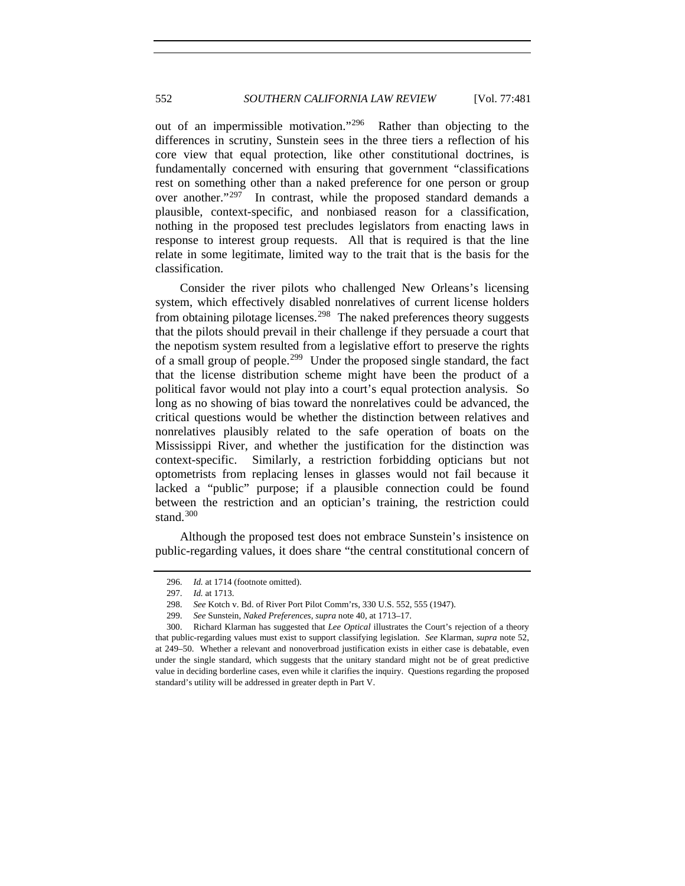out of an impermissible motivation."[296] Rather than objecting to the differences in scrutiny, Sunstein sees in the three tiers a reflection of his core view that equal protection, like other constitutional doctrines, is fundamentally concerned with ensuring that government "classifications rest on something other than a naked preference for one person or group over another."[297] In contrast, while the proposed standard demands a plausible, context-specific, and nonbiased reason for a classification, nothing in the proposed test precludes legislators from enacting laws in response to interest group requests. All that is required is that the line relate in some legitimate, limited way to the trait that is the basis for the classification.

Consider the river pilots who challenged New Orleans's licensing system, which effectively disabled nonrelatives of current license holders from obtaining pilotage licenses.[298] The naked preferences theory suggests that the pilots should prevail in their challenge if they persuade a court that the nepotism system resulted from a legislative effort to preserve the rights of a small group of people.[299] Under the proposed single standard, the fact that the license distribution scheme might have been the product of a political favor would not play into a court's equal protection analysis. So long as no showing of bias toward the nonrelatives could be advanced, the critical questions would be whether the distinction between relatives and nonrelatives plausibly related to the safe operation of boats on the Mississippi River, and whether the justification for the distinction was context-specific. Similarly, a restriction forbidding opticians but not optometrists from replacing lenses in glasses would not fail because it lacked a "public" purpose; if a plausible connection could be found between the restriction and an optician's training, the restriction could stand.[300]

Although the proposed test does not embrace Sunstein's insistence on public-regarding values, it does share "the central constitutional concern of

---

296. *Id.* at 1714 (footnote omitted).

297. *Id.* at 1713.

298. *See* Kotch v. Bd. of River Port Pilot Comm'rs, 330 U.S. 552, 555 (1947).

299. *See* Sunstein, *Naked Preferences*, *supra* note 40, at 1713–17.

300. Richard Klarman has suggested that *Lee Optical* illustrates the Court's rejection of a theory that public-regarding values must exist to support classifying legislation. *See* Klarman, *supra* note 52, at 249–50. Whether a relevant and nonoverbroad justification exists in either case is debatable, even under the single standard, which suggests that the unitary standard might not be of great predictive value in deciding borderline cases, even while it clarifies the inquiry. Questions regarding the proposed standard's utility will be addressed in greater depth in Part V.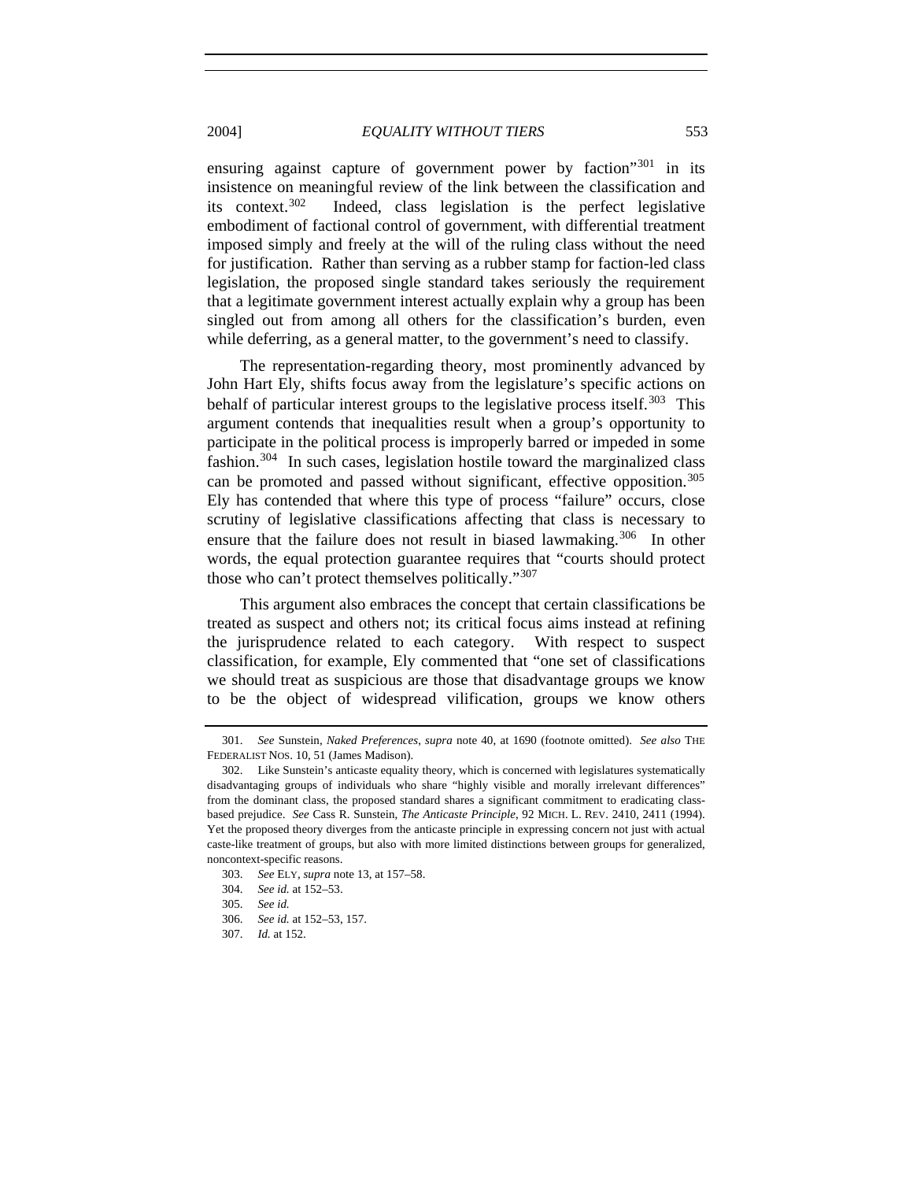ensuring against capture of government power by faction"[301] in its insistence on meaningful review of the link between the classification and its context.[302] Indeed, class legislation is the perfect legislative embodiment of factional control of government, with differential treatment imposed simply and freely at the will of the ruling class without the need for justification. Rather than serving as a rubber stamp for faction-led class legislation, the proposed single standard takes seriously the requirement that a legitimate government interest actually explain why a group has been singled out from among all others for the classification's burden, even while deferring, as a general matter, to the government's need to classify.

The representation-regarding theory, most prominently advanced by John Hart Ely, shifts focus away from the legislature's specific actions on behalf of particular interest groups to the legislative process itself.[303] This argument contends that inequalities result when a group's opportunity to participate in the political process is improperly barred or impeded in some fashion.[304] In such cases, legislation hostile toward the marginalized class can be promoted and passed without significant, effective opposition.[305] Ely has contended that where this type of process "failure" occurs, close scrutiny of legislative classifications affecting that class is necessary to ensure that the failure does not result in biased lawmaking.[306] In other words, the equal protection guarantee requires that "courts should protect those who can't protect themselves politically."[307]

This argument also embraces the concept that certain classifications be treated as suspect and others not; its critical focus aims instead at refining the jurisprudence related to each category. With respect to suspect classification, for example, Ely commented that "one set of classifications we should treat as suspicious are those that disadvantage groups we know to be the object of widespread vilification, groups we know others

---

301. *See* Sunstein, *Naked Preferences*, *supra* note 40, at 1690 (footnote omitted). *See also* THE FEDERALIST NOS. 10, 51 (James Madison).

302. Like Sunstein's anticaste equality theory, which is concerned with legislatures systematically disadvantaging groups of individuals who share "highly visible and morally irrelevant differences" from the dominant class, the proposed standard shares a significant commitment to eradicating class-based prejudice. *See* Cass R. Sunstein, *The Anticaste Principle*, 92 MICH. L. REV. 2410, 2411 (1994). Yet the proposed theory diverges from the anticaste principle in expressing concern not just with actual caste-like treatment of groups, but also with more limited distinctions between groups for generalized, noncontext-specific reasons.

303. *See* ELY, *supra* note 13, at 157–58.

304. *See id.* at 152–53.

305. *See id.*

306. *See id.* at 152–53, 157.

307. *Id.* at 152.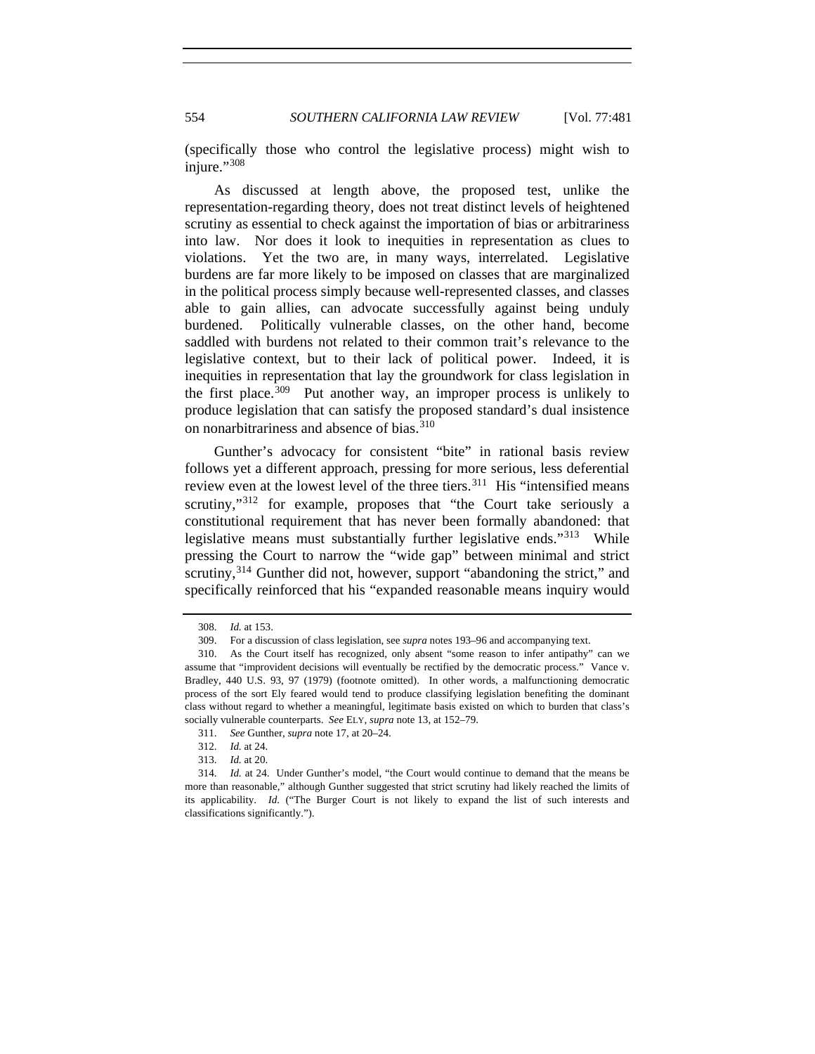(specifically those who control the legislative process) might wish to injure."[308]

As discussed at length above, the proposed test, unlike the representation-regarding theory, does not treat distinct levels of heightened scrutiny as essential to check against the importation of bias or arbitrariness into law. Nor does it look to inequities in representation as clues to violations. Yet the two are, in many ways, interrelated. Legislative burdens are far more likely to be imposed on classes that are marginalized in the political process simply because well-represented classes, and classes able to gain allies, can advocate successfully against being unduly burdened. Politically vulnerable classes, on the other hand, become saddled with burdens not related to their common trait's relevance to the legislative context, but to their lack of political power. Indeed, it is inequities in representation that lay the groundwork for class legislation in the first place.[309] Put another way, an improper process is unlikely to produce legislation that can satisfy the proposed standard's dual insistence on nonarbitrariness and absence of bias.[310]

Gunther's advocacy for consistent "bite" in rational basis review follows yet a different approach, pressing for more serious, less deferential review even at the lowest level of the three tiers.[311] His "intensified means scrutiny,"[312] for example, proposes that "the Court take seriously a constitutional requirement that has never been formally abandoned: that legislative means must substantially further legislative ends."[313] While pressing the Court to narrow the "wide gap" between minimal and strict scrutiny,[314] Gunther did not, however, support "abandoning the strict," and specifically reinforced that his "expanded reasonable means inquiry would

---

308. *Id.* at 153.

309. For a discussion of class legislation, see *supra* notes 193–96 and accompanying text.

310. As the Court itself has recognized, only absent "some reason to infer antipathy" can we assume that "improvident decisions will eventually be rectified by the democratic process." Vance v. Bradley, 440 U.S. 93, 97 (1979) (footnote omitted). In other words, a malfunctioning democratic process of the sort Ely feared would tend to produce classifying legislation benefiting the dominant class without regard to whether a meaningful, legitimate basis existed on which to burden that class's socially vulnerable counterparts. *See* ELY, *supra* note 13, at 152–79.

311. *See* Gunther, *supra* note 17, at 20–24.

312. *Id.* at 24.

313. *Id.* at 20.

314. *Id.* at 24. Under Gunther's model, "the Court would continue to demand that the means be more than reasonable," although Gunther suggested that strict scrutiny had likely reached the limits of its applicability. *Id.* ("The Burger Court is not likely to expand the list of such interests and classifications significantly.").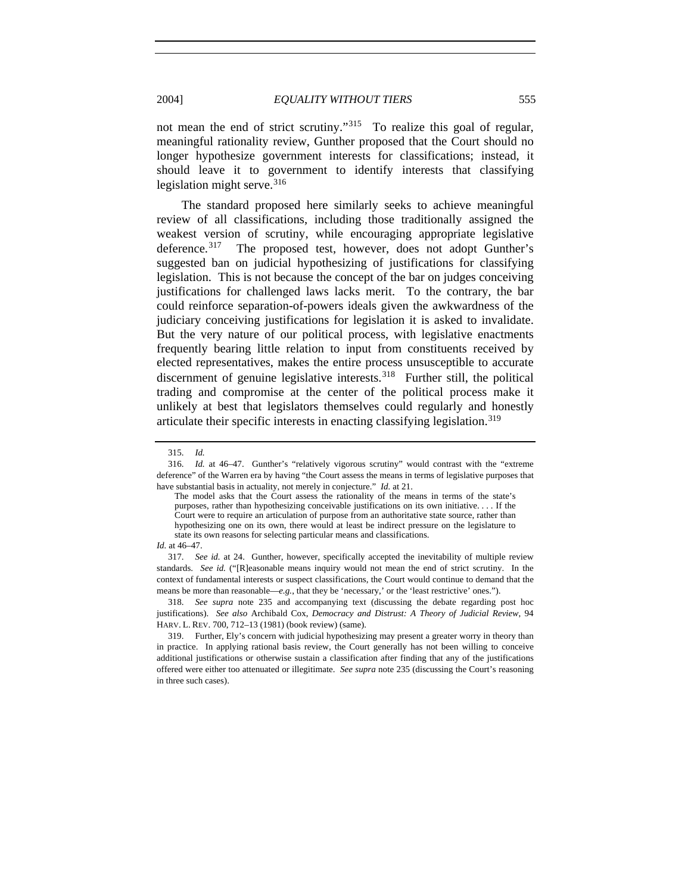not mean the end of strict scrutiny."[315] To realize this goal of regular, meaningful rationality review, Gunther proposed that the Court should no longer hypothesize government interests for classifications; instead, it should leave it to government to identify interests that classifying legislation might serve.[316]

The standard proposed here similarly seeks to achieve meaningful review of all classifications, including those traditionally assigned the weakest version of scrutiny, while encouraging appropriate legislative deference.[317] The proposed test, however, does not adopt Gunther's suggested ban on judicial hypothesizing of justifications for classifying legislation. This is not because the concept of the bar on judges conceiving justifications for challenged laws lacks merit. To the contrary, the bar could reinforce separation-of-powers ideals given the awkwardness of the judiciary conceiving justifications for legislation it is asked to invalidate. But the very nature of our political process, with legislative enactments frequently bearing little relation to input from constituents received by elected representatives, makes the entire process unsusceptible to accurate discernment of genuine legislative interests.[318] Further still, the political trading and compromise at the center of the political process make it unlikely at best that legislators themselves could regularly and honestly articulate their specific interests in enacting classifying legislation.[319]

---

315. *Id.*

316. *Id.* at 46–47. Gunther's "relatively vigorous scrutiny" would contrast with the "extreme deference" of the Warren era by having "the Court assess the means in terms of legislative purposes that have substantial basis in actuality, not merely in conjecture." *Id.* at 21.

> The model asks that the Court assess the rationality of the means in terms of the state's purposes, rather than hypothesizing conceivable justifications on its own initiative. . . . If the Court were to require an articulation of purpose from an authoritative state source, rather than hypothesizing one on its own, there would at least be indirect pressure on the legislature to state its own reasons for selecting particular means and classifications.

*Id.* at 46–47.

317. *See id.* at 24. Gunther, however, specifically accepted the inevitability of multiple review standards. *See id.* ("[R]easonable means inquiry would not mean the end of strict scrutiny. In the context of fundamental interests or suspect classifications, the Court would continue to demand that the means be more than reasonable—*e.g.*, that they be 'necessary,' or the 'least restrictive' ones.").

318. *See supra* note 235 and accompanying text (discussing the debate regarding post hoc justifications). *See also* Archibald Cox, *Democracy and Distrust: A Theory of Judicial Review*, 94 HARV. L. REV. 700, 712–13 (1981) (book review) (same).

319. Further, Ely's concern with judicial hypothesizing may present a greater worry in theory than in practice. In applying rational basis review, the Court generally has not been willing to conceive additional justifications or otherwise sustain a classification after finding that any of the justifications offered were either too attenuated or illegitimate. *See supra* note 235 (discussing the Court's reasoning in three such cases).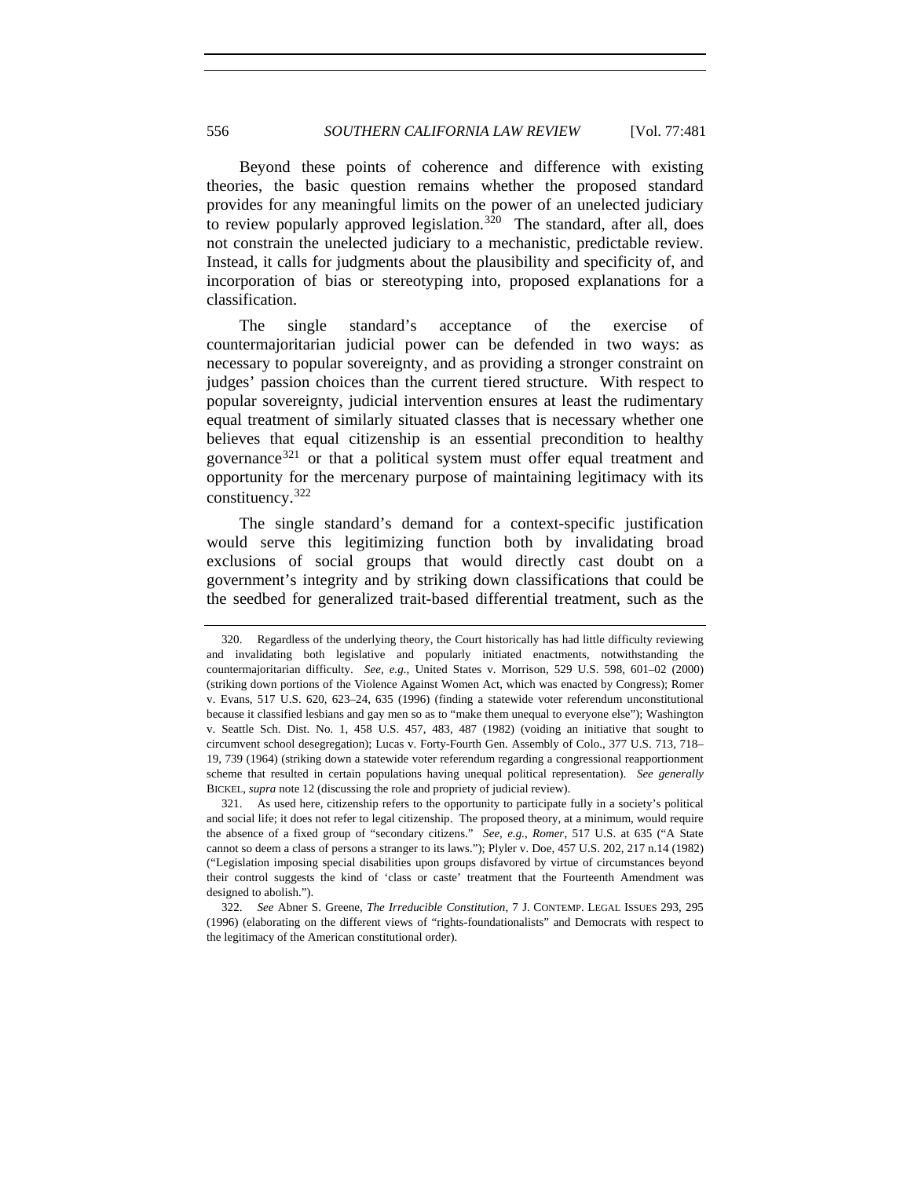Beyond these points of coherence and difference with existing theories, the basic question remains whether the proposed standard provides for any meaningful limits on the power of an unelected judiciary to review popularly approved legislation.[320] The standard, after all, does not constrain the unelected judiciary to a mechanistic, predictable review. Instead, it calls for judgments about the plausibility and specificity of, and incorporation of bias or stereotyping into, proposed explanations for a classification.

The single standard's acceptance of the exercise of countermajoritarian judicial power can be defended in two ways: as necessary to popular sovereignty, and as providing a stronger constraint on judges' passion choices than the current tiered structure. With respect to popular sovereignty, judicial intervention ensures at least the rudimentary equal treatment of similarly situated classes that is necessary whether one believes that equal citizenship is an essential precondition to healthy governance[321] or that a political system must offer equal treatment and opportunity for the mercenary purpose of maintaining legitimacy with its constituency.[322]

The single standard's demand for a context-specific justification would serve this legitimizing function both by invalidating broad exclusions of social groups that would directly cast doubt on a government's integrity and by striking down classifications that could be the seedbed for generalized trait-based differential treatment, such as the

---

320. Regardless of the underlying theory, the Court historically has had little difficulty reviewing and invalidating both legislative and popularly initiated enactments, notwithstanding the countermajoritarian difficulty. *See, e.g.*, United States v. Morrison, 529 U.S. 598, 601–02 (2000) (striking down portions of the Violence Against Women Act, which was enacted by Congress); Romer v. Evans, 517 U.S. 620, 623–24, 635 (1996) (finding a statewide voter referendum unconstitutional because it classified lesbians and gay men so as to "make them unequal to everyone else"); Washington v. Seattle Sch. Dist. No. 1, 458 U.S. 457, 483, 487 (1982) (voiding an initiative that sought to circumvent school desegregation); Lucas v. Forty-Fourth Gen. Assembly of Colo., 377 U.S. 713, 718–19, 739 (1964) (striking down a statewide voter referendum regarding a congressional reapportionment scheme that resulted in certain populations having unequal political representation). *See generally* BICKEL, *supra* note 12 (discussing the role and propriety of judicial review).

321. As used here, citizenship refers to the opportunity to participate fully in a society's political and social life; it does not refer to legal citizenship. The proposed theory, at a minimum, would require the absence of a fixed group of "secondary citizens." *See, e.g.*, *Romer*, 517 U.S. at 635 ("A State cannot so deem a class of persons a stranger to its laws."); Plyler v. Doe, 457 U.S. 202, 217 n.14 (1982) ("Legislation imposing special disabilities upon groups disfavored by virtue of circumstances beyond their control suggests the kind of 'class or caste' treatment that the Fourteenth Amendment was designed to abolish.").

322. *See* Abner S. Greene, *The Irreducible Constitution*, 7 J. CONTEMP. LEGAL ISSUES 293, 295 (1996) (elaborating on the different views of "rights-foundationalists" and Democrats with respect to the legitimacy of the American constitutional order).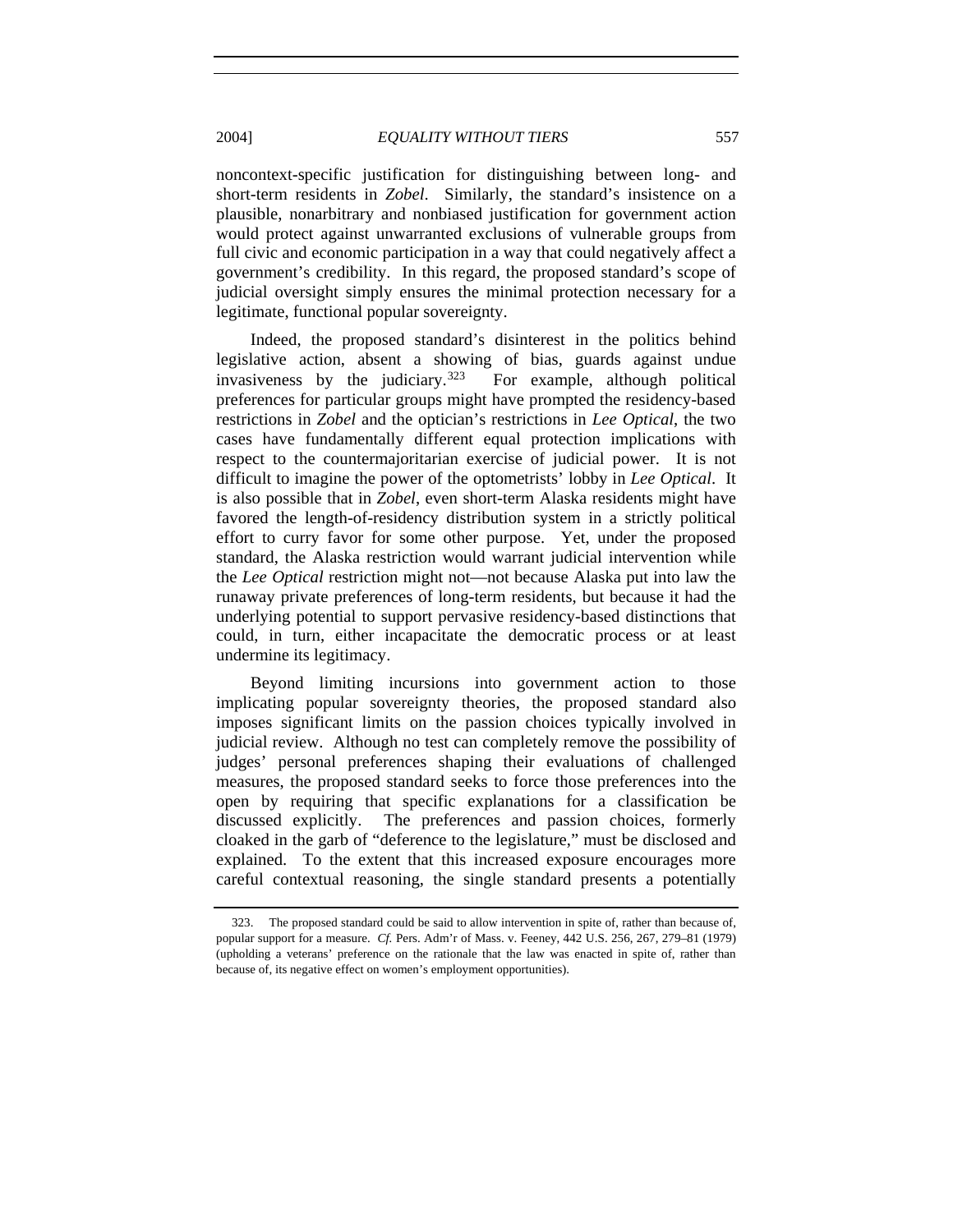noncontext-specific justification for distinguishing between long- and short-term residents in *Zobel*. Similarly, the standard's insistence on a plausible, nonarbitrary and nonbiased justification for government action would protect against unwarranted exclusions of vulnerable groups from full civic and economic participation in a way that could negatively affect a government's credibility. In this regard, the proposed standard's scope of judicial oversight simply ensures the minimal protection necessary for a legitimate, functional popular sovereignty.

Indeed, the proposed standard's disinterest in the politics behind legislative action, absent a showing of bias, guards against undue invasiveness by the judiciary.[323] For example, although political preferences for particular groups might have prompted the residency-based restrictions in *Zobel* and the optician's restrictions in *Lee Optical*, the two cases have fundamentally different equal protection implications with respect to the countermajoritarian exercise of judicial power. It is not difficult to imagine the power of the optometrists' lobby in *Lee Optical*. It is also possible that in *Zobel*, even short-term Alaska residents might have favored the length-of-residency distribution system in a strictly political effort to curry favor for some other purpose. Yet, under the proposed standard, the Alaska restriction would warrant judicial intervention while the *Lee Optical* restriction might not—not because Alaska put into law the runaway private preferences of long-term residents, but because it had the underlying potential to support pervasive residency-based distinctions that could, in turn, either incapacitate the democratic process or at least undermine its legitimacy.

Beyond limiting incursions into government action to those implicating popular sovereignty theories, the proposed standard also imposes significant limits on the passion choices typically involved in judicial review. Although no test can completely remove the possibility of judges' personal preferences shaping their evaluations of challenged measures, the proposed standard seeks to force those preferences into the open by requiring that specific explanations for a classification be discussed explicitly. The preferences and passion choices, formerly cloaked in the garb of "deference to the legislature," must be disclosed and explained. To the extent that this increased exposure encourages more careful contextual reasoning, the single standard presents a potentially

323. The proposed standard could be said to allow intervention in spite of, rather than because of, popular support for a measure. *Cf.* Pers. Adm'r of Mass. v. Feeney, 442 U.S. 256, 267, 279–81 (1979) (upholding a veterans' preference on the rationale that the law was enacted in spite of, rather than because of, its negative effect on women's employment opportunities).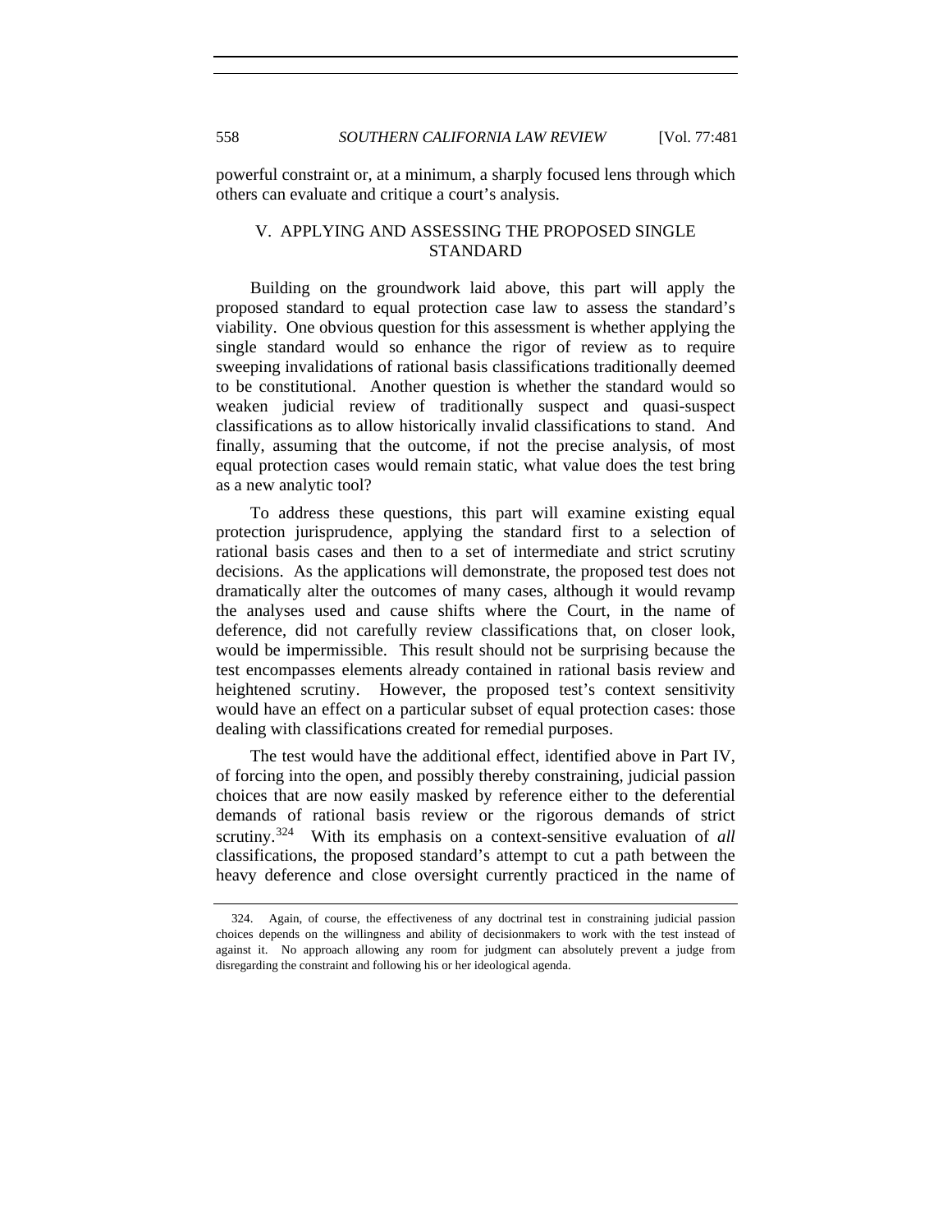powerful constraint or, at a minimum, a sharply focused lens through which others can evaluate and critique a court's analysis.

## V. APPLYING AND ASSESSING THE PROPOSED SINGLE STANDARD

Building on the groundwork laid above, this part will apply the proposed standard to equal protection case law to assess the standard's viability. One obvious question for this assessment is whether applying the single standard would so enhance the rigor of review as to require sweeping invalidations of rational basis classifications traditionally deemed to be constitutional. Another question is whether the standard would so weaken judicial review of traditionally suspect and quasi-suspect classifications as to allow historically invalid classifications to stand. And finally, assuming that the outcome, if not the precise analysis, of most equal protection cases would remain static, what value does the test bring as a new analytic tool?

To address these questions, this part will examine existing equal protection jurisprudence, applying the standard first to a selection of rational basis cases and then to a set of intermediate and strict scrutiny decisions. As the applications will demonstrate, the proposed test does not dramatically alter the outcomes of many cases, although it would revamp the analyses used and cause shifts where the Court, in the name of deference, did not carefully review classifications that, on closer look, would be impermissible. This result should not be surprising because the test encompasses elements already contained in rational basis review and heightened scrutiny. However, the proposed test's context sensitivity would have an effect on a particular subset of equal protection cases: those dealing with classifications created for remedial purposes.

The test would have the additional effect, identified above in Part IV, of forcing into the open, and possibly thereby constraining, judicial passion choices that are now easily masked by reference either to the deferential demands of rational basis review or the rigorous demands of strict scrutiny.[324] With its emphasis on a context-sensitive evaluation of *all* classifications, the proposed standard's attempt to cut a path between the heavy deference and close oversight currently practiced in the name of

---

324. Again, of course, the effectiveness of any doctrinal test in constraining judicial passion choices depends on the willingness and ability of decisionmakers to work with the test instead of against it. No approach allowing any room for judgment can absolutely prevent a judge from disregarding the constraint and following his or her ideological agenda.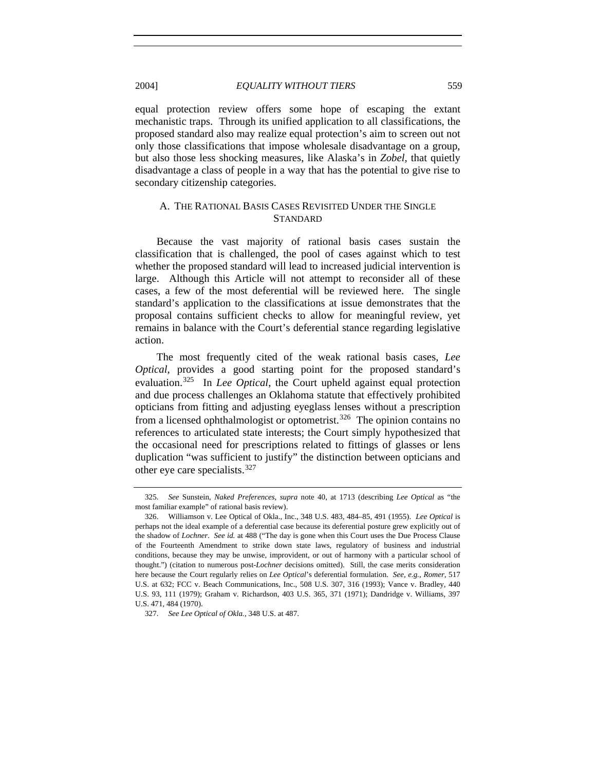equal protection review offers some hope of escaping the extant mechanistic traps. Through its unified application to all classifications, the proposed standard also may realize equal protection's aim to screen out not only those classifications that impose wholesale disadvantage on a group, but also those less shocking measures, like Alaska's in *Zobel*, that quietly disadvantage a class of people in a way that has the potential to give rise to secondary citizenship categories.

### A. THE RATIONAL BASIS CASES REVISITED UNDER THE SINGLE STANDARD

Because the vast majority of rational basis cases sustain the classification that is challenged, the pool of cases against which to test whether the proposed standard will lead to increased judicial intervention is large. Although this Article will not attempt to reconsider all of these cases, a few of the most deferential will be reviewed here. The single standard's application to the classifications at issue demonstrates that the proposal contains sufficient checks to allow for meaningful review, yet remains in balance with the Court's deferential stance regarding legislative action.

The most frequently cited of the weak rational basis cases, *Lee Optical*, provides a good starting point for the proposed standard's evaluation.[325] In *Lee Optical*, the Court upheld against equal protection and due process challenges an Oklahoma statute that effectively prohibited opticians from fitting and adjusting eyeglass lenses without a prescription from a licensed ophthalmologist or optometrist.[326] The opinion contains no references to articulated state interests; the Court simply hypothesized that the occasional need for prescriptions related to fittings of glasses or lens duplication "was sufficient to justify" the distinction between opticians and other eye care specialists.[327]

---

325. *See* Sunstein, *Naked Preferences*, *supra* note 40, at 1713 (describing *Lee Optical* as "the most familiar example" of rational basis review).

326. Williamson v. Lee Optical of Okla., Inc., 348 U.S. 483, 484–85, 491 (1955). *Lee Optical* is perhaps not the ideal example of a deferential case because its deferential posture grew explicitly out of the shadow of *Lochner*. *See id.* at 488 ("The day is gone when this Court uses the Due Process Clause of the Fourteenth Amendment to strike down state laws, regulatory of business and industrial conditions, because they may be unwise, improvident, or out of harmony with a particular school of thought.") (citation to numerous post-*Lochner* decisions omitted). Still, the case merits consideration here because the Court regularly relies on *Lee Optical*'s deferential formulation. *See, e.g.*, *Romer*, 517 U.S. at 632; FCC v. Beach Communications, Inc., 508 U.S. 307, 316 (1993); Vance v. Bradley, 440 U.S. 93, 111 (1979); Graham v. Richardson, 403 U.S. 365, 371 (1971); Dandridge v. Williams, 397 U.S. 471, 484 (1970).

327. *See Lee Optical of Okla.*, 348 U.S. at 487.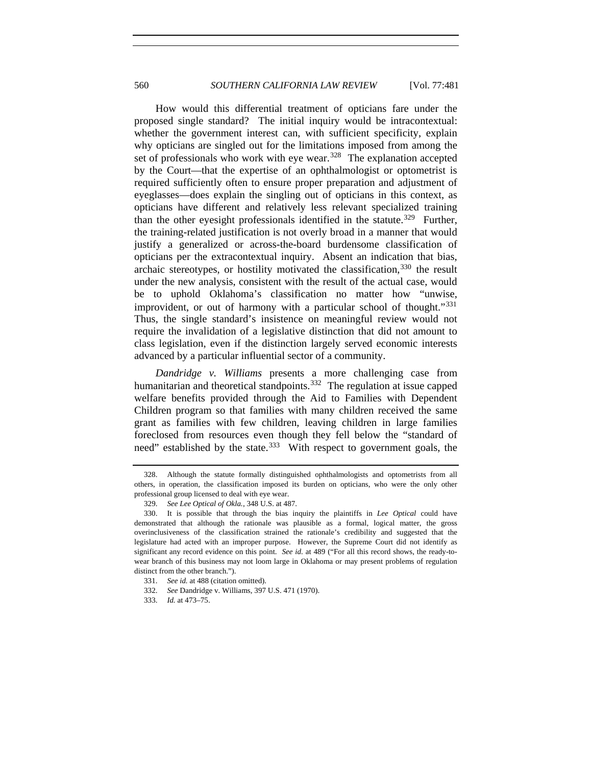How would this differential treatment of opticians fare under the proposed single standard? The initial inquiry would be intracontextual: whether the government interest can, with sufficient specificity, explain why opticians are singled out for the limitations imposed from among the set of professionals who work with eye wear.[328] The explanation accepted by the Court—that the expertise of an ophthalmologist or optometrist is required sufficiently often to ensure proper preparation and adjustment of eyeglasses—does explain the singling out of opticians in this context, as opticians have different and relatively less relevant specialized training than the other eyesight professionals identified in the statute.[329] Further, the training-related justification is not overly broad in a manner that would justify a generalized or across-the-board burdensome classification of opticians per the extracontextual inquiry. Absent an indication that bias, archaic stereotypes, or hostility motivated the classification,[330] the result under the new analysis, consistent with the result of the actual case, would be to uphold Oklahoma's classification no matter how "unwise, improvident, or out of harmony with a particular school of thought."[331] Thus, the single standard's insistence on meaningful review would not require the invalidation of a legislative distinction that did not amount to class legislation, even if the distinction largely served economic interests advanced by a particular influential sector of a community.

*Dandridge v. Williams* presents a more challenging case from humanitarian and theoretical standpoints.[332] The regulation at issue capped welfare benefits provided through the Aid to Families with Dependent Children program so that families with many children received the same grant as families with few children, leaving children in large families foreclosed from resources even though they fell below the "standard of need" established by the state.[333] With respect to government goals, the

---

328. Although the statute formally distinguished ophthalmologists and optometrists from all others, in operation, the classification imposed its burden on opticians, who were the only other professional group licensed to deal with eye wear.

329. *See Lee Optical of Okla.*, 348 U.S. at 487.

330. It is possible that through the bias inquiry the plaintiffs in *Lee Optical* could have demonstrated that although the rationale was plausible as a formal, logical matter, the gross overinclusiveness of the classification strained the rationale's credibility and suggested that the legislature had acted with an improper purpose. However, the Supreme Court did not identify as significant any record evidence on this point. *See id.* at 489 ("For all this record shows, the ready-to-wear branch of this business may not loom large in Oklahoma or may present problems of regulation distinct from the other branch.").

331. *See id.* at 488 (citation omitted).

332. *See* Dandridge v. Williams, 397 U.S. 471 (1970).

333. *Id.* at 473–75.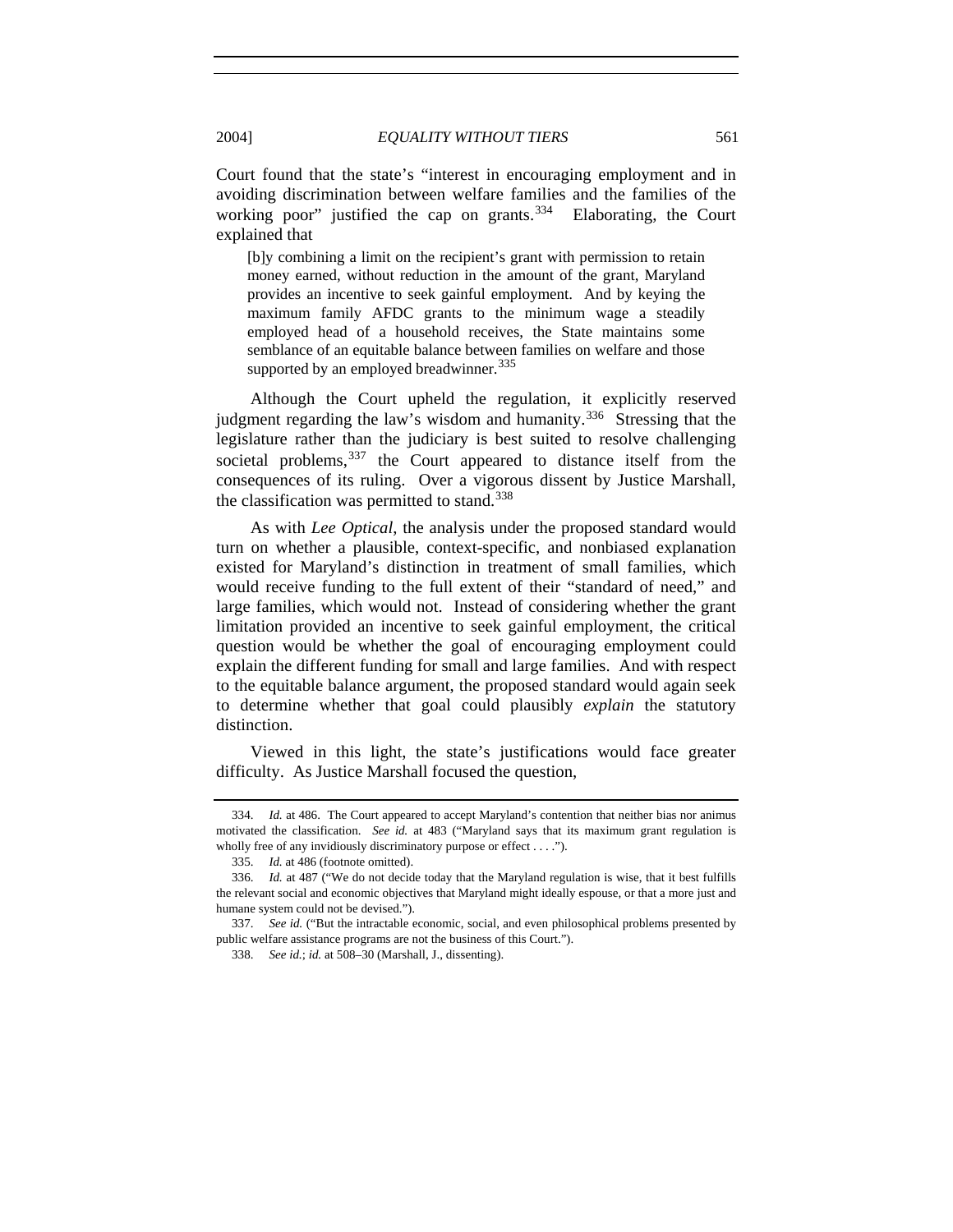Court found that the state's "interest in encouraging employment and in avoiding discrimination between welfare families and the families of the working poor" justified the cap on grants.[334] Elaborating, the Court explained that

> [b]y combining a limit on the recipient's grant with permission to retain money earned, without reduction in the amount of the grant, Maryland provides an incentive to seek gainful employment. And by keying the maximum family AFDC grants to the minimum wage a steadily employed head of a household receives, the State maintains some semblance of an equitable balance between families on welfare and those supported by an employed breadwinner.[335]

Although the Court upheld the regulation, it explicitly reserved judgment regarding the law's wisdom and humanity.[336] Stressing that the legislature rather than the judiciary is best suited to resolve challenging societal problems,[337] the Court appeared to distance itself from the consequences of its ruling. Over a vigorous dissent by Justice Marshall, the classification was permitted to stand.[338]

As with *Lee Optical*, the analysis under the proposed standard would turn on whether a plausible, context-specific, and nonbiased explanation existed for Maryland's distinction in treatment of small families, which would receive funding to the full extent of their "standard of need," and large families, which would not. Instead of considering whether the grant limitation provided an incentive to seek gainful employment, the critical question would be whether the goal of encouraging employment could explain the different funding for small and large families. And with respect to the equitable balance argument, the proposed standard would again seek to determine whether that goal could plausibly *explain* the statutory distinction.

Viewed in this light, the state's justifications would face greater difficulty. As Justice Marshall focused the question,

---

334. *Id.* at 486. The Court appeared to accept Maryland's contention that neither bias nor animus motivated the classification. *See id.* at 483 ("Maryland says that its maximum grant regulation is wholly free of any invidiously discriminatory purpose or effect . . . .").

335. *Id.* at 486 (footnote omitted).

336. *Id.* at 487 ("We do not decide today that the Maryland regulation is wise, that it best fulfills the relevant social and economic objectives that Maryland might ideally espouse, or that a more just and humane system could not be devised.").

337. *See id.* ("But the intractable economic, social, and even philosophical problems presented by public welfare assistance programs are not the business of this Court.").

338. *See id.*; *id.* at 508–30 (Marshall, J., dissenting).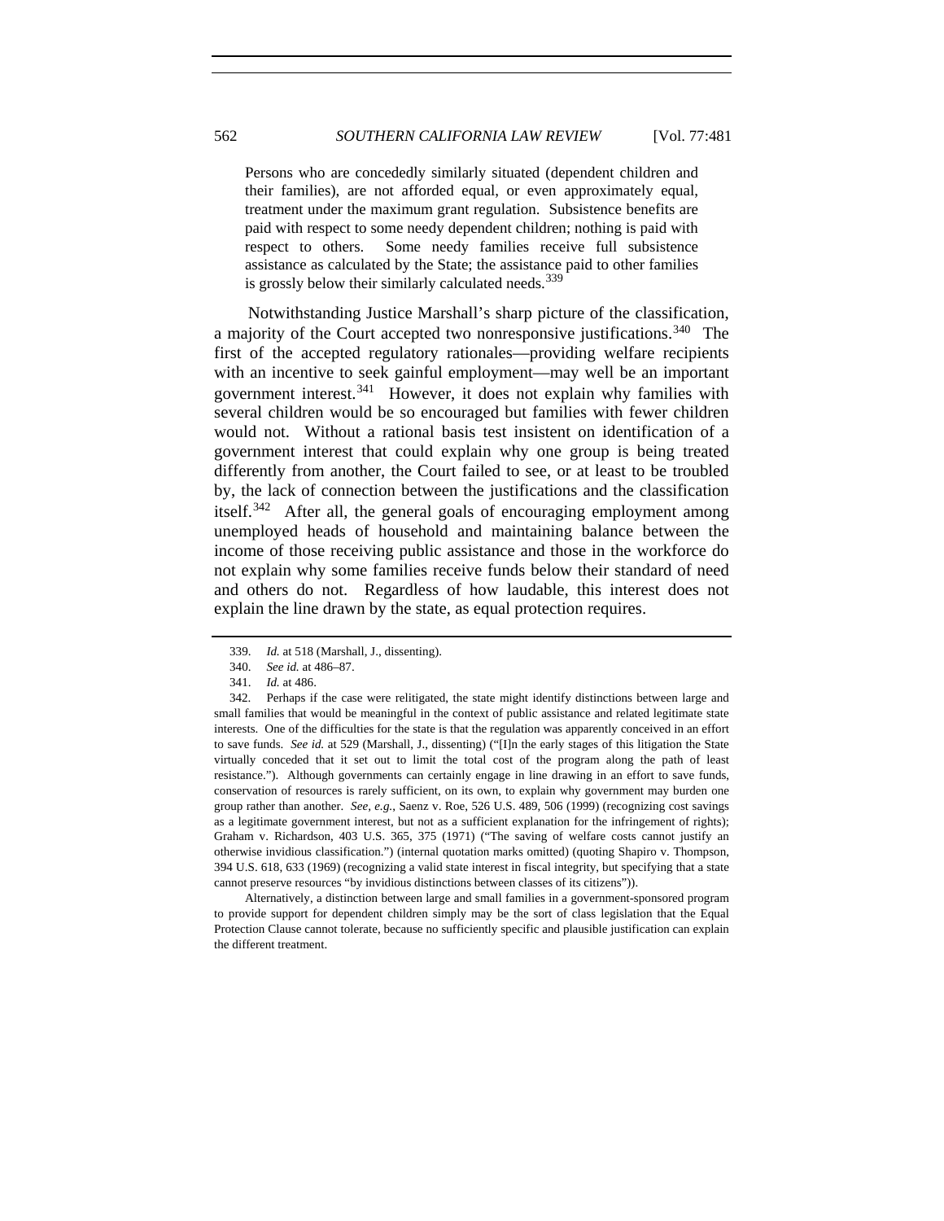> Persons who are concededly similarly situated (dependent children and their families), are not afforded equal, or even approximately equal, treatment under the maximum grant regulation. Subsistence benefits are paid with respect to some needy dependent children; nothing is paid with respect to others. Some needy families receive full subsistence assistance as calculated by the State; the assistance paid to other families is grossly below their similarly calculated needs.[339]

Notwithstanding Justice Marshall's sharp picture of the classification, a majority of the Court accepted two nonresponsive justifications.[340] The first of the accepted regulatory rationales—providing welfare recipients with an incentive to seek gainful employment—may well be an important government interest.[341] However, it does not explain why families with several children would be so encouraged but families with fewer children would not. Without a rational basis test insistent on identification of a government interest that could explain why one group is being treated differently from another, the Court failed to see, or at least to be troubled by, the lack of connection between the justifications and the classification itself.[342] After all, the general goals of encouraging employment among unemployed heads of household and maintaining balance between the income of those receiving public assistance and those in the workforce do not explain why some families receive funds below their standard of need and others do not. Regardless of how laudable, this interest does not explain the line drawn by the state, as equal protection requires.

---

339. *Id.* at 518 (Marshall, J., dissenting).

340. *See id.* at 486–87.

341. *Id.* at 486.

342. Perhaps if the case were relitigated, the state might identify distinctions between large and small families that would be meaningful in the context of public assistance and related legitimate state interests. One of the difficulties for the state is that the regulation was apparently conceived in an effort to save funds. *See id.* at 529 (Marshall, J., dissenting) ("[I]n the early stages of this litigation the State virtually conceded that it set out to limit the total cost of the program along the path of least resistance."). Although governments can certainly engage in line drawing in an effort to save funds, conservation of resources is rarely sufficient, on its own, to explain why government may burden one group rather than another. *See, e.g.*, Saenz v. Roe, 526 U.S. 489, 506 (1999) (recognizing cost savings as a legitimate government interest, but not as a sufficient explanation for the infringement of rights); Graham v. Richardson, 403 U.S. 365, 375 (1971) ("The saving of welfare costs cannot justify an otherwise invidious classification.") (internal quotation marks omitted) (quoting Shapiro v. Thompson, 394 U.S. 618, 633 (1969) (recognizing a valid state interest in fiscal integrity, but specifying that a state cannot preserve resources "by invidious distinctions between classes of its citizens")).

Alternatively, a distinction between large and small families in a government-sponsored program to provide support for dependent children simply may be the sort of class legislation that the Equal Protection Clause cannot tolerate, because no sufficiently specific and plausible justification can explain the different treatment.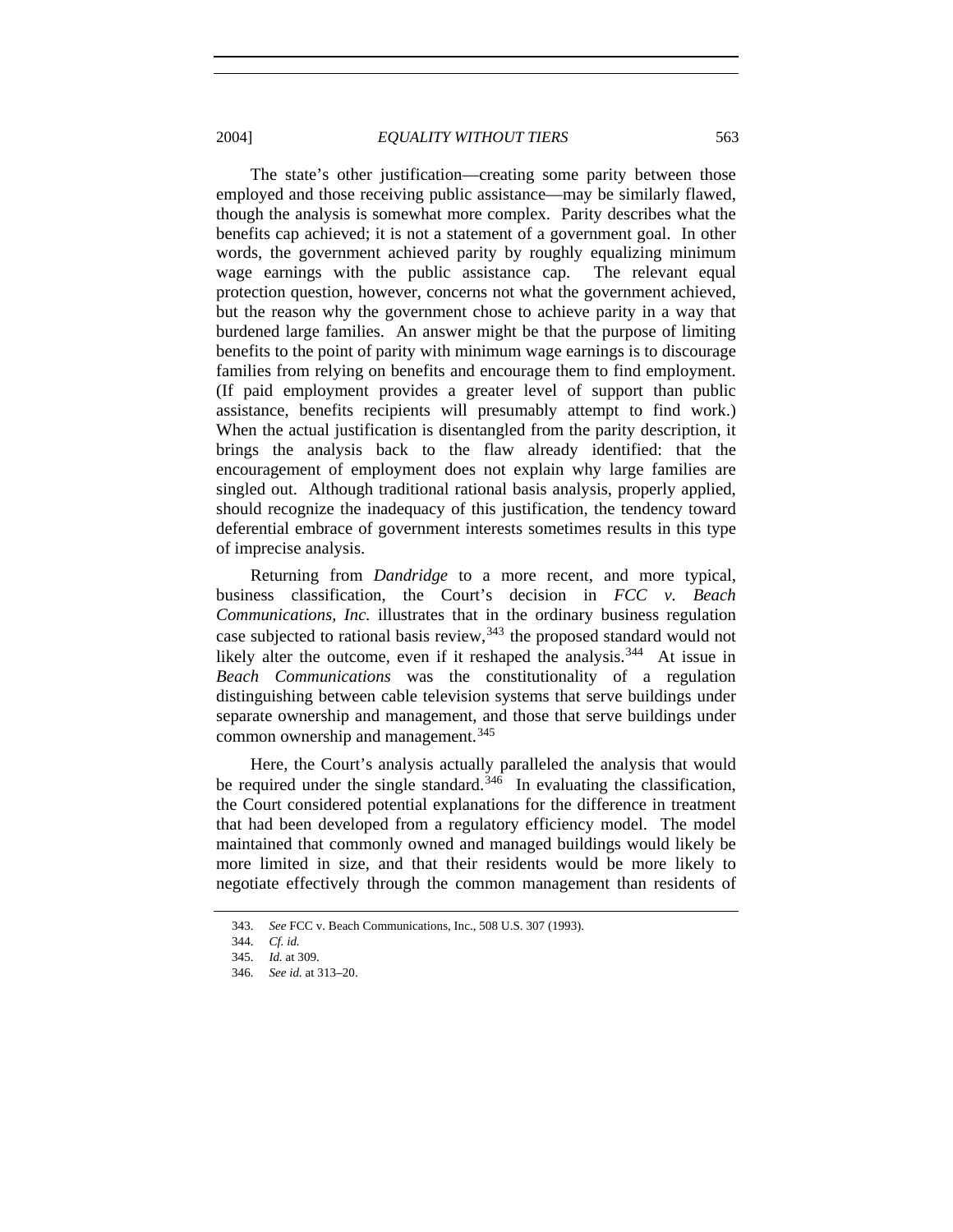The state's other justification—creating some parity between those employed and those receiving public assistance—may be similarly flawed, though the analysis is somewhat more complex. Parity describes what the benefits cap achieved; it is not a statement of a government goal. In other words, the government achieved parity by roughly equalizing minimum wage earnings with the public assistance cap. The relevant equal protection question, however, concerns not what the government achieved, but the reason why the government chose to achieve parity in a way that burdened large families. An answer might be that the purpose of limiting benefits to the point of parity with minimum wage earnings is to discourage families from relying on benefits and encourage them to find employment. (If paid employment provides a greater level of support than public assistance, benefits recipients will presumably attempt to find work.) When the actual justification is disentangled from the parity description, it brings the analysis back to the flaw already identified: that the encouragement of employment does not explain why large families are singled out. Although traditional rational basis analysis, properly applied, should recognize the inadequacy of this justification, the tendency toward deferential embrace of government interests sometimes results in this type of imprecise analysis.

Returning from *Dandridge* to a more recent, and more typical, business classification, the Court's decision in *FCC v. Beach Communications, Inc.* illustrates that in the ordinary business regulation case subjected to rational basis review,[343] the proposed standard would not likely alter the outcome, even if it reshaped the analysis.[344] At issue in *Beach Communications* was the constitutionality of a regulation distinguishing between cable television systems that serve buildings under separate ownership and management, and those that serve buildings under common ownership and management.[345]

Here, the Court's analysis actually paralleled the analysis that would be required under the single standard.[346] In evaluating the classification, the Court considered potential explanations for the difference in treatment that had been developed from a regulatory efficiency model. The model maintained that commonly owned and managed buildings would likely be more limited in size, and that their residents would be more likely to negotiate effectively through the common management than residents of

343. *See* FCC v. Beach Communications, Inc., 508 U.S. 307 (1993).

344. *Cf. id.*

345. *Id.* at 309.

346. *See id.* at 313–20.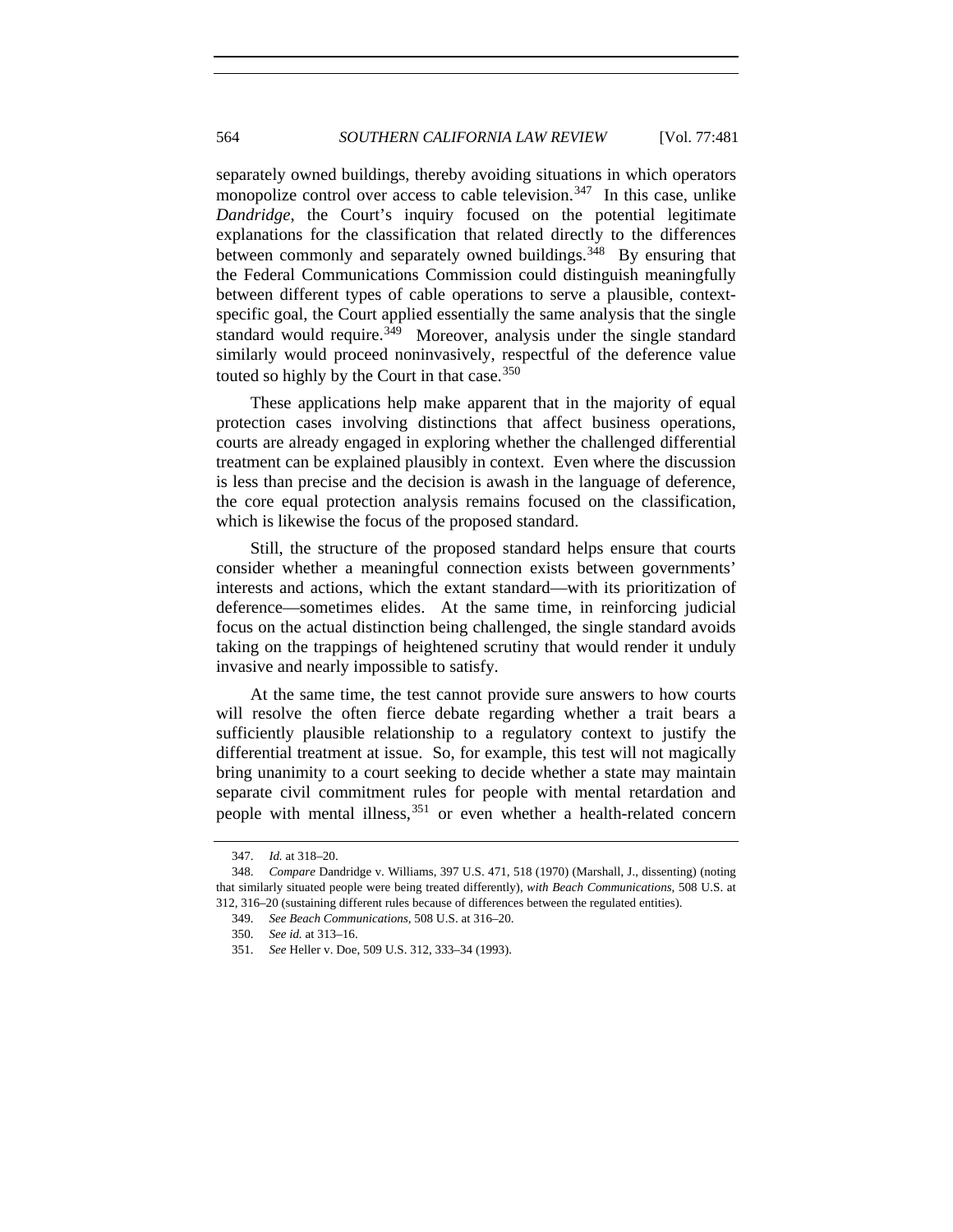separately owned buildings, thereby avoiding situations in which operators monopolize control over access to cable television.[347] In this case, unlike *Dandridge*, the Court's inquiry focused on the potential legitimate explanations for the classification that related directly to the differences between commonly and separately owned buildings.[348] By ensuring that the Federal Communications Commission could distinguish meaningfully between different types of cable operations to serve a plausible, context-specific goal, the Court applied essentially the same analysis that the single standard would require.[349] Moreover, analysis under the single standard similarly would proceed noninvasively, respectful of the deference value touted so highly by the Court in that case.[350]

These applications help make apparent that in the majority of equal protection cases involving distinctions that affect business operations, courts are already engaged in exploring whether the challenged differential treatment can be explained plausibly in context. Even where the discussion is less than precise and the decision is awash in the language of deference, the core equal protection analysis remains focused on the classification, which is likewise the focus of the proposed standard.

Still, the structure of the proposed standard helps ensure that courts consider whether a meaningful connection exists between governments' interests and actions, which the extant standard—with its prioritization of deference—sometimes elides. At the same time, in reinforcing judicial focus on the actual distinction being challenged, the single standard avoids taking on the trappings of heightened scrutiny that would render it unduly invasive and nearly impossible to satisfy.

At the same time, the test cannot provide sure answers to how courts will resolve the often fierce debate regarding whether a trait bears a sufficiently plausible relationship to a regulatory context to justify the differential treatment at issue. So, for example, this test will not magically bring unanimity to a court seeking to decide whether a state may maintain separate civil commitment rules for people with mental retardation and people with mental illness,[351] or even whether a health-related concern

---

347. *Id.* at 318–20.

348. *Compare* Dandridge v. Williams, 397 U.S. 471, 518 (1970) (Marshall, J., dissenting) (noting that similarly situated people were being treated differently), *with Beach Communications*, 508 U.S. at 312, 316–20 (sustaining different rules because of differences between the regulated entities).

349. *See Beach Communications*, 508 U.S. at 316–20.

350. *See id.* at 313–16.

351. *See* Heller v. Doe, 509 U.S. 312, 333–34 (1993).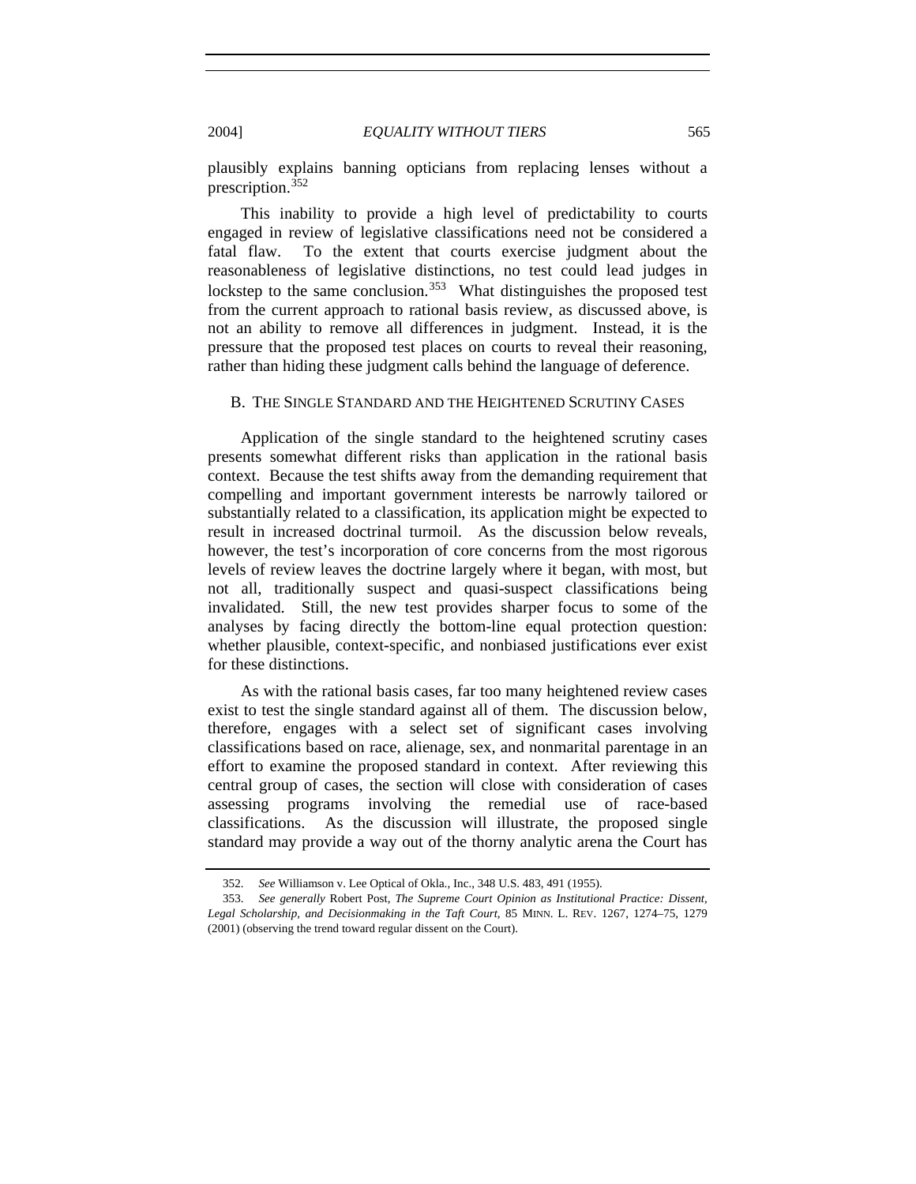plausibly explains banning opticians from replacing lenses without a prescription.[352]

This inability to provide a high level of predictability to courts engaged in review of legislative classifications need not be considered a fatal flaw. To the extent that courts exercise judgment about the reasonableness of legislative distinctions, no test could lead judges in lockstep to the same conclusion.[353] What distinguishes the proposed test from the current approach to rational basis review, as discussed above, is not an ability to remove all differences in judgment. Instead, it is the pressure that the proposed test places on courts to reveal their reasoning, rather than hiding these judgment calls behind the language of deference.

### B. THE SINGLE STANDARD AND THE HEIGHTENED SCRUTINY CASES

Application of the single standard to the heightened scrutiny cases presents somewhat different risks than application in the rational basis context. Because the test shifts away from the demanding requirement that compelling and important government interests be narrowly tailored or substantially related to a classification, its application might be expected to result in increased doctrinal turmoil. As the discussion below reveals, however, the test's incorporation of core concerns from the most rigorous levels of review leaves the doctrine largely where it began, with most, but not all, traditionally suspect and quasi-suspect classifications being invalidated. Still, the new test provides sharper focus to some of the analyses by facing directly the bottom-line equal protection question: whether plausible, context-specific, and nonbiased justifications ever exist for these distinctions.

As with the rational basis cases, far too many heightened review cases exist to test the single standard against all of them. The discussion below, therefore, engages with a select set of significant cases involving classifications based on race, alienage, sex, and nonmarital parentage in an effort to examine the proposed standard in context. After reviewing this central group of cases, the section will close with consideration of cases assessing programs involving the remedial use of race-based classifications. As the discussion will illustrate, the proposed single standard may provide a way out of the thorny analytic arena the Court has

352. *See* Williamson v. Lee Optical of Okla., Inc., 348 U.S. 483, 491 (1955).

353. *See generally* Robert Post, *The Supreme Court Opinion as Institutional Practice: Dissent, Legal Scholarship, and Decisionmaking in the Taft Court*, 85 MINN. L. REV. 1267, 1274–75, 1279 (2001) (observing the trend toward regular dissent on the Court).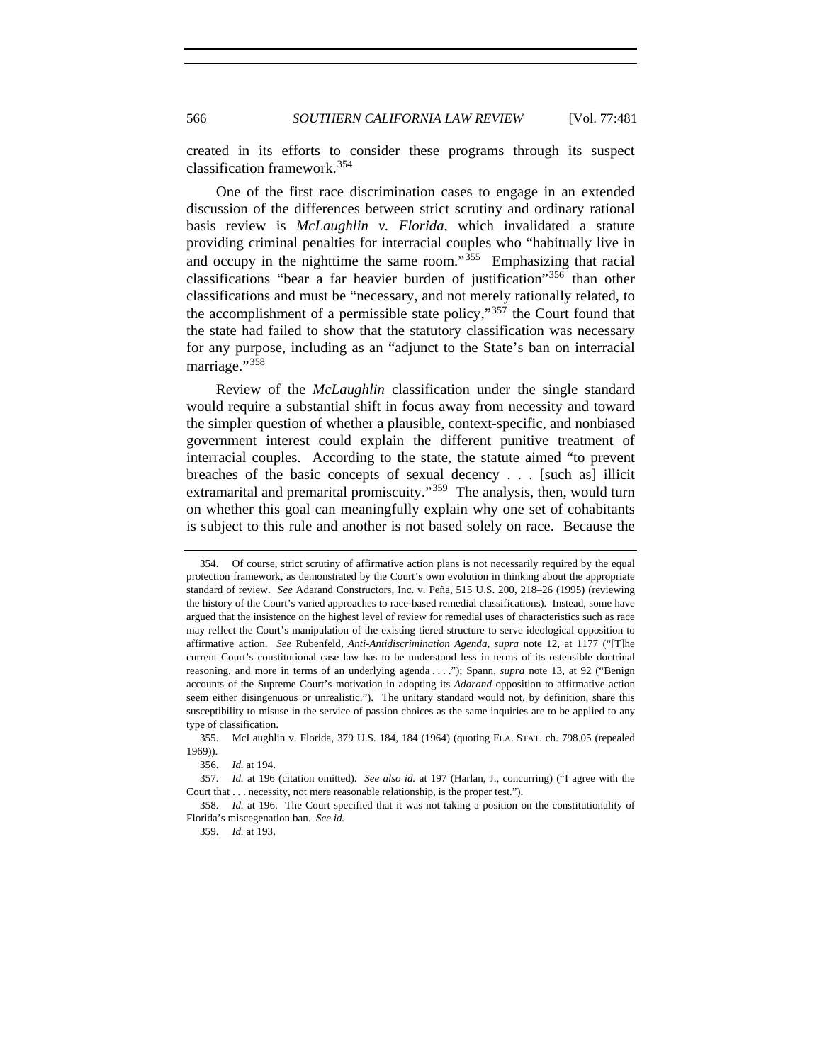created in its efforts to consider these programs through its suspect classification framework.[354]

One of the first race discrimination cases to engage in an extended discussion of the differences between strict scrutiny and ordinary rational basis review is *McLaughlin v. Florida*, which invalidated a statute providing criminal penalties for interracial couples who "habitually live in and occupy in the nighttime the same room."[355] Emphasizing that racial classifications "bear a far heavier burden of justification"[356] than other classifications and must be "necessary, and not merely rationally related, to the accomplishment of a permissible state policy,"[357] the Court found that the state had failed to show that the statutory classification was necessary for any purpose, including as an "adjunct to the State's ban on interracial marriage."[358]

Review of the *McLaughlin* classification under the single standard would require a substantial shift in focus away from necessity and toward the simpler question of whether a plausible, context-specific, and nonbiased government interest could explain the different punitive treatment of interracial couples. According to the state, the statute aimed "to prevent breaches of the basic concepts of sexual decency . . . [such as] illicit extramarital and premarital promiscuity."[359] The analysis, then, would turn on whether this goal can meaningfully explain why one set of cohabitants is subject to this rule and another is not based solely on race. Because the

---

354. Of course, strict scrutiny of affirmative action plans is not necessarily required by the equal protection framework, as demonstrated by the Court's own evolution in thinking about the appropriate standard of review. *See* Adarand Constructors, Inc. v. Peña, 515 U.S. 200, 218–26 (1995) (reviewing the history of the Court's varied approaches to race-based remedial classifications). Instead, some have argued that the insistence on the highest level of review for remedial uses of characteristics such as race may reflect the Court's manipulation of the existing tiered structure to serve ideological opposition to affirmative action. *See* Rubenfeld, *Anti-Antidiscrimination Agenda*, *supra* note 12, at 1177 ("[T]he current Court's constitutional case law has to be understood less in terms of its ostensible doctrinal reasoning, and more in terms of an underlying agenda . . . ."); Spann, *supra* note 13, at 92 ("Benign accounts of the Supreme Court's motivation in adopting its *Adarand* opposition to affirmative action seem either disingenuous or unrealistic."). The unitary standard would not, by definition, share this susceptibility to misuse in the service of passion choices as the same inquiries are to be applied to any type of classification.

355. McLaughlin v. Florida, 379 U.S. 184, 184 (1964) (quoting FLA. STAT. ch. 798.05 (repealed 1969)).

356. *Id.* at 194.

357. *Id.* at 196 (citation omitted). *See also id.* at 197 (Harlan, J., concurring) ("I agree with the Court that . . . necessity, not mere reasonable relationship, is the proper test.").

358. *Id.* at 196. The Court specified that it was not taking a position on the constitutionality of Florida's miscegenation ban. *See id.*

359. *Id.* at 193.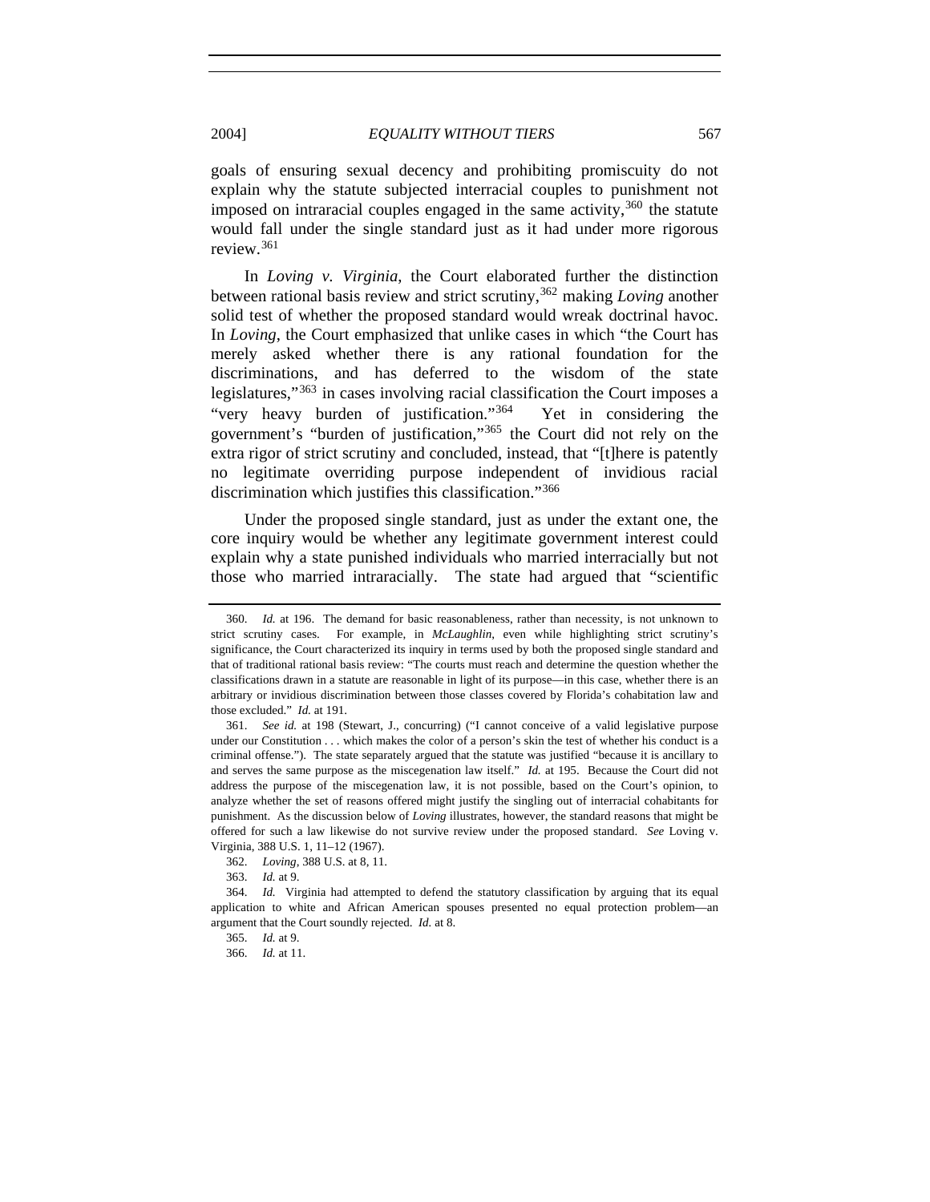goals of ensuring sexual decency and prohibiting promiscuity do not explain why the statute subjected interracial couples to punishment not imposed on intraracial couples engaged in the same activity,[360] the statute would fall under the single standard just as it had under more rigorous review.[361]

In *Loving v. Virginia*, the Court elaborated further the distinction between rational basis review and strict scrutiny,[362] making *Loving* another solid test of whether the proposed standard would wreak doctrinal havoc. In *Loving*, the Court emphasized that unlike cases in which "the Court has merely asked whether there is any rational foundation for the discriminations, and has deferred to the wisdom of the state legislatures,"[363] in cases involving racial classification the Court imposes a "very heavy burden of justification."[364] Yet in considering the government's "burden of justification,"[365] the Court did not rely on the extra rigor of strict scrutiny and concluded, instead, that "[t]here is patently no legitimate overriding purpose independent of invidious racial discrimination which justifies this classification."[366]

Under the proposed single standard, just as under the extant one, the core inquiry would be whether any legitimate government interest could explain why a state punished individuals who married interracially but not those who married intraracially. The state had argued that "scientific

---

360. *Id.* at 196. The demand for basic reasonableness, rather than necessity, is not unknown to strict scrutiny cases. For example, in *McLaughlin*, even while highlighting strict scrutiny's significance, the Court characterized its inquiry in terms used by both the proposed single standard and that of traditional rational basis review: "The courts must reach and determine the question whether the classifications drawn in a statute are reasonable in light of its purpose—in this case, whether there is an arbitrary or invidious discrimination between those classes covered by Florida's cohabitation law and those excluded." *Id.* at 191.

361. *See id.* at 198 (Stewart, J., concurring) ("I cannot conceive of a valid legislative purpose under our Constitution . . . which makes the color of a person's skin the test of whether his conduct is a criminal offense."). The state separately argued that the statute was justified "because it is ancillary to and serves the same purpose as the miscegenation law itself." *Id.* at 195. Because the Court did not address the purpose of the miscegenation law, it is not possible, based on the Court's opinion, to analyze whether the set of reasons offered might justify the singling out of interracial cohabitants for punishment. As the discussion below of *Loving* illustrates, however, the standard reasons that might be offered for such a law likewise do not survive review under the proposed standard. *See* Loving v. Virginia, 388 U.S. 1, 11–12 (1967).

362. *Loving*, 388 U.S. at 8, 11.

363. *Id.* at 9.

364. *Id.* Virginia had attempted to defend the statutory classification by arguing that its equal application to white and African American spouses presented no equal protection problem—an argument that the Court soundly rejected. *Id.* at 8.

365. *Id.* at 9.

366. *Id.* at 11.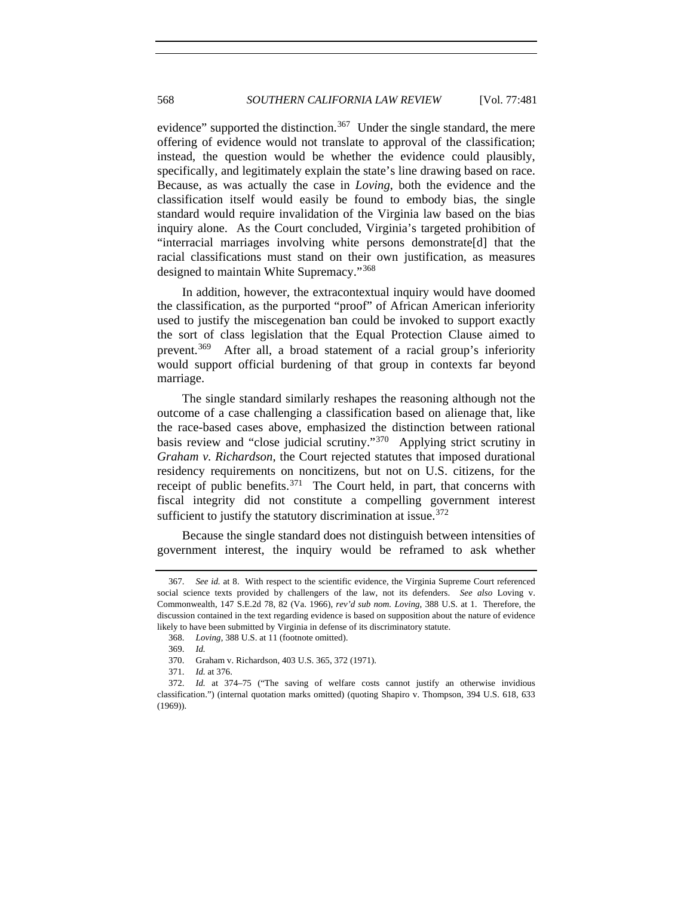evidence" supported the distinction.[367] Under the single standard, the mere offering of evidence would not translate to approval of the classification; instead, the question would be whether the evidence could plausibly, specifically, and legitimately explain the state's line drawing based on race. Because, as was actually the case in *Loving*, both the evidence and the classification itself would easily be found to embody bias, the single standard would require invalidation of the Virginia law based on the bias inquiry alone. As the Court concluded, Virginia's targeted prohibition of "interracial marriages involving white persons demonstrate[d] that the racial classifications must stand on their own justification, as measures designed to maintain White Supremacy."[368]

In addition, however, the extracontextual inquiry would have doomed the classification, as the purported "proof" of African American inferiority used to justify the miscegenation ban could be invoked to support exactly the sort of class legislation that the Equal Protection Clause aimed to prevent.[369] After all, a broad statement of a racial group's inferiority would support official burdening of that group in contexts far beyond marriage.

The single standard similarly reshapes the reasoning although not the outcome of a case challenging a classification based on alienage that, like the race-based cases above, emphasized the distinction between rational basis review and "close judicial scrutiny."[370] Applying strict scrutiny in *Graham v. Richardson*, the Court rejected statutes that imposed durational residency requirements on noncitizens, but not on U.S. citizens, for the receipt of public benefits.[371] The Court held, in part, that concerns with fiscal integrity did not constitute a compelling government interest sufficient to justify the statutory discrimination at issue.[372]

Because the single standard does not distinguish between intensities of government interest, the inquiry would be reframed to ask whether

---

367. *See id.* at 8. With respect to the scientific evidence, the Virginia Supreme Court referenced social science texts provided by challengers of the law, not its defenders. *See also* Loving v. Commonwealth, 147 S.E.2d 78, 82 (Va. 1966), *rev'd sub nom. Loving*, 388 U.S. at 1. Therefore, the discussion contained in the text regarding evidence is based on supposition about the nature of evidence likely to have been submitted by Virginia in defense of its discriminatory statute.

368. *Loving*, 388 U.S. at 11 (footnote omitted).

369. *Id.*

370. Graham v. Richardson, 403 U.S. 365, 372 (1971).

371. *Id.* at 376.

372. *Id.* at 374–75 ("The saving of welfare costs cannot justify an otherwise invidious classification.") (internal quotation marks omitted) (quoting Shapiro v. Thompson, 394 U.S. 618, 633 (1969)).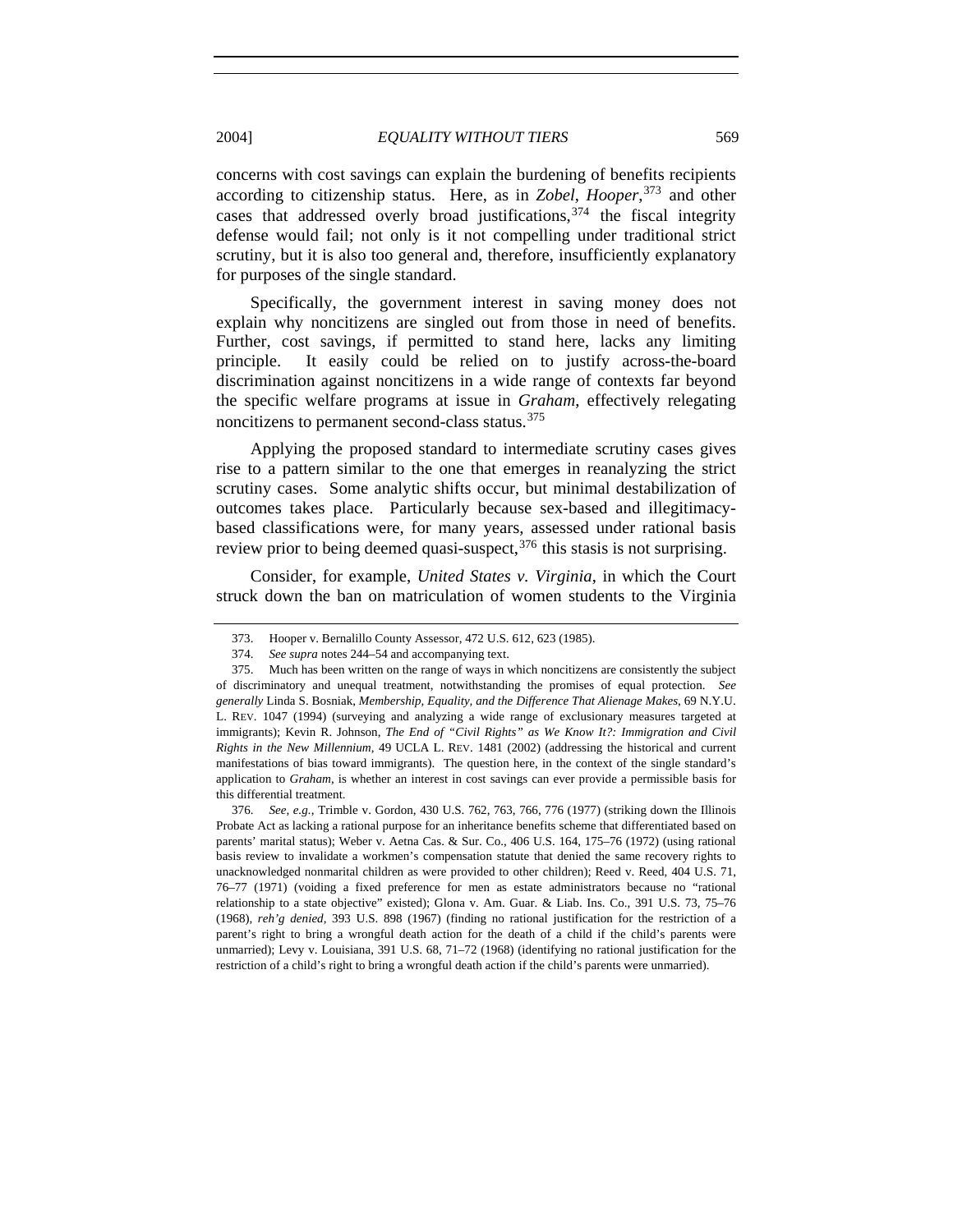concerns with cost savings can explain the burdening of benefits recipients according to citizenship status. Here, as in *Zobel*, *Hooper*,[373] and other cases that addressed overly broad justifications,[374] the fiscal integrity defense would fail; not only is it not compelling under traditional strict scrutiny, but it is also too general and, therefore, insufficiently explanatory for purposes of the single standard.

Specifically, the government interest in saving money does not explain why noncitizens are singled out from those in need of benefits. Further, cost savings, if permitted to stand here, lacks any limiting principle. It easily could be relied on to justify across-the-board discrimination against noncitizens in a wide range of contexts far beyond the specific welfare programs at issue in *Graham*, effectively relegating noncitizens to permanent second-class status.[375]

Applying the proposed standard to intermediate scrutiny cases gives rise to a pattern similar to the one that emerges in reanalyzing the strict scrutiny cases. Some analytic shifts occur, but minimal destabilization of outcomes takes place. Particularly because sex-based and illegitimacy-based classifications were, for many years, assessed under rational basis review prior to being deemed quasi-suspect,[376] this stasis is not surprising.

Consider, for example, *United States v. Virginia*, in which the Court struck down the ban on matriculation of women students to the Virginia

---

373. Hooper v. Bernalillo County Assessor, 472 U.S. 612, 623 (1985).

374. *See supra* notes 244–54 and accompanying text.

375. Much has been written on the range of ways in which noncitizens are consistently the subject of discriminatory and unequal treatment, notwithstanding the promises of equal protection. *See generally* Linda S. Bosniak, *Membership, Equality, and the Difference That Alienage Makes*, 69 N.Y.U. L. REV. 1047 (1994) (surveying and analyzing a wide range of exclusionary measures targeted at immigrants); Kevin R. Johnson, *The End of "Civil Rights" as We Know It?: Immigration and Civil Rights in the New Millennium*, 49 UCLA L. REV. 1481 (2002) (addressing the historical and current manifestations of bias toward immigrants). The question here, in the context of the single standard's application to *Graham*, is whether an interest in cost savings can ever provide a permissible basis for this differential treatment.

376. *See, e.g.*, Trimble v. Gordon, 430 U.S. 762, 763, 766, 776 (1977) (striking down the Illinois Probate Act as lacking a rational purpose for an inheritance benefits scheme that differentiated based on parents' marital status); Weber v. Aetna Cas. & Sur. Co., 406 U.S. 164, 175–76 (1972) (using rational basis review to invalidate a workmen's compensation statute that denied the same recovery rights to unacknowledged nonmarital children as were provided to other children); Reed v. Reed, 404 U.S. 71, 76–77 (1971) (voiding a fixed preference for men as estate administrators because no "rational relationship to a state objective" existed); Glona v. Am. Guar. & Liab. Ins. Co., 391 U.S. 73, 75–76 (1968), *reh'g denied*, 393 U.S. 898 (1967) (finding no rational justification for the restriction of a parent's right to bring a wrongful death action for the death of a child if the child's parents were unmarried); Levy v. Louisiana, 391 U.S. 68, 71–72 (1968) (identifying no rational justification for the restriction of a child's right to bring a wrongful death action if the child's parents were unmarried).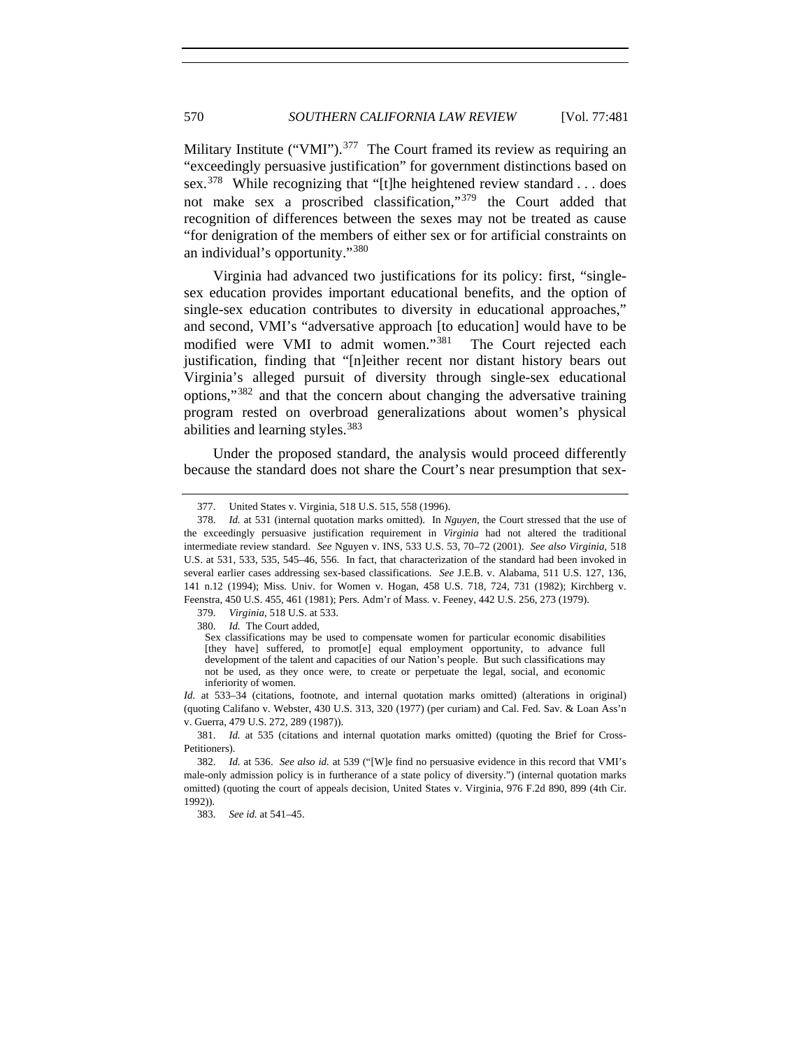Military Institute ("VMI").[377] The Court framed its review as requiring an "exceedingly persuasive justification" for government distinctions based on sex.[378] While recognizing that "[t]he heightened review standard . . . does not make sex a proscribed classification,"[379] the Court added that recognition of differences between the sexes may not be treated as cause "for denigration of the members of either sex or for artificial constraints on an individual's opportunity."[380]

Virginia had advanced two justifications for its policy: first, "single-sex education provides important educational benefits, and the option of single-sex education contributes to diversity in educational approaches," and second, VMI's "adversative approach [to education] would have to be modified were VMI to admit women."[381] The Court rejected each justification, finding that "[n]either recent nor distant history bears out Virginia's alleged pursuit of diversity through single-sex educational options,"[382] and that the concern about changing the adversative training program rested on overbroad generalizations about women's physical abilities and learning styles.[383]

Under the proposed standard, the analysis would proceed differently because the standard does not share the Court's near presumption that sex-

---

377. United States v. Virginia, 518 U.S. 515, 558 (1996).

378. *Id.* at 531 (internal quotation marks omitted). In *Nguyen*, the Court stressed that the use of the exceedingly persuasive justification requirement in *Virginia* had not altered the traditional intermediate review standard. *See* Nguyen v. INS, 533 U.S. 53, 70–72 (2001). *See also Virginia*, 518 U.S. at 531, 533, 535, 545–46, 556. In fact, that characterization of the standard had been invoked in several earlier cases addressing sex-based classifications. *See* J.E.B. v. Alabama, 511 U.S. 127, 136, 141 n.12 (1994); Miss. Univ. for Women v. Hogan, 458 U.S. 718, 724, 731 (1982); Kirchberg v. Feenstra, 450 U.S. 455, 461 (1981); Pers. Adm'r of Mass. v. Feeney, 442 U.S. 256, 273 (1979).

379. *Virginia*, 518 U.S. at 533.

380. *Id.* The Court added,

> Sex classifications may be used to compensate women for particular economic disabilities [they have] suffered, to promot[e] equal employment opportunity, to advance full development of the talent and capacities of our Nation's people. But such classifications may not be used, as they once were, to create or perpetuate the legal, social, and economic inferiority of women.

*Id.* at 533–34 (citations, footnote, and internal quotation marks omitted) (alterations in original) (quoting Califano v. Webster, 430 U.S. 313, 320 (1977) (per curiam) and Cal. Fed. Sav. & Loan Ass'n v. Guerra, 479 U.S. 272, 289 (1987)).

381. *Id.* at 535 (citations and internal quotation marks omitted) (quoting the Brief for Cross-Petitioners).

382. *Id.* at 536. *See also id.* at 539 ("[W]e find no persuasive evidence in this record that VMI's male-only admission policy is in furtherance of a state policy of diversity.") (internal quotation marks omitted) (quoting the court of appeals decision, United States v. Virginia, 976 F.2d 890, 899 (4th Cir. 1992)).

383. *See id.* at 541–45.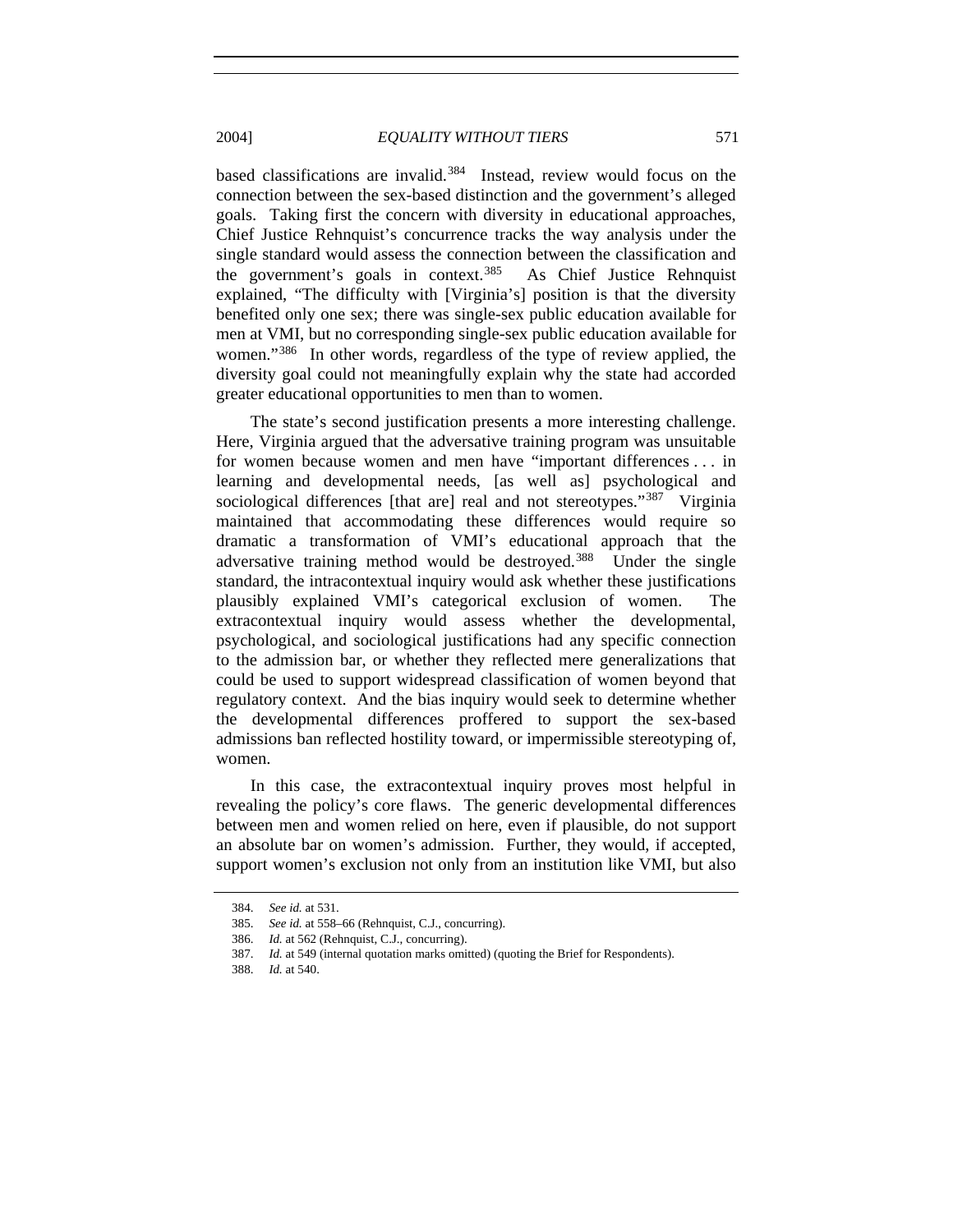based classifications are invalid.[384] Instead, review would focus on the connection between the sex-based distinction and the government's alleged goals. Taking first the concern with diversity in educational approaches, Chief Justice Rehnquist's concurrence tracks the way analysis under the single standard would assess the connection between the classification and the government's goals in context.[385] As Chief Justice Rehnquist explained, "The difficulty with [Virginia's] position is that the diversity benefited only one sex; there was single-sex public education available for men at VMI, but no corresponding single-sex public education available for women."[386] In other words, regardless of the type of review applied, the diversity goal could not meaningfully explain why the state had accorded greater educational opportunities to men than to women.

The state's second justification presents a more interesting challenge. Here, Virginia argued that the adversative training program was unsuitable for women because women and men have "important differences . . . in learning and developmental needs, [as well as] psychological and sociological differences [that are] real and not stereotypes."[387] Virginia maintained that accommodating these differences would require so dramatic a transformation of VMI's educational approach that the adversative training method would be destroyed.[388] Under the single standard, the intracontextual inquiry would ask whether these justifications plausibly explained VMI's categorical exclusion of women. The extracontextual inquiry would assess whether the developmental, psychological, and sociological justifications had any specific connection to the admission bar, or whether they reflected mere generalizations that could be used to support widespread classification of women beyond that regulatory context. And the bias inquiry would seek to determine whether the developmental differences proffered to support the sex-based admissions ban reflected hostility toward, or impermissible stereotyping of, women.

In this case, the extracontextual inquiry proves most helpful in revealing the policy's core flaws. The generic developmental differences between men and women relied on here, even if plausible, do not support an absolute bar on women's admission. Further, they would, if accepted, support women's exclusion not only from an institution like VMI, but also

384. *See id.* at 531.

385. *See id.* at 558–66 (Rehnquist, C.J., concurring).

386. *Id.* at 562 (Rehnquist, C.J., concurring).

387. *Id.* at 549 (internal quotation marks omitted) (quoting the Brief for Respondents).

388. *Id.* at 540.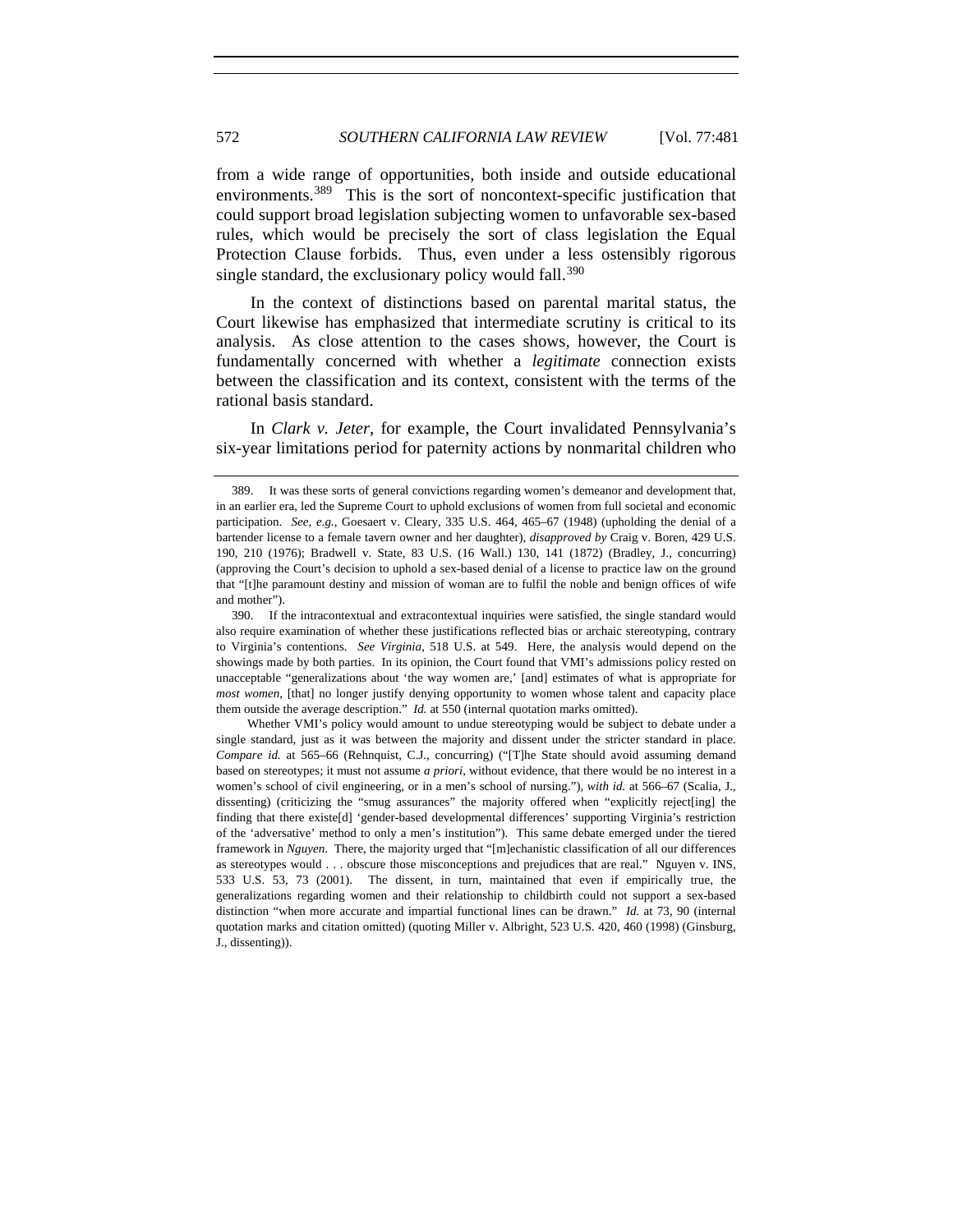from a wide range of opportunities, both inside and outside educational environments.[389] This is the sort of noncontext-specific justification that could support broad legislation subjecting women to unfavorable sex-based rules, which would be precisely the sort of class legislation the Equal Protection Clause forbids. Thus, even under a less ostensibly rigorous single standard, the exclusionary policy would fall.[390]

In the context of distinctions based on parental marital status, the Court likewise has emphasized that intermediate scrutiny is critical to its analysis. As close attention to the cases shows, however, the Court is fundamentally concerned with whether a *legitimate* connection exists between the classification and its context, consistent with the terms of the rational basis standard.

In *Clark v. Jeter*, for example, the Court invalidated Pennsylvania's six-year limitations period for paternity actions by nonmarital children who

---

389. It was these sorts of general convictions regarding women's demeanor and development that, in an earlier era, led the Supreme Court to uphold exclusions of women from full societal and economic participation. *See, e.g.*, Goesaert v. Cleary, 335 U.S. 464, 465–67 (1948) (upholding the denial of a bartender license to a female tavern owner and her daughter), *disapproved by* Craig v. Boren, 429 U.S. 190, 210 (1976); Bradwell v. State, 83 U.S. (16 Wall.) 130, 141 (1872) (Bradley, J., concurring) (approving the Court's decision to uphold a sex-based denial of a license to practice law on the ground that "[t]he paramount destiny and mission of woman are to fulfil the noble and benign offices of wife and mother").

390. If the intracontextual and extracontextual inquiries were satisfied, the single standard would also require examination of whether these justifications reflected bias or archaic stereotyping, contrary to Virginia's contentions. *See Virginia*, 518 U.S. at 549. Here, the analysis would depend on the showings made by both parties. In its opinion, the Court found that VMI's admissions policy rested on unacceptable "generalizations about 'the way women are,' [and] estimates of what is appropriate for *most women*, [that] no longer justify denying opportunity to women whose talent and capacity place them outside the average description." *Id.* at 550 (internal quotation marks omitted).

Whether VMI's policy would amount to undue stereotyping would be subject to debate under a single standard, just as it was between the majority and dissent under the stricter standard in place. *Compare id.* at 565–66 (Rehnquist, C.J., concurring) ("[T]he State should avoid assuming demand based on stereotypes; it must not assume *a priori*, without evidence, that there would be no interest in a women's school of civil engineering, or in a men's school of nursing."), *with id.* at 566–67 (Scalia, J., dissenting) (criticizing the "smug assurances" the majority offered when "explicitly reject[ing] the finding that there existe[d] 'gender-based developmental differences' supporting Virginia's restriction of the 'adversative' method to only a men's institution"). This same debate emerged under the tiered framework in *Nguyen*. There, the majority urged that "[m]echanistic classification of all our differences as stereotypes would . . . obscure those misconceptions and prejudices that are real." Nguyen v. INS, 533 U.S. 53, 73 (2001). The dissent, in turn, maintained that even if empirically true, the generalizations regarding women and their relationship to childbirth could not support a sex-based distinction "when more accurate and impartial functional lines can be drawn." *Id.* at 73, 90 (internal quotation marks and citation omitted) (quoting Miller v. Albright, 523 U.S. 420, 460 (1998) (Ginsburg, J., dissenting)).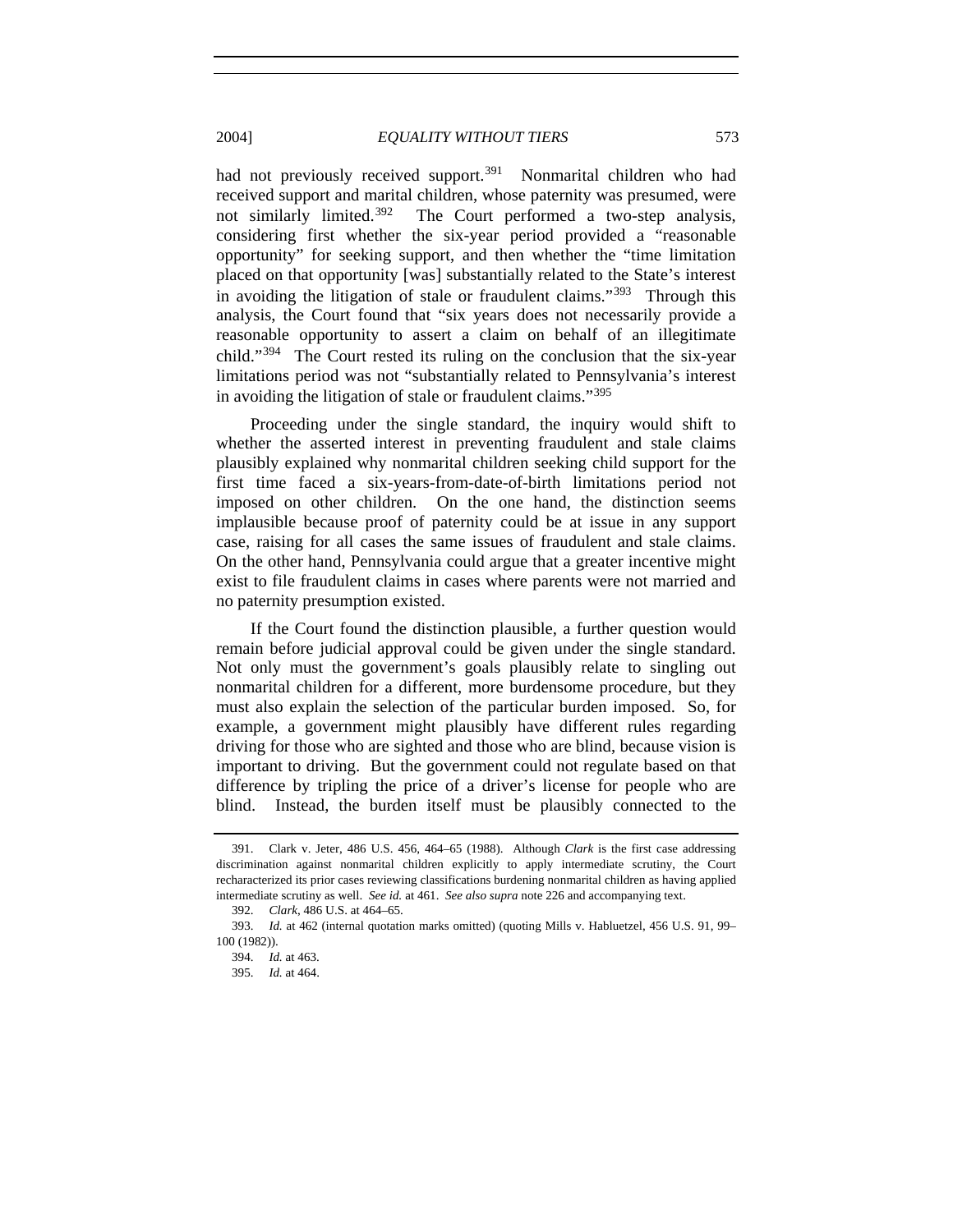had not previously received support.[391] Nonmarital children who had received support and marital children, whose paternity was presumed, were not similarly limited.[392] The Court performed a two-step analysis, considering first whether the six-year period provided a "reasonable opportunity" for seeking support, and then whether the "time limitation placed on that opportunity [was] substantially related to the State's interest in avoiding the litigation of stale or fraudulent claims."[393] Through this analysis, the Court found that "six years does not necessarily provide a reasonable opportunity to assert a claim on behalf of an illegitimate child."[394] The Court rested its ruling on the conclusion that the six-year limitations period was not "substantially related to Pennsylvania's interest in avoiding the litigation of stale or fraudulent claims."[395]

Proceeding under the single standard, the inquiry would shift to whether the asserted interest in preventing fraudulent and stale claims plausibly explained why nonmarital children seeking child support for the first time faced a six-years-from-date-of-birth limitations period not imposed on other children. On the one hand, the distinction seems implausible because proof of paternity could be at issue in any support case, raising for all cases the same issues of fraudulent and stale claims. On the other hand, Pennsylvania could argue that a greater incentive might exist to file fraudulent claims in cases where parents were not married and no paternity presumption existed.

If the Court found the distinction plausible, a further question would remain before judicial approval could be given under the single standard. Not only must the government's goals plausibly relate to singling out nonmarital children for a different, more burdensome procedure, but they must also explain the selection of the particular burden imposed. So, for example, a government might plausibly have different rules regarding driving for those who are sighted and those who are blind, because vision is important to driving. But the government could not regulate based on that difference by tripling the price of a driver's license for people who are blind. Instead, the burden itself must be plausibly connected to the

---

391. Clark v. Jeter, 486 U.S. 456, 464–65 (1988). Although *Clark* is the first case addressing discrimination against nonmarital children explicitly to apply intermediate scrutiny, the Court recharacterized its prior cases reviewing classifications burdening nonmarital children as having applied intermediate scrutiny as well. *See id.* at 461. *See also supra* note 226 and accompanying text.

392. *Clark*, 486 U.S. at 464–65.

393. *Id.* at 462 (internal quotation marks omitted) (quoting Mills v. Habluetzel, 456 U.S. 91, 99–100 (1982)).

394. *Id.* at 463.

395. *Id.* at 464.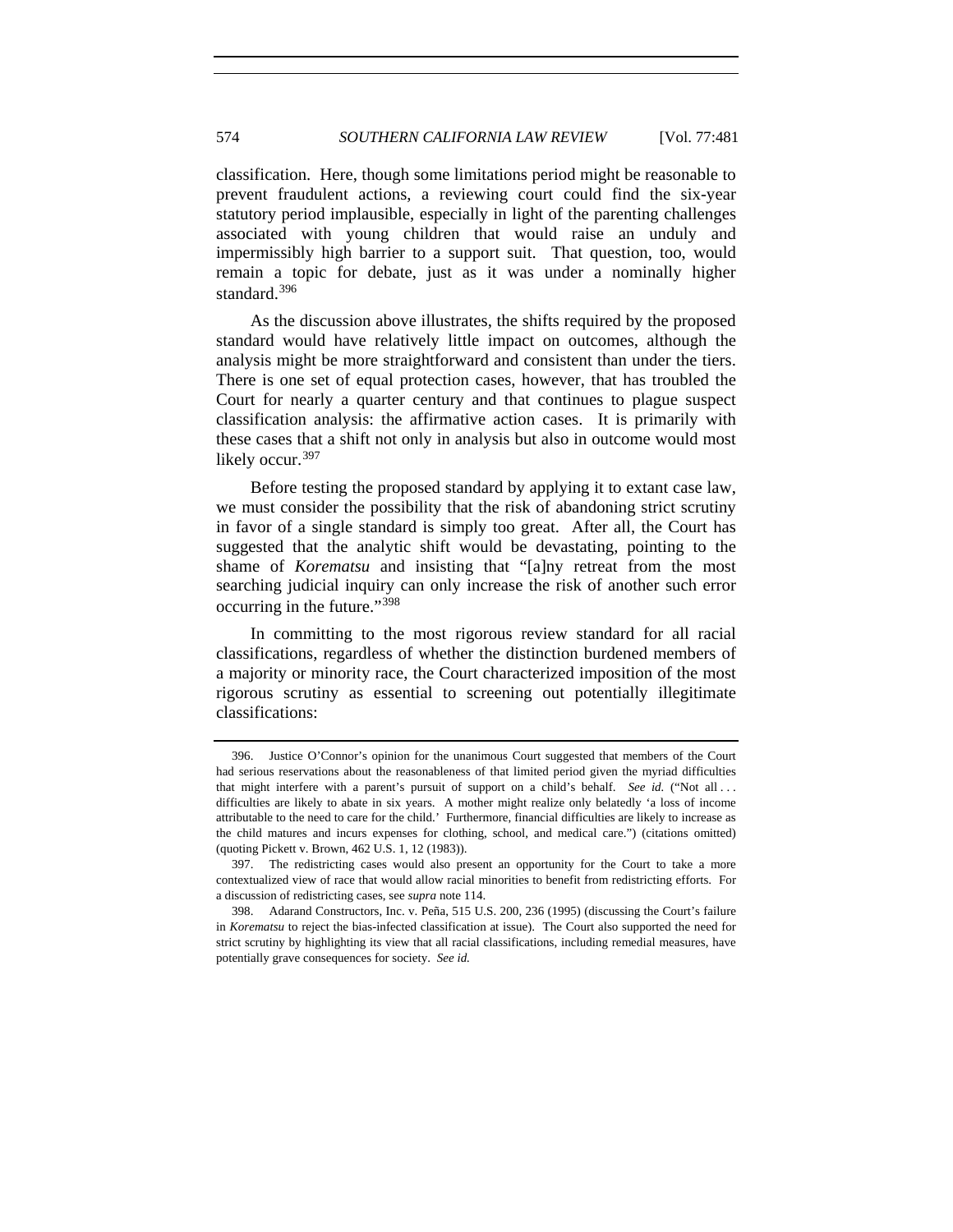classification. Here, though some limitations period might be reasonable to prevent fraudulent actions, a reviewing court could find the six-year statutory period implausible, especially in light of the parenting challenges associated with young children that would raise an unduly and impermissibly high barrier to a support suit. That question, too, would remain a topic for debate, just as it was under a nominally higher standard.[396]

As the discussion above illustrates, the shifts required by the proposed standard would have relatively little impact on outcomes, although the analysis might be more straightforward and consistent than under the tiers. There is one set of equal protection cases, however, that has troubled the Court for nearly a quarter century and that continues to plague suspect classification analysis: the affirmative action cases. It is primarily with these cases that a shift not only in analysis but also in outcome would most likely occur.[397]

Before testing the proposed standard by applying it to extant case law, we must consider the possibility that the risk of abandoning strict scrutiny in favor of a single standard is simply too great. After all, the Court has suggested that the analytic shift would be devastating, pointing to the shame of *Korematsu* and insisting that "[a]ny retreat from the most searching judicial inquiry can only increase the risk of another such error occurring in the future."[398]

In committing to the most rigorous review standard for all racial classifications, regardless of whether the distinction burdened members of a majority or minority race, the Court characterized imposition of the most rigorous scrutiny as essential to screening out potentially illegitimate classifications:

---

396. Justice O'Connor's opinion for the unanimous Court suggested that members of the Court had serious reservations about the reasonableness of that limited period given the myriad difficulties that might interfere with a parent's pursuit of support on a child's behalf. *See id.* ("Not all . . . difficulties are likely to abate in six years. A mother might realize only belatedly 'a loss of income attributable to the need to care for the child.' Furthermore, financial difficulties are likely to increase as the child matures and incurs expenses for clothing, school, and medical care.") (citations omitted) (quoting Pickett v. Brown, 462 U.S. 1, 12 (1983)).

397. The redistricting cases would also present an opportunity for the Court to take a more contextualized view of race that would allow racial minorities to benefit from redistricting efforts. For a discussion of redistricting cases, see *supra* note 114.

398. Adarand Constructors, Inc. v. Peña, 515 U.S. 200, 236 (1995) (discussing the Court's failure in *Korematsu* to reject the bias-infected classification at issue). The Court also supported the need for strict scrutiny by highlighting its view that all racial classifications, including remedial measures, have potentially grave consequences for society. *See id.*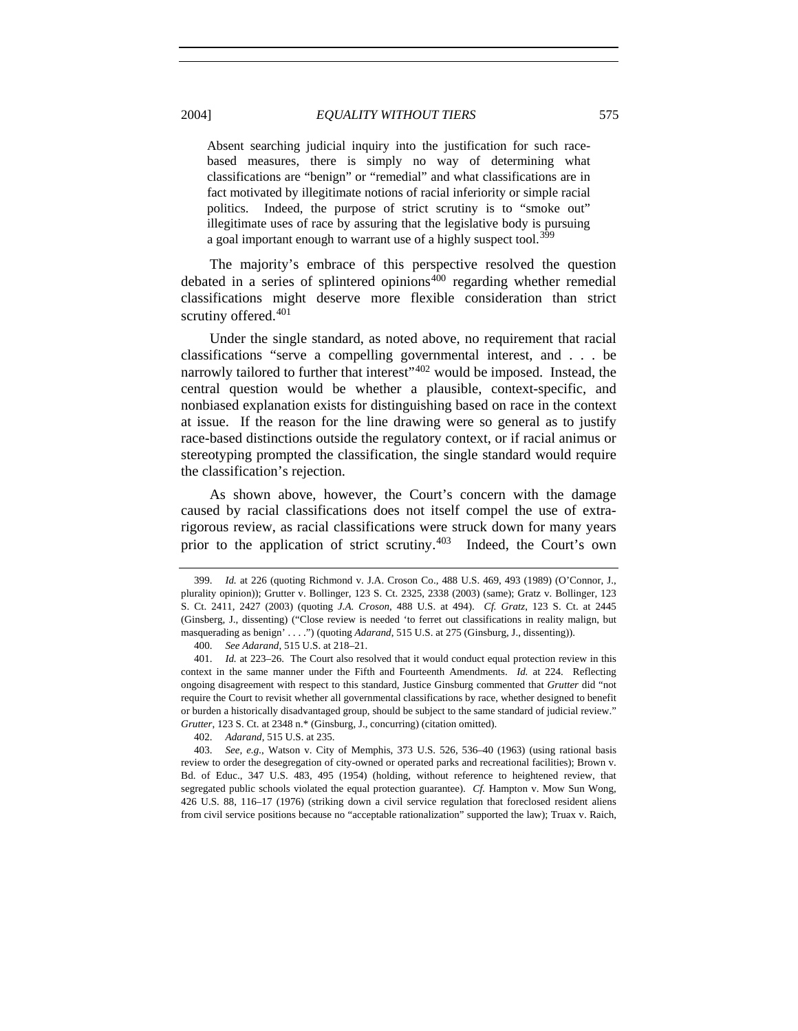> Absent searching judicial inquiry into the justification for such race-based measures, there is simply no way of determining what classifications are "benign" or "remedial" and what classifications are in fact motivated by illegitimate notions of racial inferiority or simple racial politics. Indeed, the purpose of strict scrutiny is to "smoke out" illegitimate uses of race by assuring that the legislative body is pursuing a goal important enough to warrant use of a highly suspect tool.[399]

The majority's embrace of this perspective resolved the question debated in a series of splintered opinions[400] regarding whether remedial classifications might deserve more flexible consideration than strict scrutiny offered.[401]

Under the single standard, as noted above, no requirement that racial classifications "serve a compelling governmental interest, and . . . be narrowly tailored to further that interest"[402] would be imposed. Instead, the central question would be whether a plausible, context-specific, and nonbiased explanation exists for distinguishing based on race in the context at issue. If the reason for the line drawing were so general as to justify race-based distinctions outside the regulatory context, or if racial animus or stereotyping prompted the classification, the single standard would require the classification's rejection.

As shown above, however, the Court's concern with the damage caused by racial classifications does not itself compel the use of extra-rigorous review, as racial classifications were struck down for many years prior to the application of strict scrutiny.[403] Indeed, the Court's own

---

399. *Id.* at 226 (quoting Richmond v. J.A. Croson Co., 488 U.S. 469, 493 (1989) (O'Connor, J., plurality opinion)); Grutter v. Bollinger, 123 S. Ct. 2325, 2338 (2003) (same); Gratz v. Bollinger, 123 S. Ct. 2411, 2427 (2003) (quoting *J.A. Croson*, 488 U.S. at 494). *Cf. Gratz*, 123 S. Ct. at 2445 (Ginsberg, J., dissenting) ("Close review is needed 'to ferret out classifications in reality malign, but masquerading as benign' . . . .") (quoting *Adarand*, 515 U.S. at 275 (Ginsburg, J., dissenting)).

400. *See Adarand*, 515 U.S. at 218–21.

401. *Id.* at 223–26. The Court also resolved that it would conduct equal protection review in this context in the same manner under the Fifth and Fourteenth Amendments. *Id.* at 224. Reflecting ongoing disagreement with respect to this standard, Justice Ginsburg commented that *Grutter* did "not require the Court to revisit whether all governmental classifications by race, whether designed to benefit or burden a historically disadvantaged group, should be subject to the same standard of judicial review." *Grutter*, 123 S. Ct. at 2348 n.* (Ginsburg, J., concurring) (citation omitted).

402. *Adarand*, 515 U.S. at 235.

403. *See, e.g.*, Watson v. City of Memphis, 373 U.S. 526, 536–40 (1963) (using rational basis review to order the desegregation of city-owned or operated parks and recreational facilities); Brown v. Bd. of Educ., 347 U.S. 483, 495 (1954) (holding, without reference to heightened review, that segregated public schools violated the equal protection guarantee). *Cf.* Hampton v. Mow Sun Wong, 426 U.S. 88, 116–17 (1976) (striking down a civil service regulation that foreclosed resident aliens from civil service positions because no "acceptable rationalization" supported the law); Truax v. Raich,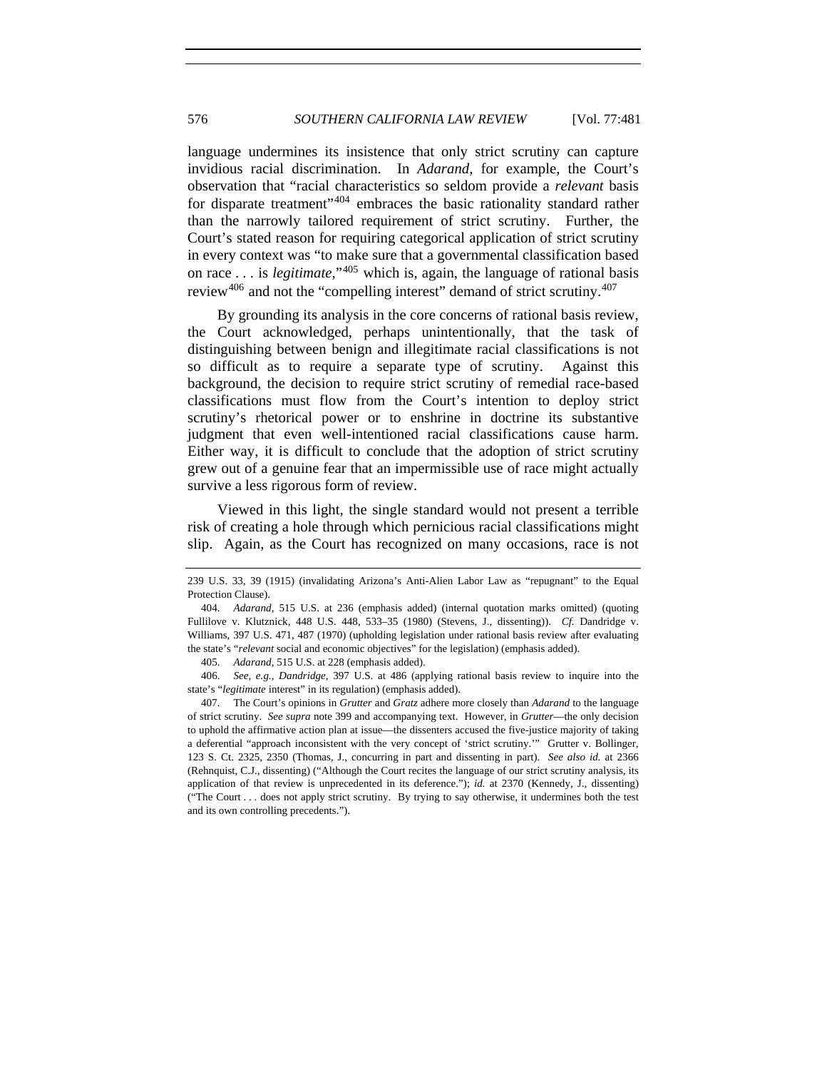language undermines its insistence that only strict scrutiny can capture invidious racial discrimination. In *Adarand*, for example, the Court's observation that "racial characteristics so seldom provide a *relevant* basis for disparate treatment"[404] embraces the basic rationality standard rather than the narrowly tailored requirement of strict scrutiny. Further, the Court's stated reason for requiring categorical application of strict scrutiny in every context was "to make sure that a governmental classification based on race . . . is *legitimate*,"[405] which is, again, the language of rational basis review[406] and not the "compelling interest" demand of strict scrutiny.[407]

By grounding its analysis in the core concerns of rational basis review, the Court acknowledged, perhaps unintentionally, that the task of distinguishing between benign and illegitimate racial classifications is not so difficult as to require a separate type of scrutiny. Against this background, the decision to require strict scrutiny of remedial race-based classifications must flow from the Court's intention to deploy strict scrutiny's rhetorical power or to enshrine in doctrine its substantive judgment that even well-intentioned racial classifications cause harm. Either way, it is difficult to conclude that the adoption of strict scrutiny grew out of a genuine fear that an impermissible use of race might actually survive a less rigorous form of review.

Viewed in this light, the single standard would not present a terrible risk of creating a hole through which pernicious racial classifications might slip. Again, as the Court has recognized on many occasions, race is not

---

239 U.S. 33, 39 (1915) (invalidating Arizona's Anti-Alien Labor Law as "repugnant" to the Equal Protection Clause).

404. *Adarand*, 515 U.S. at 236 (emphasis added) (internal quotation marks omitted) (quoting Fullilove v. Klutznick, 448 U.S. 448, 533–35 (1980) (Stevens, J., dissenting)). *Cf.* Dandridge v. Williams, 397 U.S. 471, 487 (1970) (upholding legislation under rational basis review after evaluating the state's "*relevant* social and economic objectives" for the legislation) (emphasis added).

405. *Adarand*, 515 U.S. at 228 (emphasis added).

406. *See, e.g.*, *Dandridge*, 397 U.S. at 486 (applying rational basis review to inquire into the state's "*legitimate* interest" in its regulation) (emphasis added).

407. The Court's opinions in *Grutter* and *Gratz* adhere more closely than *Adarand* to the language of strict scrutiny. *See supra* note 399 and accompanying text. However, in *Grutter*—the only decision to uphold the affirmative action plan at issue—the dissenters accused the five-justice majority of taking a deferential "approach inconsistent with the very concept of 'strict scrutiny.'" Grutter v. Bollinger, 123 S. Ct. 2325, 2350 (Thomas, J., concurring in part and dissenting in part). *See also id.* at 2366 (Rehnquist, C.J., dissenting) ("Although the Court recites the language of our strict scrutiny analysis, its application of that review is unprecedented in its deference."); *id.* at 2370 (Kennedy, J., dissenting) ("The Court . . . does not apply strict scrutiny. By trying to say otherwise, it undermines both the test and its own controlling precedents.").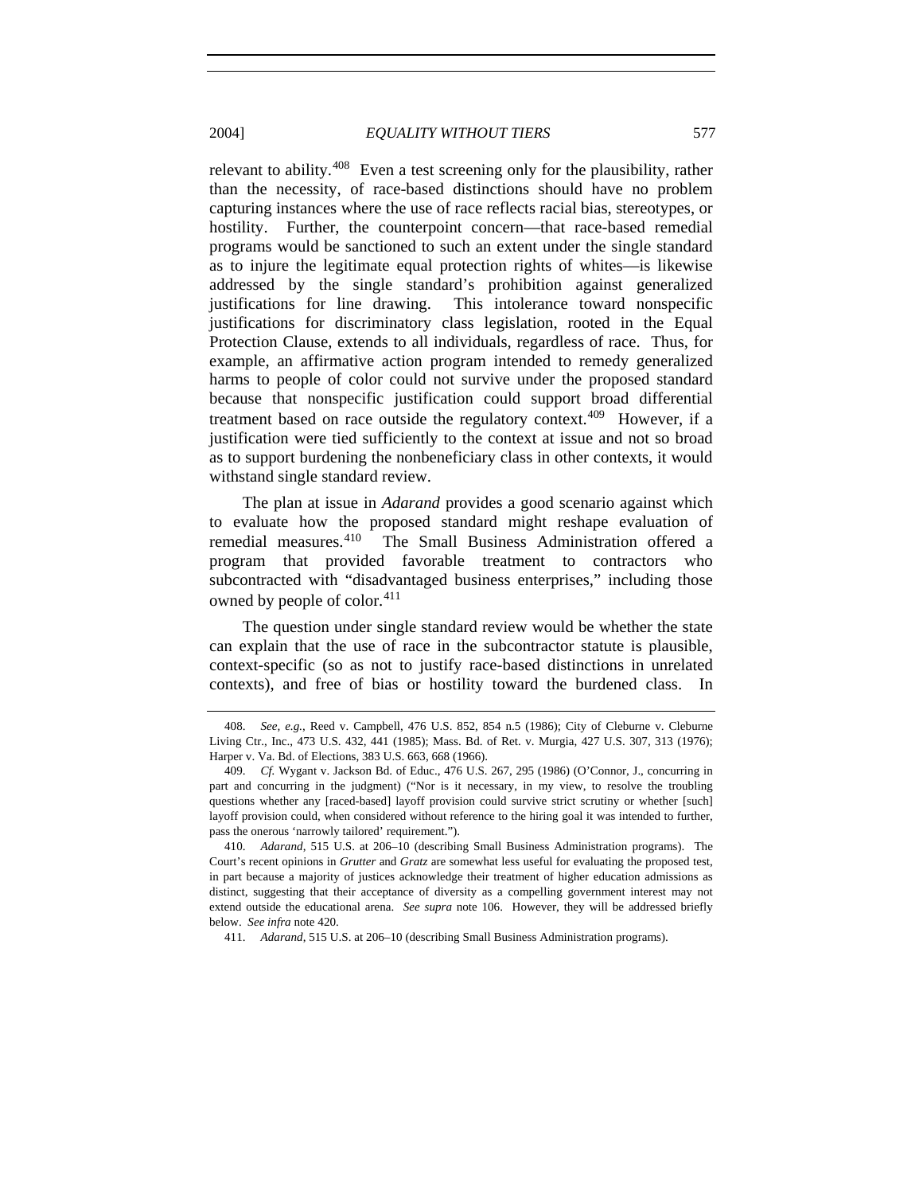relevant to ability.[408] Even a test screening only for the plausibility, rather than the necessity, of race-based distinctions should have no problem capturing instances where the use of race reflects racial bias, stereotypes, or hostility. Further, the counterpoint concern—that race-based remedial programs would be sanctioned to such an extent under the single standard as to injure the legitimate equal protection rights of whites—is likewise addressed by the single standard's prohibition against generalized justifications for line drawing. This intolerance toward nonspecific justifications for discriminatory class legislation, rooted in the Equal Protection Clause, extends to all individuals, regardless of race. Thus, for example, an affirmative action program intended to remedy generalized harms to people of color could not survive under the proposed standard because that nonspecific justification could support broad differential treatment based on race outside the regulatory context.[409] However, if a justification were tied sufficiently to the context at issue and not so broad as to support burdening the nonbeneficiary class in other contexts, it would withstand single standard review.

The plan at issue in *Adarand* provides a good scenario against which to evaluate how the proposed standard might reshape evaluation of remedial measures.[410] The Small Business Administration offered a program that provided favorable treatment to contractors who subcontracted with "disadvantaged business enterprises," including those owned by people of color.[411]

The question under single standard review would be whether the state can explain that the use of race in the subcontractor statute is plausible, context-specific (so as not to justify race-based distinctions in unrelated contexts), and free of bias or hostility toward the burdened class. In

---

408. *See, e.g.*, Reed v. Campbell, 476 U.S. 852, 854 n.5 (1986); City of Cleburne v. Cleburne Living Ctr., Inc., 473 U.S. 432, 441 (1985); Mass. Bd. of Ret. v. Murgia, 427 U.S. 307, 313 (1976); Harper v. Va. Bd. of Elections, 383 U.S. 663, 668 (1966).

409. *Cf.* Wygant v. Jackson Bd. of Educ., 476 U.S. 267, 295 (1986) (O'Connor, J., concurring in part and concurring in the judgment) ("Nor is it necessary, in my view, to resolve the troubling questions whether any [raced-based] layoff provision could survive strict scrutiny or whether [such] layoff provision could, when considered without reference to the hiring goal it was intended to further, pass the onerous 'narrowly tailored' requirement.").

410. *Adarand*, 515 U.S. at 206–10 (describing Small Business Administration programs). The Court's recent opinions in *Grutter* and *Gratz* are somewhat less useful for evaluating the proposed test, in part because a majority of justices acknowledge their treatment of higher education admissions as distinct, suggesting that their acceptance of diversity as a compelling government interest may not extend outside the educational arena. *See supra* note 106. However, they will be addressed briefly below. *See infra* note 420.

411. *Adarand*, 515 U.S. at 206–10 (describing Small Business Administration programs).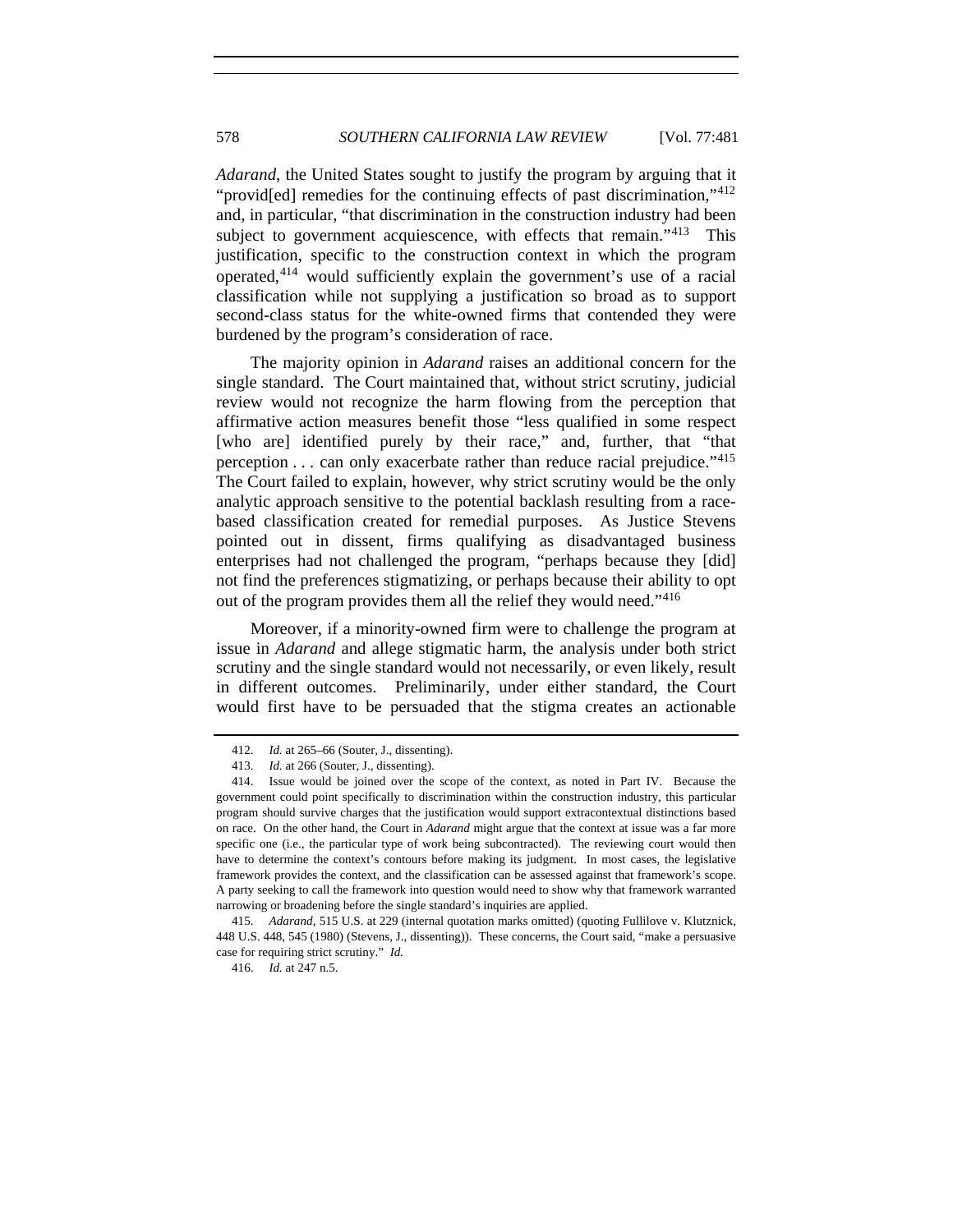*Adarand*, the United States sought to justify the program by arguing that it "provid[ed] remedies for the continuing effects of past discrimination,"[412] and, in particular, "that discrimination in the construction industry had been subject to government acquiescence, with effects that remain."[413] This justification, specific to the construction context in which the program operated,[414] would sufficiently explain the government's use of a racial classification while not supplying a justification so broad as to support second-class status for the white-owned firms that contended they were burdened by the program's consideration of race.

The majority opinion in *Adarand* raises an additional concern for the single standard. The Court maintained that, without strict scrutiny, judicial review would not recognize the harm flowing from the perception that affirmative action measures benefit those "less qualified in some respect [who are] identified purely by their race," and, further, that "that perception . . . can only exacerbate rather than reduce racial prejudice."[415] The Court failed to explain, however, why strict scrutiny would be the only analytic approach sensitive to the potential backlash resulting from a race-based classification created for remedial purposes. As Justice Stevens pointed out in dissent, firms qualifying as disadvantaged business enterprises had not challenged the program, "perhaps because they [did] not find the preferences stigmatizing, or perhaps because their ability to opt out of the program provides them all the relief they would need."[416]

Moreover, if a minority-owned firm were to challenge the program at issue in *Adarand* and allege stigmatic harm, the analysis under both strict scrutiny and the single standard would not necessarily, or even likely, result in different outcomes. Preliminarily, under either standard, the Court would first have to be persuaded that the stigma creates an actionable

---

412. *Id.* at 265–66 (Souter, J., dissenting).

413. *Id.* at 266 (Souter, J., dissenting).

414. Issue would be joined over the scope of the context, as noted in Part IV. Because the government could point specifically to discrimination within the construction industry, this particular program should survive charges that the justification would support extracontextual distinctions based on race. On the other hand, the Court in *Adarand* might argue that the context at issue was a far more specific one (i.e., the particular type of work being subcontracted). The reviewing court would then have to determine the context's contours before making its judgment. In most cases, the legislative framework provides the context, and the classification can be assessed against that framework's scope. A party seeking to call the framework into question would need to show why that framework warranted narrowing or broadening before the single standard's inquiries are applied.

415. *Adarand*, 515 U.S. at 229 (internal quotation marks omitted) (quoting Fullilove v. Klutznick, 448 U.S. 448, 545 (1980) (Stevens, J., dissenting)). These concerns, the Court said, "make a persuasive case for requiring strict scrutiny." *Id.*

416. *Id.* at 247 n.5.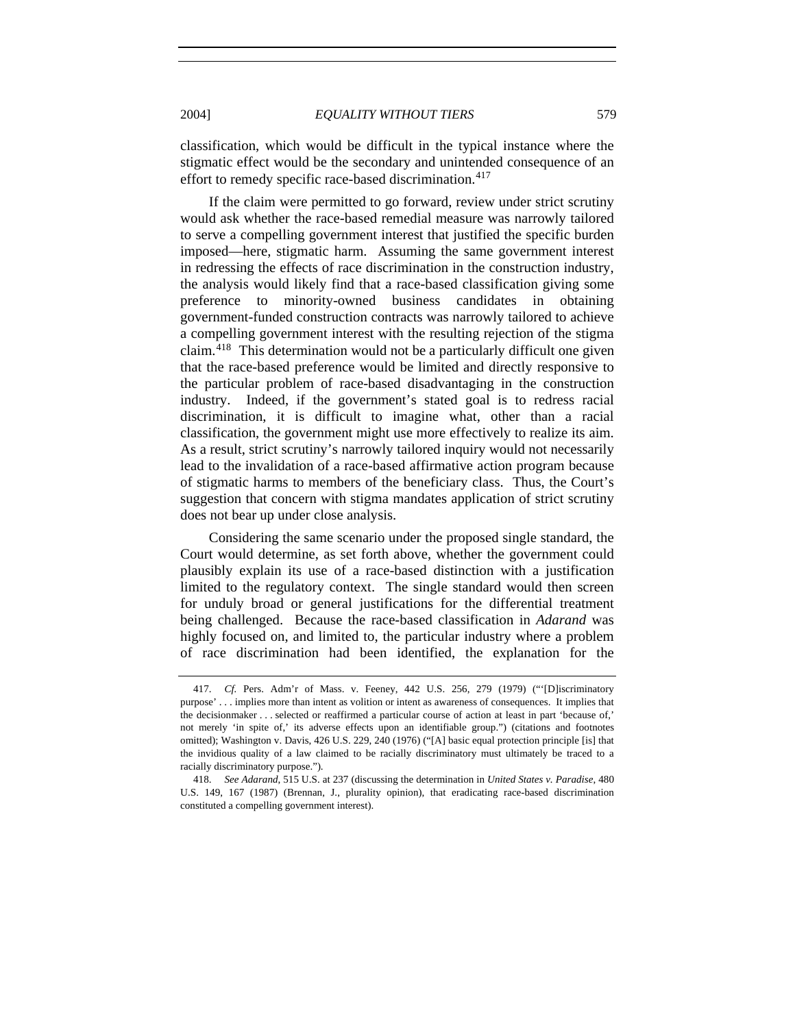classification, which would be difficult in the typical instance where the stigmatic effect would be the secondary and unintended consequence of an effort to remedy specific race-based discrimination.[417]

If the claim were permitted to go forward, review under strict scrutiny would ask whether the race-based remedial measure was narrowly tailored to serve a compelling government interest that justified the specific burden imposed—here, stigmatic harm. Assuming the same government interest in redressing the effects of race discrimination in the construction industry, the analysis would likely find that a race-based classification giving some preference to minority-owned business candidates in obtaining government-funded construction contracts was narrowly tailored to achieve a compelling government interest with the resulting rejection of the stigma claim.[418] This determination would not be a particularly difficult one given that the race-based preference would be limited and directly responsive to the particular problem of race-based disadvantaging in the construction industry. Indeed, if the government's stated goal is to redress racial discrimination, it is difficult to imagine what, other than a racial classification, the government might use more effectively to realize its aim. As a result, strict scrutiny's narrowly tailored inquiry would not necessarily lead to the invalidation of a race-based affirmative action program because of stigmatic harms to members of the beneficiary class. Thus, the Court's suggestion that concern with stigma mandates application of strict scrutiny does not bear up under close analysis.

Considering the same scenario under the proposed single standard, the Court would determine, as set forth above, whether the government could plausibly explain its use of a race-based distinction with a justification limited to the regulatory context. The single standard would then screen for unduly broad or general justifications for the differential treatment being challenged. Because the race-based classification in *Adarand* was highly focused on, and limited to, the particular industry where a problem of race discrimination had been identified, the explanation for the

---

417. *Cf.* Pers. Adm'r of Mass. v. Feeney, 442 U.S. 256, 279 (1979) ("'[D]iscriminatory purpose' . . . implies more than intent as volition or intent as awareness of consequences. It implies that the decisionmaker . . . selected or reaffirmed a particular course of action at least in part 'because of,' not merely 'in spite of,' its adverse effects upon an identifiable group.") (citations and footnotes omitted); Washington v. Davis, 426 U.S. 229, 240 (1976) ("[A] basic equal protection principle [is] that the invidious quality of a law claimed to be racially discriminatory must ultimately be traced to a racially discriminatory purpose.").

418. *See Adarand*, 515 U.S. at 237 (discussing the determination in *United States v. Paradise*, 480 U.S. 149, 167 (1987) (Brennan, J., plurality opinion), that eradicating race-based discrimination constituted a compelling government interest).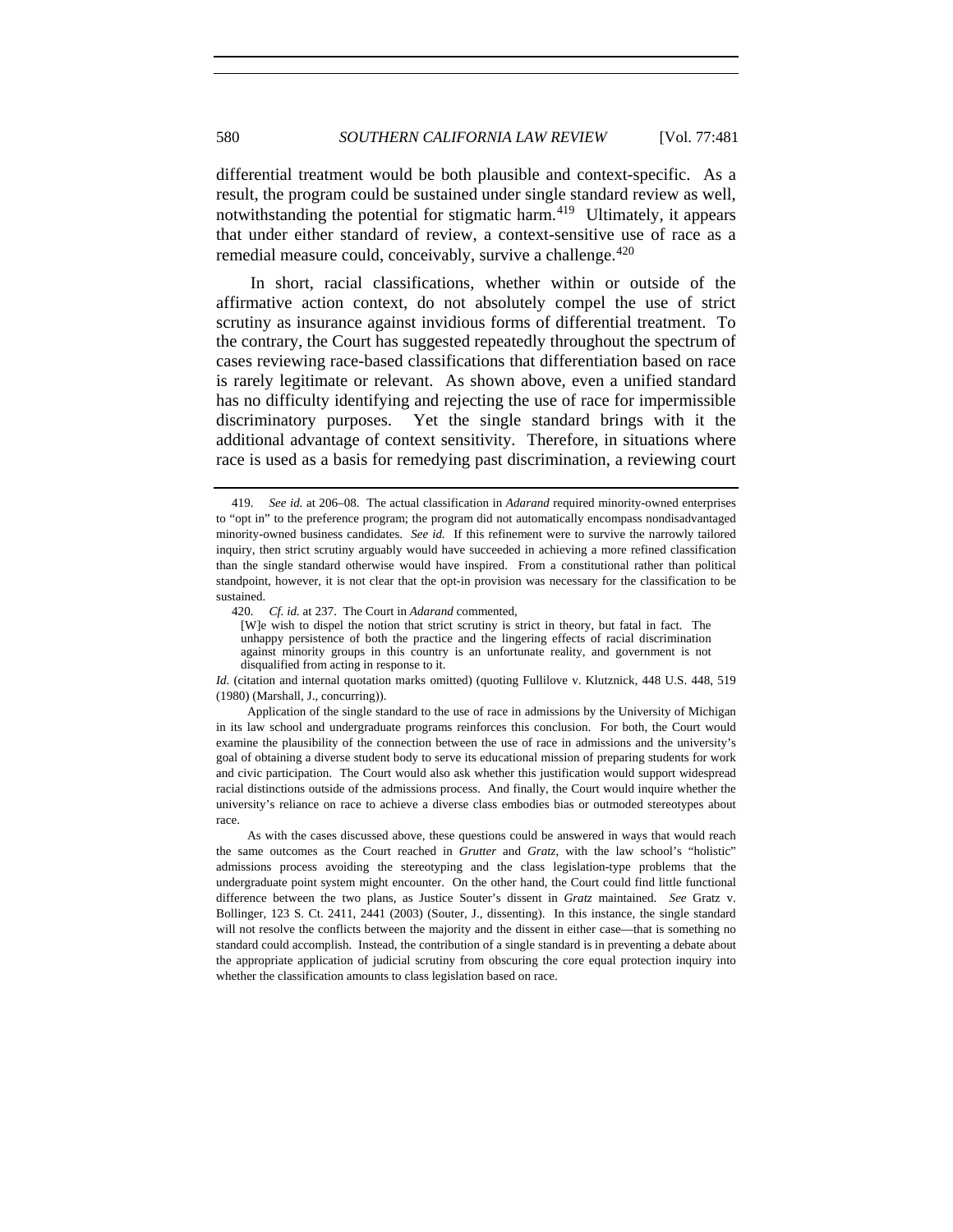differential treatment would be both plausible and context-specific. As a result, the program could be sustained under single standard review as well, notwithstanding the potential for stigmatic harm.[419] Ultimately, it appears that under either standard of review, a context-sensitive use of race as a remedial measure could, conceivably, survive a challenge.[420]

In short, racial classifications, whether within or outside of the affirmative action context, do not absolutely compel the use of strict scrutiny as insurance against invidious forms of differential treatment. To the contrary, the Court has suggested repeatedly throughout the spectrum of cases reviewing race-based classifications that differentiation based on race is rarely legitimate or relevant. As shown above, even a unified standard has no difficulty identifying and rejecting the use of race for impermissible discriminatory purposes. Yet the single standard brings with it the additional advantage of context sensitivity. Therefore, in situations where race is used as a basis for remedying past discrimination, a reviewing court

---

419. *See id.* at 206–08. The actual classification in *Adarand* required minority-owned enterprises to "opt in" to the preference program; the program did not automatically encompass nondisadvantaged minority-owned business candidates. *See id.* If this refinement were to survive the narrowly tailored inquiry, then strict scrutiny arguably would have succeeded in achieving a more refined classification than the single standard otherwise would have inspired. From a constitutional rather than political standpoint, however, it is not clear that the opt-in provision was necessary for the classification to be sustained.

420. *Cf. id.* at 237. The Court in *Adarand* commented,

> [W]e wish to dispel the notion that strict scrutiny is strict in theory, but fatal in fact. The unhappy persistence of both the practice and the lingering effects of racial discrimination against minority groups in this country is an unfortunate reality, and government is not disqualified from acting in response to it.

*Id.* (citation and internal quotation marks omitted) (quoting Fullilove v. Klutznick, 448 U.S. 448, 519 (1980) (Marshall, J., concurring)).

Application of the single standard to the use of race in admissions by the University of Michigan in its law school and undergraduate programs reinforces this conclusion. For both, the Court would examine the plausibility of the connection between the use of race in admissions and the university's goal of obtaining a diverse student body to serve its educational mission of preparing students for work and civic participation. The Court would also ask whether this justification would support widespread racial distinctions outside of the admissions process. And finally, the Court would inquire whether the university's reliance on race to achieve a diverse class embodies bias or outmoded stereotypes about race.

As with the cases discussed above, these questions could be answered in ways that would reach the same outcomes as the Court reached in *Grutter* and *Gratz*, with the law school's "holistic" admissions process avoiding the stereotyping and the class legislation-type problems that the undergraduate point system might encounter. On the other hand, the Court could find little functional difference between the two plans, as Justice Souter's dissent in *Gratz* maintained. *See* Gratz v. Bollinger, 123 S. Ct. 2411, 2441 (2003) (Souter, J., dissenting). In this instance, the single standard will not resolve the conflicts between the majority and the dissent in either case—that is something no standard could accomplish. Instead, the contribution of a single standard is in preventing a debate about the appropriate application of judicial scrutiny from obscuring the core equal protection inquiry into whether the classification amounts to class legislation based on race.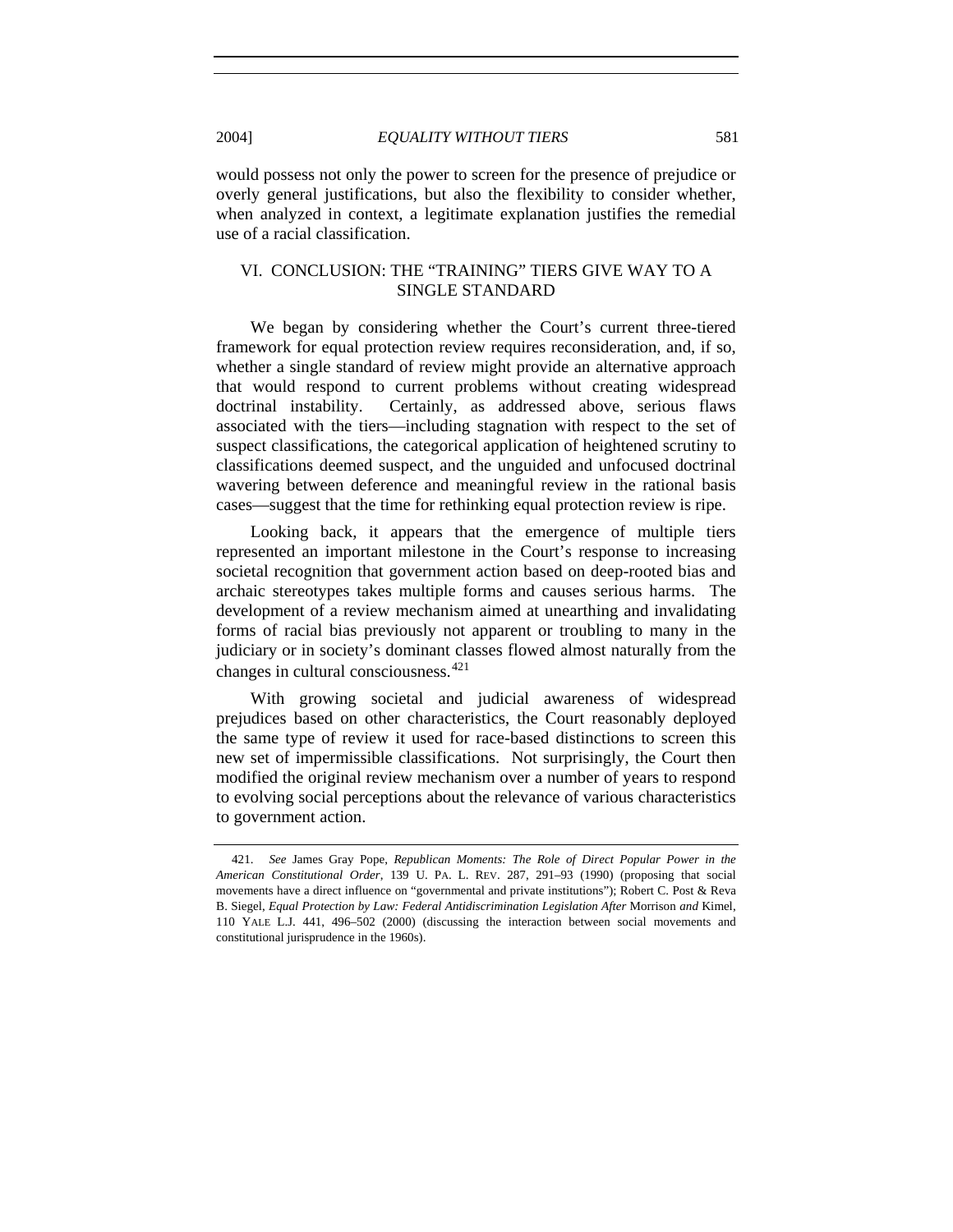would possess not only the power to screen for the presence of prejudice or overly general justifications, but also the flexibility to consider whether, when analyzed in context, a legitimate explanation justifies the remedial use of a racial classification.

## VI. CONCLUSION: THE "TRAINING" TIERS GIVE WAY TO A SINGLE STANDARD

We began by considering whether the Court's current three-tiered framework for equal protection review requires reconsideration, and, if so, whether a single standard of review might provide an alternative approach that would respond to current problems without creating widespread doctrinal instability. Certainly, as addressed above, serious flaws associated with the tiers—including stagnation with respect to the set of suspect classifications, the categorical application of heightened scrutiny to classifications deemed suspect, and the unguided and unfocused doctrinal wavering between deference and meaningful review in the rational basis cases—suggest that the time for rethinking equal protection review is ripe.

Looking back, it appears that the emergence of multiple tiers represented an important milestone in the Court's response to increasing societal recognition that government action based on deep-rooted bias and archaic stereotypes takes multiple forms and causes serious harms. The development of a review mechanism aimed at unearthing and invalidating forms of racial bias previously not apparent or troubling to many in the judiciary or in society's dominant classes flowed almost naturally from the changes in cultural consciousness.[421]

With growing societal and judicial awareness of widespread prejudices based on other characteristics, the Court reasonably deployed the same type of review it used for race-based distinctions to screen this new set of impermissible classifications. Not surprisingly, the Court then modified the original review mechanism over a number of years to respond to evolving social perceptions about the relevance of various characteristics to government action.

---

421. *See* James Gray Pope, *Republican Moments: The Role of Direct Popular Power in the American Constitutional Order*, 139 U. PA. L. REV. 287, 291–93 (1990) (proposing that social movements have a direct influence on "governmental and private institutions"); Robert C. Post & Reva B. Siegel, *Equal Protection by Law: Federal Antidiscrimination Legislation After* Morrison *and* Kimel, 110 YALE L.J. 441, 496–502 (2000) (discussing the interaction between social movements and constitutional jurisprudence in the 1960s).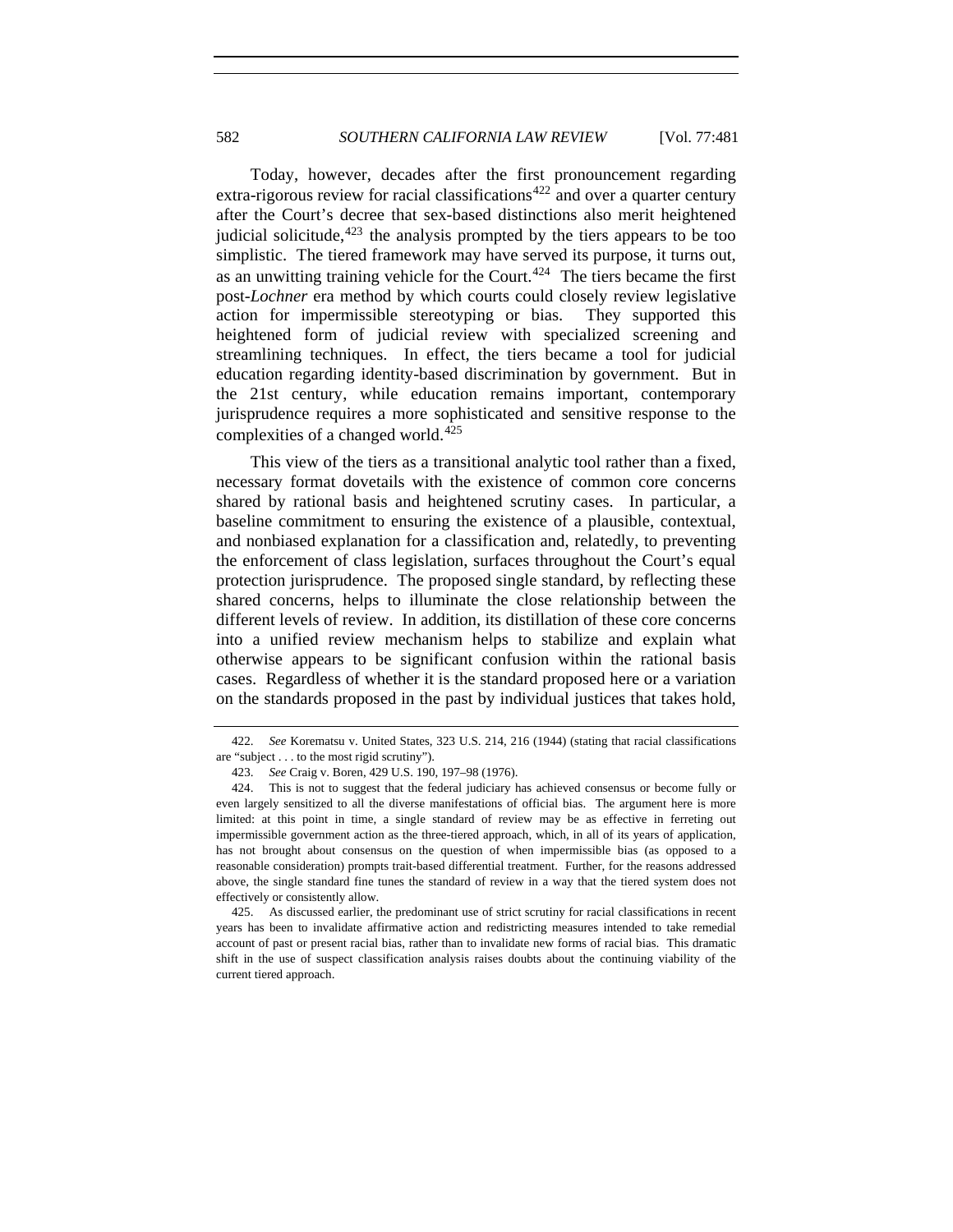Today, however, decades after the first pronouncement regarding extra-rigorous review for racial classifications[422] and over a quarter century after the Court's decree that sex-based distinctions also merit heightened judicial solicitude,[423] the analysis prompted by the tiers appears to be too simplistic. The tiered framework may have served its purpose, it turns out, as an unwitting training vehicle for the Court.[424] The tiers became the first post-*Lochner* era method by which courts could closely review legislative action for impermissible stereotyping or bias. They supported this heightened form of judicial review with specialized screening and streamlining techniques. In effect, the tiers became a tool for judicial education regarding identity-based discrimination by government. But in the 21st century, while education remains important, contemporary jurisprudence requires a more sophisticated and sensitive response to the complexities of a changed world.[425]

This view of the tiers as a transitional analytic tool rather than a fixed, necessary format dovetails with the existence of common core concerns shared by rational basis and heightened scrutiny cases. In particular, a baseline commitment to ensuring the existence of a plausible, contextual, and nonbiased explanation for a classification and, relatedly, to preventing the enforcement of class legislation, surfaces throughout the Court's equal protection jurisprudence. The proposed single standard, by reflecting these shared concerns, helps to illuminate the close relationship between the different levels of review. In addition, its distillation of these core concerns into a unified review mechanism helps to stabilize and explain what otherwise appears to be significant confusion within the rational basis cases. Regardless of whether it is the standard proposed here or a variation on the standards proposed in the past by individual justices that takes hold,

---

422. *See* Korematsu v. United States, 323 U.S. 214, 216 (1944) (stating that racial classifications are "subject . . . to the most rigid scrutiny").

423. *See* Craig v. Boren, 429 U.S. 190, 197–98 (1976).

424. This is not to suggest that the federal judiciary has achieved consensus or become fully or even largely sensitized to all the diverse manifestations of official bias. The argument here is more limited: at this point in time, a single standard of review may be as effective in ferreting out impermissible government action as the three-tiered approach, which, in all of its years of application, has not brought about consensus on the question of when impermissible bias (as opposed to a reasonable consideration) prompts trait-based differential treatment. Further, for the reasons addressed above, the single standard fine tunes the standard of review in a way that the tiered system does not effectively or consistently allow.

425. As discussed earlier, the predominant use of strict scrutiny for racial classifications in recent years has been to invalidate affirmative action and redistricting measures intended to take remedial account of past or present racial bias, rather than to invalidate new forms of racial bias. This dramatic shift in the use of suspect classification analysis raises doubts about the continuing viability of the current tiered approach.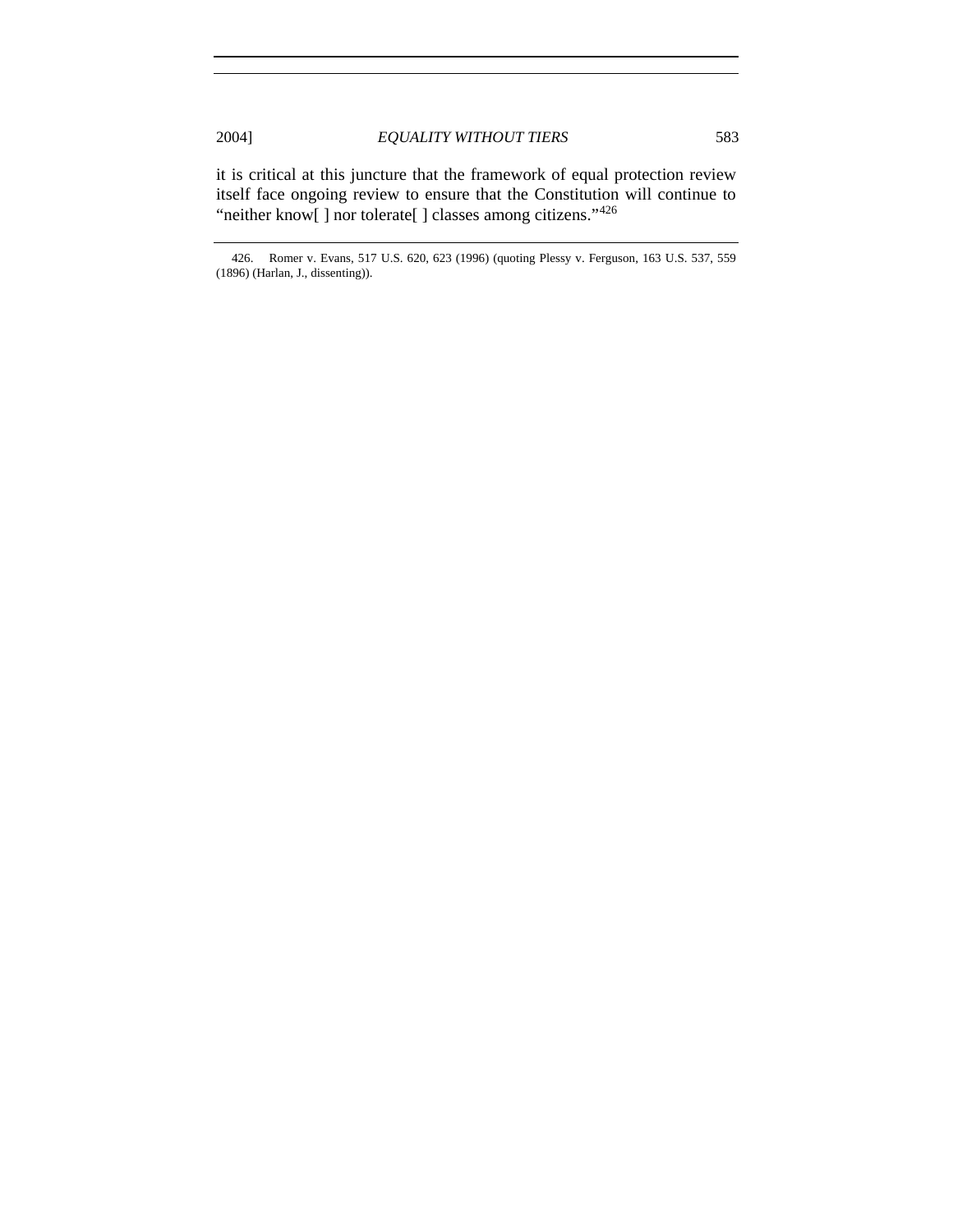it is critical at this juncture that the framework of equal protection review itself face ongoing review to ensure that the Constitution will continue to "neither know[ ] nor tolerate[ ] classes among citizens."[426]

---

426. Romer v. Evans, 517 U.S. 620, 623 (1996) (quoting Plessy v. Ferguson, 163 U.S. 537, 559 (1896) (Harlan, J., dissenting)).